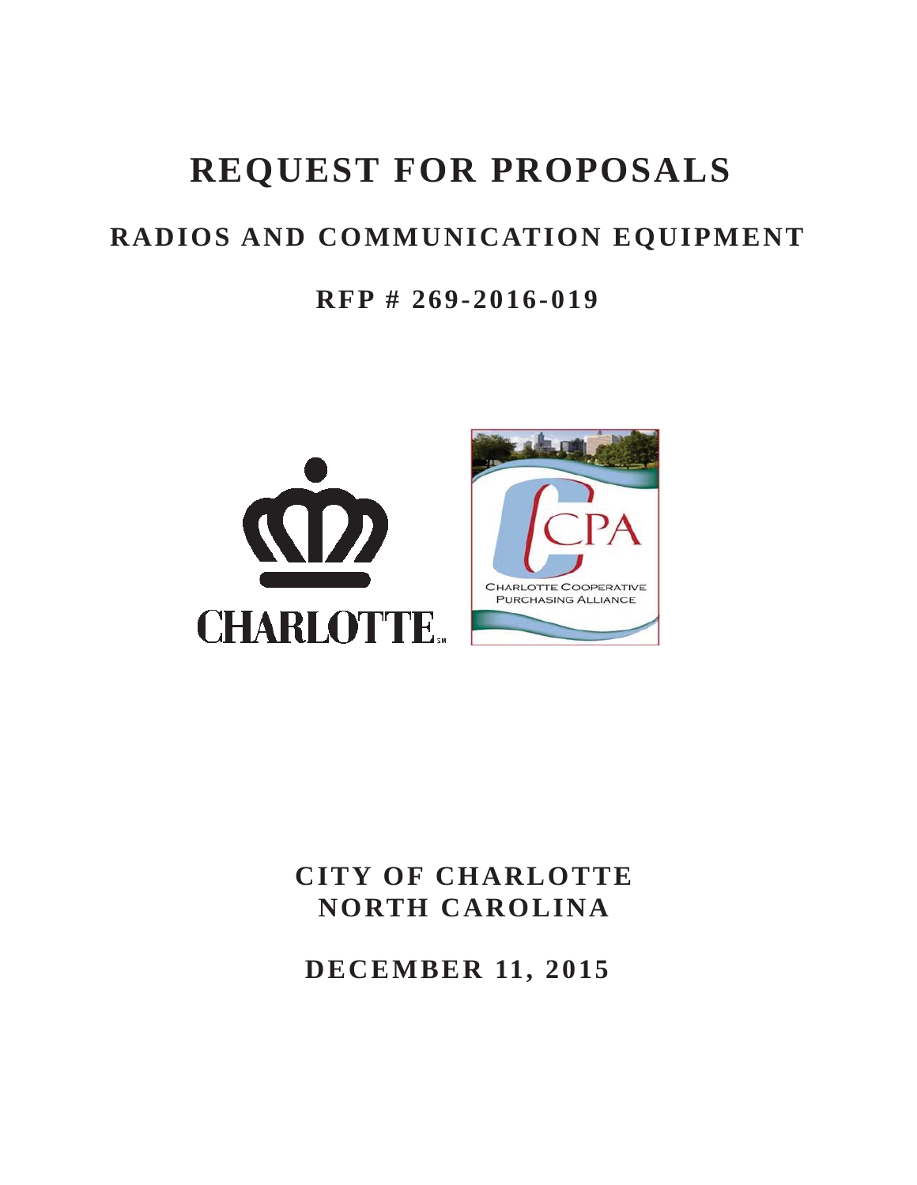# REQUEST FOR PROPOSALS

## RADIOS AND COMMUNICATION EQUIPMENT

## RFP # 269-2016-019

CHARLOTTE

CCPA

CHARLOTTE COOPERATIVE PURCHASING ALLIANCE

**CITY OF CHARLOTTE**
**NORTH CAROLINA**

**DECEMBER 11, 2015**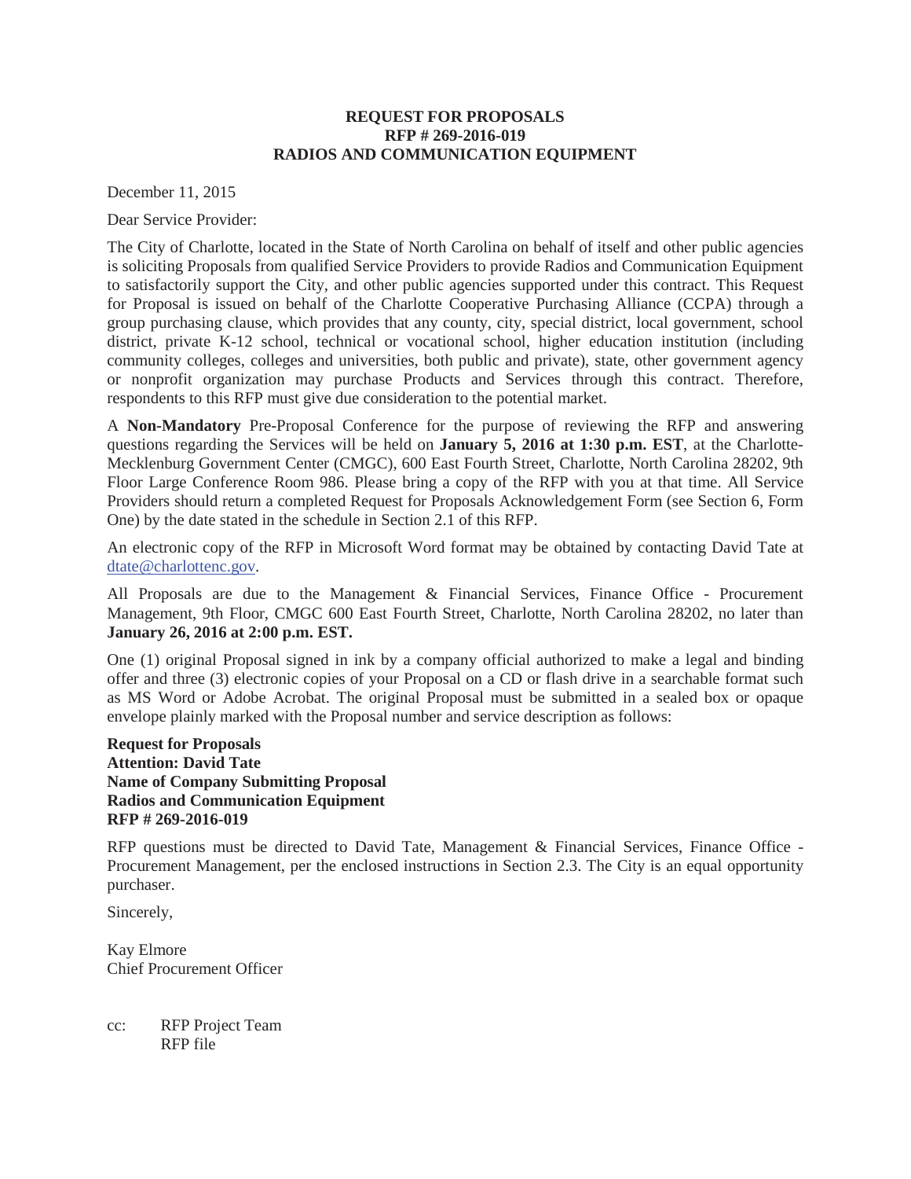**REQUEST FOR PROPOSALS**
**RFP # 269-2016-019**
**RADIOS AND COMMUNICATION EQUIPMENT**

December 11, 2015

Dear Service Provider:

The City of Charlotte, located in the State of North Carolina on behalf of itself and other public agencies is soliciting Proposals from qualified Service Providers to provide Radios and Communication Equipment to satisfactorily support the City, and other public agencies supported under this contract. This Request for Proposal is issued on behalf of the Charlotte Cooperative Purchasing Alliance (CCPA) through a group purchasing clause, which provides that any county, city, special district, local government, school district, private K-12 school, technical or vocational school, higher education institution (including community colleges, colleges and universities, both public and private), state, other government agency or nonprofit organization may purchase Products and Services through this contract. Therefore, respondents to this RFP must give due consideration to the potential market.

A **Non-Mandatory** Pre-Proposal Conference for the purpose of reviewing the RFP and answering questions regarding the Services will be held on **January 5, 2016 at 1:30 p.m. EST**, at the Charlotte-Mecklenburg Government Center (CMGC), 600 East Fourth Street, Charlotte, North Carolina 28202, 9th Floor Large Conference Room 986. Please bring a copy of the RFP with you at that time. All Service Providers should return a completed Request for Proposals Acknowledgement Form (see Section 6, Form One) by the date stated in the schedule in Section 2.1 of this RFP.

An electronic copy of the RFP in Microsoft Word format may be obtained by contacting David Tate at dtate@charlottenc.gov.

All Proposals are due to the Management & Financial Services, Finance Office - Procurement Management, 9th Floor, CMGC 600 East Fourth Street, Charlotte, North Carolina 28202, no later than **January 26, 2016 at 2:00 p.m. EST.**

One (1) original Proposal signed in ink by a company official authorized to make a legal and binding offer and three (3) electronic copies of your Proposal on a CD or flash drive in a searchable format such as MS Word or Adobe Acrobat. The original Proposal must be submitted in a sealed box or opaque envelope plainly marked with the Proposal number and service description as follows:

**Request for Proposals**
**Attention: David Tate**
**Name of Company Submitting Proposal**
**Radios and Communication Equipment**
**RFP # 269-2016-019**

RFP questions must be directed to David Tate, Management & Financial Services, Finance Office - Procurement Management, per the enclosed instructions in Section 2.3. The City is an equal opportunity purchaser.

Sincerely,

Kay Elmore
Chief Procurement Officer

cc: RFP Project Team
RFP file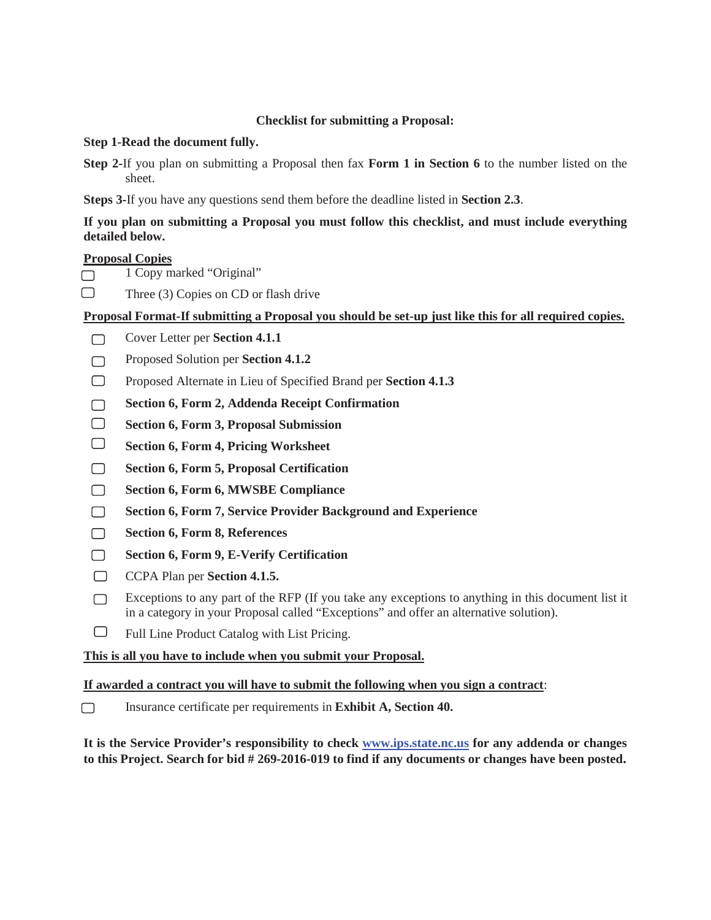**Checklist for submitting a Proposal:**

**Step 1-Read the document fully.**

**Step 2-**If you plan on submitting a Proposal then fax **Form 1 in Section 6** to the number listed on the sheet.

**Steps 3-**If you have any questions send them before the deadline listed in **Section 2.3**.

**If you plan on submitting a Proposal you must follow this checklist, and must include everything detailed below.**

**<u>Proposal Copies</u>**

- ☐ 1 Copy marked "Original"
- ☐ Three (3) Copies on CD or flash drive

**<u>Proposal Format-If submitting a Proposal you should be set-up just like this for all required copies.</u>**

- ☐ Cover Letter per **Section 4.1.1**
- ☐ Proposed Solution per **Section 4.1.2**
- ☐ Proposed Alternate in Lieu of Specified Brand per **Section 4.1.3**
- ☐ **Section 6, Form 2, Addenda Receipt Confirmation**
- ☐ **Section 6, Form 3, Proposal Submission**
- ☐ **Section 6, Form 4, Pricing Worksheet**
- ☐ **Section 6, Form 5, Proposal Certification**
- ☐ **Section 6, Form 6, MWSBE Compliance**
- ☐ **Section 6, Form 7, Service Provider Background and Experience**
- ☐ **Section 6, Form 8, References**
- ☐ **Section 6, Form 9, E-Verify Certification**
- ☐ CCPA Plan per **Section 4.1.5.**
- ☐ Exceptions to any part of the RFP (If you take any exceptions to anything in this document list it in a category in your Proposal called "Exceptions" and offer an alternative solution).
- ☐ Full Line Product Catalog with List Pricing.

**<u>This is all you have to include when you submit your Proposal.</u>**

**<u>If awarded a contract you will have to submit the following when you sign a contract</u>**:

- ☐ Insurance certificate per requirements in **Exhibit A, Section 40.**

**It is the Service Provider's responsibility to check [www.ips.state.nc.us](http://www.ips.state.nc.us) for any addenda or changes to this Project. Search for bid # 269-2016-019 to find if any documents or changes have been posted.**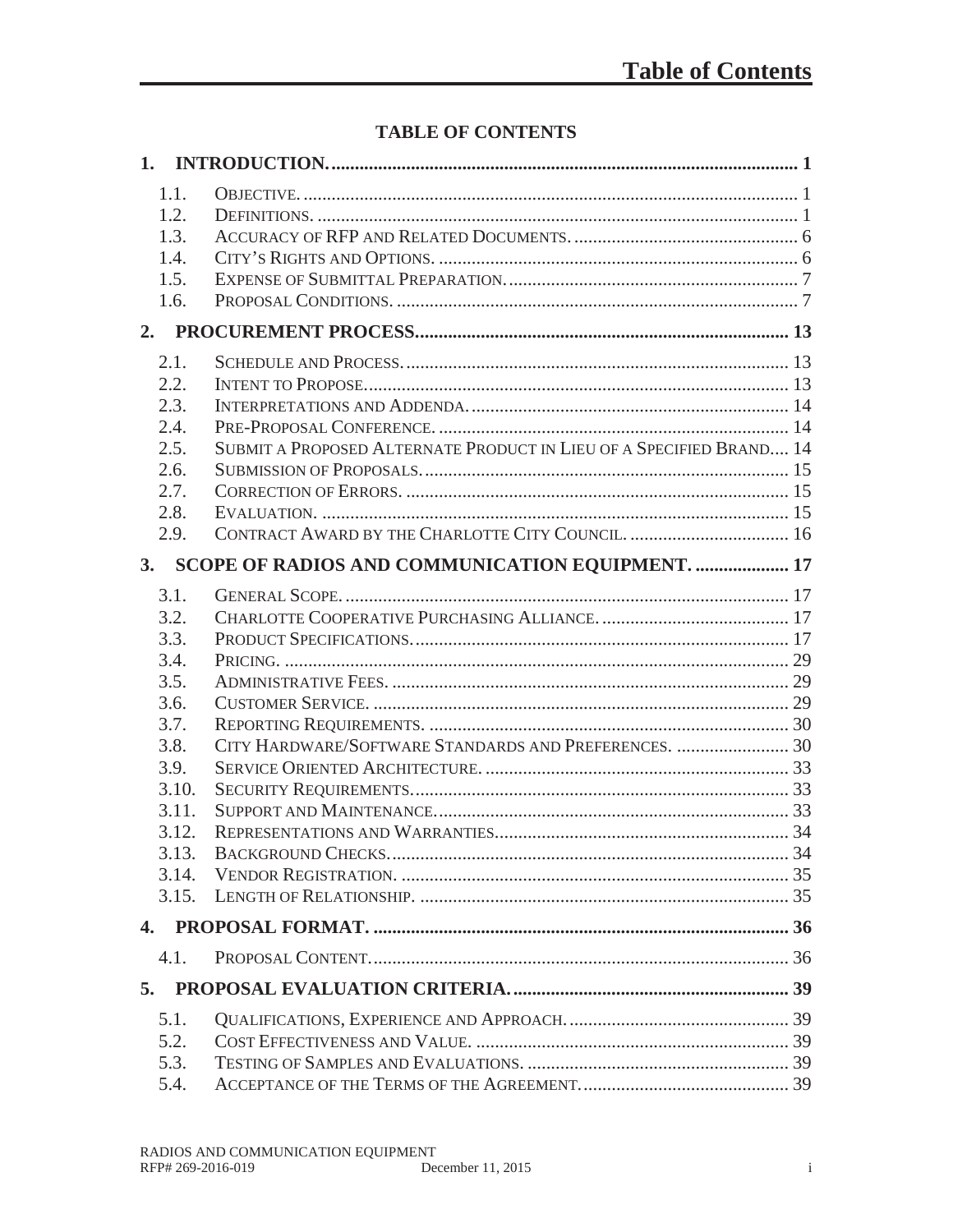# TABLE OF CONTENTS

**1. INTRODUCTION. .......... 1**

- 1.1. OBJECTIVE. .......... 1
- 1.2. DEFINITIONS. .......... 1
- 1.3. ACCURACY OF RFP AND RELATED DOCUMENTS. .......... 6
- 1.4. CITY'S RIGHTS AND OPTIONS. .......... 6
- 1.5. EXPENSE OF SUBMITTAL PREPARATION. .......... 7
- 1.6. PROPOSAL CONDITIONS. .......... 7

**2. PROCUREMENT PROCESS. .......... 13**

- 2.1. SCHEDULE AND PROCESS. .......... 13
- 2.2. INTENT TO PROPOSE. .......... 13
- 2.3. INTERPRETATIONS AND ADDENDA. .......... 14
- 2.4. PRE-PROPOSAL CONFERENCE. .......... 14
- 2.5. SUBMIT A PROPOSED ALTERNATE PRODUCT IN LIEU OF A SPECIFIED BRAND. .......... 14
- 2.6. SUBMISSION OF PROPOSALS. .......... 15
- 2.7. CORRECTION OF ERRORS. .......... 15
- 2.8. EVALUATION. .......... 15
- 2.9. CONTRACT AWARD BY THE CHARLOTTE CITY COUNCIL. .......... 16

**3. SCOPE OF RADIOS AND COMMUNICATION EQUIPMENT. .......... 17**

- 3.1. GENERAL SCOPE. .......... 17
- 3.2. CHARLOTTE COOPERATIVE PURCHASING ALLIANCE. .......... 17
- 3.3. PRODUCT SPECIFICATIONS. .......... 17
- 3.4. PRICING. .......... 29
- 3.5. ADMINISTRATIVE FEES. .......... 29
- 3.6. CUSTOMER SERVICE. .......... 29
- 3.7. REPORTING REQUIREMENTS. .......... 30
- 3.8. CITY HARDWARE/SOFTWARE STANDARDS AND PREFERENCES. .......... 30
- 3.9. SERVICE ORIENTED ARCHITECTURE. .......... 33
- 3.10. SECURITY REQUIREMENTS. .......... 33
- 3.11. SUPPORT AND MAINTENANCE. .......... 33
- 3.12. REPRESENTATIONS AND WARRANTIES. .......... 34
- 3.13. BACKGROUND CHECKS. .......... 34
- 3.14. VENDOR REGISTRATION. .......... 35
- 3.15. LENGTH OF RELATIONSHIP. .......... 35

**4. PROPOSAL FORMAT. .......... 36**

- 4.1. PROPOSAL CONTENT. .......... 36

**5. PROPOSAL EVALUATION CRITERIA. .......... 39**

- 5.1. QUALIFICATIONS, EXPERIENCE AND APPROACH. .......... 39
- 5.2. COST EFFECTIVENESS AND VALUE. .......... 39
- 5.3. TESTING OF SAMPLES AND EVALUATIONS. .......... 39
- 5.4. ACCEPTANCE OF THE TERMS OF THE AGREEMENT. .......... 39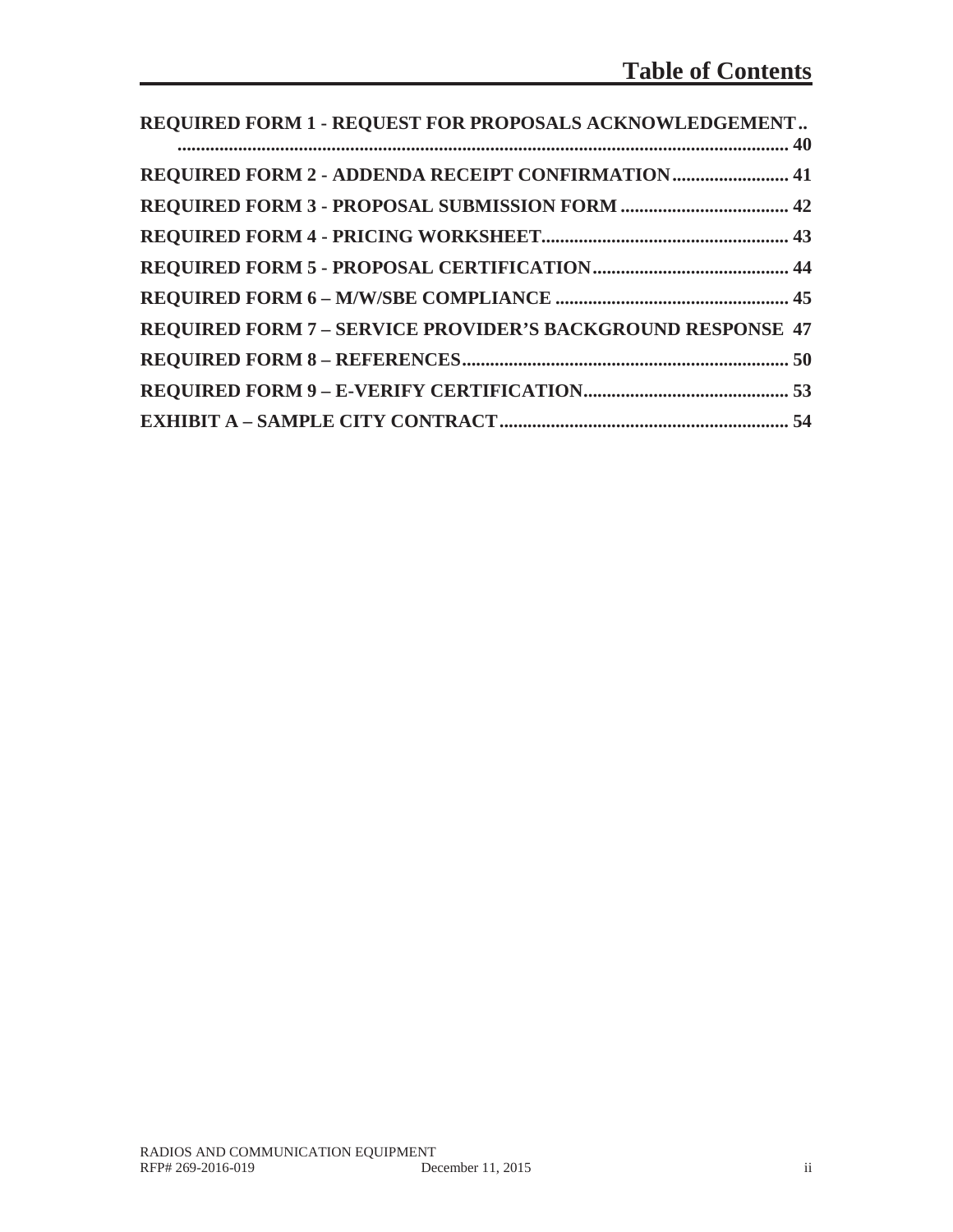# Table of Contents

REQUIRED FORM 1 - REQUEST FOR PROPOSALS ACKNOWLEDGEMENT .......... 40

REQUIRED FORM 2 - ADDENDA RECEIPT CONFIRMATION .......... 41

REQUIRED FORM 3 - PROPOSAL SUBMISSION FORM .......... 42

REQUIRED FORM 4 - PRICING WORKSHEET .......... 43

REQUIRED FORM 5 - PROPOSAL CERTIFICATION .......... 44

REQUIRED FORM 6 – M/W/SBE COMPLIANCE .......... 45

REQUIRED FORM 7 – SERVICE PROVIDER'S BACKGROUND RESPONSE 47

REQUIRED FORM 8 – REFERENCES .......... 50

REQUIRED FORM 9 – E-VERIFY CERTIFICATION .......... 53

EXHIBIT A – SAMPLE CITY CONTRACT .......... 54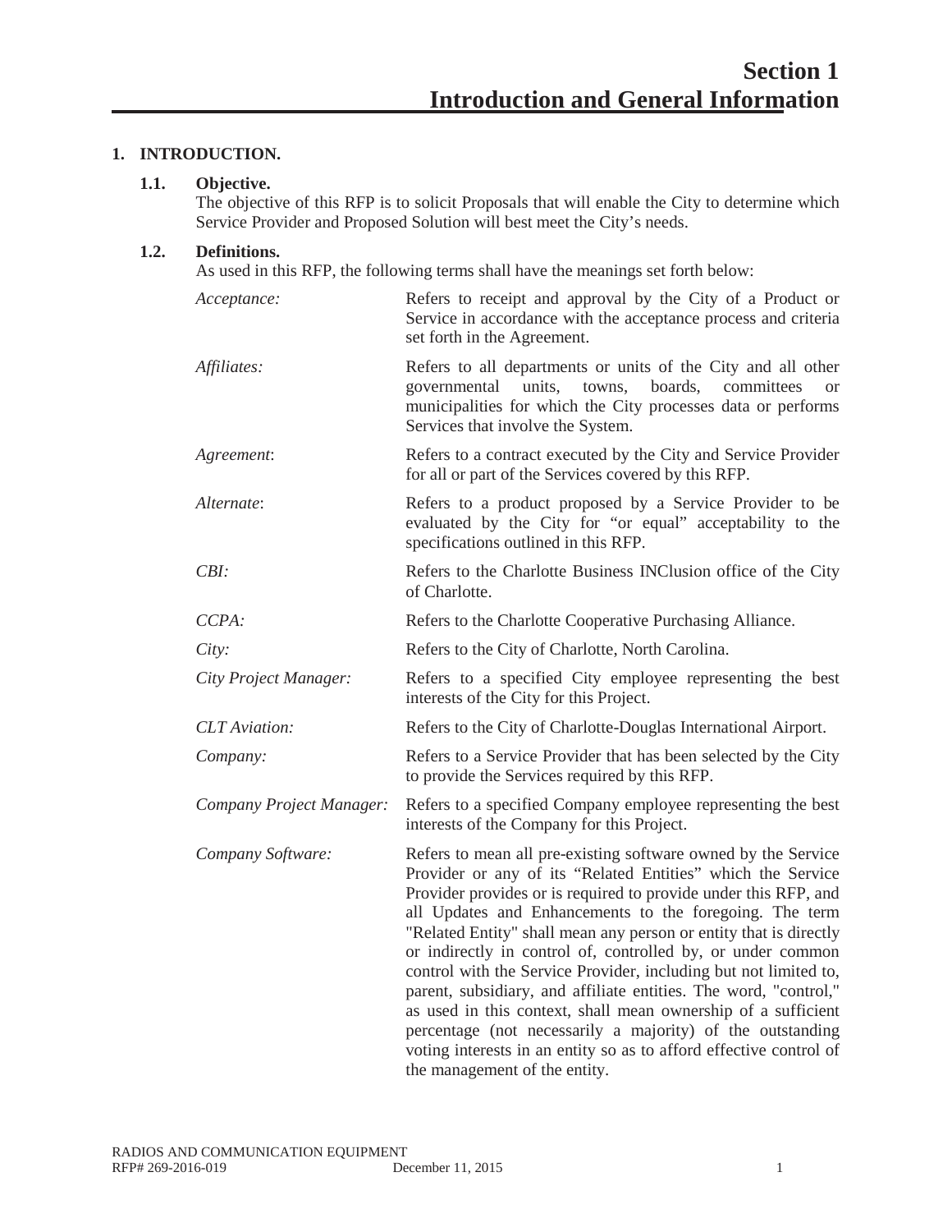# Section 1
# Introduction and General Information

## 1. INTRODUCTION.

### 1.1. Objective.

The objective of this RFP is to solicit Proposals that will enable the City to determine which Service Provider and Proposed Solution will best meet the City's needs.

### 1.2. Definitions.

As used in this RFP, the following terms shall have the meanings set forth below:

| | |
|---|---|
| *Acceptance:* | Refers to receipt and approval by the City of a Product or Service in accordance with the acceptance process and criteria set forth in the Agreement. |
| *Affiliates:* | Refers to all departments or units of the City and all other governmental units, towns, boards, committees or municipalities for which the City processes data or performs Services that involve the System. |
| *Agreement*: | Refers to a contract executed by the City and Service Provider for all or part of the Services covered by this RFP. |
| *Alternate*: | Refers to a product proposed by a Service Provider to be evaluated by the City for "or equal" acceptability to the specifications outlined in this RFP. |
| *CBI:* | Refers to the Charlotte Business INClusion office of the City of Charlotte. |
| *CCPA:* | Refers to the Charlotte Cooperative Purchasing Alliance. |
| *City:* | Refers to the City of Charlotte, North Carolina. |
| *City Project Manager:* | Refers to a specified City employee representing the best interests of the City for this Project. |
| *CLT Aviation:* | Refers to the City of Charlotte-Douglas International Airport. |
| *Company:* | Refers to a Service Provider that has been selected by the City to provide the Services required by this RFP. |
| *Company Project Manager:* | Refers to a specified Company employee representing the best interests of the Company for this Project. |
| *Company Software:* | Refers to mean all pre-existing software owned by the Service Provider or any of its "Related Entities" which the Service Provider provides or is required to provide under this RFP, and all Updates and Enhancements to the foregoing. The term "Related Entity" shall mean any person or entity that is directly or indirectly in control of, controlled by, or under common control with the Service Provider, including but not limited to, parent, subsidiary, and affiliate entities. The word, "control," as used in this context, shall mean ownership of a sufficient percentage (not necessarily a majority) of the outstanding voting interests in an entity so as to afford effective control of the management of the entity. |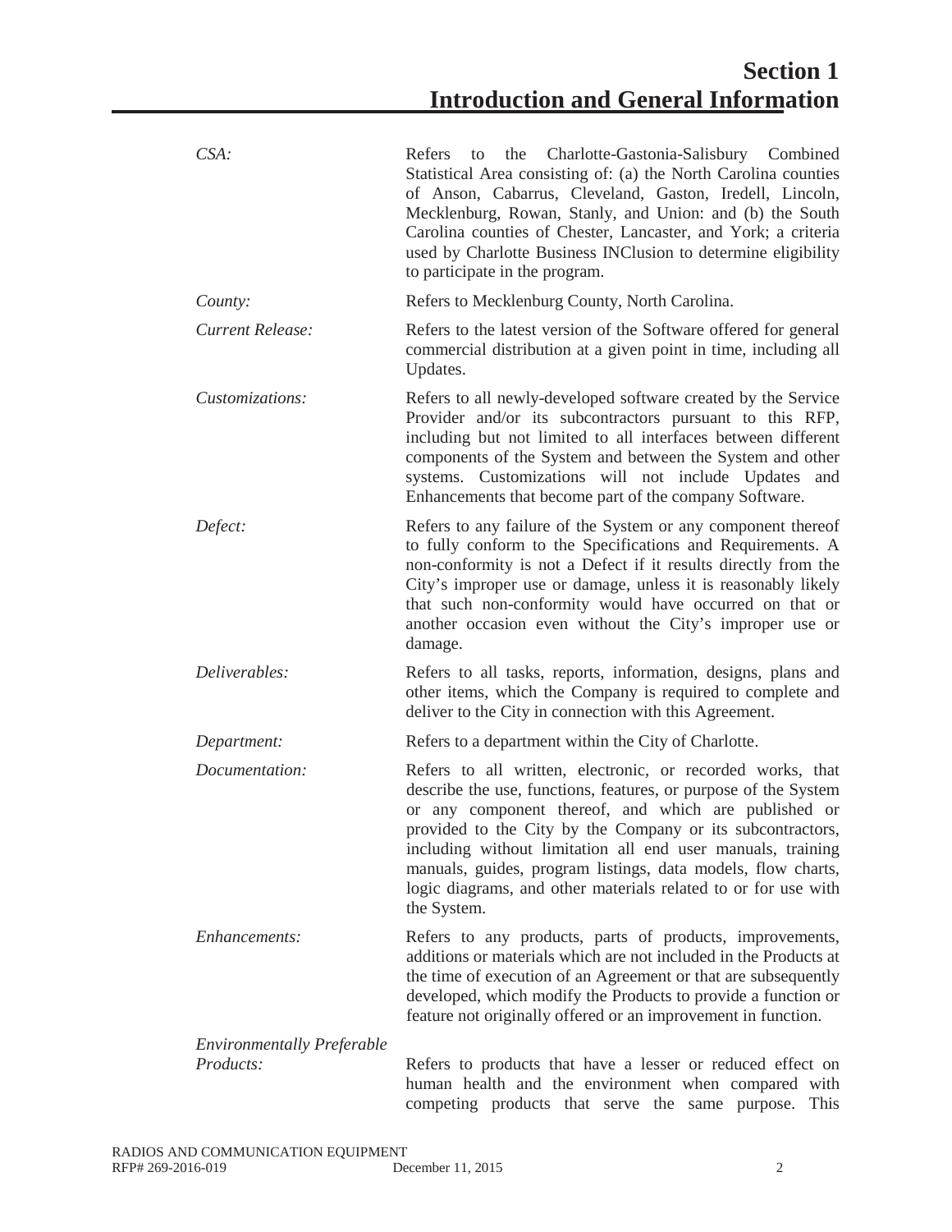# Section 1
# Introduction and General Information

| | |
|---|---|
| *CSA:* | Refers to the Charlotte-Gastonia-Salisbury Combined Statistical Area consisting of: (a) the North Carolina counties of Anson, Cabarrus, Cleveland, Gaston, Iredell, Lincoln, Mecklenburg, Rowan, Stanly, and Union: and (b) the South Carolina counties of Chester, Lancaster, and York; a criteria used by Charlotte Business INClusion to determine eligibility to participate in the program. |
| *County:* | Refers to Mecklenburg County, North Carolina. |
| *Current Release:* | Refers to the latest version of the Software offered for general commercial distribution at a given point in time, including all Updates. |
| *Customizations:* | Refers to all newly-developed software created by the Service Provider and/or its subcontractors pursuant to this RFP, including but not limited to all interfaces between different components of the System and between the System and other systems. Customizations will not include Updates and Enhancements that become part of the company Software. |
| *Defect:* | Refers to any failure of the System or any component thereof to fully conform to the Specifications and Requirements. A non-conformity is not a Defect if it results directly from the City's improper use or damage, unless it is reasonably likely that such non-conformity would have occurred on that or another occasion even without the City's improper use or damage. |
| *Deliverables:* | Refers to all tasks, reports, information, designs, plans and other items, which the Company is required to complete and deliver to the City in connection with this Agreement. |
| *Department:* | Refers to a department within the City of Charlotte. |
| *Documentation:* | Refers to all written, electronic, or recorded works, that describe the use, functions, features, or purpose of the System or any component thereof, and which are published or provided to the City by the Company or its subcontractors, including without limitation all end user manuals, training manuals, guides, program listings, data models, flow charts, logic diagrams, and other materials related to or for use with the System. |
| *Enhancements:* | Refers to any products, parts of products, improvements, additions or materials which are not included in the Products at the time of execution of an Agreement or that are subsequently developed, which modify the Products to provide a function or feature not originally offered or an improvement in function. |
| *Environmentally Preferable Products:* | Refers to products that have a lesser or reduced effect on human health and the environment when compared with competing products that serve the same purpose. This |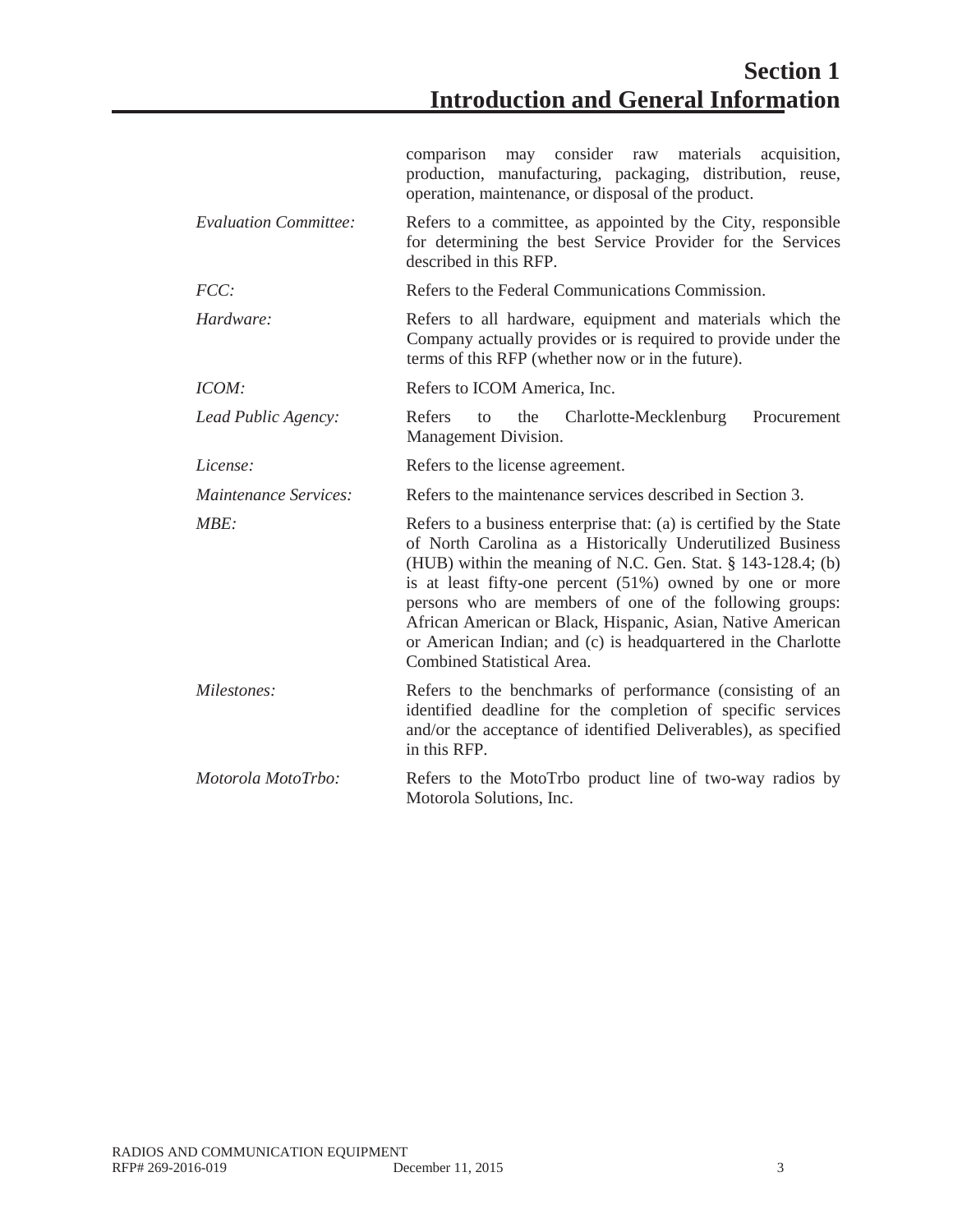comparison may consider raw materials acquisition, production, manufacturing, packaging, distribution, reuse, operation, maintenance, or disposal of the product.

| | |
|---|---|
| *Evaluation Committee:* | Refers to a committee, as appointed by the City, responsible for determining the best Service Provider for the Services described in this RFP. |
| *FCC:* | Refers to the Federal Communications Commission. |
| *Hardware:* | Refers to all hardware, equipment and materials which the Company actually provides or is required to provide under the terms of this RFP (whether now or in the future). |
| *ICOM:* | Refers to ICOM America, Inc. |
| *Lead Public Agency:* | Refers to the Charlotte-Mecklenburg Procurement Management Division. |
| *License:* | Refers to the license agreement. |
| *Maintenance Services:* | Refers to the maintenance services described in Section 3. |
| *MBE:* | Refers to a business enterprise that: (a) is certified by the State of North Carolina as a Historically Underutilized Business (HUB) within the meaning of N.C. Gen. Stat. § 143-128.4; (b) is at least fifty-one percent (51%) owned by one or more persons who are members of one of the following groups: African American or Black, Hispanic, Asian, Native American or American Indian; and (c) is headquartered in the Charlotte Combined Statistical Area. |
| *Milestones:* | Refers to the benchmarks of performance (consisting of an identified deadline for the completion of specific services and/or the acceptance of identified Deliverables), as specified in this RFP. |
| *Motorola MotoTrbo:* | Refers to the MotoTrbo product line of two-way radios by Motorola Solutions, Inc. |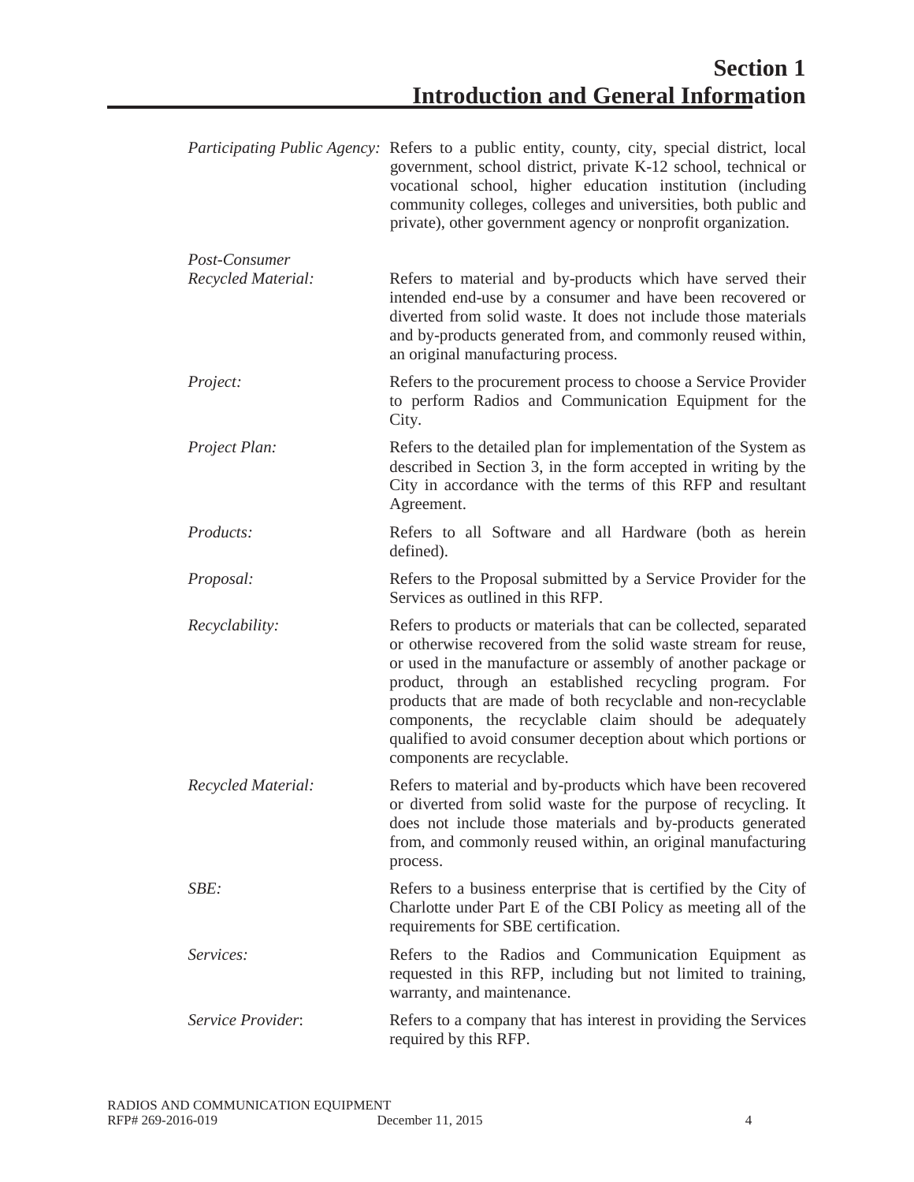# Section 1
# Introduction and General Information

*Participating Public Agency:* Refers to a public entity, county, city, special district, local government, school district, private K-12 school, technical or vocational school, higher education institution (including community colleges, colleges and universities, both public and private), other government agency or nonprofit organization.

*Post-Consumer Recycled Material:* Refers to material and by-products which have served their intended end-use by a consumer and have been recovered or diverted from solid waste. It does not include those materials and by-products generated from, and commonly reused within, an original manufacturing process.

*Project:* Refers to the procurement process to choose a Service Provider to perform Radios and Communication Equipment for the City.

*Project Plan:* Refers to the detailed plan for implementation of the System as described in Section 3, in the form accepted in writing by the City in accordance with the terms of this RFP and resultant Agreement.

*Products:* Refers to all Software and all Hardware (both as herein defined).

*Proposal:* Refers to the Proposal submitted by a Service Provider for the Services as outlined in this RFP.

*Recyclability:* Refers to products or materials that can be collected, separated or otherwise recovered from the solid waste stream for reuse, or used in the manufacture or assembly of another package or product, through an established recycling program. For products that are made of both recyclable and non-recyclable components, the recyclable claim should be adequately qualified to avoid consumer deception about which portions or components are recyclable.

*Recycled Material:* Refers to material and by-products which have been recovered or diverted from solid waste for the purpose of recycling. It does not include those materials and by-products generated from, and commonly reused within, an original manufacturing process.

*SBE:* Refers to a business enterprise that is certified by the City of Charlotte under Part E of the CBI Policy as meeting all of the requirements for SBE certification.

*Services:* Refers to the Radios and Communication Equipment as requested in this RFP, including but not limited to training, warranty, and maintenance.

*Service Provider*: Refers to a company that has interest in providing the Services required by this RFP.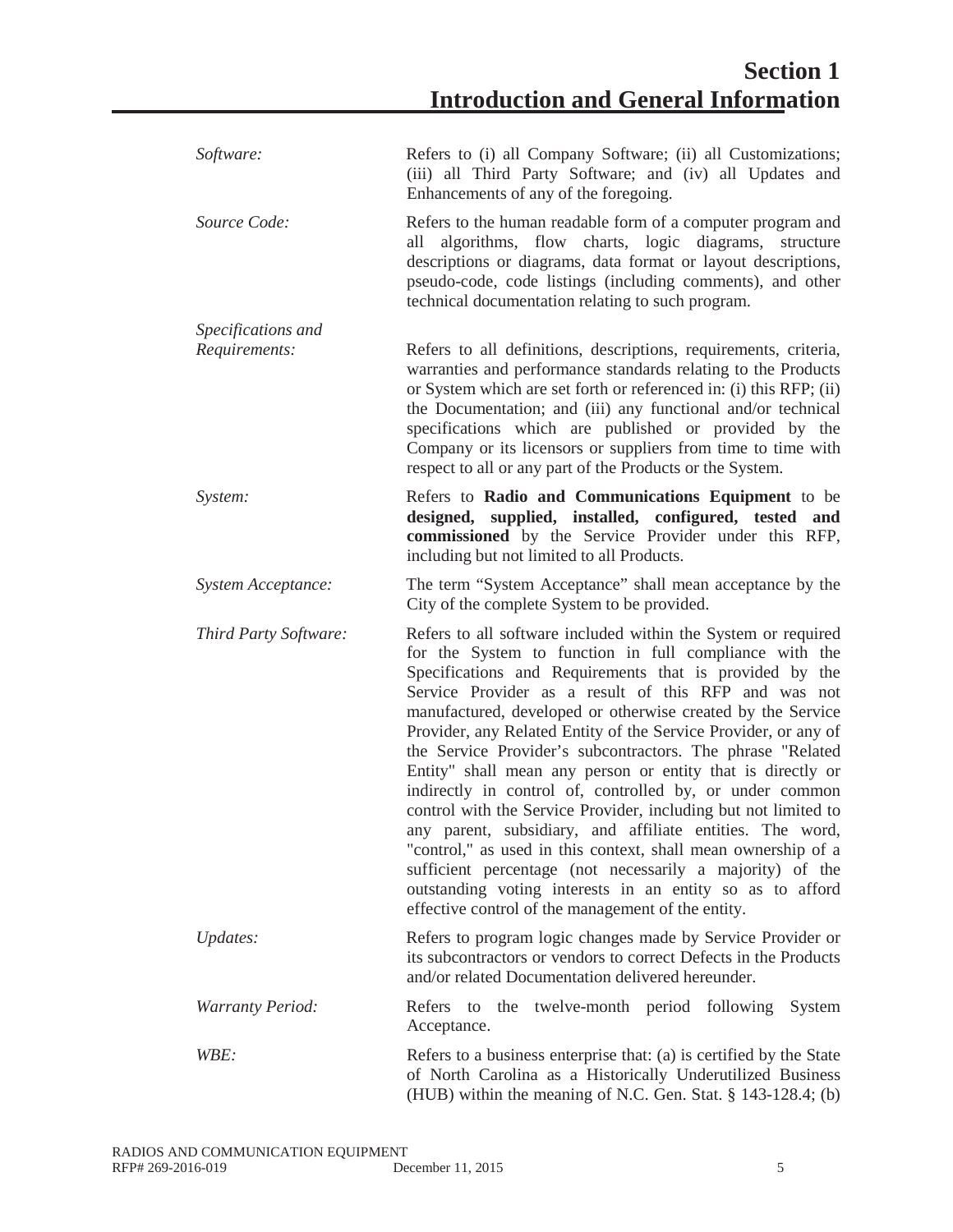*Software:* Refers to (i) all Company Software; (ii) all Customizations; (iii) all Third Party Software; and (iv) all Updates and Enhancements of any of the foregoing.

*Source Code:* Refers to the human readable form of a computer program and all algorithms, flow charts, logic diagrams, structure descriptions or diagrams, data format or layout descriptions, pseudo-code, code listings (including comments), and other technical documentation relating to such program.

*Specifications and Requirements:* Refers to all definitions, descriptions, requirements, criteria, warranties and performance standards relating to the Products or System which are set forth or referenced in: (i) this RFP; (ii) the Documentation; and (iii) any functional and/or technical specifications which are published or provided by the Company or its licensors or suppliers from time to time with respect to all or any part of the Products or the System.

*System:* Refers to **Radio and Communications Equipment** to be **designed, supplied, installed, configured, tested and commissioned** by the Service Provider under this RFP, including but not limited to all Products.

*System Acceptance:* The term "System Acceptance" shall mean acceptance by the City of the complete System to be provided.

*Third Party Software:* Refers to all software included within the System or required for the System to function in full compliance with the Specifications and Requirements that is provided by the Service Provider as a result of this RFP and was not manufactured, developed or otherwise created by the Service Provider, any Related Entity of the Service Provider, or any of the Service Provider's subcontractors. The phrase "Related Entity" shall mean any person or entity that is directly or indirectly in control of, controlled by, or under common control with the Service Provider, including but not limited to any parent, subsidiary, and affiliate entities. The word, "control," as used in this context, shall mean ownership of a sufficient percentage (not necessarily a majority) of the outstanding voting interests in an entity so as to afford effective control of the management of the entity.

*Updates:* Refers to program logic changes made by Service Provider or its subcontractors or vendors to correct Defects in the Products and/or related Documentation delivered hereunder.

*Warranty Period:* Refers to the twelve-month period following System Acceptance.

*WBE:* Refers to a business enterprise that: (a) is certified by the State of North Carolina as a Historically Underutilized Business (HUB) within the meaning of N.C. Gen. Stat. § 143-128.4; (b)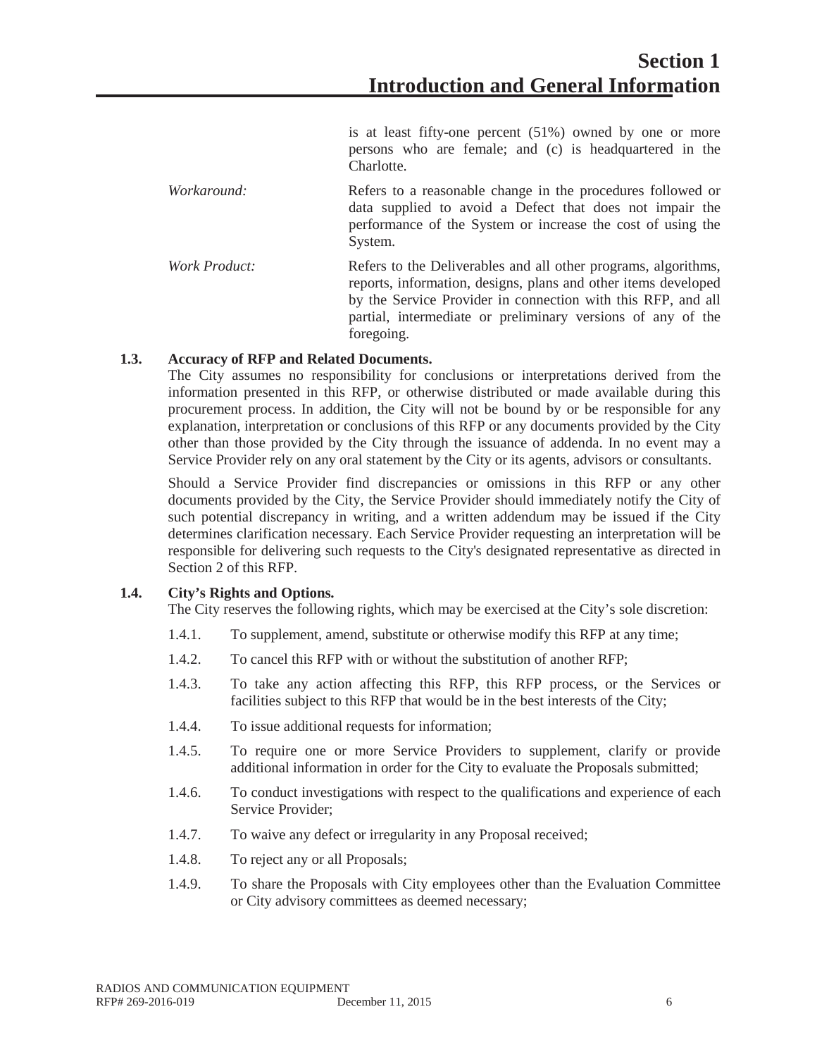is at least fifty-one percent (51%) owned by one or more persons who are female; and (c) is headquartered in the Charlotte.

*Workaround:* Refers to a reasonable change in the procedures followed or data supplied to avoid a Defect that does not impair the performance of the System or increase the cost of using the System.

*Work Product:* Refers to the Deliverables and all other programs, algorithms, reports, information, designs, plans and other items developed by the Service Provider in connection with this RFP, and all partial, intermediate or preliminary versions of any of the foregoing.

**1.3. Accuracy of RFP and Related Documents.**

The City assumes no responsibility for conclusions or interpretations derived from the information presented in this RFP, or otherwise distributed or made available during this procurement process. In addition, the City will not be bound by or be responsible for any explanation, interpretation or conclusions of this RFP or any documents provided by the City other than those provided by the City through the issuance of addenda. In no event may a Service Provider rely on any oral statement by the City or its agents, advisors or consultants.

Should a Service Provider find discrepancies or omissions in this RFP or any other documents provided by the City, the Service Provider should immediately notify the City of such potential discrepancy in writing, and a written addendum may be issued if the City determines clarification necessary. Each Service Provider requesting an interpretation will be responsible for delivering such requests to the City's designated representative as directed in Section 2 of this RFP.

**1.4. City's Rights and Options.**

The City reserves the following rights, which may be exercised at the City's sole discretion:

1.4.1. To supplement, amend, substitute or otherwise modify this RFP at any time;

1.4.2. To cancel this RFP with or without the substitution of another RFP;

1.4.3. To take any action affecting this RFP, this RFP process, or the Services or facilities subject to this RFP that would be in the best interests of the City;

1.4.4. To issue additional requests for information;

1.4.5. To require one or more Service Providers to supplement, clarify or provide additional information in order for the City to evaluate the Proposals submitted;

1.4.6. To conduct investigations with respect to the qualifications and experience of each Service Provider;

1.4.7. To waive any defect or irregularity in any Proposal received;

1.4.8. To reject any or all Proposals;

1.4.9. To share the Proposals with City employees other than the Evaluation Committee or City advisory committees as deemed necessary;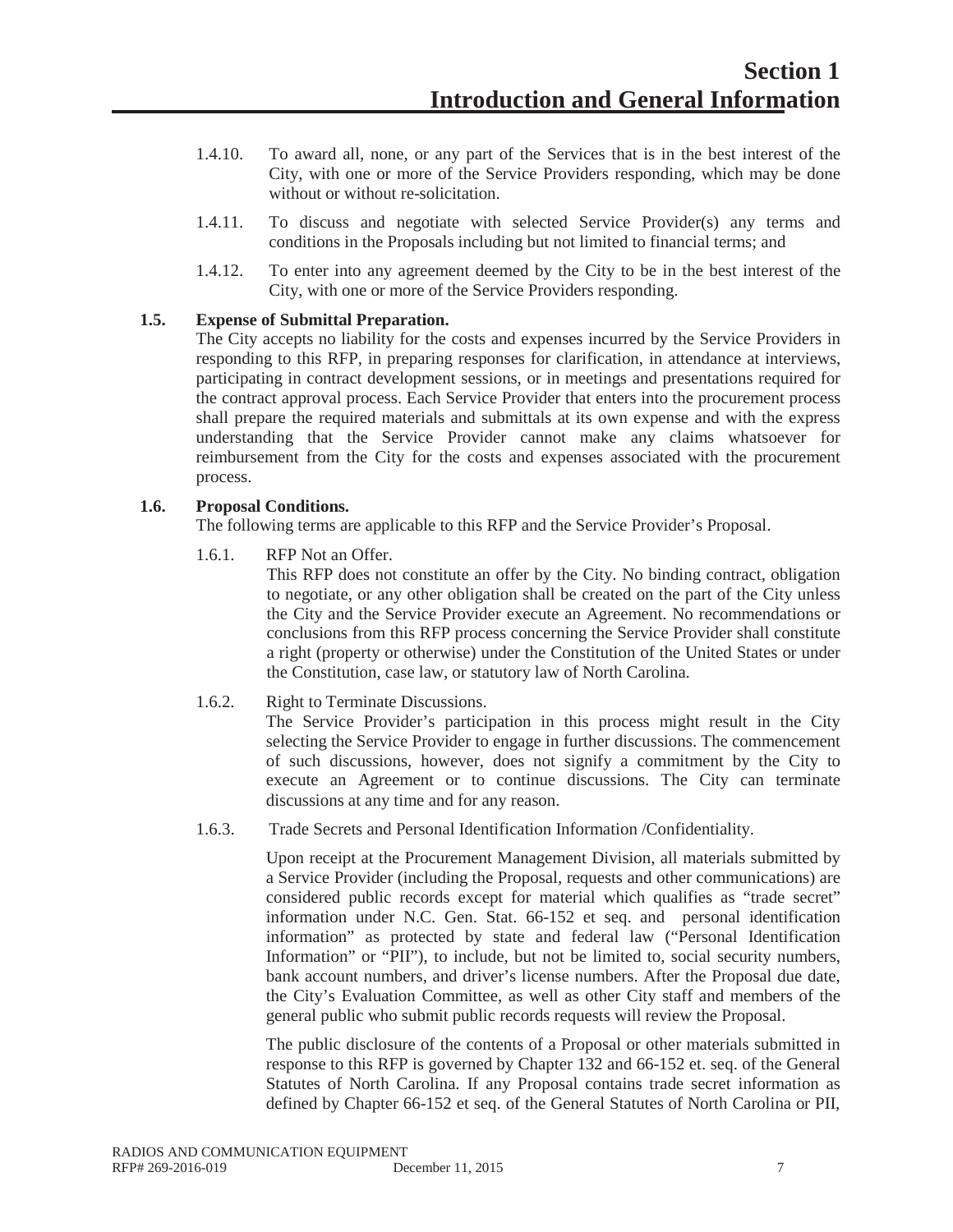# Section 1 Introduction and General Information

1.4.10. To award all, none, or any part of the Services that is in the best interest of the City, with one or more of the Service Providers responding, which may be done without or without re-solicitation.

1.4.11. To discuss and negotiate with selected Service Provider(s) any terms and conditions in the Proposals including but not limited to financial terms; and

1.4.12. To enter into any agreement deemed by the City to be in the best interest of the City, with one or more of the Service Providers responding.

**1.5. Expense of Submittal Preparation.**

The City accepts no liability for the costs and expenses incurred by the Service Providers in responding to this RFP, in preparing responses for clarification, in attendance at interviews, participating in contract development sessions, or in meetings and presentations required for the contract approval process. Each Service Provider that enters into the procurement process shall prepare the required materials and submittals at its own expense and with the express understanding that the Service Provider cannot make any claims whatsoever for reimbursement from the City for the costs and expenses associated with the procurement process.

**1.6. Proposal Conditions.**

The following terms are applicable to this RFP and the Service Provider's Proposal.

1.6.1. RFP Not an Offer.

This RFP does not constitute an offer by the City. No binding contract, obligation to negotiate, or any other obligation shall be created on the part of the City unless the City and the Service Provider execute an Agreement. No recommendations or conclusions from this RFP process concerning the Service Provider shall constitute a right (property or otherwise) under the Constitution of the United States or under the Constitution, case law, or statutory law of North Carolina.

1.6.2. Right to Terminate Discussions.

The Service Provider's participation in this process might result in the City selecting the Service Provider to engage in further discussions. The commencement of such discussions, however, does not signify a commitment by the City to execute an Agreement or to continue discussions. The City can terminate discussions at any time and for any reason.

1.6.3. Trade Secrets and Personal Identification Information /Confidentiality.

Upon receipt at the Procurement Management Division, all materials submitted by a Service Provider (including the Proposal, requests and other communications) are considered public records except for material which qualifies as "trade secret" information under N.C. Gen. Stat. 66-152 et seq. and personal identification information" as protected by state and federal law ("Personal Identification Information" or "PII"), to include, but not be limited to, social security numbers, bank account numbers, and driver's license numbers. After the Proposal due date, the City's Evaluation Committee, as well as other City staff and members of the general public who submit public records requests will review the Proposal.

The public disclosure of the contents of a Proposal or other materials submitted in response to this RFP is governed by Chapter 132 and 66-152 et. seq. of the General Statutes of North Carolina. If any Proposal contains trade secret information as defined by Chapter 66-152 et seq. of the General Statutes of North Carolina or PII,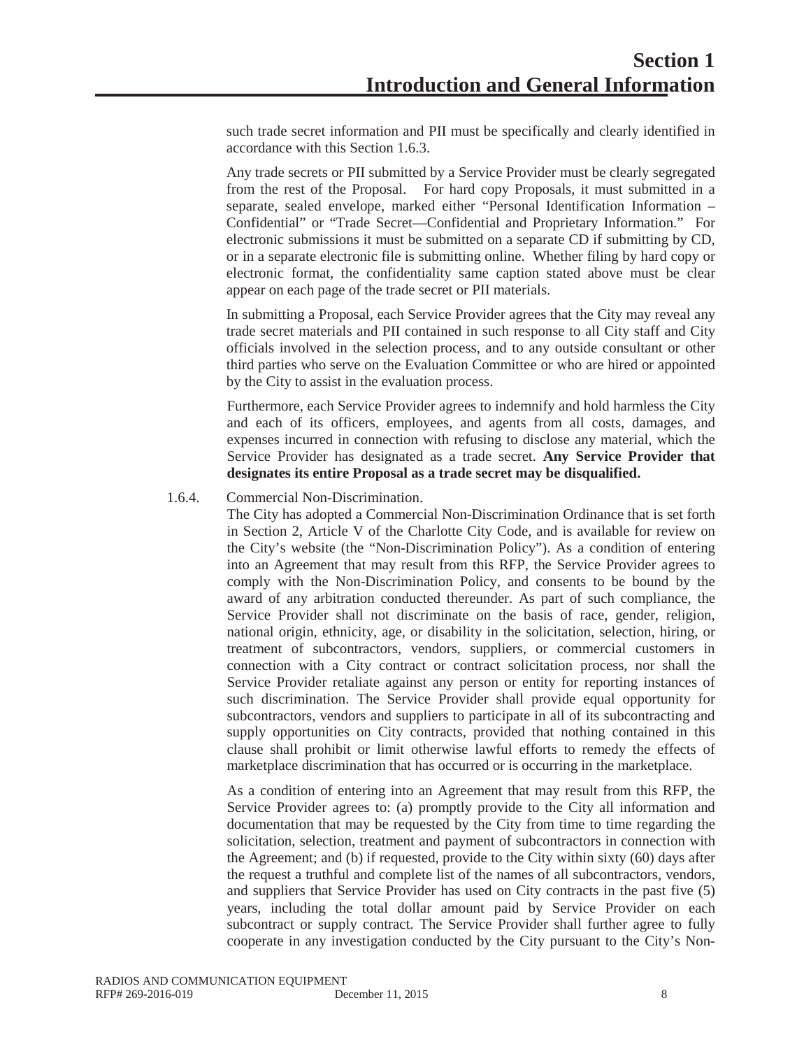such trade secret information and PII must be specifically and clearly identified in accordance with this Section 1.6.3.

Any trade secrets or PII submitted by a Service Provider must be clearly segregated from the rest of the Proposal. For hard copy Proposals, it must submitted in a separate, sealed envelope, marked either "Personal Identification Information – Confidential" or "Trade Secret—Confidential and Proprietary Information." For electronic submissions it must be submitted on a separate CD if submitting by CD, or in a separate electronic file is submitting online. Whether filing by hard copy or electronic format, the confidentiality same caption stated above must be clear appear on each page of the trade secret or PII materials.

In submitting a Proposal, each Service Provider agrees that the City may reveal any trade secret materials and PII contained in such response to all City staff and City officials involved in the selection process, and to any outside consultant or other third parties who serve on the Evaluation Committee or who are hired or appointed by the City to assist in the evaluation process.

Furthermore, each Service Provider agrees to indemnify and hold harmless the City and each of its officers, employees, and agents from all costs, damages, and expenses incurred in connection with refusing to disclose any material, which the Service Provider has designated as a trade secret. **Any Service Provider that designates its entire Proposal as a trade secret may be disqualified.**

1.6.4. Commercial Non-Discrimination.

The City has adopted a Commercial Non-Discrimination Ordinance that is set forth in Section 2, Article V of the Charlotte City Code, and is available for review on the City's website (the "Non-Discrimination Policy"). As a condition of entering into an Agreement that may result from this RFP, the Service Provider agrees to comply with the Non-Discrimination Policy, and consents to be bound by the award of any arbitration conducted thereunder. As part of such compliance, the Service Provider shall not discriminate on the basis of race, gender, religion, national origin, ethnicity, age, or disability in the solicitation, selection, hiring, or treatment of subcontractors, vendors, suppliers, or commercial customers in connection with a City contract or contract solicitation process, nor shall the Service Provider retaliate against any person or entity for reporting instances of such discrimination. The Service Provider shall provide equal opportunity for subcontractors, vendors and suppliers to participate in all of its subcontracting and supply opportunities on City contracts, provided that nothing contained in this clause shall prohibit or limit otherwise lawful efforts to remedy the effects of marketplace discrimination that has occurred or is occurring in the marketplace.

As a condition of entering into an Agreement that may result from this RFP, the Service Provider agrees to: (a) promptly provide to the City all information and documentation that may be requested by the City from time to time regarding the solicitation, selection, treatment and payment of subcontractors in connection with the Agreement; and (b) if requested, provide to the City within sixty (60) days after the request a truthful and complete list of the names of all subcontractors, vendors, and suppliers that Service Provider has used on City contracts in the past five (5) years, including the total dollar amount paid by Service Provider on each subcontract or supply contract. The Service Provider shall further agree to fully cooperate in any investigation conducted by the City pursuant to the City's Non-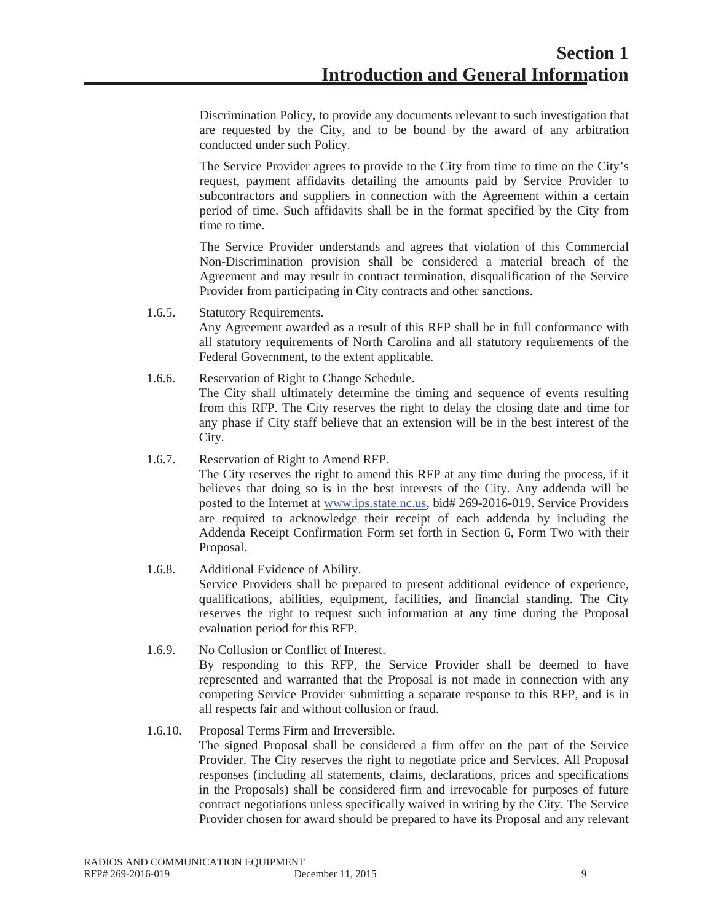Discrimination Policy, to provide any documents relevant to such investigation that are requested by the City, and to be bound by the award of any arbitration conducted under such Policy.

The Service Provider agrees to provide to the City from time to time on the City's request, payment affidavits detailing the amounts paid by Service Provider to subcontractors and suppliers in connection with the Agreement within a certain period of time. Such affidavits shall be in the format specified by the City from time to time.

The Service Provider understands and agrees that violation of this Commercial Non-Discrimination provision shall be considered a material breach of the Agreement and may result in contract termination, disqualification of the Service Provider from participating in City contracts and other sanctions.

1.6.5. Statutory Requirements.
Any Agreement awarded as a result of this RFP shall be in full conformance with all statutory requirements of North Carolina and all statutory requirements of the Federal Government, to the extent applicable.

1.6.6. Reservation of Right to Change Schedule.
The City shall ultimately determine the timing and sequence of events resulting from this RFP. The City reserves the right to delay the closing date and time for any phase if City staff believe that an extension will be in the best interest of the City.

1.6.7. Reservation of Right to Amend RFP.
The City reserves the right to amend this RFP at any time during the process, if it believes that doing so is in the best interests of the City. Any addenda will be posted to the Internet at www.ips.state.nc.us, bid# 269-2016-019. Service Providers are required to acknowledge their receipt of each addenda by including the Addenda Receipt Confirmation Form set forth in Section 6, Form Two with their Proposal.

1.6.8. Additional Evidence of Ability.
Service Providers shall be prepared to present additional evidence of experience, qualifications, abilities, equipment, facilities, and financial standing. The City reserves the right to request such information at any time during the Proposal evaluation period for this RFP.

1.6.9. No Collusion or Conflict of Interest.
By responding to this RFP, the Service Provider shall be deemed to have represented and warranted that the Proposal is not made in connection with any competing Service Provider submitting a separate response to this RFP, and is in all respects fair and without collusion or fraud.

1.6.10. Proposal Terms Firm and Irreversible.
The signed Proposal shall be considered a firm offer on the part of the Service Provider. The City reserves the right to negotiate price and Services. All Proposal responses (including all statements, claims, declarations, prices and specifications in the Proposals) shall be considered firm and irrevocable for purposes of future contract negotiations unless specifically waived in writing by the City. The Service Provider chosen for award should be prepared to have its Proposal and any relevant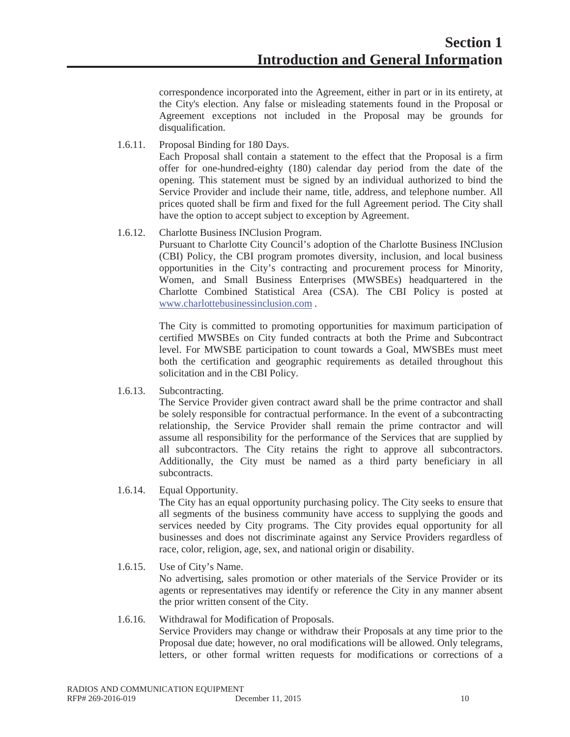correspondence incorporated into the Agreement, either in part or in its entirety, at the City's election. Any false or misleading statements found in the Proposal or Agreement exceptions not included in the Proposal may be grounds for disqualification.

1.6.11. Proposal Binding for 180 Days.

Each Proposal shall contain a statement to the effect that the Proposal is a firm offer for one-hundred-eighty (180) calendar day period from the date of the opening. This statement must be signed by an individual authorized to bind the Service Provider and include their name, title, address, and telephone number. All prices quoted shall be firm and fixed for the full Agreement period. The City shall have the option to accept subject to exception by Agreement.

1.6.12. Charlotte Business INClusion Program.

Pursuant to Charlotte City Council's adoption of the Charlotte Business INClusion (CBI) Policy, the CBI program promotes diversity, inclusion, and local business opportunities in the City's contracting and procurement process for Minority, Women, and Small Business Enterprises (MWSBEs) headquartered in the Charlotte Combined Statistical Area (CSA). The CBI Policy is posted at www.charlottebusinessinclusion.com .

The City is committed to promoting opportunities for maximum participation of certified MWSBEs on City funded contracts at both the Prime and Subcontract level. For MWSBE participation to count towards a Goal, MWSBEs must meet both the certification and geographic requirements as detailed throughout this solicitation and in the CBI Policy.

1.6.13. Subcontracting.

The Service Provider given contract award shall be the prime contractor and shall be solely responsible for contractual performance. In the event of a subcontracting relationship, the Service Provider shall remain the prime contractor and will assume all responsibility for the performance of the Services that are supplied by all subcontractors. The City retains the right to approve all subcontractors. Additionally, the City must be named as a third party beneficiary in all subcontracts.

1.6.14. Equal Opportunity.

The City has an equal opportunity purchasing policy. The City seeks to ensure that all segments of the business community have access to supplying the goods and services needed by City programs. The City provides equal opportunity for all businesses and does not discriminate against any Service Providers regardless of race, color, religion, age, sex, and national origin or disability.

1.6.15. Use of City's Name.

No advertising, sales promotion or other materials of the Service Provider or its agents or representatives may identify or reference the City in any manner absent the prior written consent of the City.

1.6.16. Withdrawal for Modification of Proposals.

Service Providers may change or withdraw their Proposals at any time prior to the Proposal due date; however, no oral modifications will be allowed. Only telegrams, letters, or other formal written requests for modifications or corrections of a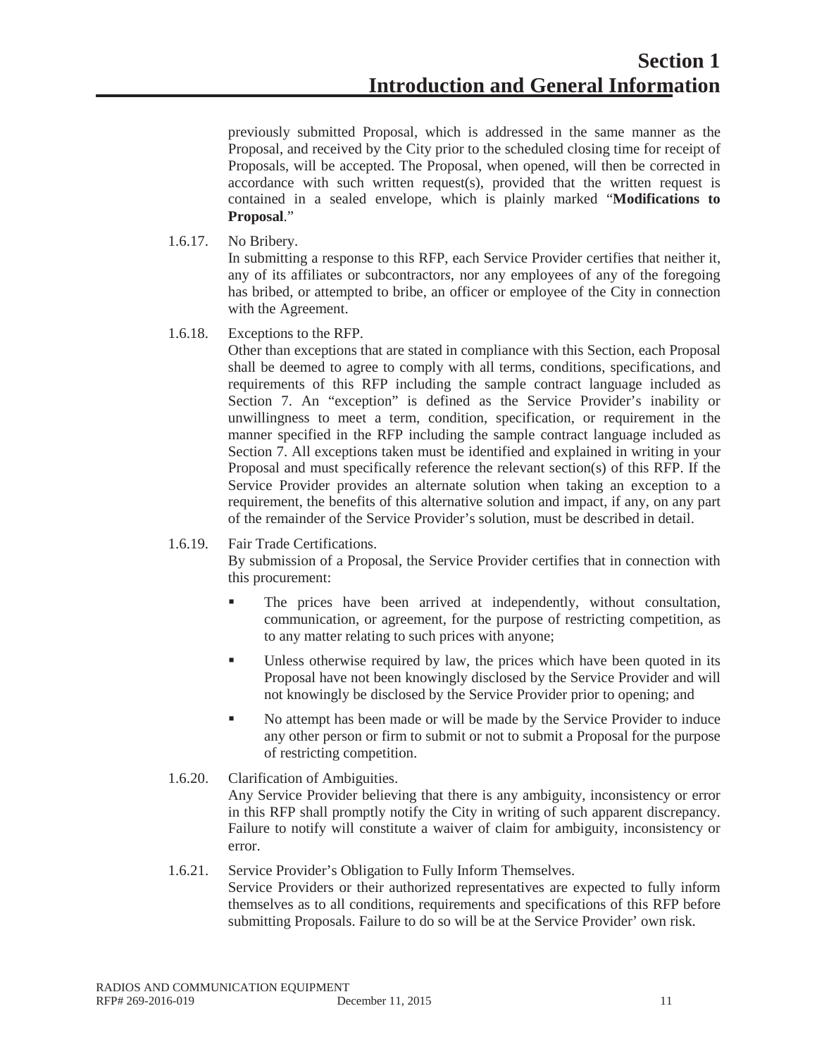previously submitted Proposal, which is addressed in the same manner as the Proposal, and received by the City prior to the scheduled closing time for receipt of Proposals, will be accepted. The Proposal, when opened, will then be corrected in accordance with such written request(s), provided that the written request is contained in a sealed envelope, which is plainly marked "**Modifications to Proposal**."

1.6.17. No Bribery.
In submitting a response to this RFP, each Service Provider certifies that neither it, any of its affiliates or subcontractors, nor any employees of any of the foregoing has bribed, or attempted to bribe, an officer or employee of the City in connection with the Agreement.

1.6.18. Exceptions to the RFP.
Other than exceptions that are stated in compliance with this Section, each Proposal shall be deemed to agree to comply with all terms, conditions, specifications, and requirements of this RFP including the sample contract language included as Section 7. An "exception" is defined as the Service Provider's inability or unwillingness to meet a term, condition, specification, or requirement in the manner specified in the RFP including the sample contract language included as Section 7. All exceptions taken must be identified and explained in writing in your Proposal and must specifically reference the relevant section(s) of this RFP. If the Service Provider provides an alternate solution when taking an exception to a requirement, the benefits of this alternative solution and impact, if any, on any part of the remainder of the Service Provider's solution, must be described in detail.

1.6.19. Fair Trade Certifications.
By submission of a Proposal, the Service Provider certifies that in connection with this procurement:

- The prices have been arrived at independently, without consultation, communication, or agreement, for the purpose of restricting competition, as to any matter relating to such prices with anyone;
- Unless otherwise required by law, the prices which have been quoted in its Proposal have not been knowingly disclosed by the Service Provider and will not knowingly be disclosed by the Service Provider prior to opening; and
- No attempt has been made or will be made by the Service Provider to induce any other person or firm to submit or not to submit a Proposal for the purpose of restricting competition.

1.6.20. Clarification of Ambiguities.
Any Service Provider believing that there is any ambiguity, inconsistency or error in this RFP shall promptly notify the City in writing of such apparent discrepancy. Failure to notify will constitute a waiver of claim for ambiguity, inconsistency or error.

1.6.21. Service Provider's Obligation to Fully Inform Themselves.
Service Providers or their authorized representatives are expected to fully inform themselves as to all conditions, requirements and specifications of this RFP before submitting Proposals. Failure to do so will be at the Service Provider' own risk.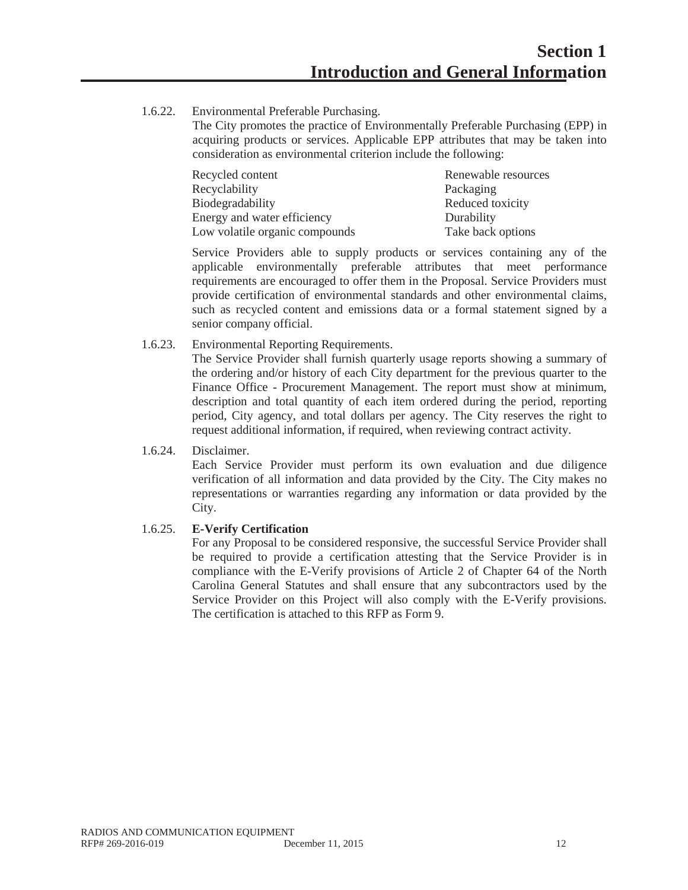1.6.22. Environmental Preferable Purchasing.

The City promotes the practice of Environmentally Preferable Purchasing (EPP) in acquiring products or services. Applicable EPP attributes that may be taken into consideration as environmental criterion include the following:

| | |
|---|---|
| Recycled content | Renewable resources |
| Recyclability | Packaging |
| Biodegradability | Reduced toxicity |
| Energy and water efficiency | Durability |
| Low volatile organic compounds | Take back options |

Service Providers able to supply products or services containing any of the applicable environmentally preferable attributes that meet performance requirements are encouraged to offer them in the Proposal. Service Providers must provide certification of environmental standards and other environmental claims, such as recycled content and emissions data or a formal statement signed by a senior company official.

1.6.23. Environmental Reporting Requirements.

The Service Provider shall furnish quarterly usage reports showing a summary of the ordering and/or history of each City department for the previous quarter to the Finance Office - Procurement Management. The report must show at minimum, description and total quantity of each item ordered during the period, reporting period, City agency, and total dollars per agency. The City reserves the right to request additional information, if required, when reviewing contract activity.

1.6.24. Disclaimer.

Each Service Provider must perform its own evaluation and due diligence verification of all information and data provided by the City. The City makes no representations or warranties regarding any information or data provided by the City.

1.6.25. **E-Verify Certification**

For any Proposal to be considered responsive, the successful Service Provider shall be required to provide a certification attesting that the Service Provider is in compliance with the E-Verify provisions of Article 2 of Chapter 64 of the North Carolina General Statutes and shall ensure that any subcontractors used by the Service Provider on this Project will also comply with the E-Verify provisions. The certification is attached to this RFP as Form 9.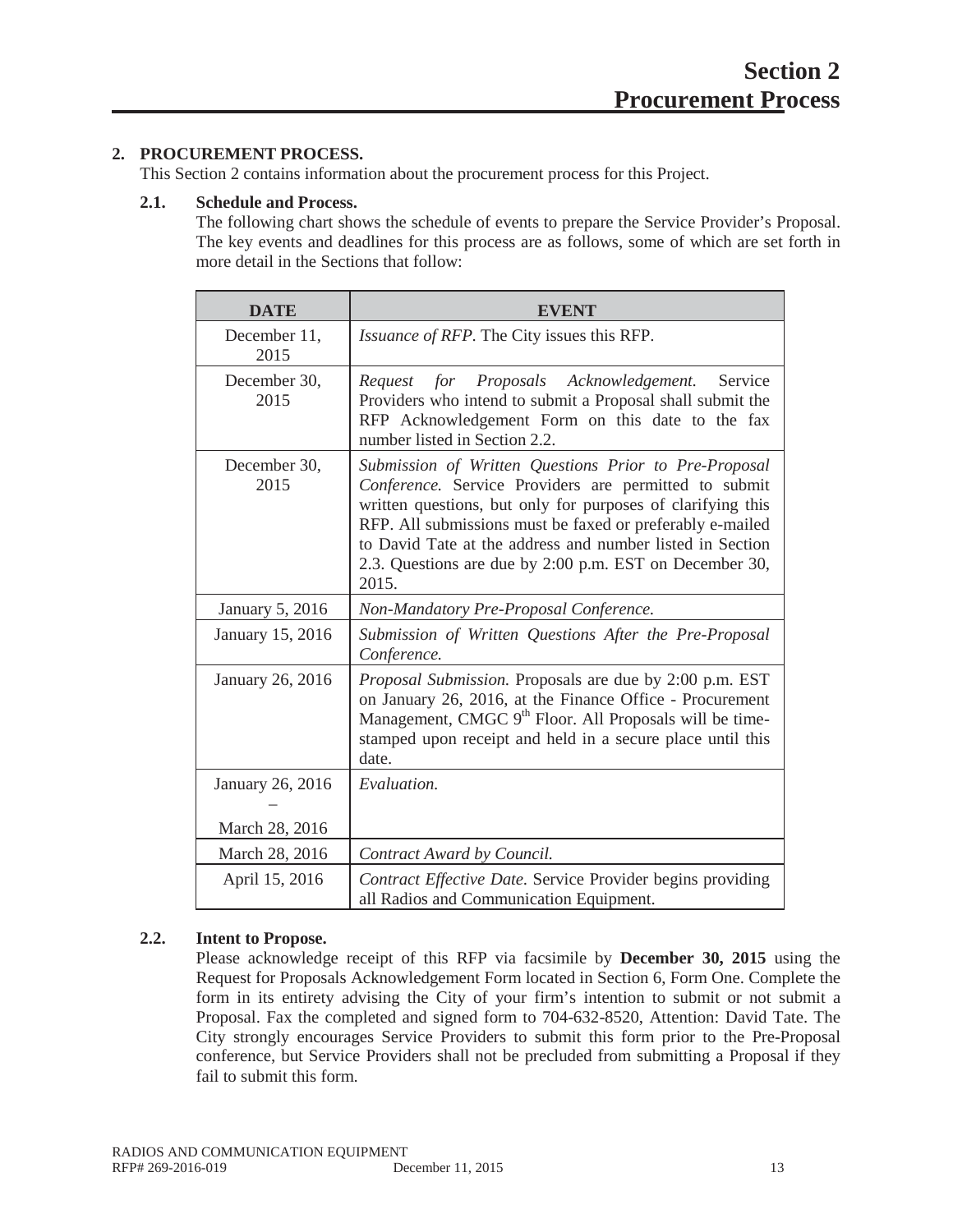# Section 2 Procurement Process

## 2. PROCUREMENT PROCESS.

This Section 2 contains information about the procurement process for this Project.

### 2.1. Schedule and Process.

The following chart shows the schedule of events to prepare the Service Provider's Proposal. The key events and deadlines for this process are as follows, some of which are set forth in more detail in the Sections that follow:

| DATE | EVENT |
|---|---|
| December 11, 2015 | *Issuance of RFP.* The City issues this RFP. |
| December 30, 2015 | *Request for Proposals Acknowledgement.* Service Providers who intend to submit a Proposal shall submit the RFP Acknowledgement Form on this date to the fax number listed in Section 2.2. |
| December 30, 2015 | *Submission of Written Questions Prior to Pre-Proposal Conference.* Service Providers are permitted to submit written questions, but only for purposes of clarifying this RFP. All submissions must be faxed or preferably e-mailed to David Tate at the address and number listed in Section 2.3. Questions are due by 2:00 p.m. EST on December 30, 2015. |
| January 5, 2016 | *Non-Mandatory Pre-Proposal Conference.* |
| January 15, 2016 | *Submission of Written Questions After the Pre-Proposal Conference.* |
| January 26, 2016 | *Proposal Submission.* Proposals are due by 2:00 p.m. EST on January 26, 2016, at the Finance Office - Procurement Management, CMGC 9th Floor. All Proposals will be time-stamped upon receipt and held in a secure place until this date. |
| January 26, 2016 – March 28, 2016 | *Evaluation.* |
| March 28, 2016 | *Contract Award by Council.* |
| April 15, 2016 | *Contract Effective Date.* Service Provider begins providing all Radios and Communication Equipment. |

### 2.2. Intent to Propose.

Please acknowledge receipt of this RFP via facsimile by **December 30, 2015** using the Request for Proposals Acknowledgement Form located in Section 6, Form One. Complete the form in its entirety advising the City of your firm's intention to submit or not submit a Proposal. Fax the completed and signed form to 704-632-8520, Attention: David Tate. The City strongly encourages Service Providers to submit this form prior to the Pre-Proposal conference, but Service Providers shall not be precluded from submitting a Proposal if they fail to submit this form.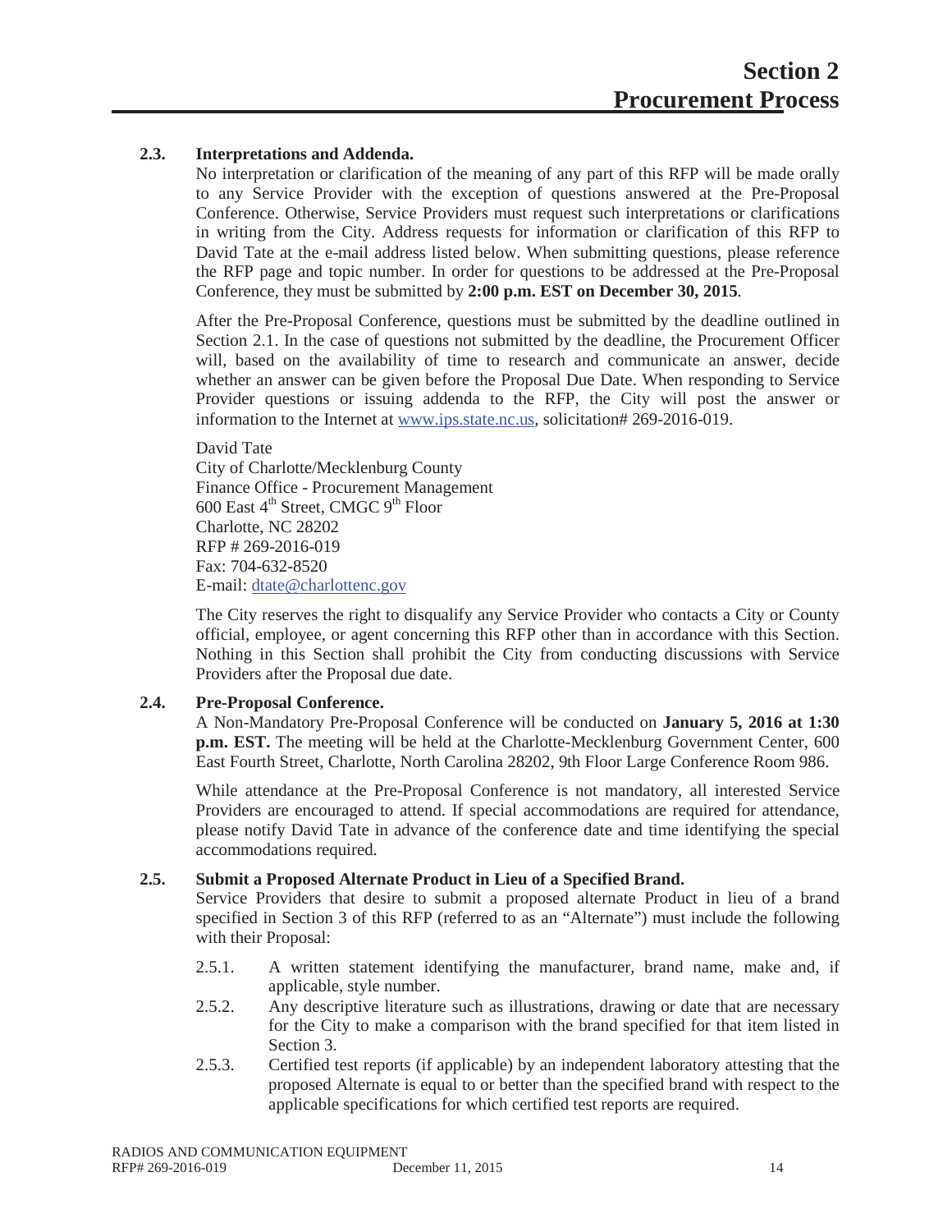# Section 2
# Procurement Process

**2.3. Interpretations and Addenda.**

No interpretation or clarification of the meaning of any part of this RFP will be made orally to any Service Provider with the exception of questions answered at the Pre-Proposal Conference. Otherwise, Service Providers must request such interpretations or clarifications in writing from the City. Address requests for information or clarification of this RFP to David Tate at the e-mail address listed below. When submitting questions, please reference the RFP page and topic number. In order for questions to be addressed at the Pre-Proposal Conference, they must be submitted by **2:00 p.m. EST on December 30, 2015**.

After the Pre-Proposal Conference, questions must be submitted by the deadline outlined in Section 2.1. In the case of questions not submitted by the deadline, the Procurement Officer will, based on the availability of time to research and communicate an answer, decide whether an answer can be given before the Proposal Due Date. When responding to Service Provider questions or issuing addenda to the RFP, the City will post the answer or information to the Internet at www.ips.state.nc.us, solicitation# 269-2016-019.

David Tate
City of Charlotte/Mecklenburg County
Finance Office - Procurement Management
600 East 4th Street, CMGC 9th Floor
Charlotte, NC 28202
RFP # 269-2016-019
Fax: 704-632-8520
E-mail: dtate@charlottenc.gov

The City reserves the right to disqualify any Service Provider who contacts a City or County official, employee, or agent concerning this RFP other than in accordance with this Section. Nothing in this Section shall prohibit the City from conducting discussions with Service Providers after the Proposal due date.

**2.4. Pre-Proposal Conference.**

A Non-Mandatory Pre-Proposal Conference will be conducted on **January 5, 2016 at 1:30 p.m. EST.** The meeting will be held at the Charlotte-Mecklenburg Government Center, 600 East Fourth Street, Charlotte, North Carolina 28202, 9th Floor Large Conference Room 986.

While attendance at the Pre-Proposal Conference is not mandatory, all interested Service Providers are encouraged to attend. If special accommodations are required for attendance, please notify David Tate in advance of the conference date and time identifying the special accommodations required.

**2.5. Submit a Proposed Alternate Product in Lieu of a Specified Brand.**

Service Providers that desire to submit a proposed alternate Product in lieu of a brand specified in Section 3 of this RFP (referred to as an "Alternate") must include the following with their Proposal:

- 2.5.1. A written statement identifying the manufacturer, brand name, make and, if applicable, style number.
- 2.5.2. Any descriptive literature such as illustrations, drawing or date that are necessary for the City to make a comparison with the brand specified for that item listed in Section 3.
- 2.5.3. Certified test reports (if applicable) by an independent laboratory attesting that the proposed Alternate is equal to or better than the specified brand with respect to the applicable specifications for which certified test reports are required.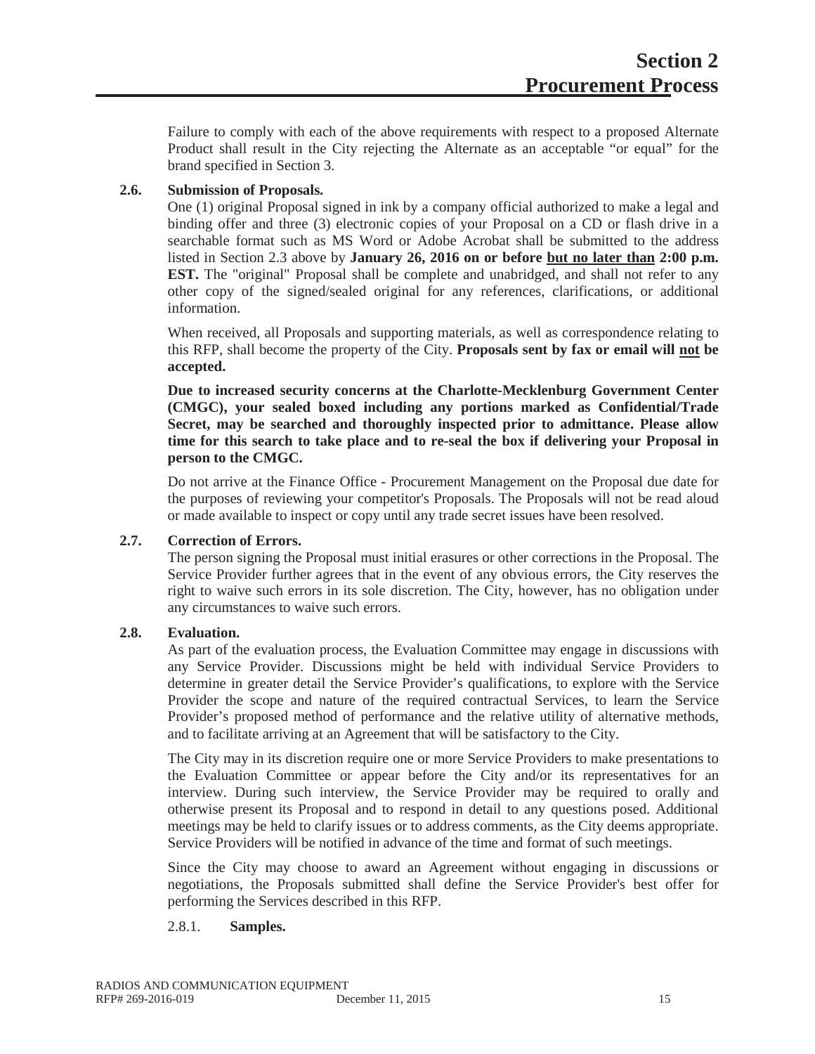Failure to comply with each of the above requirements with respect to a proposed Alternate Product shall result in the City rejecting the Alternate as an acceptable "or equal" for the brand specified in Section 3.

### 2.6. Submission of Proposals.

One (1) original Proposal signed in ink by a company official authorized to make a legal and binding offer and three (3) electronic copies of your Proposal on a CD or flash drive in a searchable format such as MS Word or Adobe Acrobat shall be submitted to the address listed in Section 2.3 above by **January 26, 2016 on or before <u>but no later than</u> 2:00 p.m. EST.** The "original" Proposal shall be complete and unabridged, and shall not refer to any other copy of the signed/sealed original for any references, clarifications, or additional information.

When received, all Proposals and supporting materials, as well as correspondence relating to this RFP, shall become the property of the City. **Proposals sent by fax or email will <u>not</u> be accepted.**

**Due to increased security concerns at the Charlotte-Mecklenburg Government Center (CMGC), your sealed boxed including any portions marked as Confidential/Trade Secret, may be searched and thoroughly inspected prior to admittance. Please allow time for this search to take place and to re-seal the box if delivering your Proposal in person to the CMGC.**

Do not arrive at the Finance Office - Procurement Management on the Proposal due date for the purposes of reviewing your competitor's Proposals. The Proposals will not be read aloud or made available to inspect or copy until any trade secret issues have been resolved.

### 2.7. Correction of Errors.

The person signing the Proposal must initial erasures or other corrections in the Proposal. The Service Provider further agrees that in the event of any obvious errors, the City reserves the right to waive such errors in its sole discretion. The City, however, has no obligation under any circumstances to waive such errors.

### 2.8. Evaluation.

As part of the evaluation process, the Evaluation Committee may engage in discussions with any Service Provider. Discussions might be held with individual Service Providers to determine in greater detail the Service Provider's qualifications, to explore with the Service Provider the scope and nature of the required contractual Services, to learn the Service Provider's proposed method of performance and the relative utility of alternative methods, and to facilitate arriving at an Agreement that will be satisfactory to the City.

The City may in its discretion require one or more Service Providers to make presentations to the Evaluation Committee or appear before the City and/or its representatives for an interview. During such interview, the Service Provider may be required to orally and otherwise present its Proposal and to respond in detail to any questions posed. Additional meetings may be held to clarify issues or to address comments, as the City deems appropriate. Service Providers will be notified in advance of the time and format of such meetings.

Since the City may choose to award an Agreement without engaging in discussions or negotiations, the Proposals submitted shall define the Service Provider's best offer for performing the Services described in this RFP.

#### 2.8.1. **Samples.**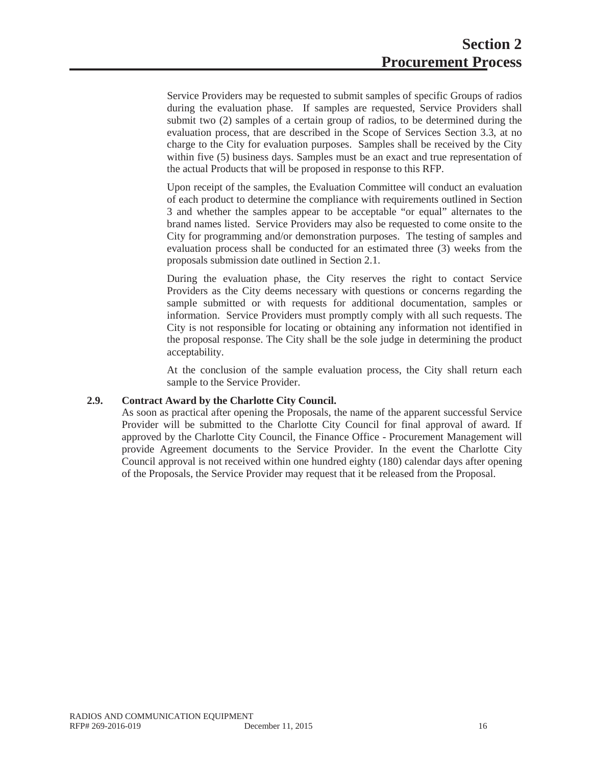Service Providers may be requested to submit samples of specific Groups of radios during the evaluation phase. If samples are requested, Service Providers shall submit two (2) samples of a certain group of radios, to be determined during the evaluation process, that are described in the Scope of Services Section 3.3, at no charge to the City for evaluation purposes. Samples shall be received by the City within five (5) business days. Samples must be an exact and true representation of the actual Products that will be proposed in response to this RFP.

Upon receipt of the samples, the Evaluation Committee will conduct an evaluation of each product to determine the compliance with requirements outlined in Section 3 and whether the samples appear to be acceptable "or equal" alternates to the brand names listed. Service Providers may also be requested to come onsite to the City for programming and/or demonstration purposes. The testing of samples and evaluation process shall be conducted for an estimated three (3) weeks from the proposals submission date outlined in Section 2.1.

During the evaluation phase, the City reserves the right to contact Service Providers as the City deems necessary with questions or concerns regarding the sample submitted or with requests for additional documentation, samples or information. Service Providers must promptly comply with all such requests. The City is not responsible for locating or obtaining any information not identified in the proposal response. The City shall be the sole judge in determining the product acceptability.

At the conclusion of the sample evaluation process, the City shall return each sample to the Service Provider.

### 2.9. Contract Award by the Charlotte City Council.

As soon as practical after opening the Proposals, the name of the apparent successful Service Provider will be submitted to the Charlotte City Council for final approval of award. If approved by the Charlotte City Council, the Finance Office - Procurement Management will provide Agreement documents to the Service Provider. In the event the Charlotte City Council approval is not received within one hundred eighty (180) calendar days after opening of the Proposals, the Service Provider may request that it be released from the Proposal.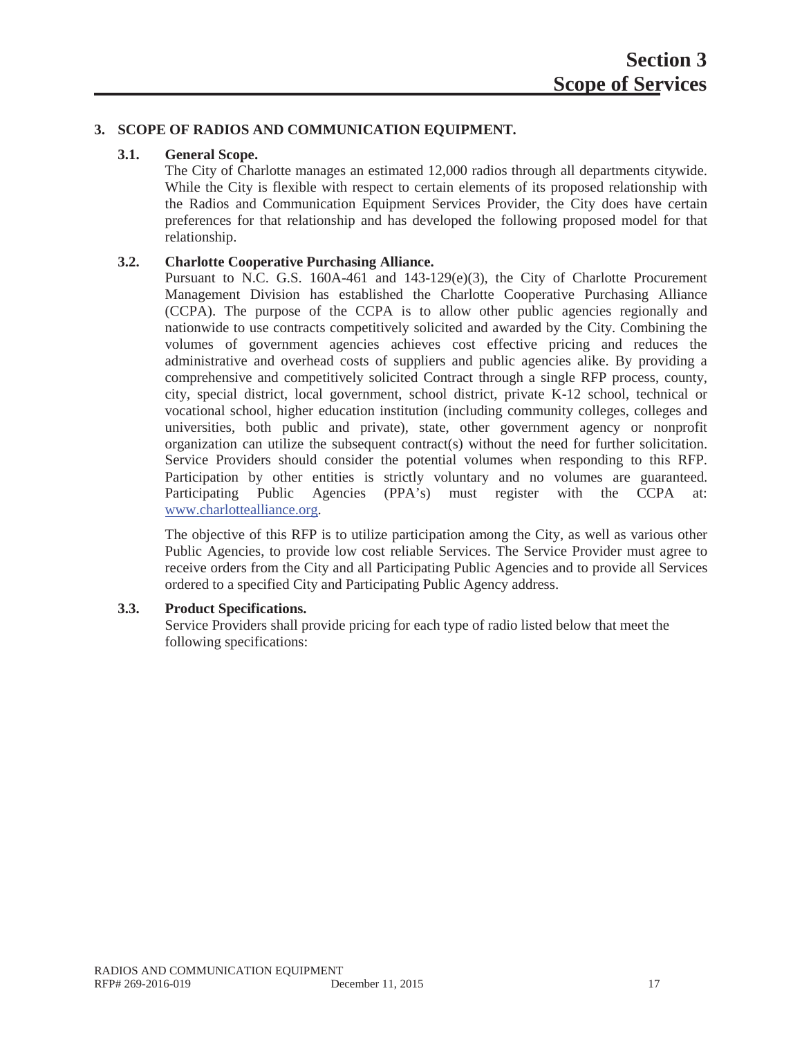# Section 3
# Scope of Services

## 3. SCOPE OF RADIOS AND COMMUNICATION EQUIPMENT.

### 3.1. General Scope.

The City of Charlotte manages an estimated 12,000 radios through all departments citywide. While the City is flexible with respect to certain elements of its proposed relationship with the Radios and Communication Equipment Services Provider, the City does have certain preferences for that relationship and has developed the following proposed model for that relationship.

### 3.2. Charlotte Cooperative Purchasing Alliance.

Pursuant to N.C. G.S. 160A-461 and 143-129(e)(3), the City of Charlotte Procurement Management Division has established the Charlotte Cooperative Purchasing Alliance (CCPA). The purpose of the CCPA is to allow other public agencies regionally and nationwide to use contracts competitively solicited and awarded by the City. Combining the volumes of government agencies achieves cost effective pricing and reduces the administrative and overhead costs of suppliers and public agencies alike. By providing a comprehensive and competitively solicited Contract through a single RFP process, county, city, special district, local government, school district, private K-12 school, technical or vocational school, higher education institution (including community colleges, colleges and universities, both public and private), state, other government agency or nonprofit organization can utilize the subsequent contract(s) without the need for further solicitation. Service Providers should consider the potential volumes when responding to this RFP. Participation by other entities is strictly voluntary and no volumes are guaranteed. Participating Public Agencies (PPA's) must register with the CCPA at: www.charlottealliance.org.

The objective of this RFP is to utilize participation among the City, as well as various other Public Agencies, to provide low cost reliable Services. The Service Provider must agree to receive orders from the City and all Participating Public Agencies and to provide all Services ordered to a specified City and Participating Public Agency address.

### 3.3. Product Specifications.

Service Providers shall provide pricing for each type of radio listed below that meet the following specifications: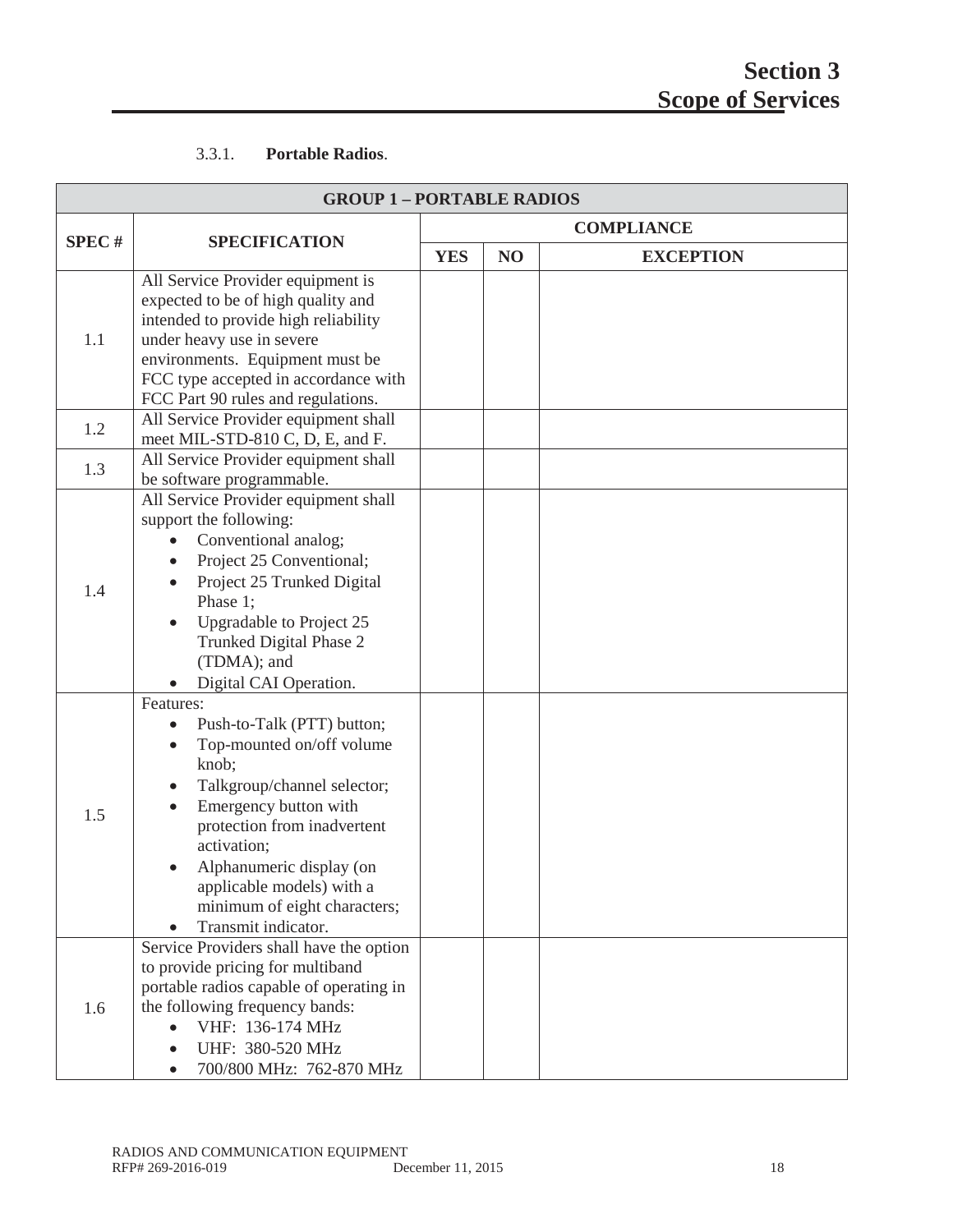# Section 3
# Scope of Services

3.3.1. **Portable Radios**.

| GROUP 1 – PORTABLE RADIOS | | | | |
|---|---|---|---|---|
| **SPEC #** | **SPECIFICATION** | **COMPLIANCE** | | |
| | | **YES** | **NO** | **EXCEPTION** |
| 1.1 | All Service Provider equipment is expected to be of high quality and intended to provide high reliability under heavy use in severe environments. Equipment must be FCC type accepted in accordance with FCC Part 90 rules and regulations. | | | |
| 1.2 | All Service Provider equipment shall meet MIL-STD-810 C, D, E, and F. | | | |
| 1.3 | All Service Provider equipment shall be software programmable. | | | |
| 1.4 | All Service Provider equipment shall support the following:<br>• Conventional analog;<br>• Project 25 Conventional;<br>• Project 25 Trunked Digital Phase 1;<br>• Upgradable to Project 25 Trunked Digital Phase 2 (TDMA); and<br>• Digital CAI Operation. | | | |
| 1.5 | Features:<br>• Push-to-Talk (PTT) button;<br>• Top-mounted on/off volume knob;<br>• Talkgroup/channel selector;<br>• Emergency button with protection from inadvertent activation;<br>• Alphanumeric display (on applicable models) with a minimum of eight characters;<br>• Transmit indicator. | | | |
| 1.6 | Service Providers shall have the option to provide pricing for multiband portable radios capable of operating in the following frequency bands:<br>• VHF: 136-174 MHz<br>• UHF: 380-520 MHz<br>• 700/800 MHz: 762-870 MHz | | | |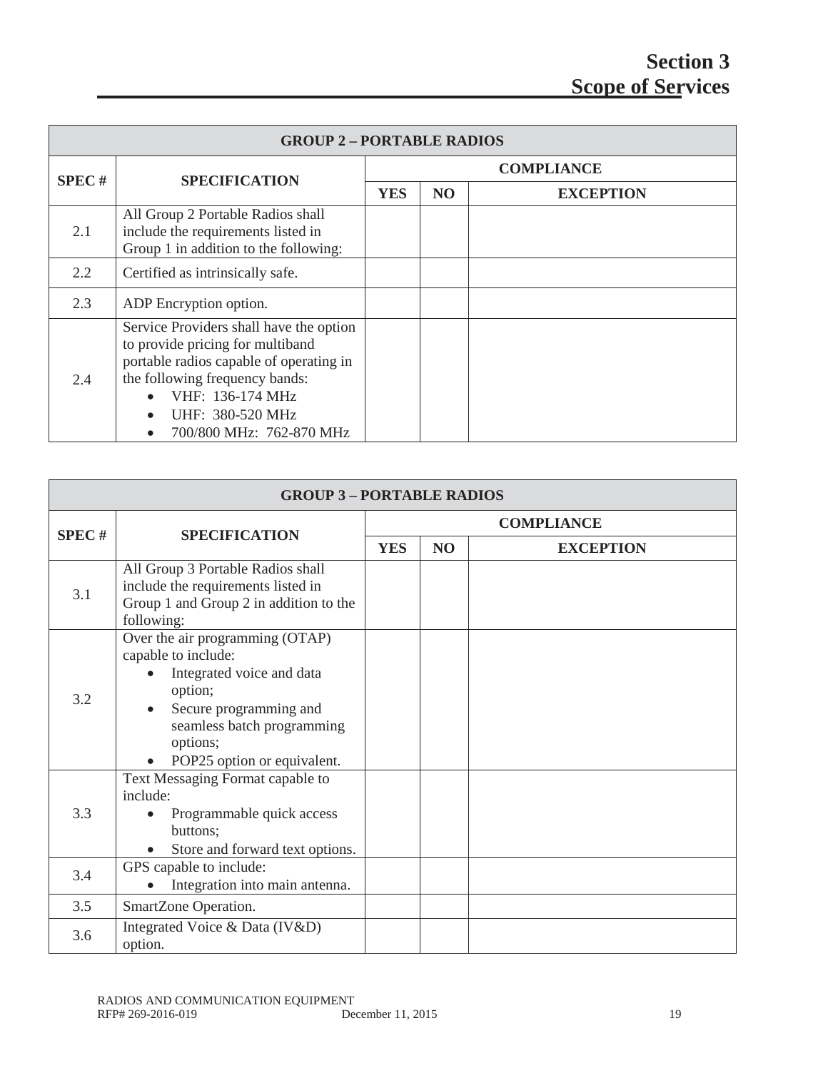# Section 3
# Scope of Services

| GROUP 2 – PORTABLE RADIOS | | | | |
|---|---|---|---|---|
| **SPEC #** | **SPECIFICATION** | **COMPLIANCE** | | |
| | | **YES** | **NO** | **EXCEPTION** |
| 2.1 | All Group 2 Portable Radios shall include the requirements listed in Group 1 in addition to the following: | | | |
| 2.2 | Certified as intrinsically safe. | | | |
| 2.3 | ADP Encryption option. | | | |
| 2.4 | Service Providers shall have the option to provide pricing for multiband portable radios capable of operating in the following frequency bands:<br>• VHF: 136-174 MHz<br>• UHF: 380-520 MHz<br>• 700/800 MHz: 762-870 MHz | | | |

| GROUP 3 – PORTABLE RADIOS | | | | |
|---|---|---|---|---|
| **SPEC #** | **SPECIFICATION** | **COMPLIANCE** | | |
| | | **YES** | **NO** | **EXCEPTION** |
| 3.1 | All Group 3 Portable Radios shall include the requirements listed in Group 1 and Group 2 in addition to the following: | | | |
| 3.2 | Over the air programming (OTAP) capable to include:<br>• Integrated voice and data option;<br>• Secure programming and seamless batch programming options;<br>• POP25 option or equivalent. | | | |
| 3.3 | Text Messaging Format capable to include:<br>• Programmable quick access buttons;<br>• Store and forward text options. | | | |
| 3.4 | GPS capable to include:<br>• Integration into main antenna. | | | |
| 3.5 | SmartZone Operation. | | | |
| 3.6 | Integrated Voice & Data (IV&D) option. | | | |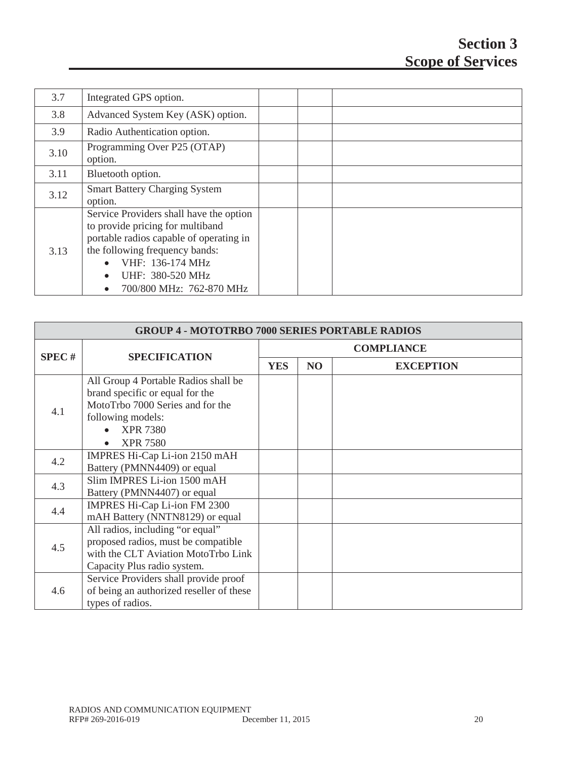| | | | | |
|---|---|---|---|---|
| 3.7 | Integrated GPS option. | | | |
| 3.8 | Advanced System Key (ASK) option. | | | |
| 3.9 | Radio Authentication option. | | | |
| 3.10 | Programming Over P25 (OTAP) option. | | | |
| 3.11 | Bluetooth option. | | | |
| 3.12 | Smart Battery Charging System option. | | | |
| 3.13 | Service Providers shall have the option to provide pricing for multiband portable radios capable of operating in the following frequency bands:<br>• VHF: 136-174 MHz<br>• UHF: 380-520 MHz<br>• 700/800 MHz: 762-870 MHz | | | |

| GROUP 4 - MOTOTRBO 7000 SERIES PORTABLE RADIOS | | | | |
|---|---|---|---|---|
| **SPEC #** | **SPECIFICATION** | **COMPLIANCE** | | |
| | | **YES** | **NO** | **EXCEPTION** |
| 4.1 | All Group 4 Portable Radios shall be brand specific or equal for the MotoTrbo 7000 Series and for the following models:<br>• XPR 7380<br>• XPR 7580 | | | |
| 4.2 | IMPRES Hi-Cap Li-ion 2150 mAH Battery (PMNN4409) or equal | | | |
| 4.3 | Slim IMPRES Li-ion 1500 mAH Battery (PMNN4407) or equal | | | |
| 4.4 | IMPRES Hi-Cap Li-ion FM 2300 mAH Battery (NNTN8129) or equal | | | |
| 4.5 | All radios, including "or equal" proposed radios, must be compatible with the CLT Aviation MotoTrbo Link Capacity Plus radio system. | | | |
| 4.6 | Service Providers shall provide proof of being an authorized reseller of these types of radios. | | | |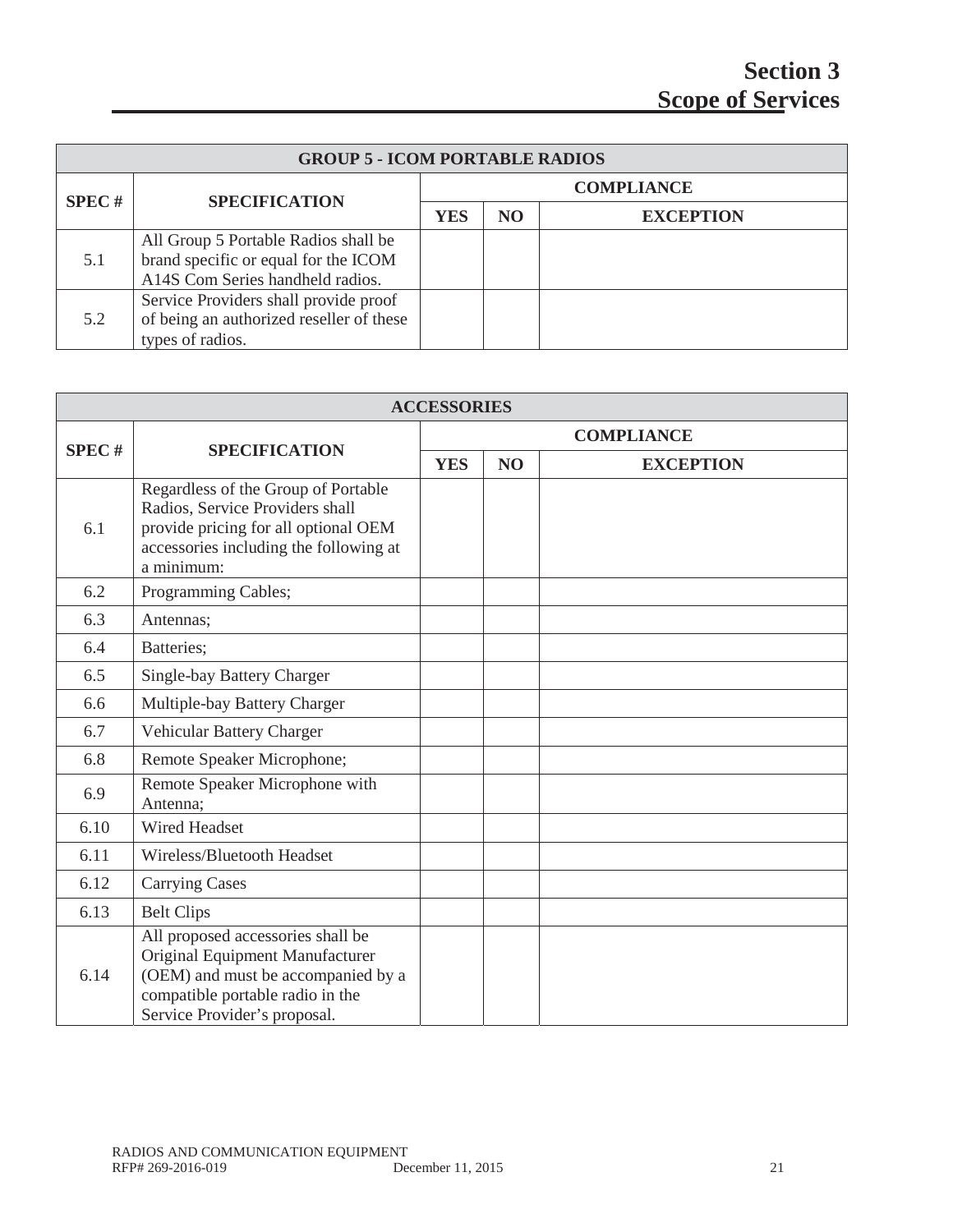| GROUP 5 - ICOM PORTABLE RADIOS | | | | |
|---|---|---|---|---|
| SPEC # | SPECIFICATION | COMPLIANCE | | |
| | | YES | NO | EXCEPTION |
| 5.1 | All Group 5 Portable Radios shall be brand specific or equal for the ICOM A14S Com Series handheld radios. | | | |
| 5.2 | Service Providers shall provide proof of being an authorized reseller of these types of radios. | | | |

| ACCESSORIES | | | | |
|---|---|---|---|---|
| SPEC # | SPECIFICATION | COMPLIANCE | | |
| | | YES | NO | EXCEPTION |
| 6.1 | Regardless of the Group of Portable Radios, Service Providers shall provide pricing for all optional OEM accessories including the following at a minimum: | | | |
| 6.2 | Programming Cables; | | | |
| 6.3 | Antennas; | | | |
| 6.4 | Batteries; | | | |
| 6.5 | Single-bay Battery Charger | | | |
| 6.6 | Multiple-bay Battery Charger | | | |
| 6.7 | Vehicular Battery Charger | | | |
| 6.8 | Remote Speaker Microphone; | | | |
| 6.9 | Remote Speaker Microphone with Antenna; | | | |
| 6.10 | Wired Headset | | | |
| 6.11 | Wireless/Bluetooth Headset | | | |
| 6.12 | Carrying Cases | | | |
| 6.13 | Belt Clips | | | |
| 6.14 | All proposed accessories shall be Original Equipment Manufacturer (OEM) and must be accompanied by a compatible portable radio in the Service Provider's proposal. | | | |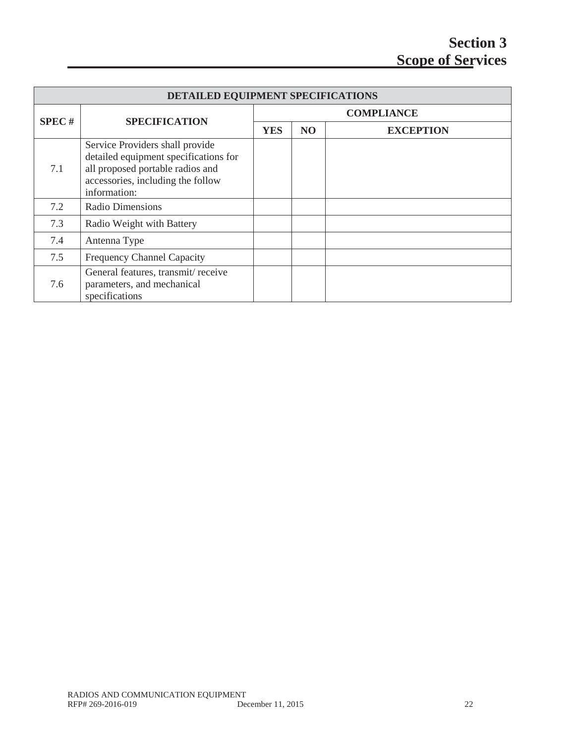| DETAILED EQUIPMENT SPECIFICATIONS | | | | |
|---|---|---|---|---|
| SPEC # | SPECIFICATION | COMPLIANCE | | |
| | | YES | NO | EXCEPTION |
| 7.1 | Service Providers shall provide detailed equipment specifications for all proposed portable radios and accessories, including the follow information: | | | |
| 7.2 | Radio Dimensions | | | |
| 7.3 | Radio Weight with Battery | | | |
| 7.4 | Antenna Type | | | |
| 7.5 | Frequency Channel Capacity | | | |
| 7.6 | General features, transmit/ receive parameters, and mechanical specifications | | | |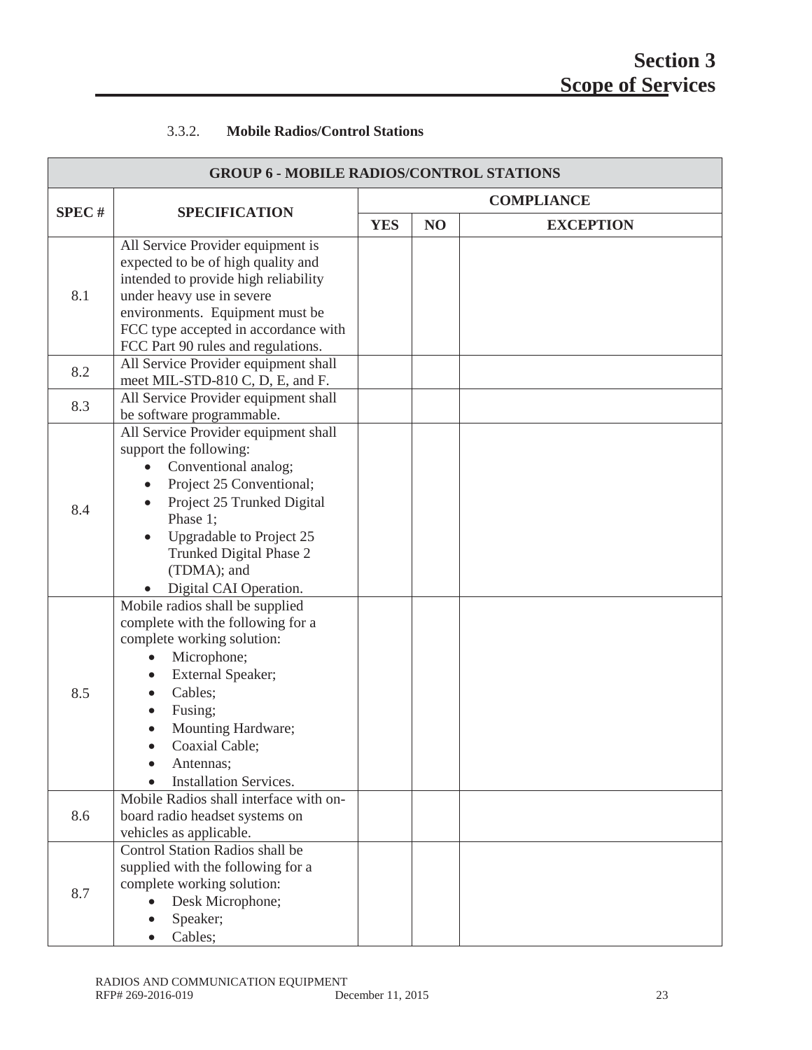3.3.2. **Mobile Radios/Control Stations**

| GROUP 6 - MOBILE RADIOS/CONTROL STATIONS | | | | |
|---|---|---|---|---|
| **SPEC #** | **SPECIFICATION** | **COMPLIANCE** | | |
| | | **YES** | **NO** | **EXCEPTION** |
| 8.1 | All Service Provider equipment is expected to be of high quality and intended to provide high reliability under heavy use in severe environments. Equipment must be FCC type accepted in accordance with FCC Part 90 rules and regulations. | | | |
| 8.2 | All Service Provider equipment shall meet MIL-STD-810 C, D, E, and F. | | | |
| 8.3 | All Service Provider equipment shall be software programmable. | | | |
| 8.4 | All Service Provider equipment shall support the following: <br>• Conventional analog; <br>• Project 25 Conventional; <br>• Project 25 Trunked Digital Phase 1; <br>• Upgradable to Project 25 Trunked Digital Phase 2 (TDMA); and <br>• Digital CAI Operation. | | | |
| 8.5 | Mobile radios shall be supplied complete with the following for a complete working solution: <br>• Microphone; <br>• External Speaker; <br>• Cables; <br>• Fusing; <br>• Mounting Hardware; <br>• Coaxial Cable; <br>• Antennas; <br>• Installation Services. | | | |
| 8.6 | Mobile Radios shall interface with on-board radio headset systems on vehicles as applicable. | | | |
| 8.7 | Control Station Radios shall be supplied with the following for a complete working solution: <br>• Desk Microphone; <br>• Speaker; <br>• Cables; | | | |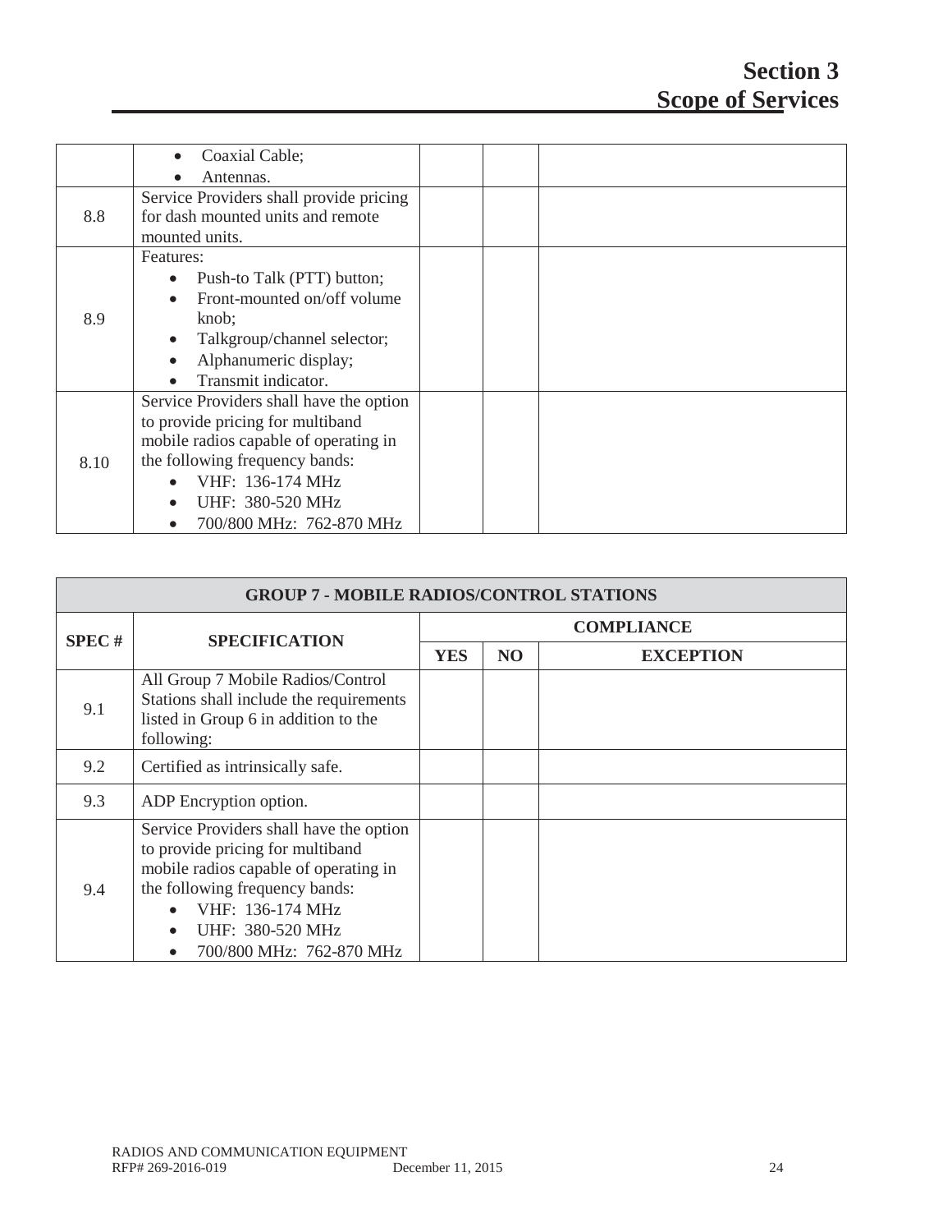| | | | | |
|---|---|---|---|---|
| | • Coaxial Cable;<br>• Antennas. | | | |
| 8.8 | Service Providers shall provide pricing for dash mounted units and remote mounted units. | | | |
| 8.9 | Features:<br>• Push-to Talk (PTT) button;<br>• Front-mounted on/off volume knob;<br>• Talkgroup/channel selector;<br>• Alphanumeric display;<br>• Transmit indicator. | | | |
| 8.10 | Service Providers shall have the option to provide pricing for multiband mobile radios capable of operating in the following frequency bands:<br>• VHF: 136-174 MHz<br>• UHF: 380-520 MHz<br>• 700/800 MHz: 762-870 MHz | | | |

| GROUP 7 - MOBILE RADIOS/CONTROL STATIONS | | | | |
|---|---|---|---|---|
| **SPEC #** | **SPECIFICATION** | **COMPLIANCE** | | |
| | | **YES** | **NO** | **EXCEPTION** |
| 9.1 | All Group 7 Mobile Radios/Control Stations shall include the requirements listed in Group 6 in addition to the following: | | | |
| 9.2 | Certified as intrinsically safe. | | | |
| 9.3 | ADP Encryption option. | | | |
| 9.4 | Service Providers shall have the option to provide pricing for multiband mobile radios capable of operating in the following frequency bands:<br>• VHF: 136-174 MHz<br>• UHF: 380-520 MHz<br>• 700/800 MHz: 762-870 MHz | | | |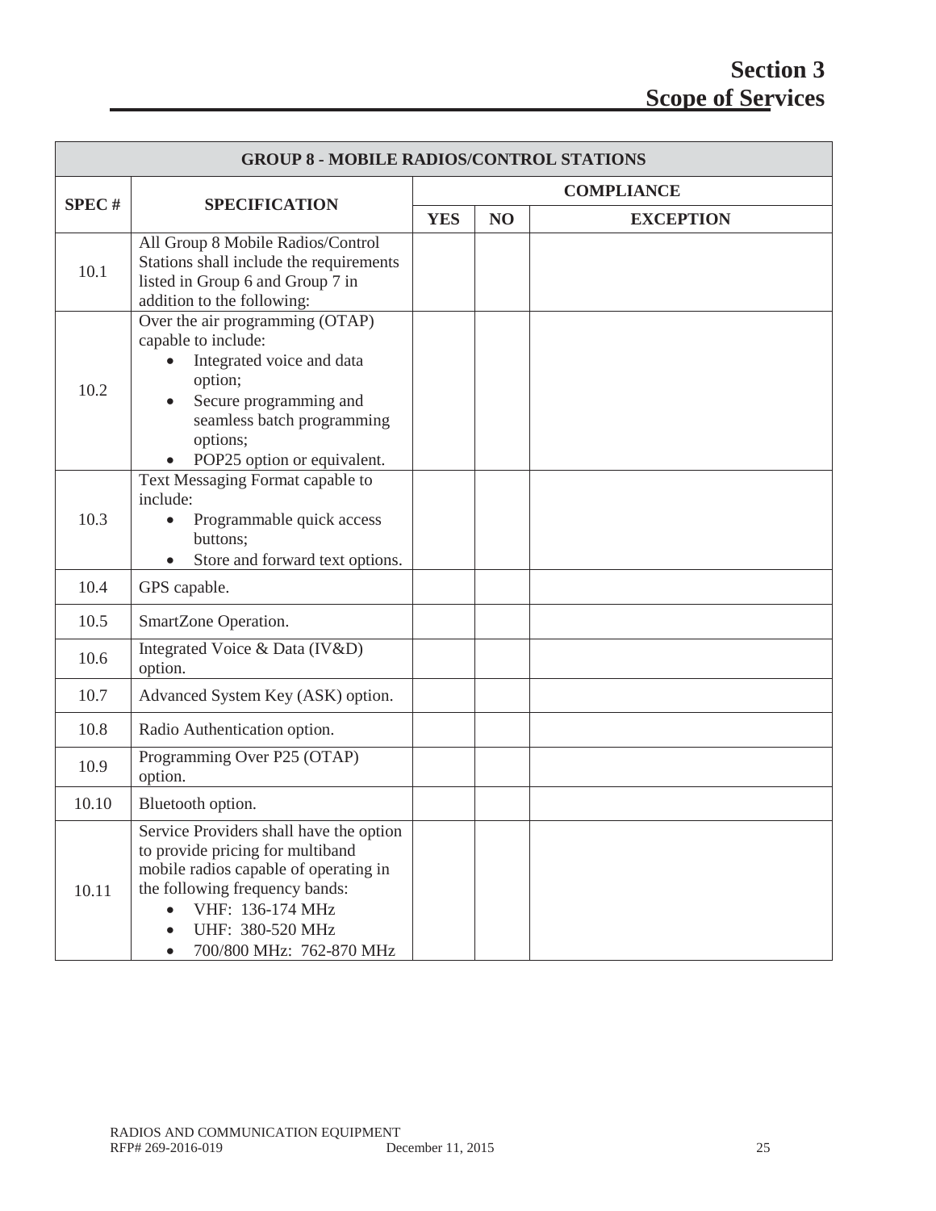# Section 3
# Scope of Services

| GROUP 8 - MOBILE RADIOS/CONTROL STATIONS | | | | |
|---|---|---|---|---|
| SPEC # | SPECIFICATION | COMPLIANCE | | |
| | | YES | NO | EXCEPTION |
| 10.1 | All Group 8 Mobile Radios/Control Stations shall include the requirements listed in Group 6 and Group 7 in addition to the following: | | | |
| 10.2 | Over the air programming (OTAP) capable to include: <br>• Integrated voice and data option; <br>• Secure programming and seamless batch programming options; <br>• POP25 option or equivalent. | | | |
| 10.3 | Text Messaging Format capable to include: <br>• Programmable quick access buttons; <br>• Store and forward text options. | | | |
| 10.4 | GPS capable. | | | |
| 10.5 | SmartZone Operation. | | | |
| 10.6 | Integrated Voice & Data (IV&D) option. | | | |
| 10.7 | Advanced System Key (ASK) option. | | | |
| 10.8 | Radio Authentication option. | | | |
| 10.9 | Programming Over P25 (OTAP) option. | | | |
| 10.10 | Bluetooth option. | | | |
| 10.11 | Service Providers shall have the option to provide pricing for multiband mobile radios capable of operating in the following frequency bands: <br>• VHF: 136-174 MHz <br>• UHF: 380-520 MHz <br>• 700/800 MHz: 762-870 MHz | | | |

RADIOS AND COMMUNICATION EQUIPMENT
RFP# 269-2016-019 December 11, 2015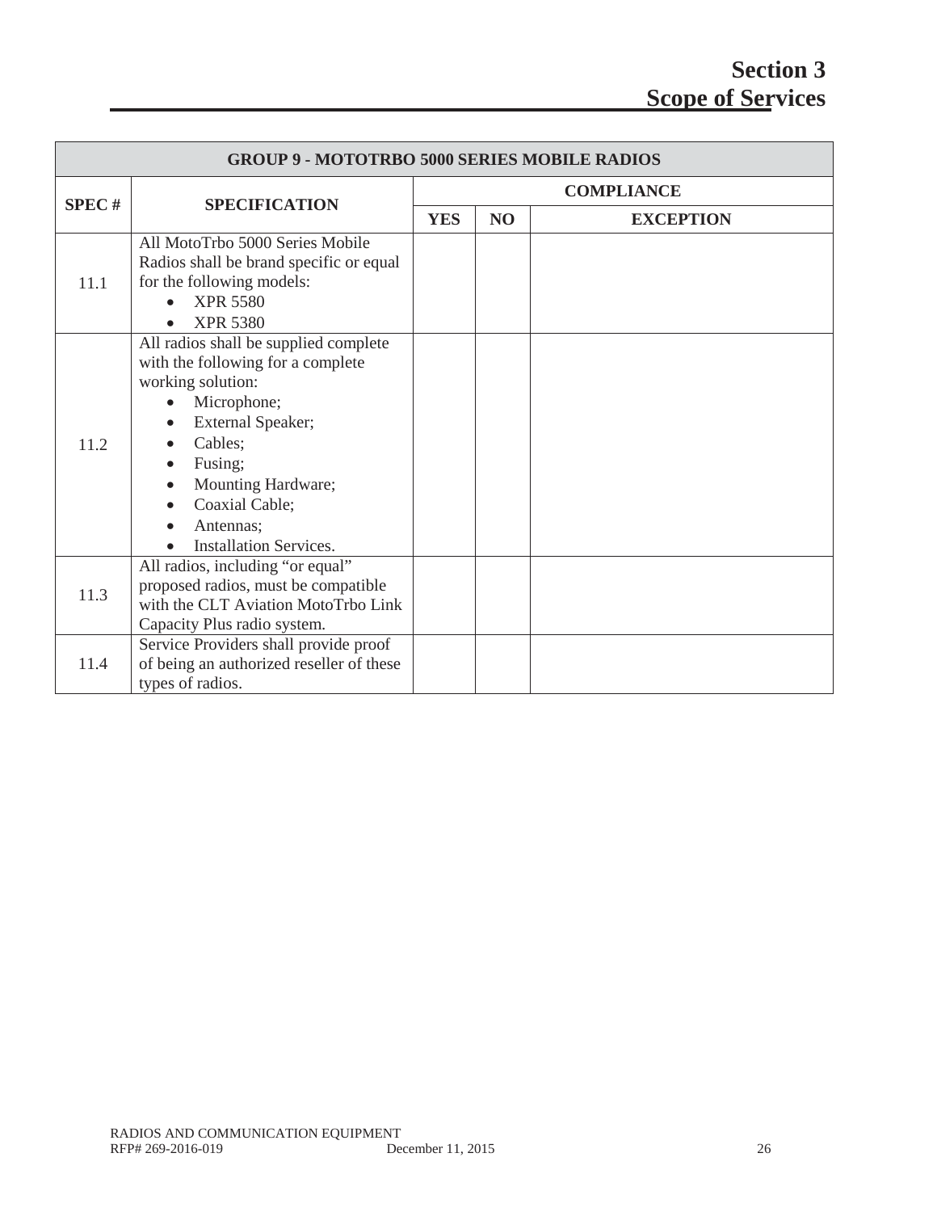# Section 3
# Scope of Services

| GROUP 9 - MOTOTRBO 5000 SERIES MOBILE RADIOS | | | | |
|---|---|---|---|---|
| SPEC # | SPECIFICATION | COMPLIANCE | | |
| | | YES | NO | EXCEPTION |
| 11.1 | All MotoTrbo 5000 Series Mobile Radios shall be brand specific or equal for the following models:<br>• XPR 5580<br>• XPR 5380 | | | |
| 11.2 | All radios shall be supplied complete with the following for a complete working solution:<br>• Microphone;<br>• External Speaker;<br>• Cables;<br>• Fusing;<br>• Mounting Hardware;<br>• Coaxial Cable;<br>• Antennas;<br>• Installation Services. | | | |
| 11.3 | All radios, including "or equal" proposed radios, must be compatible with the CLT Aviation MotoTrbo Link Capacity Plus radio system. | | | |
| 11.4 | Service Providers shall provide proof of being an authorized reseller of these types of radios. | | | |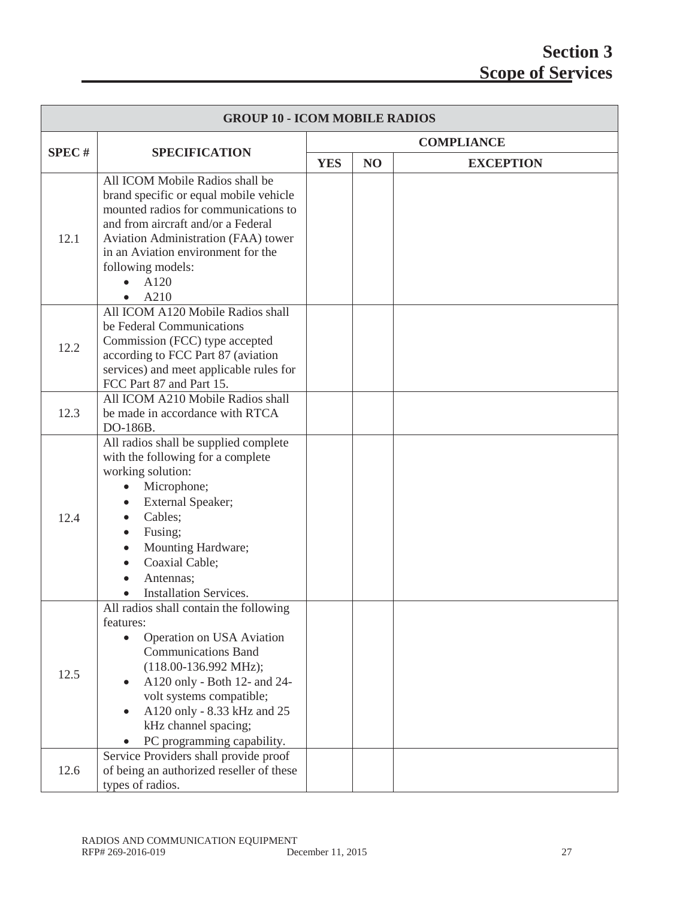# Section 3
# Scope of Services

| GROUP 10 - ICOM MOBILE RADIOS | | | | |
|---|---|---|---|---|
| **SPEC #** | **SPECIFICATION** | **COMPLIANCE** | | |
| | | **YES** | **NO** | **EXCEPTION** |
| 12.1 | All ICOM Mobile Radios shall be brand specific or equal mobile vehicle mounted radios for communications to and from aircraft and/or a Federal Aviation Administration (FAA) tower in an Aviation environment for the following models:<br>• A120<br>• A210 | | | |
| 12.2 | All ICOM A120 Mobile Radios shall be Federal Communications Commission (FCC) type accepted according to FCC Part 87 (aviation services) and meet applicable rules for FCC Part 87 and Part 15. | | | |
| 12.3 | All ICOM A210 Mobile Radios shall be made in accordance with RTCA DO-186B. | | | |
| 12.4 | All radios shall be supplied complete with the following for a complete working solution:<br>• Microphone;<br>• External Speaker;<br>• Cables;<br>• Fusing;<br>• Mounting Hardware;<br>• Coaxial Cable;<br>• Antennas;<br>• Installation Services. | | | |
| 12.5 | All radios shall contain the following features:<br>• Operation on USA Aviation Communications Band (118.00-136.992 MHz);<br>• A120 only - Both 12- and 24-volt systems compatible;<br>• A120 only - 8.33 kHz and 25 kHz channel spacing;<br>• PC programming capability. | | | |
| 12.6 | Service Providers shall provide proof of being an authorized reseller of these types of radios. | | | |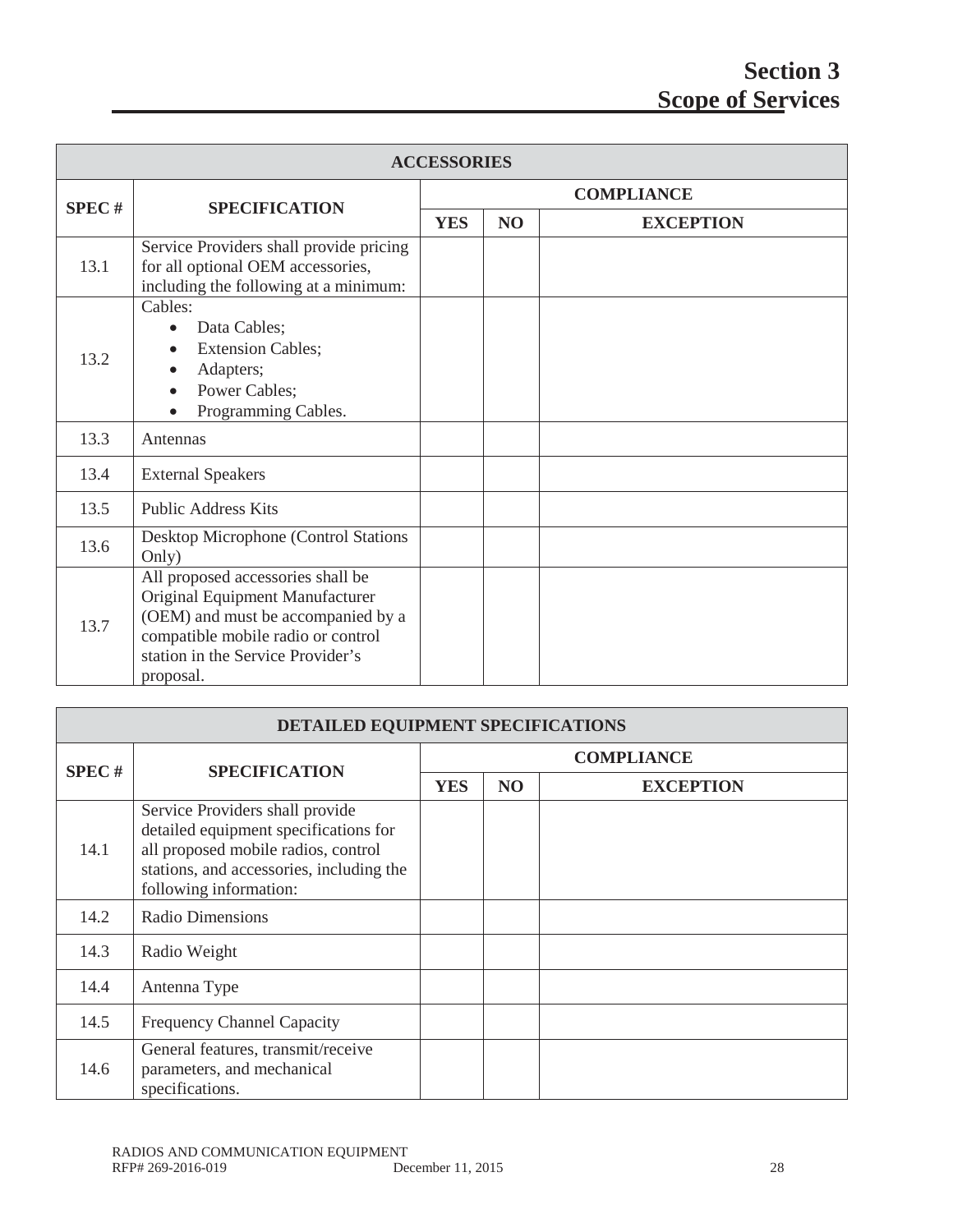## Section 3
## Scope of Services

| ACCESSORIES | | | | |
|---|---|---|---|---|
| **SPEC #** | **SPECIFICATION** | **COMPLIANCE** | | |
| | | **YES** | **NO** | **EXCEPTION** |
| 13.1 | Service Providers shall provide pricing for all optional OEM accessories, including the following at a minimum: | | | |
| 13.2 | Cables:<br>• Data Cables;<br>• Extension Cables;<br>• Adapters;<br>• Power Cables;<br>• Programming Cables. | | | |
| 13.3 | Antennas | | | |
| 13.4 | External Speakers | | | |
| 13.5 | Public Address Kits | | | |
| 13.6 | Desktop Microphone (Control Stations Only) | | | |
| 13.7 | All proposed accessories shall be Original Equipment Manufacturer (OEM) and must be accompanied by a compatible mobile radio or control station in the Service Provider's proposal. | | | |

| DETAILED EQUIPMENT SPECIFICATIONS | | | | |
|---|---|---|---|---|
| **SPEC #** | **SPECIFICATION** | **COMPLIANCE** | | |
| | | **YES** | **NO** | **EXCEPTION** |
| 14.1 | Service Providers shall provide detailed equipment specifications for all proposed mobile radios, control stations, and accessories, including the following information: | | | |
| 14.2 | Radio Dimensions | | | |
| 14.3 | Radio Weight | | | |
| 14.4 | Antenna Type | | | |
| 14.5 | Frequency Channel Capacity | | | |
| 14.6 | General features, transmit/receive parameters, and mechanical specifications. | | | |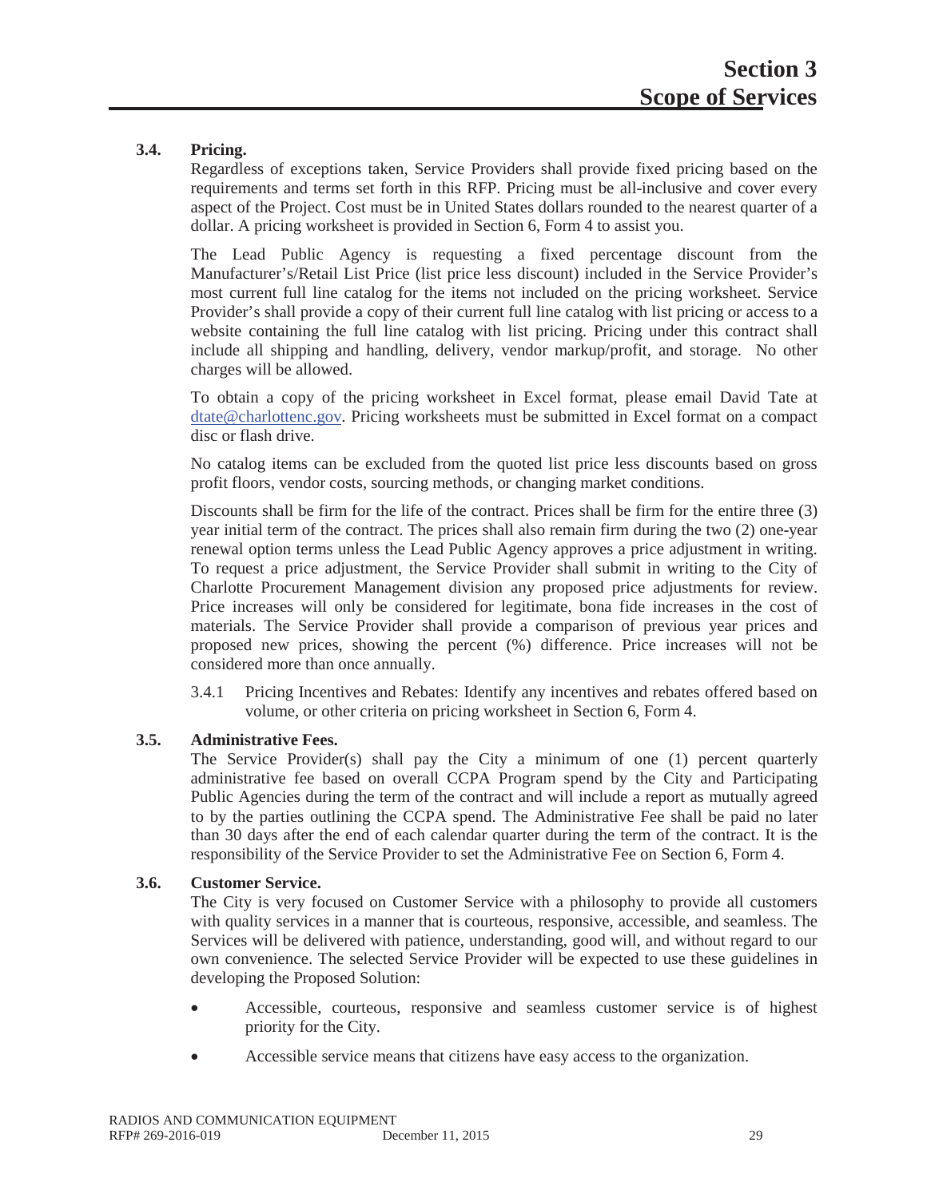### 3.4. Pricing.

Regardless of exceptions taken, Service Providers shall provide fixed pricing based on the requirements and terms set forth in this RFP. Pricing must be all-inclusive and cover every aspect of the Project. Cost must be in United States dollars rounded to the nearest quarter of a dollar. A pricing worksheet is provided in Section 6, Form 4 to assist you.

The Lead Public Agency is requesting a fixed percentage discount from the Manufacturer's/Retail List Price (list price less discount) included in the Service Provider's most current full line catalog for the items not included on the pricing worksheet. Service Provider's shall provide a copy of their current full line catalog with list pricing or access to a website containing the full line catalog with list pricing. Pricing under this contract shall include all shipping and handling, delivery, vendor markup/profit, and storage. No other charges will be allowed.

To obtain a copy of the pricing worksheet in Excel format, please email David Tate at dtate@charlottenc.gov. Pricing worksheets must be submitted in Excel format on a compact disc or flash drive.

No catalog items can be excluded from the quoted list price less discounts based on gross profit floors, vendor costs, sourcing methods, or changing market conditions.

Discounts shall be firm for the life of the contract. Prices shall be firm for the entire three (3) year initial term of the contract. The prices shall also remain firm during the two (2) one-year renewal option terms unless the Lead Public Agency approves a price adjustment in writing. To request a price adjustment, the Service Provider shall submit in writing to the City of Charlotte Procurement Management division any proposed price adjustments for review. Price increases will only be considered for legitimate, bona fide increases in the cost of materials. The Service Provider shall provide a comparison of previous year prices and proposed new prices, showing the percent (%) difference. Price increases will not be considered more than once annually.

3.4.1 Pricing Incentives and Rebates: Identify any incentives and rebates offered based on volume, or other criteria on pricing worksheet in Section 6, Form 4.

### 3.5. Administrative Fees.

The Service Provider(s) shall pay the City a minimum of one (1) percent quarterly administrative fee based on overall CCPA Program spend by the City and Participating Public Agencies during the term of the contract and will include a report as mutually agreed to by the parties outlining the CCPA spend. The Administrative Fee shall be paid no later than 30 days after the end of each calendar quarter during the term of the contract. It is the responsibility of the Service Provider to set the Administrative Fee on Section 6, Form 4.

### 3.6. Customer Service.

The City is very focused on Customer Service with a philosophy to provide all customers with quality services in a manner that is courteous, responsive, accessible, and seamless. The Services will be delivered with patience, understanding, good will, and without regard to our own convenience. The selected Service Provider will be expected to use these guidelines in developing the Proposed Solution:

- Accessible, courteous, responsive and seamless customer service is of highest priority for the City.
- Accessible service means that citizens have easy access to the organization.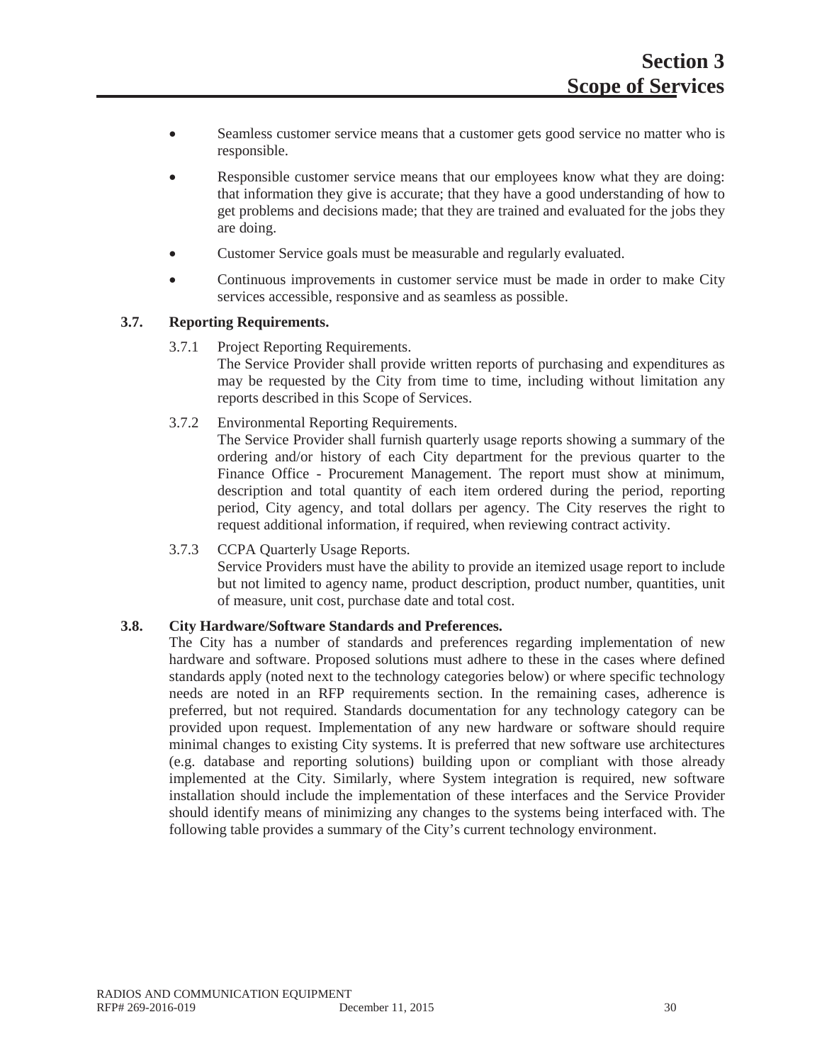- Seamless customer service means that a customer gets good service no matter who is responsible.
- Responsible customer service means that our employees know what they are doing: that information they give is accurate; that they have a good understanding of how to get problems and decisions made; that they are trained and evaluated for the jobs they are doing.
- Customer Service goals must be measurable and regularly evaluated.
- Continuous improvements in customer service must be made in order to make City services accessible, responsive and as seamless as possible.

### 3.7. Reporting Requirements.

3.7.1 Project Reporting Requirements.
The Service Provider shall provide written reports of purchasing and expenditures as may be requested by the City from time to time, including without limitation any reports described in this Scope of Services.

3.7.2 Environmental Reporting Requirements.
The Service Provider shall furnish quarterly usage reports showing a summary of the ordering and/or history of each City department for the previous quarter to the Finance Office - Procurement Management. The report must show at minimum, description and total quantity of each item ordered during the period, reporting period, City agency, and total dollars per agency. The City reserves the right to request additional information, if required, when reviewing contract activity.

3.7.3 CCPA Quarterly Usage Reports.
Service Providers must have the ability to provide an itemized usage report to include but not limited to agency name, product description, product number, quantities, unit of measure, unit cost, purchase date and total cost.

### 3.8. City Hardware/Software Standards and Preferences.

The City has a number of standards and preferences regarding implementation of new hardware and software. Proposed solutions must adhere to these in the cases where defined standards apply (noted next to the technology categories below) or where specific technology needs are noted in an RFP requirements section. In the remaining cases, adherence is preferred, but not required. Standards documentation for any technology category can be provided upon request. Implementation of any new hardware or software should require minimal changes to existing City systems. It is preferred that new software use architectures (e.g. database and reporting solutions) building upon or compliant with those already implemented at the City. Similarly, where System integration is required, new software installation should include the implementation of these interfaces and the Service Provider should identify means of minimizing any changes to the systems being interfaced with. The following table provides a summary of the City's current technology environment.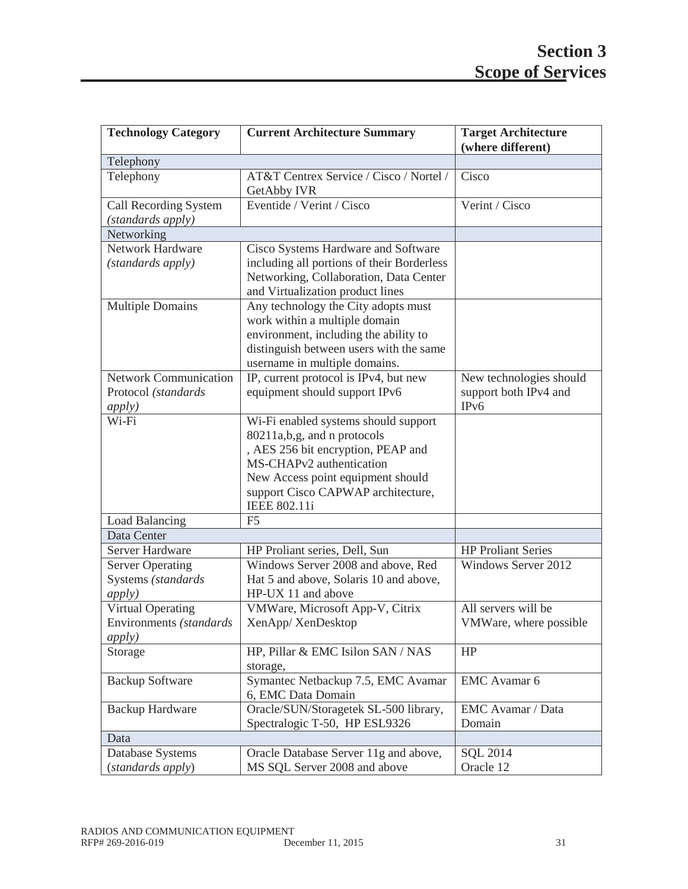# Section 3
# Scope of Services

| Technology Category | Current Architecture Summary | Target Architecture (where different) |
|---|---|---|
| Telephony | | |
| Telephony | AT&T Centrex Service / Cisco / Nortel / GetAbby IVR | Cisco |
| Call Recording System *(standards apply)* | Eventide / Verint / Cisco | Verint / Cisco |
| Networking | | |
| Network Hardware *(standards apply)* | Cisco Systems Hardware and Software including all portions of their Borderless Networking, Collaboration, Data Center and Virtualization product lines | |
| Multiple Domains | Any technology the City adopts must work within a multiple domain environment, including the ability to distinguish between users with the same username in multiple domains. | |
| Network Communication Protocol *(standards apply)* | IP, current protocol is IPv4, but new equipment should support IPv6 | New technologies should support both IPv4 and IPv6 |
| Wi-Fi | Wi-Fi enabled systems should support 80211a,b,g, and n protocols , AES 256 bit encryption, PEAP and MS-CHAPv2 authentication New Access point equipment should support Cisco CAPWAP architecture, IEEE 802.11i | |
| Load Balancing | F5 | |
| Data Center | | |
| Server Hardware | HP Proliant series, Dell, Sun | HP Proliant Series |
| Server Operating Systems *(standards apply)* | Windows Server 2008 and above, Red Hat 5 and above, Solaris 10 and above, HP-UX 11 and above | Windows Server 2012 |
| Virtual Operating Environments *(standards apply)* | VMWare, Microsoft App-V, Citrix XenApp/ XenDesktop | All servers will be VMWare, where possible |
| Storage | HP, Pillar & EMC Isilon SAN / NAS storage, | HP |
| Backup Software | Symantec Netbackup 7.5, EMC Avamar 6, EMC Data Domain | EMC Avamar 6 |
| Backup Hardware | Oracle/SUN/Storagetek SL-500 library, Spectralogic T-50, HP ESL9326 | EMC Avamar / Data Domain |
| Data | | |
| Database Systems (*standards apply*) | Oracle Database Server 11g and above, MS SQL Server 2008 and above | SQL 2014 Oracle 12 |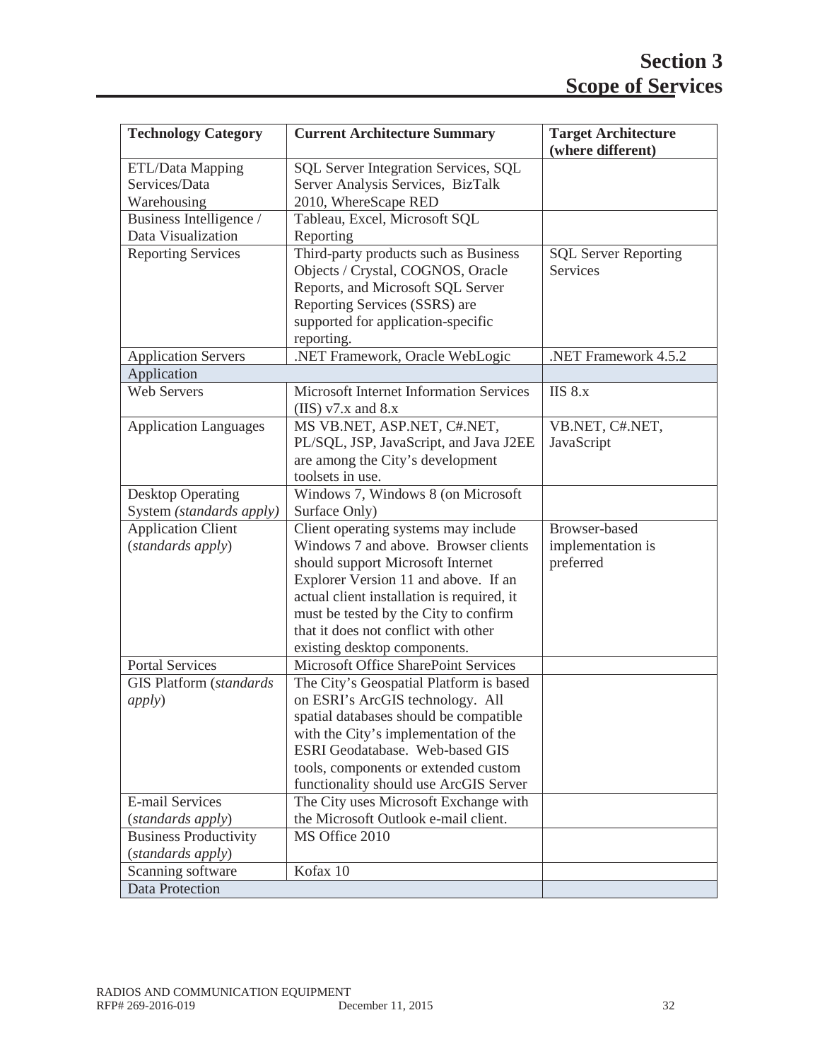| Technology Category | Current Architecture Summary | Target Architecture (where different) |
|---|---|---|
| ETL/Data Mapping Services/Data Warehousing | SQL Server Integration Services, SQL Server Analysis Services, BizTalk 2010, WhereScape RED | |
| Business Intelligence / Data Visualization | Tableau, Excel, Microsoft SQL Reporting | |
| Reporting Services | Third-party products such as Business Objects / Crystal, COGNOS, Oracle Reports, and Microsoft SQL Server Reporting Services (SSRS) are supported for application-specific reporting. | SQL Server Reporting Services |
| Application Servers | .NET Framework, Oracle WebLogic | .NET Framework 4.5.2 |
| Application | | |
| Web Servers | Microsoft Internet Information Services (IIS) v7.x and 8.x | IIS 8.x |
| Application Languages | MS VB.NET, ASP.NET, C#.NET, PL/SQL, JSP, JavaScript, and Java J2EE are among the City's development toolsets in use. | VB.NET, C#.NET, JavaScript |
| Desktop Operating System *(standards apply)* | Windows 7, Windows 8 (on Microsoft Surface Only) | |
| Application Client (*standards apply*) | Client operating systems may include Windows 7 and above. Browser clients should support Microsoft Internet Explorer Version 11 and above. If an actual client installation is required, it must be tested by the City to confirm that it does not conflict with other existing desktop components. | Browser-based implementation is preferred |
| Portal Services | Microsoft Office SharePoint Services | |
| GIS Platform (*standards apply*) | The City's Geospatial Platform is based on ESRI's ArcGIS technology. All spatial databases should be compatible with the City's implementation of the ESRI Geodatabase. Web-based GIS tools, components or extended custom functionality should use ArcGIS Server | |
| E-mail Services (*standards apply*) | The City uses Microsoft Exchange with the Microsoft Outlook e-mail client. | |
| Business Productivity (*standards apply*) | MS Office 2010 | |
| Scanning software | Kofax 10 | |
| Data Protection | | |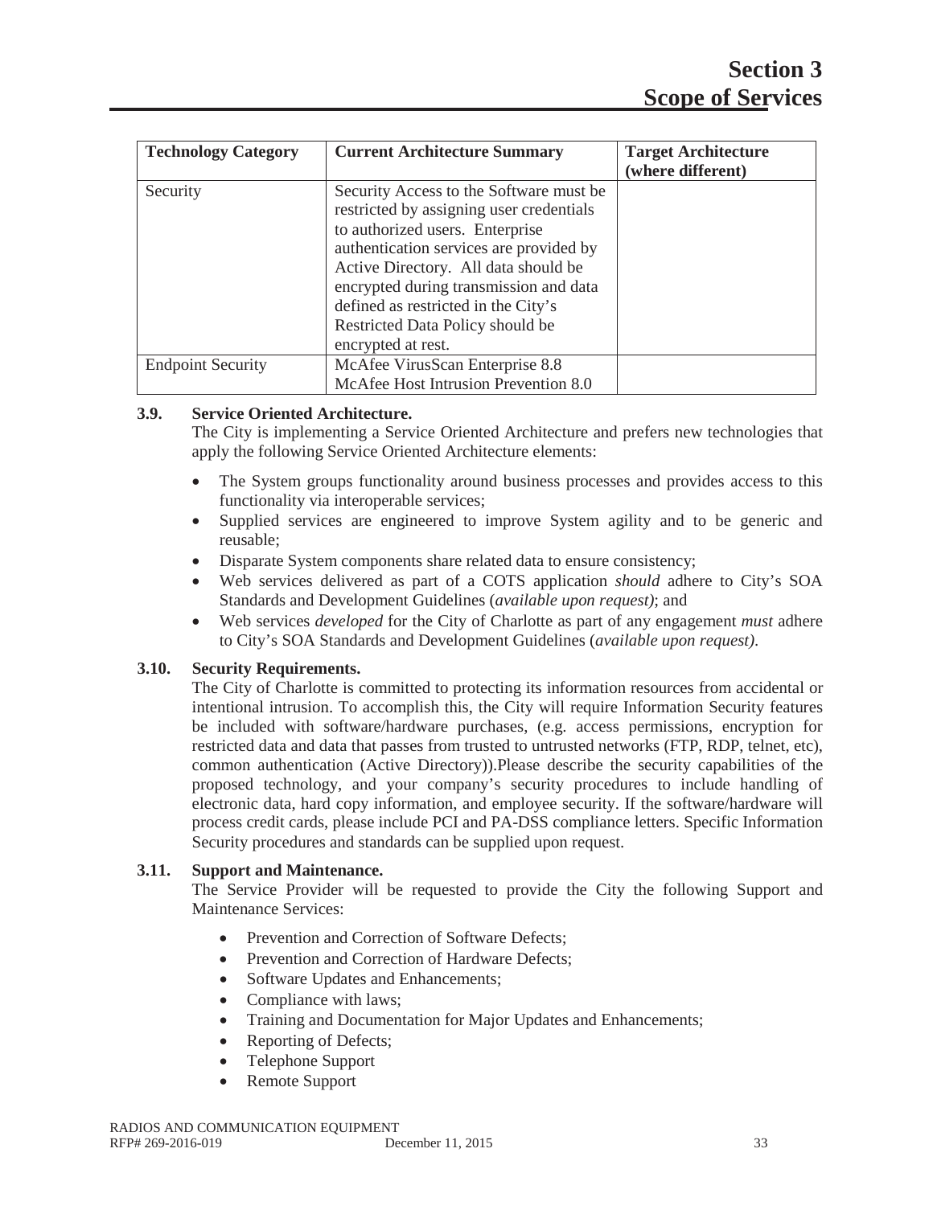| Technology Category | Current Architecture Summary | Target Architecture (where different) |
|---|---|---|
| Security | Security Access to the Software must be restricted by assigning user credentials to authorized users. Enterprise authentication services are provided by Active Directory. All data should be encrypted during transmission and data defined as restricted in the City's Restricted Data Policy should be encrypted at rest. | |
| Endpoint Security | McAfee VirusScan Enterprise 8.8<br>McAfee Host Intrusion Prevention 8.0 | |

**3.9. Service Oriented Architecture.**

The City is implementing a Service Oriented Architecture and prefers new technologies that apply the following Service Oriented Architecture elements:

- The System groups functionality around business processes and provides access to this functionality via interoperable services;
- Supplied services are engineered to improve System agility and to be generic and reusable;
- Disparate System components share related data to ensure consistency;
- Web services delivered as part of a COTS application *should* adhere to City's SOA Standards and Development Guidelines (*available upon request)*; and
- Web services *developed* for the City of Charlotte as part of any engagement *must* adhere to City's SOA Standards and Development Guidelines (*available upon request)*.

**3.10. Security Requirements.**

The City of Charlotte is committed to protecting its information resources from accidental or intentional intrusion. To accomplish this, the City will require Information Security features be included with software/hardware purchases, (e.g. access permissions, encryption for restricted data and data that passes from trusted to untrusted networks (FTP, RDP, telnet, etc), common authentication (Active Directory)).Please describe the security capabilities of the proposed technology, and your company's security procedures to include handling of electronic data, hard copy information, and employee security. If the software/hardware will process credit cards, please include PCI and PA-DSS compliance letters. Specific Information Security procedures and standards can be supplied upon request.

**3.11. Support and Maintenance.**

The Service Provider will be requested to provide the City the following Support and Maintenance Services:

- Prevention and Correction of Software Defects;
- Prevention and Correction of Hardware Defects;
- Software Updates and Enhancements;
- Compliance with laws;
- Training and Documentation for Major Updates and Enhancements;
- Reporting of Defects;
- Telephone Support
- Remote Support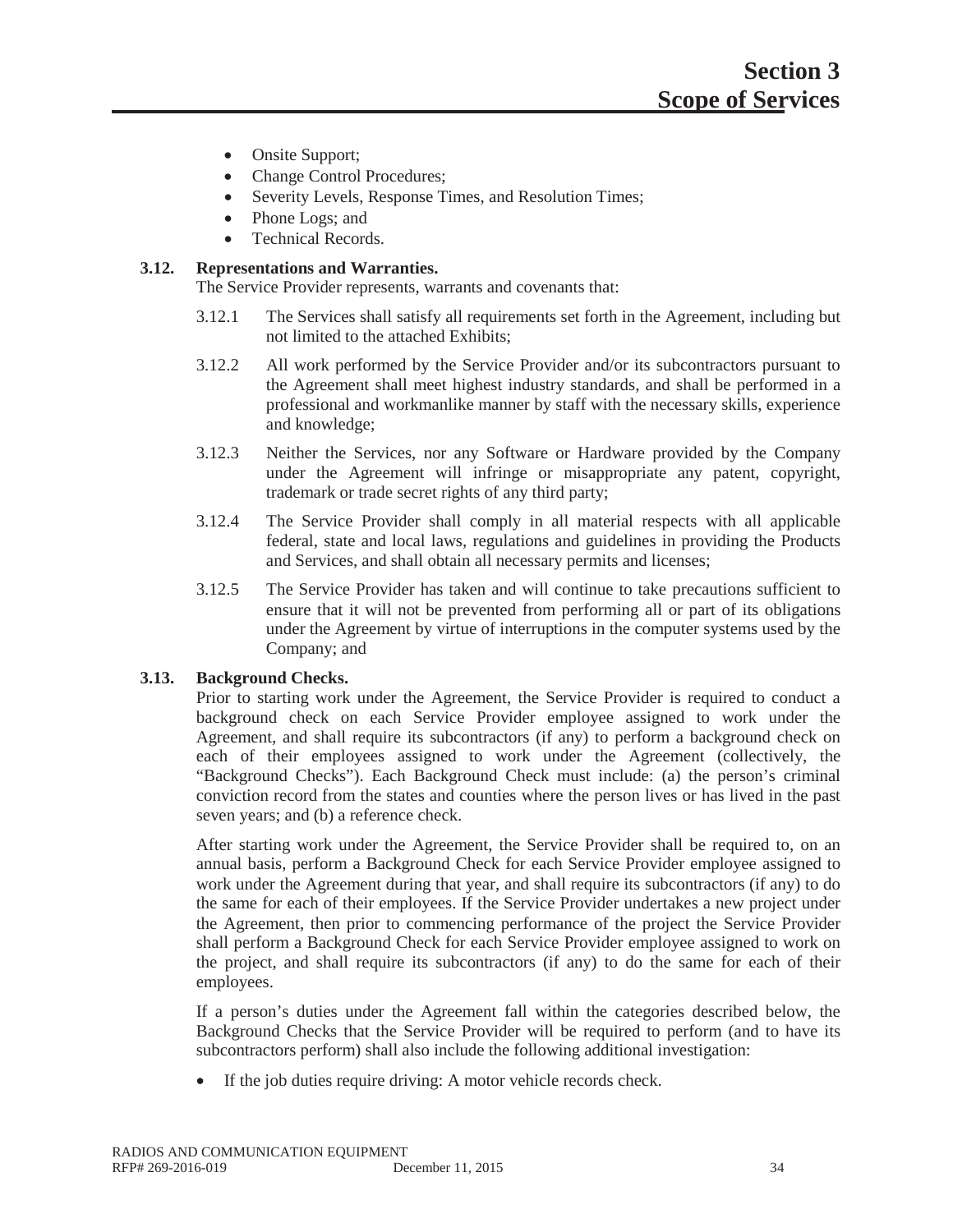- Onsite Support;
- Change Control Procedures;
- Severity Levels, Response Times, and Resolution Times;
- Phone Logs; and
- Technical Records.

### 3.12. Representations and Warranties.

The Service Provider represents, warrants and covenants that:

3.12.1 The Services shall satisfy all requirements set forth in the Agreement, including but not limited to the attached Exhibits;

3.12.2 All work performed by the Service Provider and/or its subcontractors pursuant to the Agreement shall meet highest industry standards, and shall be performed in a professional and workmanlike manner by staff with the necessary skills, experience and knowledge;

3.12.3 Neither the Services, nor any Software or Hardware provided by the Company under the Agreement will infringe or misappropriate any patent, copyright, trademark or trade secret rights of any third party;

3.12.4 The Service Provider shall comply in all material respects with all applicable federal, state and local laws, regulations and guidelines in providing the Products and Services, and shall obtain all necessary permits and licenses;

3.12.5 The Service Provider has taken and will continue to take precautions sufficient to ensure that it will not be prevented from performing all or part of its obligations under the Agreement by virtue of interruptions in the computer systems used by the Company; and

### 3.13. Background Checks.

Prior to starting work under the Agreement, the Service Provider is required to conduct a background check on each Service Provider employee assigned to work under the Agreement, and shall require its subcontractors (if any) to perform a background check on each of their employees assigned to work under the Agreement (collectively, the "Background Checks"). Each Background Check must include: (a) the person's criminal conviction record from the states and counties where the person lives or has lived in the past seven years; and (b) a reference check.

After starting work under the Agreement, the Service Provider shall be required to, on an annual basis, perform a Background Check for each Service Provider employee assigned to work under the Agreement during that year, and shall require its subcontractors (if any) to do the same for each of their employees. If the Service Provider undertakes a new project under the Agreement, then prior to commencing performance of the project the Service Provider shall perform a Background Check for each Service Provider employee assigned to work on the project, and shall require its subcontractors (if any) to do the same for each of their employees.

If a person's duties under the Agreement fall within the categories described below, the Background Checks that the Service Provider will be required to perform (and to have its subcontractors perform) shall also include the following additional investigation:

- If the job duties require driving: A motor vehicle records check.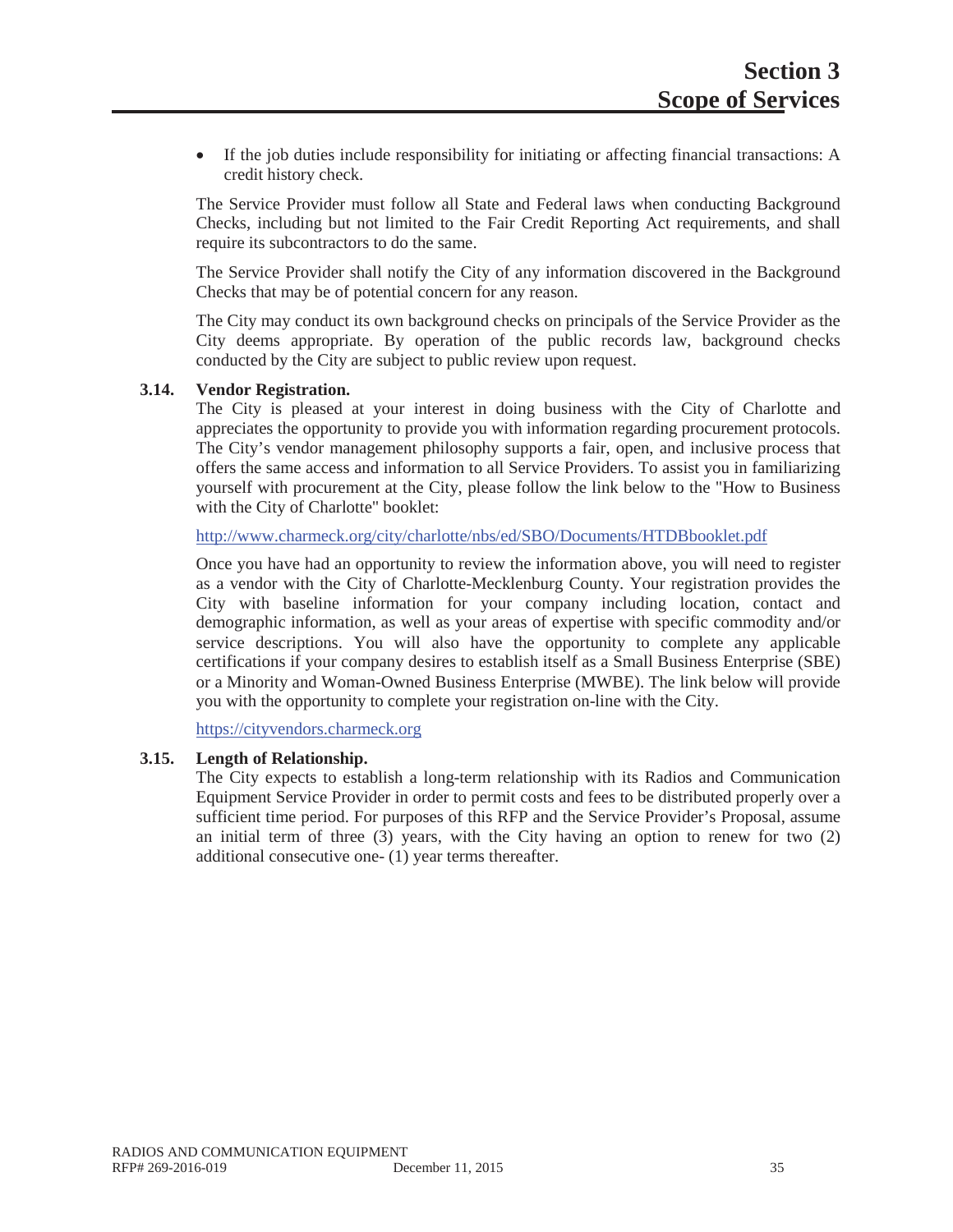- If the job duties include responsibility for initiating or affecting financial transactions: A credit history check.

The Service Provider must follow all State and Federal laws when conducting Background Checks, including but not limited to the Fair Credit Reporting Act requirements, and shall require its subcontractors to do the same.

The Service Provider shall notify the City of any information discovered in the Background Checks that may be of potential concern for any reason.

The City may conduct its own background checks on principals of the Service Provider as the City deems appropriate. By operation of the public records law, background checks conducted by the City are subject to public review upon request.

**3.14. Vendor Registration.**

The City is pleased at your interest in doing business with the City of Charlotte and appreciates the opportunity to provide you with information regarding procurement protocols. The City's vendor management philosophy supports a fair, open, and inclusive process that offers the same access and information to all Service Providers. To assist you in familiarizing yourself with procurement at the City, please follow the link below to the "How to Business with the City of Charlotte" booklet:

http://www.charmeck.org/city/charlotte/nbs/ed/SBO/Documents/HTDBbooklet.pdf

Once you have had an opportunity to review the information above, you will need to register as a vendor with the City of Charlotte-Mecklenburg County. Your registration provides the City with baseline information for your company including location, contact and demographic information, as well as your areas of expertise with specific commodity and/or service descriptions. You will also have the opportunity to complete any applicable certifications if your company desires to establish itself as a Small Business Enterprise (SBE) or a Minority and Woman-Owned Business Enterprise (MWBE). The link below will provide you with the opportunity to complete your registration on-line with the City.

https://cityvendors.charmeck.org

**3.15. Length of Relationship.**

The City expects to establish a long-term relationship with its Radios and Communication Equipment Service Provider in order to permit costs and fees to be distributed properly over a sufficient time period. For purposes of this RFP and the Service Provider's Proposal, assume an initial term of three (3) years, with the City having an option to renew for two (2) additional consecutive one- (1) year terms thereafter.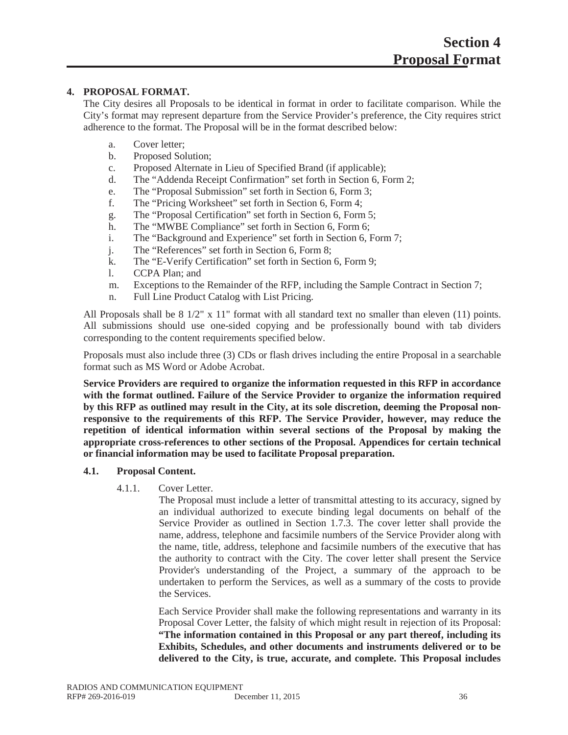# Section 4
# Proposal Format

## 4. PROPOSAL FORMAT.

The City desires all Proposals to be identical in format in order to facilitate comparison. While the City's format may represent departure from the Service Provider's preference, the City requires strict adherence to the format. The Proposal will be in the format described below:

a. Cover letter;
b. Proposed Solution;
c. Proposed Alternate in Lieu of Specified Brand (if applicable);
d. The "Addenda Receipt Confirmation" set forth in Section 6, Form 2;
e. The "Proposal Submission" set forth in Section 6, Form 3;
f. The "Pricing Worksheet" set forth in Section 6, Form 4;
g. The "Proposal Certification" set forth in Section 6, Form 5;
h. The "MWBE Compliance" set forth in Section 6, Form 6;
i. The "Background and Experience" set forth in Section 6, Form 7;
j. The "References" set forth in Section 6, Form 8;
k. The "E-Verify Certification" set forth in Section 6, Form 9;
l. CCPA Plan; and
m. Exceptions to the Remainder of the RFP, including the Sample Contract in Section 7;
n. Full Line Product Catalog with List Pricing.

All Proposals shall be 8 1/2" x 11" format with all standard text no smaller than eleven (11) points. All submissions should use one-sided copying and be professionally bound with tab dividers corresponding to the content requirements specified below.

Proposals must also include three (3) CDs or flash drives including the entire Proposal in a searchable format such as MS Word or Adobe Acrobat.

**Service Providers are required to organize the information requested in this RFP in accordance with the format outlined. Failure of the Service Provider to organize the information required by this RFP as outlined may result in the City, at its sole discretion, deeming the Proposal non-responsive to the requirements of this RFP. The Service Provider, however, may reduce the repetition of identical information within several sections of the Proposal by making the appropriate cross-references to other sections of the Proposal. Appendices for certain technical or financial information may be used to facilitate Proposal preparation.**

### 4.1. Proposal Content.

4.1.1. Cover Letter.

The Proposal must include a letter of transmittal attesting to its accuracy, signed by an individual authorized to execute binding legal documents on behalf of the Service Provider as outlined in Section 1.7.3. The cover letter shall provide the name, address, telephone and facsimile numbers of the Service Provider along with the name, title, address, telephone and facsimile numbers of the executive that has the authority to contract with the City. The cover letter shall present the Service Provider's understanding of the Project, a summary of the approach to be undertaken to perform the Services, as well as a summary of the costs to provide the Services.

Each Service Provider shall make the following representations and warranty in its Proposal Cover Letter, the falsity of which might result in rejection of its Proposal: **"The information contained in this Proposal or any part thereof, including its Exhibits, Schedules, and other documents and instruments delivered or to be delivered to the City, is true, accurate, and complete. This Proposal includes**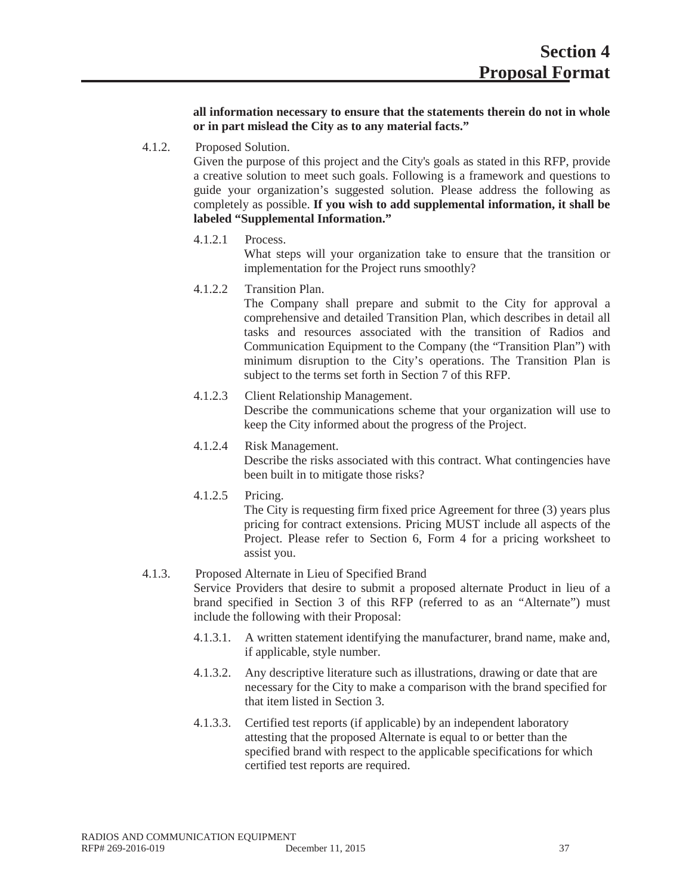**all information necessary to ensure that the statements therein do not in whole or in part mislead the City as to any material facts."**

4.1.2. Proposed Solution.

Given the purpose of this project and the City's goals as stated in this RFP, provide a creative solution to meet such goals. Following is a framework and questions to guide your organization's suggested solution. Please address the following as completely as possible. **If you wish to add supplemental information, it shall be labeled "Supplemental Information."**

4.1.2.1 Process.

What steps will your organization take to ensure that the transition or implementation for the Project runs smoothly?

4.1.2.2 Transition Plan.

The Company shall prepare and submit to the City for approval a comprehensive and detailed Transition Plan, which describes in detail all tasks and resources associated with the transition of Radios and Communication Equipment to the Company (the "Transition Plan") with minimum disruption to the City's operations. The Transition Plan is subject to the terms set forth in Section 7 of this RFP.

4.1.2.3 Client Relationship Management.

Describe the communications scheme that your organization will use to keep the City informed about the progress of the Project.

4.1.2.4 Risk Management.

Describe the risks associated with this contract. What contingencies have been built in to mitigate those risks?

4.1.2.5 Pricing.

The City is requesting firm fixed price Agreement for three (3) years plus pricing for contract extensions. Pricing MUST include all aspects of the Project. Please refer to Section 6, Form 4 for a pricing worksheet to assist you.

4.1.3. Proposed Alternate in Lieu of Specified Brand

Service Providers that desire to submit a proposed alternate Product in lieu of a brand specified in Section 3 of this RFP (referred to as an "Alternate") must include the following with their Proposal:

4.1.3.1. A written statement identifying the manufacturer, brand name, make and, if applicable, style number.

4.1.3.2. Any descriptive literature such as illustrations, drawing or date that are necessary for the City to make a comparison with the brand specified for that item listed in Section 3.

4.1.3.3. Certified test reports (if applicable) by an independent laboratory attesting that the proposed Alternate is equal to or better than the specified brand with respect to the applicable specifications for which certified test reports are required.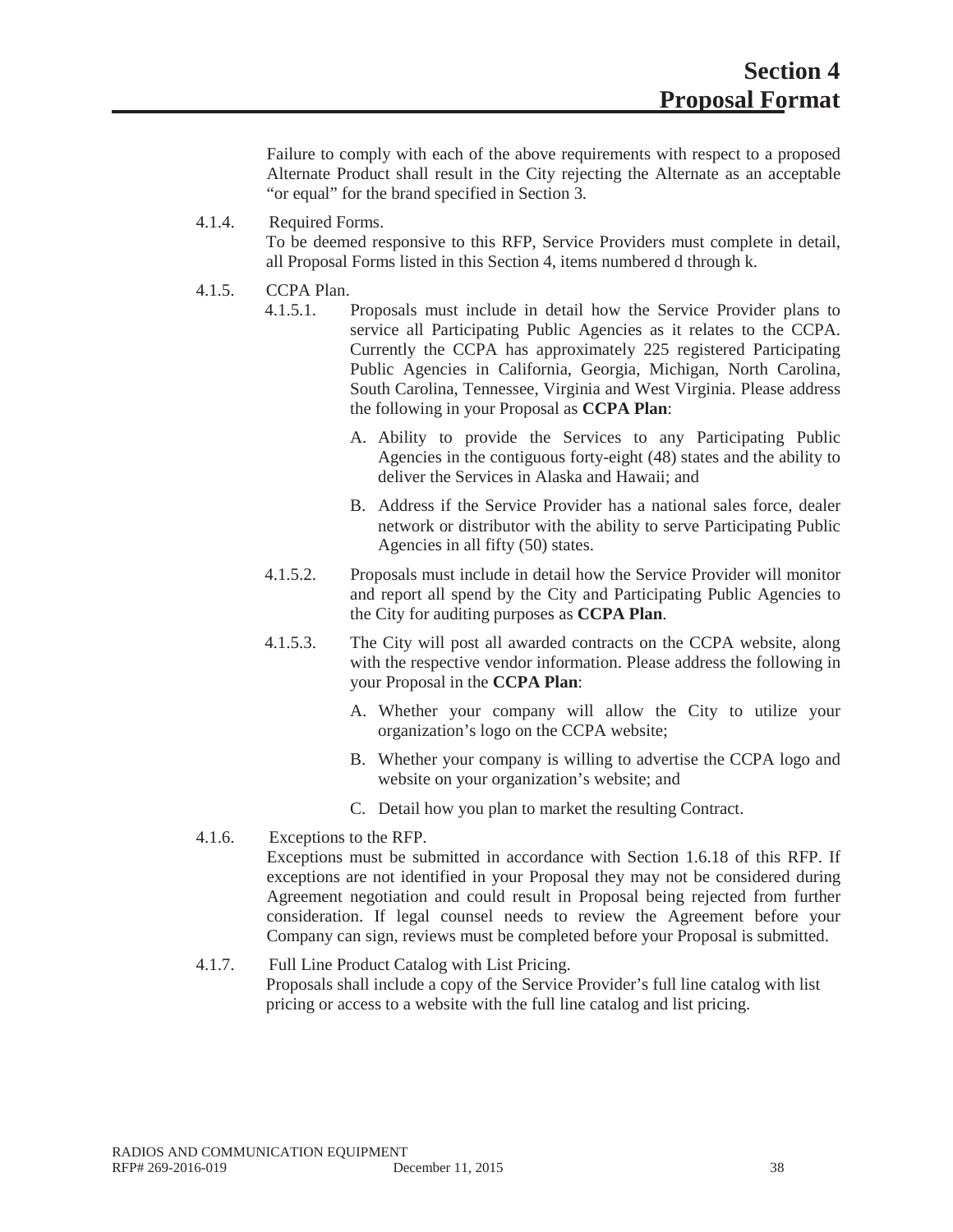# Section 4
# Proposal Format

Failure to comply with each of the above requirements with respect to a proposed Alternate Product shall result in the City rejecting the Alternate as an acceptable "or equal" for the brand specified in Section 3.

4.1.4. Required Forms.
To be deemed responsive to this RFP, Service Providers must complete in detail, all Proposal Forms listed in this Section 4, items numbered d through k.

4.1.5. CCPA Plan.

4.1.5.1. Proposals must include in detail how the Service Provider plans to service all Participating Public Agencies as it relates to the CCPA. Currently the CCPA has approximately 225 registered Participating Public Agencies in California, Georgia, Michigan, North Carolina, South Carolina, Tennessee, Virginia and West Virginia. Please address the following in your Proposal as **CCPA Plan**:

A. Ability to provide the Services to any Participating Public Agencies in the contiguous forty-eight (48) states and the ability to deliver the Services in Alaska and Hawaii; and

B. Address if the Service Provider has a national sales force, dealer network or distributor with the ability to serve Participating Public Agencies in all fifty (50) states.

4.1.5.2. Proposals must include in detail how the Service Provider will monitor and report all spend by the City and Participating Public Agencies to the City for auditing purposes as **CCPA Plan**.

4.1.5.3. The City will post all awarded contracts on the CCPA website, along with the respective vendor information. Please address the following in your Proposal in the **CCPA Plan**:

A. Whether your company will allow the City to utilize your organization's logo on the CCPA website;

B. Whether your company is willing to advertise the CCPA logo and website on your organization's website; and

C. Detail how you plan to market the resulting Contract.

4.1.6. Exceptions to the RFP.
Exceptions must be submitted in accordance with Section 1.6.18 of this RFP. If exceptions are not identified in your Proposal they may not be considered during Agreement negotiation and could result in Proposal being rejected from further consideration. If legal counsel needs to review the Agreement before your Company can sign, reviews must be completed before your Proposal is submitted.

4.1.7. Full Line Product Catalog with List Pricing.
Proposals shall include a copy of the Service Provider's full line catalog with list pricing or access to a website with the full line catalog and list pricing.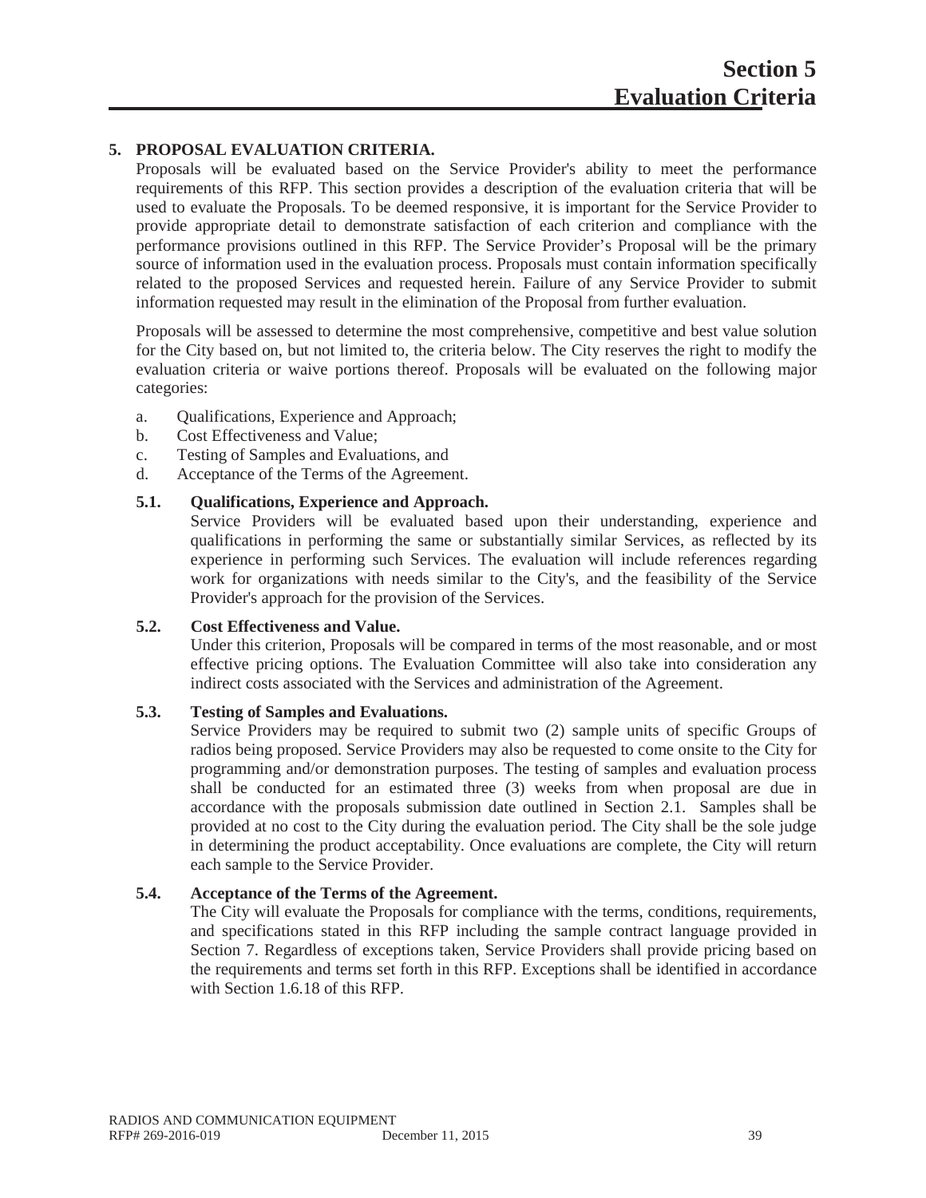# Section 5
# Evaluation Criteria

## 5. PROPOSAL EVALUATION CRITERIA.

Proposals will be evaluated based on the Service Provider's ability to meet the performance requirements of this RFP. This section provides a description of the evaluation criteria that will be used to evaluate the Proposals. To be deemed responsive, it is important for the Service Provider to provide appropriate detail to demonstrate satisfaction of each criterion and compliance with the performance provisions outlined in this RFP. The Service Provider's Proposal will be the primary source of information used in the evaluation process. Proposals must contain information specifically related to the proposed Services and requested herein. Failure of any Service Provider to submit information requested may result in the elimination of the Proposal from further evaluation.

Proposals will be assessed to determine the most comprehensive, competitive and best value solution for the City based on, but not limited to, the criteria below. The City reserves the right to modify the evaluation criteria or waive portions thereof. Proposals will be evaluated on the following major categories:

a. Qualifications, Experience and Approach;
b. Cost Effectiveness and Value;
c. Testing of Samples and Evaluations, and
d. Acceptance of the Terms of the Agreement.

### 5.1. Qualifications, Experience and Approach.

Service Providers will be evaluated based upon their understanding, experience and qualifications in performing the same or substantially similar Services, as reflected by its experience in performing such Services. The evaluation will include references regarding work for organizations with needs similar to the City's, and the feasibility of the Service Provider's approach for the provision of the Services.

### 5.2. Cost Effectiveness and Value.

Under this criterion, Proposals will be compared in terms of the most reasonable, and or most effective pricing options. The Evaluation Committee will also take into consideration any indirect costs associated with the Services and administration of the Agreement.

### 5.3. Testing of Samples and Evaluations.

Service Providers may be required to submit two (2) sample units of specific Groups of radios being proposed. Service Providers may also be requested to come onsite to the City for programming and/or demonstration purposes. The testing of samples and evaluation process shall be conducted for an estimated three (3) weeks from when proposal are due in accordance with the proposals submission date outlined in Section 2.1. Samples shall be provided at no cost to the City during the evaluation period. The City shall be the sole judge in determining the product acceptability. Once evaluations are complete, the City will return each sample to the Service Provider.

### 5.4. Acceptance of the Terms of the Agreement.

The City will evaluate the Proposals for compliance with the terms, conditions, requirements, and specifications stated in this RFP including the sample contract language provided in Section 7. Regardless of exceptions taken, Service Providers shall provide pricing based on the requirements and terms set forth in this RFP. Exceptions shall be identified in accordance with Section 1.6.18 of this RFP.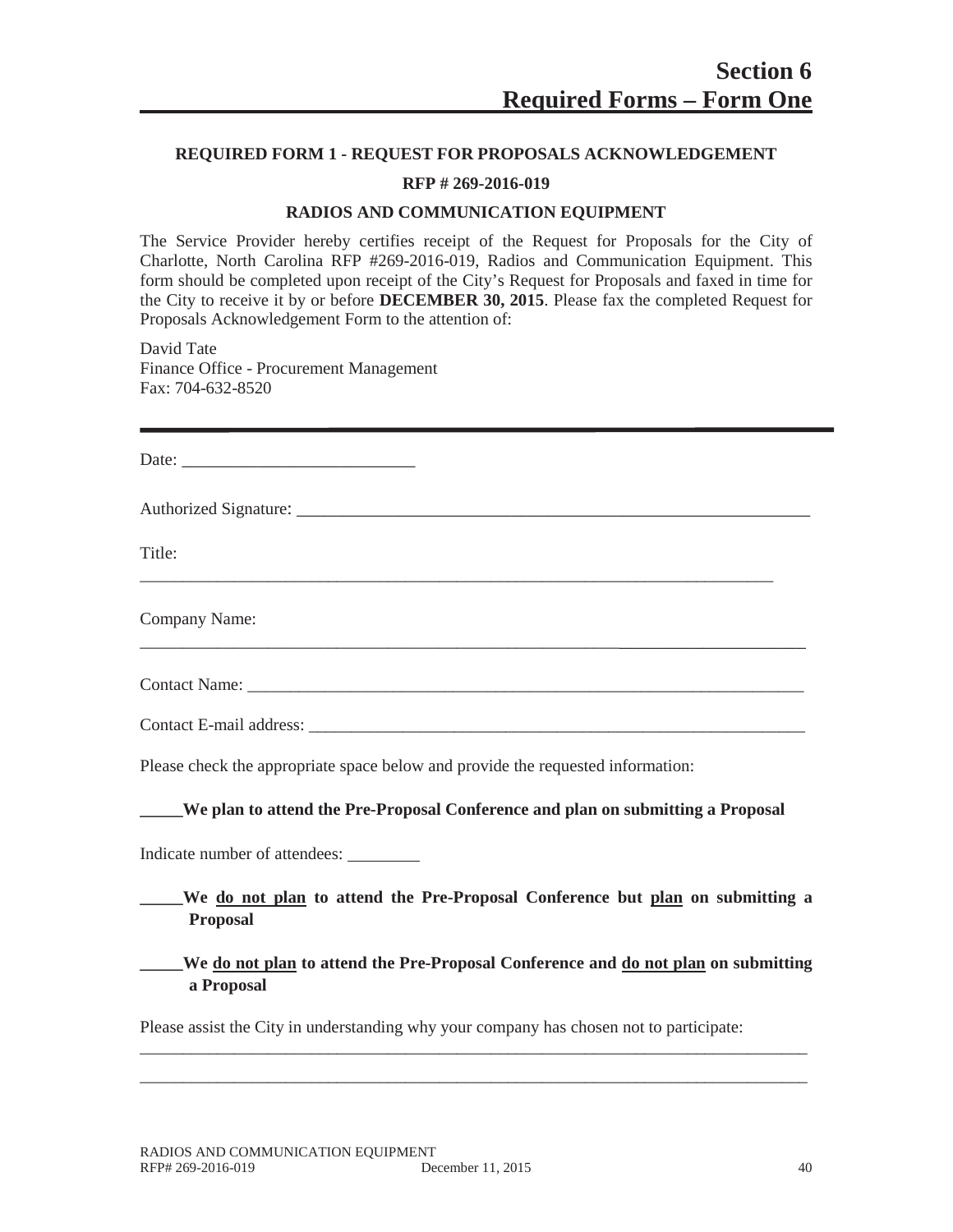# Section 6
# Required Forms – Form One

**REQUIRED FORM 1 - REQUEST FOR PROPOSALS ACKNOWLEDGEMENT**

**RFP # 269-2016-019**

**RADIOS AND COMMUNICATION EQUIPMENT**

The Service Provider hereby certifies receipt of the Request for Proposals for the City of Charlotte, North Carolina RFP #269-2016-019, Radios and Communication Equipment. This form should be completed upon receipt of the City's Request for Proposals and faxed in time for the City to receive it by or before **DECEMBER 30, 2015**. Please fax the completed Request for Proposals Acknowledgement Form to the attention of:

David Tate
Finance Office - Procurement Management
Fax: 704-632-8520

---

Date: ___________________________

Authorized Signature: ___________________________________________________________

Title: ___________________________________________________________________________

Company Name: ___________________________________________________________________

Contact Name: ___________________________________________________________________

Contact E-mail address: ___________________________________________________________

Please check the appropriate space below and provide the requested information:

**_____We plan to attend the Pre-Proposal Conference and plan on submitting a Proposal**

Indicate number of attendees: ________

**_____We <u>do not plan</u> to attend the Pre-Proposal Conference but <u>plan</u> on submitting a Proposal**

**_____We <u>do not plan</u> to attend the Pre-Proposal Conference and <u>do not plan</u> on submitting a Proposal**

Please assist the City in understanding why your company has chosen not to participate:

_______________________________________________________________________________

_______________________________________________________________________________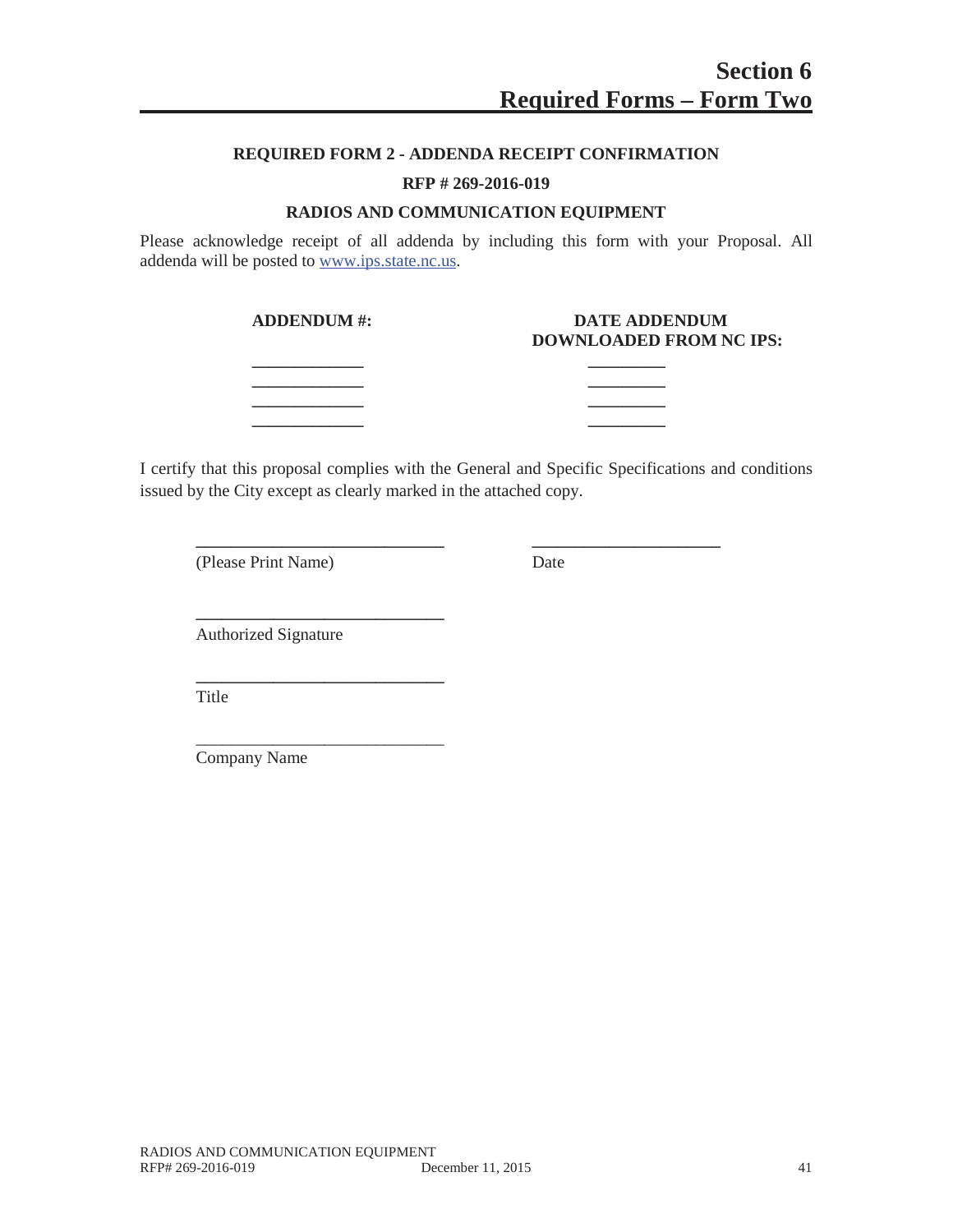# Section 6
# Required Forms – Form Two

**REQUIRED FORM 2 - ADDENDA RECEIPT CONFIRMATION**

**RFP # 269-2016-019**

**RADIOS AND COMMUNICATION EQUIPMENT**

Please acknowledge receipt of all addenda by including this form with your Proposal. All addenda will be posted to www.ips.state.nc.us.

| ADDENDUM #: | DATE ADDENDUM DOWNLOADED FROM NC IPS: |
|---|---|
| ____________ | ________ |
| ____________ | ________ |
| ____________ | ________ |
| ____________ | ________ |

I certify that this proposal complies with the General and Specific Specifications and conditions issued by the City except as clearly marked in the attached copy.

___________________________  ____________________

(Please Print Name)  Date

___________________________

Authorized Signature

___________________________

Title

___________________________

Company Name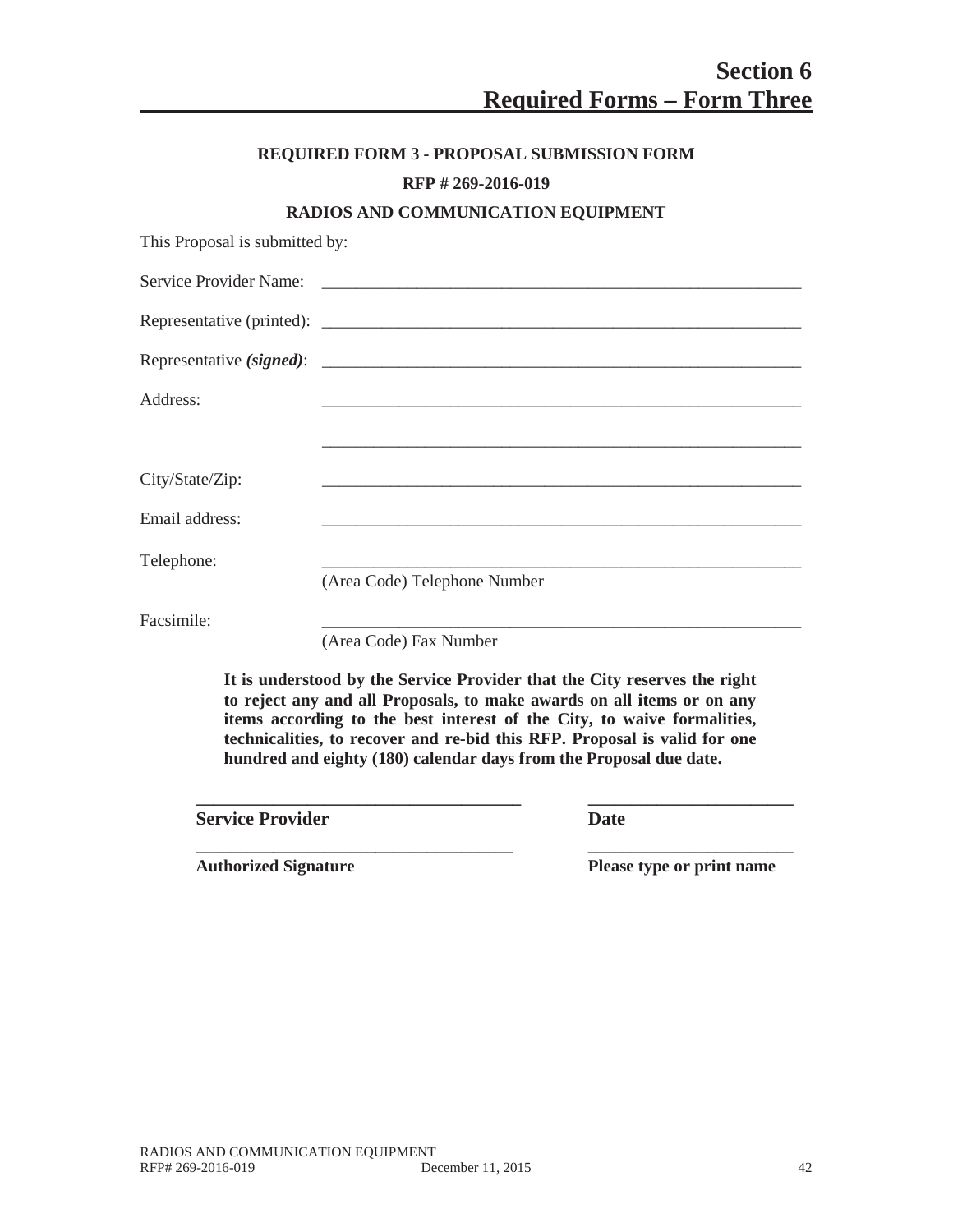# Section 6
# Required Forms – Form Three

**REQUIRED FORM 3 - PROPOSAL SUBMISSION FORM**

**RFP # 269-2016-019**

**RADIOS AND COMMUNICATION EQUIPMENT**

This Proposal is submitted by:

Service Provider Name: ___________________________________________________________

Representative (printed): ___________________________________________________________

Representative ***(signed)***: ___________________________________________________________

Address: ___________________________________________________________

___________________________________________________________

City/State/Zip: ___________________________________________________________

Email address: ___________________________________________________________

Telephone: ___________________________________________________________
(Area Code) Telephone Number

Facsimile: ___________________________________________________________
(Area Code) Fax Number

**It is understood by the Service Provider that the City reserves the right to reject any and all Proposals, to make awards on all items or on any items according to the best interest of the City, to waive formalities, technicalities, to recover and re-bid this RFP. Proposal is valid for one hundred and eighty (180) calendar days from the Proposal due date.**

_____________________________________ _______________________
**Service Provider** **Date**

_____________________________________ _______________________
**Authorized Signature** **Please type or print name**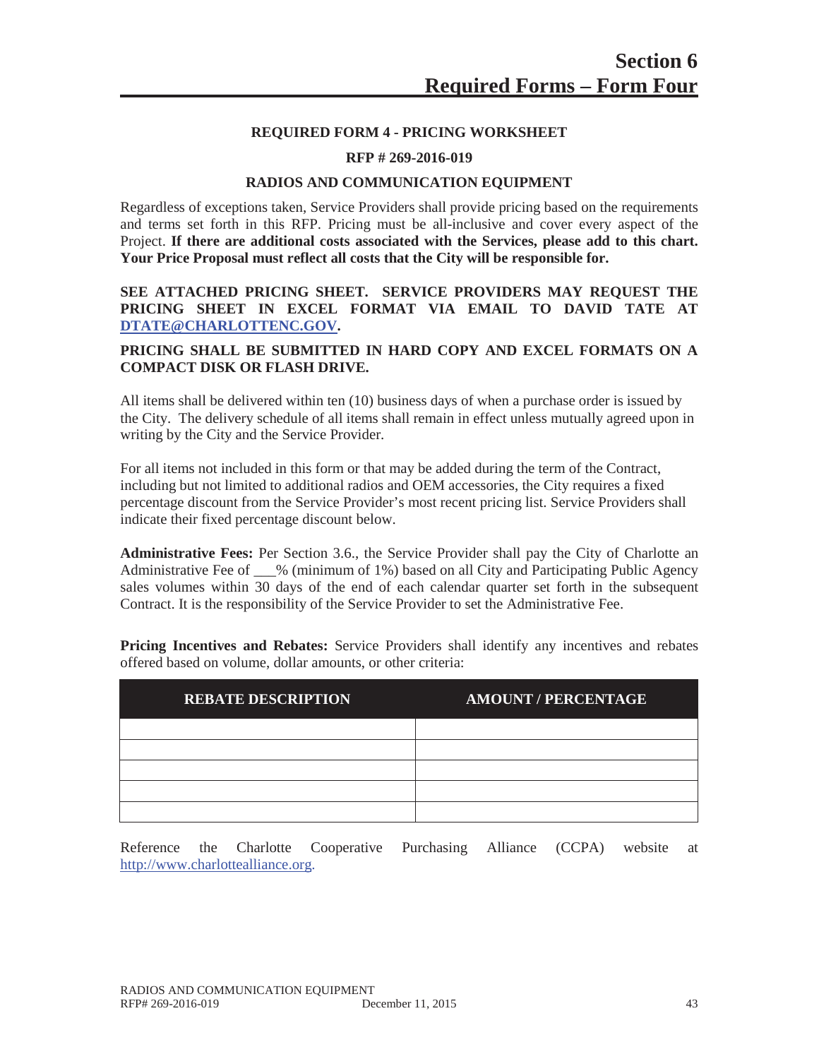# Section 6
# Required Forms – Form Four

**REQUIRED FORM 4 - PRICING WORKSHEET**

**RFP # 269-2016-019**

**RADIOS AND COMMUNICATION EQUIPMENT**

Regardless of exceptions taken, Service Providers shall provide pricing based on the requirements and terms set forth in this RFP. Pricing must be all-inclusive and cover every aspect of the Project. **If there are additional costs associated with the Services, please add to this chart. Your Price Proposal must reflect all costs that the City will be responsible for.**

**SEE ATTACHED PRICING SHEET. SERVICE PROVIDERS MAY REQUEST THE PRICING SHEET IN EXCEL FORMAT VIA EMAIL TO DAVID TATE AT DTATE@CHARLOTTENC.GOV.**

**PRICING SHALL BE SUBMITTED IN HARD COPY AND EXCEL FORMATS ON A COMPACT DISK OR FLASH DRIVE.**

All items shall be delivered within ten (10) business days of when a purchase order is issued by the City. The delivery schedule of all items shall remain in effect unless mutually agreed upon in writing by the City and the Service Provider.

For all items not included in this form or that may be added during the term of the Contract, including but not limited to additional radios and OEM accessories, the City requires a fixed percentage discount from the Service Provider's most recent pricing list. Service Providers shall indicate their fixed percentage discount below.

**Administrative Fees:** Per Section 3.6., the Service Provider shall pay the City of Charlotte an Administrative Fee of ___% (minimum of 1%) based on all City and Participating Public Agency sales volumes within 30 days of the end of each calendar quarter set forth in the subsequent Contract. It is the responsibility of the Service Provider to set the Administrative Fee.

**Pricing Incentives and Rebates:** Service Providers shall identify any incentives and rebates offered based on volume, dollar amounts, or other criteria:

| REBATE DESCRIPTION | AMOUNT / PERCENTAGE |
|---|---|
| | |
| | |
| | |
| | |
| | |

Reference the Charlotte Cooperative Purchasing Alliance (CCPA) website at http://www.charlottealliance.org.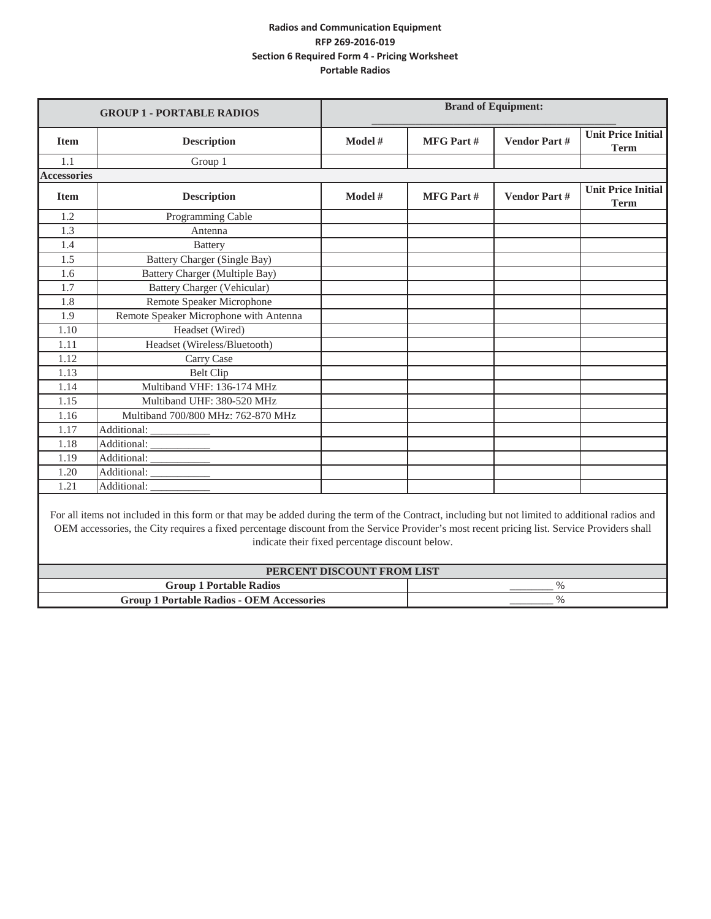**Radios and Communication Equipment**
**RFP 269-2016-019**
**Section 6 Required Form 4 - Pricing Worksheet**
**Portable Radios**

| GROUP 1 - PORTABLE RADIOS | | Brand of Equipment: _______________ | | | |
|---|---|---|---|---|---|
| **Item** | **Description** | **Model #** | **MFG Part #** | **Vendor Part #** | **Unit Price Initial Term** |
| 1.1 | Group 1 | | | | |
| **Accessories** | | | | | |
| **Item** | **Description** | **Model #** | **MFG Part #** | **Vendor Part #** | **Unit Price Initial Term** |
| 1.2 | Programming Cable | | | | |
| 1.3 | Antenna | | | | |
| 1.4 | Battery | | | | |
| 1.5 | Battery Charger (Single Bay) | | | | |
| 1.6 | Battery Charger (Multiple Bay) | | | | |
| 1.7 | Battery Charger (Vehicular) | | | | |
| 1.8 | Remote Speaker Microphone | | | | |
| 1.9 | Remote Speaker Microphone with Antenna | | | | |
| 1.10 | Headset (Wired) | | | | |
| 1.11 | Headset (Wireless/Bluetooth) | | | | |
| 1.12 | Carry Case | | | | |
| 1.13 | Belt Clip | | | | |
| 1.14 | Multiband VHF: 136-174 MHz | | | | |
| 1.15 | Multiband UHF: 380-520 MHz | | | | |
| 1.16 | Multiband 700/800 MHz: 762-870 MHz | | | | |
| 1.17 | Additional: ___________ | | | | |
| 1.18 | Additional: ___________ | | | | |
| 1.19 | Additional: ___________ | | | | |
| 1.20 | Additional: ___________ | | | | |
| 1.21 | Additional: ___________ | | | | |

For all items not included in this form or that may be added during the term of the Contract, including but not limited to additional radios and OEM accessories, the City requires a fixed percentage discount from the Service Provider's most recent pricing list. Service Providers shall indicate their fixed percentage discount below.

| PERCENT DISCOUNT FROM LIST | |
|---|---|
| **Group 1 Portable Radios** | ________ % |
| **Group 1 Portable Radios - OEM Accessories** | ________ % |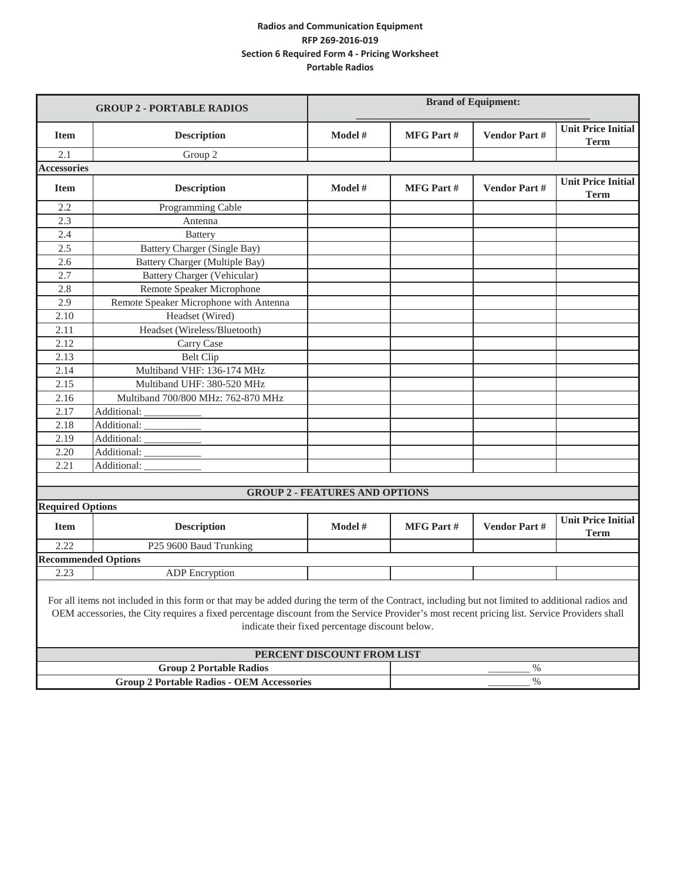**Radios and Communication Equipment**
**RFP 269-2016-019**
**Section 6 Required Form 4 - Pricing Worksheet**
**Portable Radios**

| GROUP 2 - PORTABLE RADIOS | | Brand of Equipment: ______________________________ | | | |
|---|---|---|---|---|---|
| **Item** | **Description** | **Model #** | **MFG Part #** | **Vendor Part #** | **Unit Price Initial Term** |
| 2.1 | Group 2 | | | | |
| **Accessories** | | | | | |
| **Item** | **Description** | **Model #** | **MFG Part #** | **Vendor Part #** | **Unit Price Initial Term** |
| 2.2 | Programming Cable | | | | |
| 2.3 | Antenna | | | | |
| 2.4 | Battery | | | | |
| 2.5 | Battery Charger (Single Bay) | | | | |
| 2.6 | Battery Charger (Multiple Bay) | | | | |
| 2.7 | Battery Charger (Vehicular) | | | | |
| 2.8 | Remote Speaker Microphone | | | | |
| 2.9 | Remote Speaker Microphone with Antenna | | | | |
| 2.10 | Headset (Wired) | | | | |
| 2.11 | Headset (Wireless/Bluetooth) | | | | |
| 2.12 | Carry Case | | | | |
| 2.13 | Belt Clip | | | | |
| 2.14 | Multiband VHF: 136-174 MHz | | | | |
| 2.15 | Multiband UHF: 380-520 MHz | | | | |
| 2.16 | Multiband 700/800 MHz: 762-870 MHz | | | | |
| 2.17 | Additional: ___________ | | | | |
| 2.18 | Additional: ___________ | | | | |
| 2.19 | Additional: ___________ | | | | |
| 2.20 | Additional: ___________ | | | | |
| 2.21 | Additional: ___________ | | | | |
| **GROUP 2 - FEATURES AND OPTIONS** | | | | | |
| **Required Options** | | | | | |
| **Item** | **Description** | **Model #** | **MFG Part #** | **Vendor Part #** | **Unit Price Initial Term** |
| 2.22 | P25 9600 Baud Trunking | | | | |
| **Recommended Options** | | | | | |
| 2.23 | ADP Encryption | | | | |

For all items not included in this form or that may be added during the term of the Contract, including but not limited to additional radios and OEM accessories, the City requires a fixed percentage discount from the Service Provider's most recent pricing list. Service Providers shall indicate their fixed percentage discount below.

| PERCENT DISCOUNT FROM LIST | |
|---|---|
| **Group 2 Portable Radios** | ________ % |
| **Group 2 Portable Radios - OEM Accessories** | ________ % |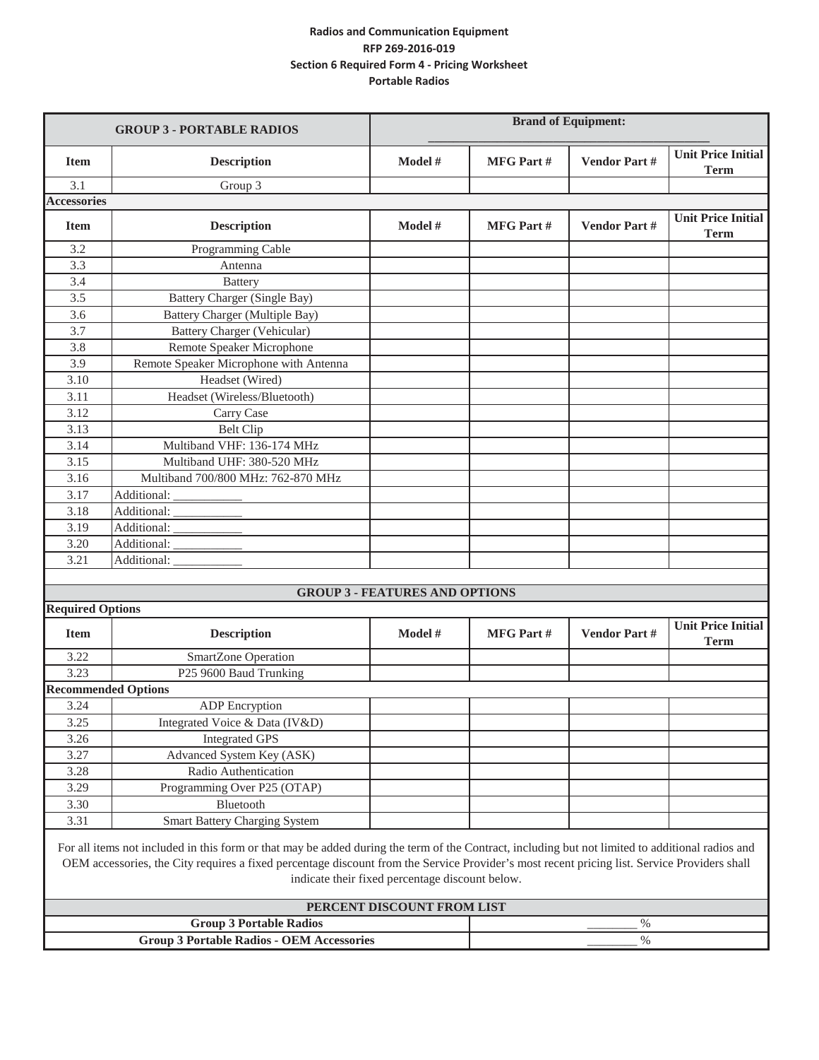**Radios and Communication Equipment**
**RFP 269-2016-019**
**Section 6 Required Form 4 - Pricing Worksheet**
**Portable Radios**

| GROUP 3 - PORTABLE RADIOS | | Brand of Equipment: ______________________________ | | | |
|---|---|---|---|---|---|
| **Item** | **Description** | **Model #** | **MFG Part #** | **Vendor Part #** | **Unit Price Initial Term** |
| 3.1 | Group 3 | | | | |
| **Accessories** | | | | | |
| **Item** | **Description** | **Model #** | **MFG Part #** | **Vendor Part #** | **Unit Price Initial Term** |
| 3.2 | Programming Cable | | | | |
| 3.3 | Antenna | | | | |
| 3.4 | Battery | | | | |
| 3.5 | Battery Charger (Single Bay) | | | | |
| 3.6 | Battery Charger (Multiple Bay) | | | | |
| 3.7 | Battery Charger (Vehicular) | | | | |
| 3.8 | Remote Speaker Microphone | | | | |
| 3.9 | Remote Speaker Microphone with Antenna | | | | |
| 3.10 | Headset (Wired) | | | | |
| 3.11 | Headset (Wireless/Bluetooth) | | | | |
| 3.12 | Carry Case | | | | |
| 3.13 | Belt Clip | | | | |
| 3.14 | Multiband VHF: 136-174 MHz | | | | |
| 3.15 | Multiband UHF: 380-520 MHz | | | | |
| 3.16 | Multiband 700/800 MHz: 762-870 MHz | | | | |
| 3.17 | Additional: ___________ | | | | |
| 3.18 | Additional: ___________ | | | | |
| 3.19 | Additional: ___________ | | | | |
| 3.20 | Additional: ___________ | | | | |
| 3.21 | Additional: ___________ | | | | |

| GROUP 3 - FEATURES AND OPTIONS | | | | | |
|---|---|---|---|---|---|
| **Required Options** | | | | | |
| **Item** | **Description** | **Model #** | **MFG Part #** | **Vendor Part #** | **Unit Price Initial Term** |
| 3.22 | SmartZone Operation | | | | |
| 3.23 | P25 9600 Baud Trunking | | | | |
| **Recommended Options** | | | | | |
| 3.24 | ADP Encryption | | | | |
| 3.25 | Integrated Voice & Data (IV&D) | | | | |
| 3.26 | Integrated GPS | | | | |
| 3.27 | Advanced System Key (ASK) | | | | |
| 3.28 | Radio Authentication | | | | |
| 3.29 | Programming Over P25 (OTAP) | | | | |
| 3.30 | Bluetooth | | | | |
| 3.31 | Smart Battery Charging System | | | | |

For all items not included in this form or that may be added during the term of the Contract, including but not limited to additional radios and OEM accessories, the City requires a fixed percentage discount from the Service Provider's most recent pricing list. Service Providers shall indicate their fixed percentage discount below.

| PERCENT DISCOUNT FROM LIST | |
|---|---|
| **Group 3 Portable Radios** | ________ % |
| **Group 3 Portable Radios - OEM Accessories** | ________ % |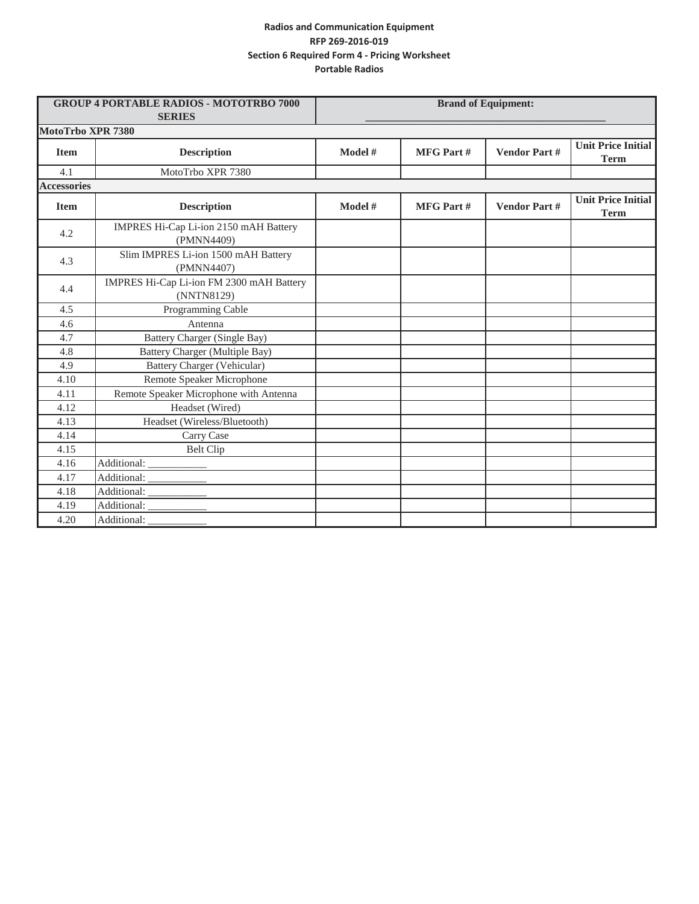**Radios and Communication Equipment**

**RFP 269-2016-019**

**Section 6 Required Form 4 - Pricing Worksheet**

**Portable Radios**

| **GROUP 4 PORTABLE RADIOS - MOTOTRBO 7000 SERIES** | | **Brand of Equipment: ______________________________** | | | |
|---|---|---|---|---|---|
| **MotoTrbo XPR 7380** | | | | | |
| **Item** | **Description** | **Model #** | **MFG Part #** | **Vendor Part #** | **Unit Price Initial Term** |
| 4.1 | MotoTrbo XPR 7380 | | | | |
| **Accessories** | | | | | |
| **Item** | **Description** | **Model #** | **MFG Part #** | **Vendor Part #** | **Unit Price Initial Term** |
| 4.2 | IMPRES Hi-Cap Li-ion 2150 mAH Battery (PMNN4409) | | | | |
| 4.3 | Slim IMPRES Li-ion 1500 mAH Battery (PMNN4407) | | | | |
| 4.4 | IMPRES Hi-Cap Li-ion FM 2300 mAH Battery (NNTN8129) | | | | |
| 4.5 | Programming Cable | | | | |
| 4.6 | Antenna | | | | |
| 4.7 | Battery Charger (Single Bay) | | | | |
| 4.8 | Battery Charger (Multiple Bay) | | | | |
| 4.9 | Battery Charger (Vehicular) | | | | |
| 4.10 | Remote Speaker Microphone | | | | |
| 4.11 | Remote Speaker Microphone with Antenna | | | | |
| 4.12 | Headset (Wired) | | | | |
| 4.13 | Headset (Wireless/Bluetooth) | | | | |
| 4.14 | Carry Case | | | | |
| 4.15 | Belt Clip | | | | |
| 4.16 | Additional: ___________ | | | | |
| 4.17 | Additional: ___________ | | | | |
| 4.18 | Additional: ___________ | | | | |
| 4.19 | Additional: ___________ | | | | |
| 4.20 | Additional: ___________ | | | | |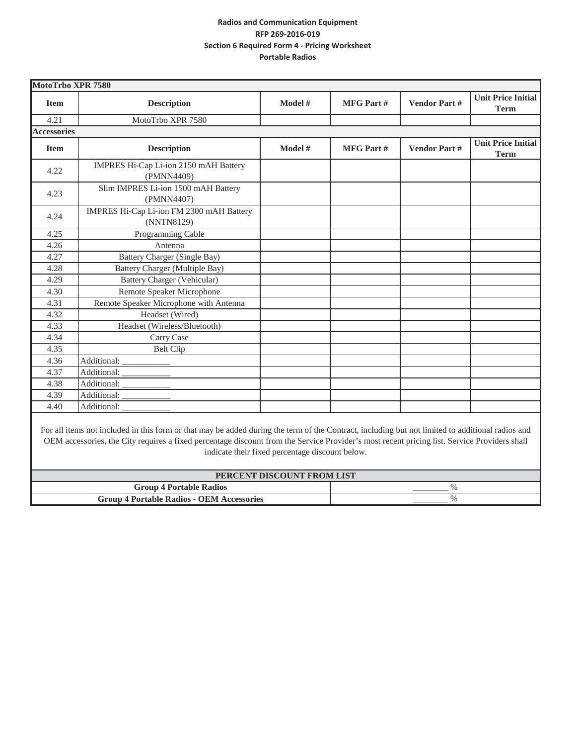**Radios and Communication Equipment**
**RFP 269-2016-019**
**Section 6 Required Form 4 - Pricing Worksheet**
**Portable Radios**

| **MotoTrbo XPR 7580** | | | | | |
|---|---|---|---|---|---|
| **Item** | **Description** | **Model #** | **MFG Part #** | **Vendor Part #** | **Unit Price Initial Term** |
| 4.21 | MotoTrbo XPR 7580 | | | | |

| **Accessories** | | | | | |
|---|---|---|---|---|---|
| **Item** | **Description** | **Model #** | **MFG Part #** | **Vendor Part #** | **Unit Price Initial Term** |
| 4.22 | IMPRES Hi-Cap Li-ion 2150 mAH Battery (PMNN4409) | | | | |
| 4.23 | Slim IMPRES Li-ion 1500 mAH Battery (PMNN4407) | | | | |
| 4.24 | IMPRES Hi-Cap Li-ion FM 2300 mAH Battery (NNTN8129) | | | | |
| 4.25 | Programming Cable | | | | |
| 4.26 | Antenna | | | | |
| 4.27 | Battery Charger (Single Bay) | | | | |
| 4.28 | Battery Charger (Multiple Bay) | | | | |
| 4.29 | Battery Charger (Vehicular) | | | | |
| 4.30 | Remote Speaker Microphone | | | | |
| 4.31 | Remote Speaker Microphone with Antenna | | | | |
| 4.32 | Headset (Wired) | | | | |
| 4.33 | Headset (Wireless/Bluetooth) | | | | |
| 4.34 | Carry Case | | | | |
| 4.35 | Belt Clip | | | | |
| 4.36 | Additional: ___________ | | | | |
| 4.37 | Additional: ___________ | | | | |
| 4.38 | Additional: ___________ | | | | |
| 4.39 | Additional: ___________ | | | | |
| 4.40 | Additional: ___________ | | | | |

For all items not included in this form or that may be added during the term of the Contract, including but not limited to additional radios and OEM accessories, the City requires a fixed percentage discount from the Service Provider's most recent pricing list. Service Providers shall indicate their fixed percentage discount below.

| **PERCENT DISCOUNT FROM LIST** | |
|---|---|
| **Group 4 Portable Radios** | ________ % |
| **Group 4 Portable Radios - OEM Accessories** | ________ % |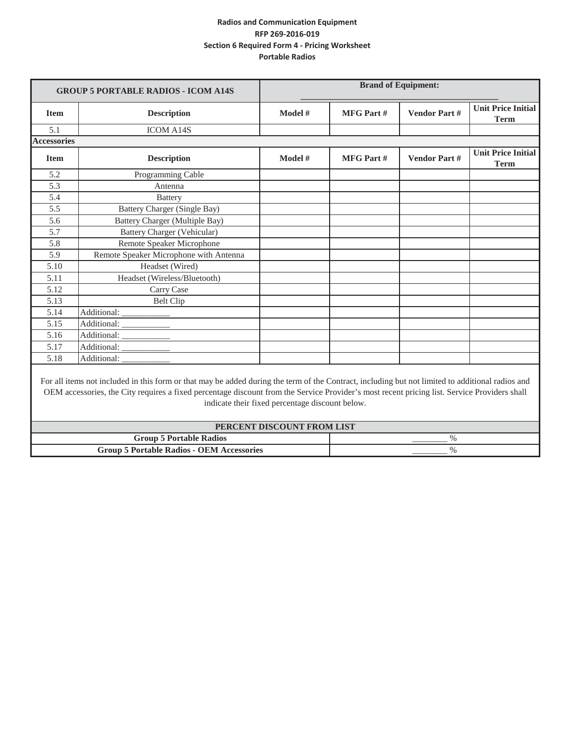**Radios and Communication Equipment**
**RFP 269-2016-019**
**Section 6 Required Form 4 - Pricing Worksheet**
**Portable Radios**

| GROUP 5 PORTABLE RADIOS - ICOM A14S | | Brand of Equipment: ______________________________ | | | |
|---|---|---|---|---|---|
| **Item** | **Description** | **Model #** | **MFG Part #** | **Vendor Part #** | **Unit Price Initial Term** |
| 5.1 | ICOM A14S | | | | |
| **Accessories** | | | | | |
| **Item** | **Description** | **Model #** | **MFG Part #** | **Vendor Part #** | **Unit Price Initial Term** |
| 5.2 | Programming Cable | | | | |
| 5.3 | Antenna | | | | |
| 5.4 | Battery | | | | |
| 5.5 | Battery Charger (Single Bay) | | | | |
| 5.6 | Battery Charger (Multiple Bay) | | | | |
| 5.7 | Battery Charger (Vehicular) | | | | |
| 5.8 | Remote Speaker Microphone | | | | |
| 5.9 | Remote Speaker Microphone with Antenna | | | | |
| 5.10 | Headset (Wired) | | | | |
| 5.11 | Headset (Wireless/Bluetooth) | | | | |
| 5.12 | Carry Case | | | | |
| 5.13 | Belt Clip | | | | |
| 5.14 | Additional: ___________ | | | | |
| 5.15 | Additional: ___________ | | | | |
| 5.16 | Additional: ___________ | | | | |
| 5.17 | Additional: ___________ | | | | |
| 5.18 | Additional: ___________ | | | | |

For all items not included in this form or that may be added during the term of the Contract, including but not limited to additional radios and OEM accessories, the City requires a fixed percentage discount from the Service Provider's most recent pricing list. Service Providers shall indicate their fixed percentage discount below.

| PERCENT DISCOUNT FROM LIST | |
|---|---|
| **Group 5 Portable Radios** | ________ % |
| **Group 5 Portable Radios - OEM Accessories** | ________ % |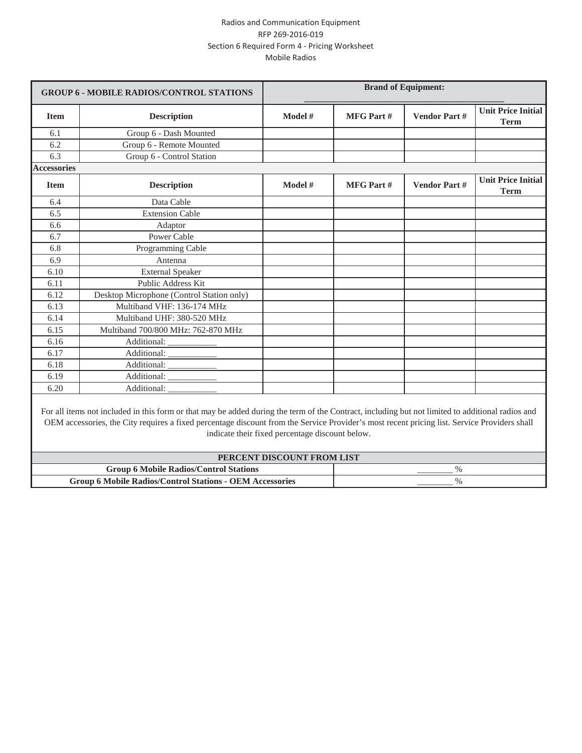Radios and Communication Equipment

RFP 269-2016-019

Section 6 Required Form 4 - Pricing Worksheet

Mobile Radios

| GROUP 6 - MOBILE RADIOS/CONTROL STATIONS | | Brand of Equipment: _______________ | | | |
|---|---|---|---|---|---|
| **Item** | **Description** | **Model #** | **MFG Part #** | **Vendor Part #** | **Unit Price Initial Term** |
| 6.1 | Group 6 - Dash Mounted | | | | |
| 6.2 | Group 6 - Remote Mounted | | | | |
| 6.3 | Group 6 - Control Station | | | | |
| **Accessories** | | | | | |
| **Item** | **Description** | **Model #** | **MFG Part #** | **Vendor Part #** | **Unit Price Initial Term** |
| 6.4 | Data Cable | | | | |
| 6.5 | Extension Cable | | | | |
| 6.6 | Adaptor | | | | |
| 6.7 | Power Cable | | | | |
| 6.8 | Programming Cable | | | | |
| 6.9 | Antenna | | | | |
| 6.10 | External Speaker | | | | |
| 6.11 | Public Address Kit | | | | |
| 6.12 | Desktop Microphone (Control Station only) | | | | |
| 6.13 | Multiband VHF: 136-174 MHz | | | | |
| 6.14 | Multiband UHF: 380-520 MHz | | | | |
| 6.15 | Multiband 700/800 MHz: 762-870 MHz | | | | |
| 6.16 | Additional: ___________ | | | | |
| 6.17 | Additional: ___________ | | | | |
| 6.18 | Additional: ___________ | | | | |
| 6.19 | Additional: ___________ | | | | |
| 6.20 | Additional: ___________ | | | | |

For all items not included in this form or that may be added during the term of the Contract, including but not limited to additional radios and OEM accessories, the City requires a fixed percentage discount from the Service Provider's most recent pricing list. Service Providers shall indicate their fixed percentage discount below.

| PERCENT DISCOUNT FROM LIST | |
|---|---|
| **Group 6 Mobile Radios/Control Stations** | ________ % |
| **Group 6 Mobile Radios/Control Stations - OEM Accessories** | ________ % |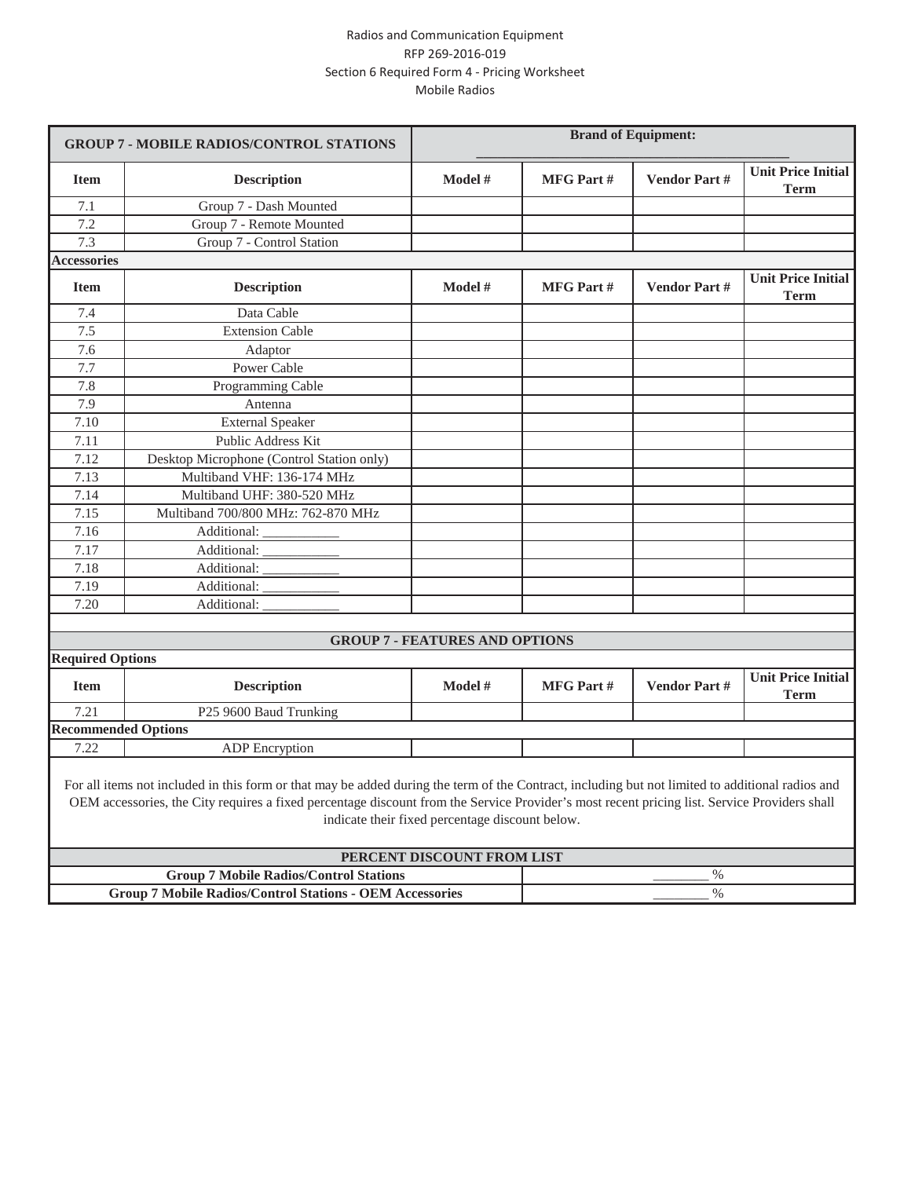Radios and Communication Equipment
RFP 269-2016-019
Section 6 Required Form 4 - Pricing Worksheet
Mobile Radios

| GROUP 7 - MOBILE RADIOS/CONTROL STATIONS | | Brand of Equipment: ______________________ | | | |
|---|---|---|---|---|---|
| **Item** | **Description** | **Model #** | **MFG Part #** | **Vendor Part #** | **Unit Price Initial Term** |
| 7.1 | Group 7 - Dash Mounted | | | | |
| 7.2 | Group 7 - Remote Mounted | | | | |
| 7.3 | Group 7 - Control Station | | | | |
| **Accessories** | | | | | |
| **Item** | **Description** | **Model #** | **MFG Part #** | **Vendor Part #** | **Unit Price Initial Term** |
| 7.4 | Data Cable | | | | |
| 7.5 | Extension Cable | | | | |
| 7.6 | Adaptor | | | | |
| 7.7 | Power Cable | | | | |
| 7.8 | Programming Cable | | | | |
| 7.9 | Antenna | | | | |
| 7.10 | External Speaker | | | | |
| 7.11 | Public Address Kit | | | | |
| 7.12 | Desktop Microphone (Control Station only) | | | | |
| 7.13 | Multiband VHF: 136-174 MHz | | | | |
| 7.14 | Multiband UHF: 380-520 MHz | | | | |
| 7.15 | Multiband 700/800 MHz: 762-870 MHz | | | | |
| 7.16 | Additional: ___________ | | | | |
| 7.17 | Additional: ___________ | | | | |
| 7.18 | Additional: ___________ | | | | |
| 7.19 | Additional: ___________ | | | | |
| 7.20 | Additional: ___________ | | | | |

| GROUP 7 - FEATURES AND OPTIONS | | | | | |
|---|---|---|---|---|---|
| **Required Options** | | | | | |
| **Item** | **Description** | **Model #** | **MFG Part #** | **Vendor Part #** | **Unit Price Initial Term** |
| 7.21 | P25 9600 Baud Trunking | | | | |
| **Recommended Options** | | | | | |
| 7.22 | ADP Encryption | | | | |

For all items not included in this form or that may be added during the term of the Contract, including but not limited to additional radios and OEM accessories, the City requires a fixed percentage discount from the Service Provider's most recent pricing list. Service Providers shall indicate their fixed percentage discount below.

| PERCENT DISCOUNT FROM LIST | |
|---|---|
| **Group 7 Mobile Radios/Control Stations** | ________ % |
| **Group 7 Mobile Radios/Control Stations - OEM Accessories** | ________ % |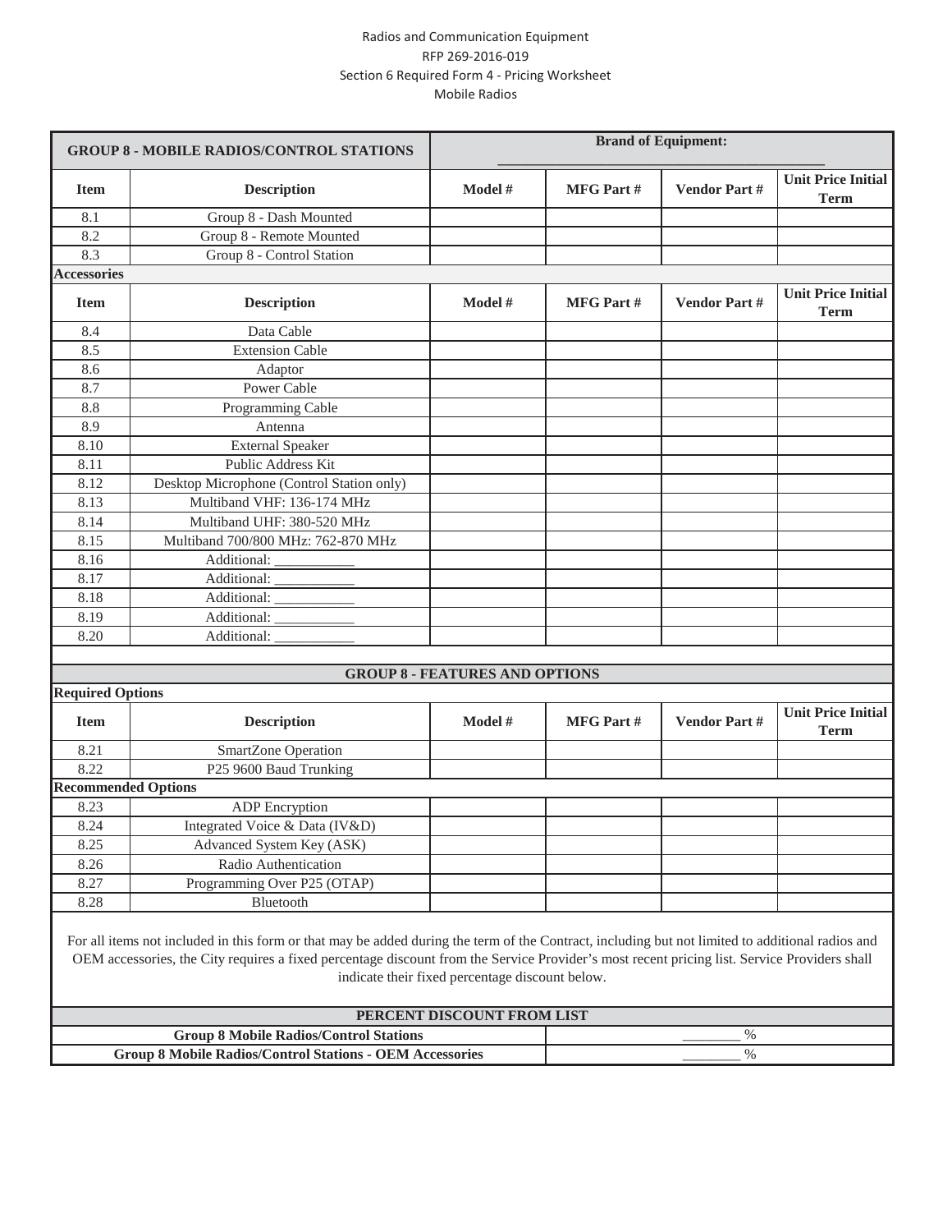Radios and Communication Equipment
RFP 269-2016-019
Section 6 Required Form 4 - Pricing Worksheet
Mobile Radios

| GROUP 8 - MOBILE RADIOS/CONTROL STATIONS | | Brand of Equipment: ____________________ | | | |
|---|---|---|---|---|---|
| **Item** | **Description** | **Model #** | **MFG Part #** | **Vendor Part #** | **Unit Price Initial Term** |
| 8.1 | Group 8 - Dash Mounted | | | | |
| 8.2 | Group 8 - Remote Mounted | | | | |
| 8.3 | Group 8 - Control Station | | | | |
| **Accessories** | | | | | |
| **Item** | **Description** | **Model #** | **MFG Part #** | **Vendor Part #** | **Unit Price Initial Term** |
| 8.4 | Data Cable | | | | |
| 8.5 | Extension Cable | | | | |
| 8.6 | Adaptor | | | | |
| 8.7 | Power Cable | | | | |
| 8.8 | Programming Cable | | | | |
| 8.9 | Antenna | | | | |
| 8.10 | External Speaker | | | | |
| 8.11 | Public Address Kit | | | | |
| 8.12 | Desktop Microphone (Control Station only) | | | | |
| 8.13 | Multiband VHF: 136-174 MHz | | | | |
| 8.14 | Multiband UHF: 380-520 MHz | | | | |
| 8.15 | Multiband 700/800 MHz: 762-870 MHz | | | | |
| 8.16 | Additional: ___________ | | | | |
| 8.17 | Additional: ___________ | | | | |
| 8.18 | Additional: ___________ | | | | |
| 8.19 | Additional: ___________ | | | | |
| 8.20 | Additional: ___________ | | | | |
| | | | | | |
| **GROUP 8 - FEATURES AND OPTIONS** | | | | | |
| **Required Options** | | | | | |
| **Item** | **Description** | **Model #** | **MFG Part #** | **Vendor Part #** | **Unit Price Initial Term** |
| 8.21 | SmartZone Operation | | | | |
| 8.22 | P25 9600 Baud Trunking | | | | |
| **Recommended Options** | | | | | |
| 8.23 | ADP Encryption | | | | |
| 8.24 | Integrated Voice & Data (IV&D) | | | | |
| 8.25 | Advanced System Key (ASK) | | | | |
| 8.26 | Radio Authentication | | | | |
| 8.27 | Programming Over P25 (OTAP) | | | | |
| 8.28 | Bluetooth | | | | |

For all items not included in this form or that may be added during the term of the Contract, including but not limited to additional radios and OEM accessories, the City requires a fixed percentage discount from the Service Provider's most recent pricing list. Service Providers shall indicate their fixed percentage discount below.

| PERCENT DISCOUNT FROM LIST | |
|---|---|
| **Group 8 Mobile Radios/Control Stations** | ________ % |
| **Group 8 Mobile Radios/Control Stations - OEM Accessories** | ________ % |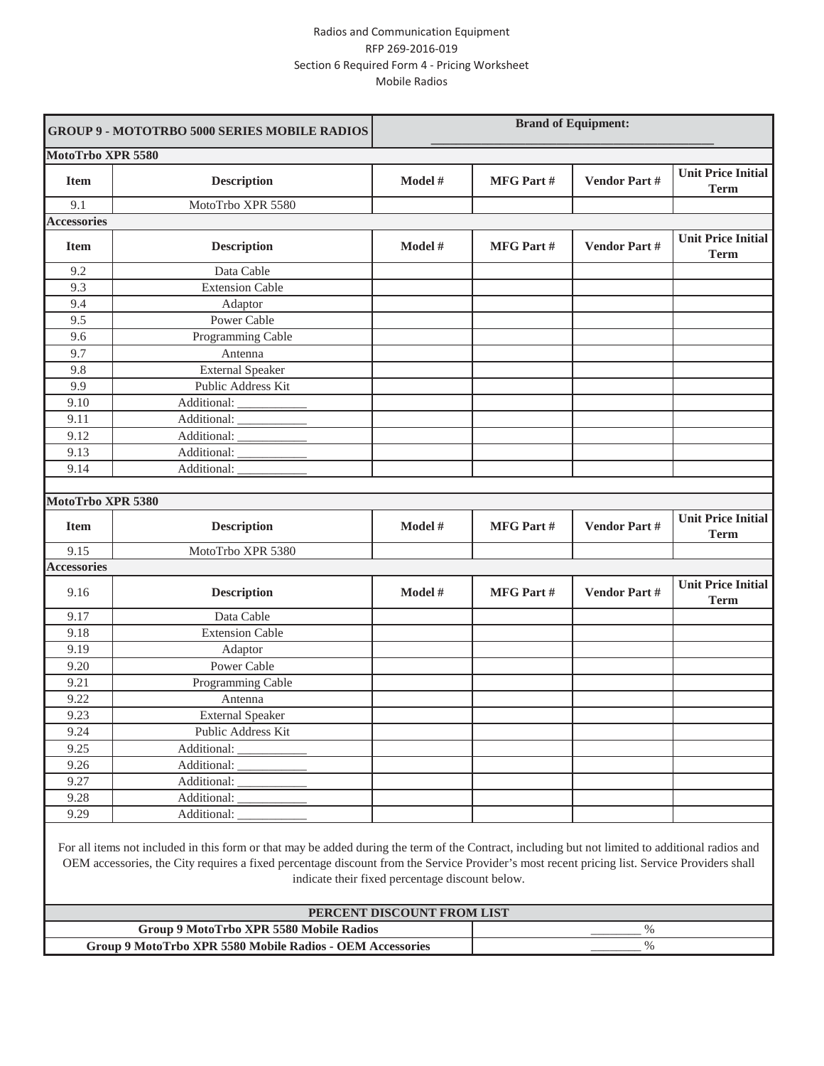Radios and Communication Equipment
RFP 269-2016-019
Section 6 Required Form 4 - Pricing Worksheet
Mobile Radios

| GROUP 9 - MOTOTRBO 5000 SERIES MOBILE RADIOS | | Brand of Equipment: _______________ | | | |
|---|---|---|---|---|---|
| **MotoTrbo XPR 5580** | | | | | |
| **Item** | **Description** | **Model #** | **MFG Part #** | **Vendor Part #** | **Unit Price Initial Term** |
| 9.1 | MotoTrbo XPR 5580 | | | | |
| **Accessories** | | | | | |
| **Item** | **Description** | **Model #** | **MFG Part #** | **Vendor Part #** | **Unit Price Initial Term** |
| 9.2 | Data Cable | | | | |
| 9.3 | Extension Cable | | | | |
| 9.4 | Adaptor | | | | |
| 9.5 | Power Cable | | | | |
| 9.6 | Programming Cable | | | | |
| 9.7 | Antenna | | | | |
| 9.8 | External Speaker | | | | |
| 9.9 | Public Address Kit | | | | |
| 9.10 | Additional: ___________ | | | | |
| 9.11 | Additional: ___________ | | | | |
| 9.12 | Additional: ___________ | | | | |
| 9.13 | Additional: ___________ | | | | |
| 9.14 | Additional: ___________ | | | | |
| | | | | | |
| **MotoTrbo XPR 5380** | | | | | |
| **Item** | **Description** | **Model #** | **MFG Part #** | **Vendor Part #** | **Unit Price Initial Term** |
| 9.15 | MotoTrbo XPR 5380 | | | | |
| **Accessories** | | | | | |
| 9.16 | **Description** | **Model #** | **MFG Part #** | **Vendor Part #** | **Unit Price Initial Term** |
| 9.17 | Data Cable | | | | |
| 9.18 | Extension Cable | | | | |
| 9.19 | Adaptor | | | | |
| 9.20 | Power Cable | | | | |
| 9.21 | Programming Cable | | | | |
| 9.22 | Antenna | | | | |
| 9.23 | External Speaker | | | | |
| 9.24 | Public Address Kit | | | | |
| 9.25 | Additional: ___________ | | | | |
| 9.26 | Additional: ___________ | | | | |
| 9.27 | Additional: ___________ | | | | |
| 9.28 | Additional: ___________ | | | | |
| 9.29 | Additional: ___________ | | | | |

For all items not included in this form or that may be added during the term of the Contract, including but not limited to additional radios and OEM accessories, the City requires a fixed percentage discount from the Service Provider's most recent pricing list. Service Providers shall indicate their fixed percentage discount below.

| PERCENT DISCOUNT FROM LIST | |
|---|---|
| **Group 9 MotoTrbo XPR 5580 Mobile Radios** | ________ % |
| **Group 9 MotoTrbo XPR 5580 Mobile Radios - OEM Accessories** | ________ % |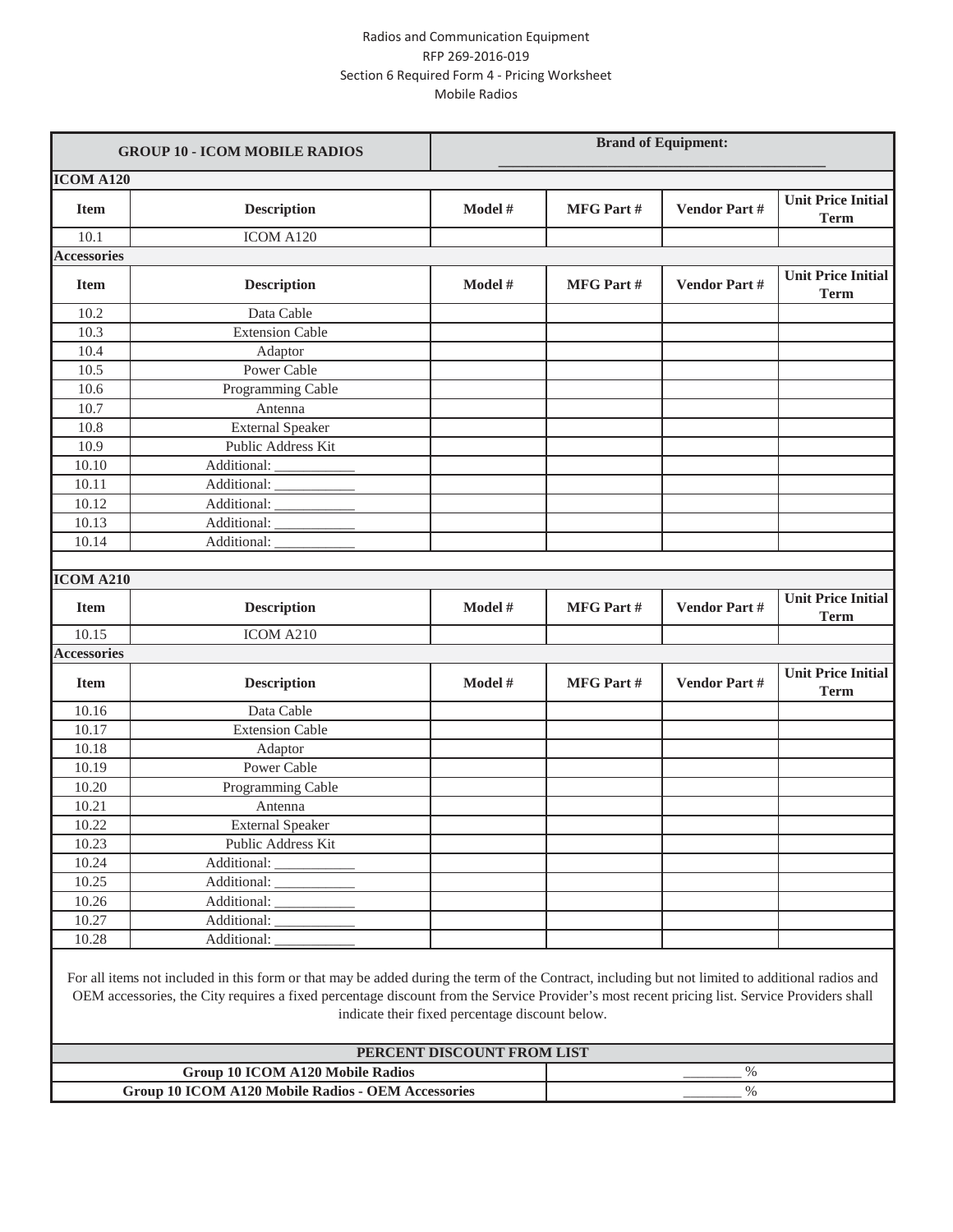Radios and Communication Equipment
RFP 269-2016-019
Section 6 Required Form 4 - Pricing Worksheet
Mobile Radios

| GROUP 10 - ICOM MOBILE RADIOS | | Brand of Equipment: ___________________________ | | | |
|---|---|---|---|---|---|
| **ICOM A120** | | | | | |
| **Item** | **Description** | **Model #** | **MFG Part #** | **Vendor Part #** | **Unit Price Initial Term** |
| 10.1 | ICOM A120 | | | | |
| **Accessories** | | | | | |
| **Item** | **Description** | **Model #** | **MFG Part #** | **Vendor Part #** | **Unit Price Initial Term** |
| 10.2 | Data Cable | | | | |
| 10.3 | Extension Cable | | | | |
| 10.4 | Adaptor | | | | |
| 10.5 | Power Cable | | | | |
| 10.6 | Programming Cable | | | | |
| 10.7 | Antenna | | | | |
| 10.8 | External Speaker | | | | |
| 10.9 | Public Address Kit | | | | |
| 10.10 | Additional: ___________ | | | | |
| 10.11 | Additional: ___________ | | | | |
| 10.12 | Additional: ___________ | | | | |
| 10.13 | Additional: ___________ | | | | |
| 10.14 | Additional: ___________ | | | | |
| | | | | | |
| **ICOM A210** | | | | | |
| **Item** | **Description** | **Model #** | **MFG Part #** | **Vendor Part #** | **Unit Price Initial Term** |
| 10.15 | ICOM A210 | | | | |
| **Accessories** | | | | | |
| **Item** | **Description** | **Model #** | **MFG Part #** | **Vendor Part #** | **Unit Price Initial Term** |
| 10.16 | Data Cable | | | | |
| 10.17 | Extension Cable | | | | |
| 10.18 | Adaptor | | | | |
| 10.19 | Power Cable | | | | |
| 10.20 | Programming Cable | | | | |
| 10.21 | Antenna | | | | |
| 10.22 | External Speaker | | | | |
| 10.23 | Public Address Kit | | | | |
| 10.24 | Additional: ___________ | | | | |
| 10.25 | Additional: ___________ | | | | |
| 10.26 | Additional: ___________ | | | | |
| 10.27 | Additional: ___________ | | | | |
| 10.28 | Additional: ___________ | | | | |

For all items not included in this form or that may be added during the term of the Contract, including but not limited to additional radios and OEM accessories, the City requires a fixed percentage discount from the Service Provider's most recent pricing list. Service Providers shall indicate their fixed percentage discount below.

| PERCENT DISCOUNT FROM LIST | |
|---|---|
| **Group 10 ICOM A120 Mobile Radios** | ________ % |
| **Group 10 ICOM A120 Mobile Radios - OEM Accessories** | ________ % |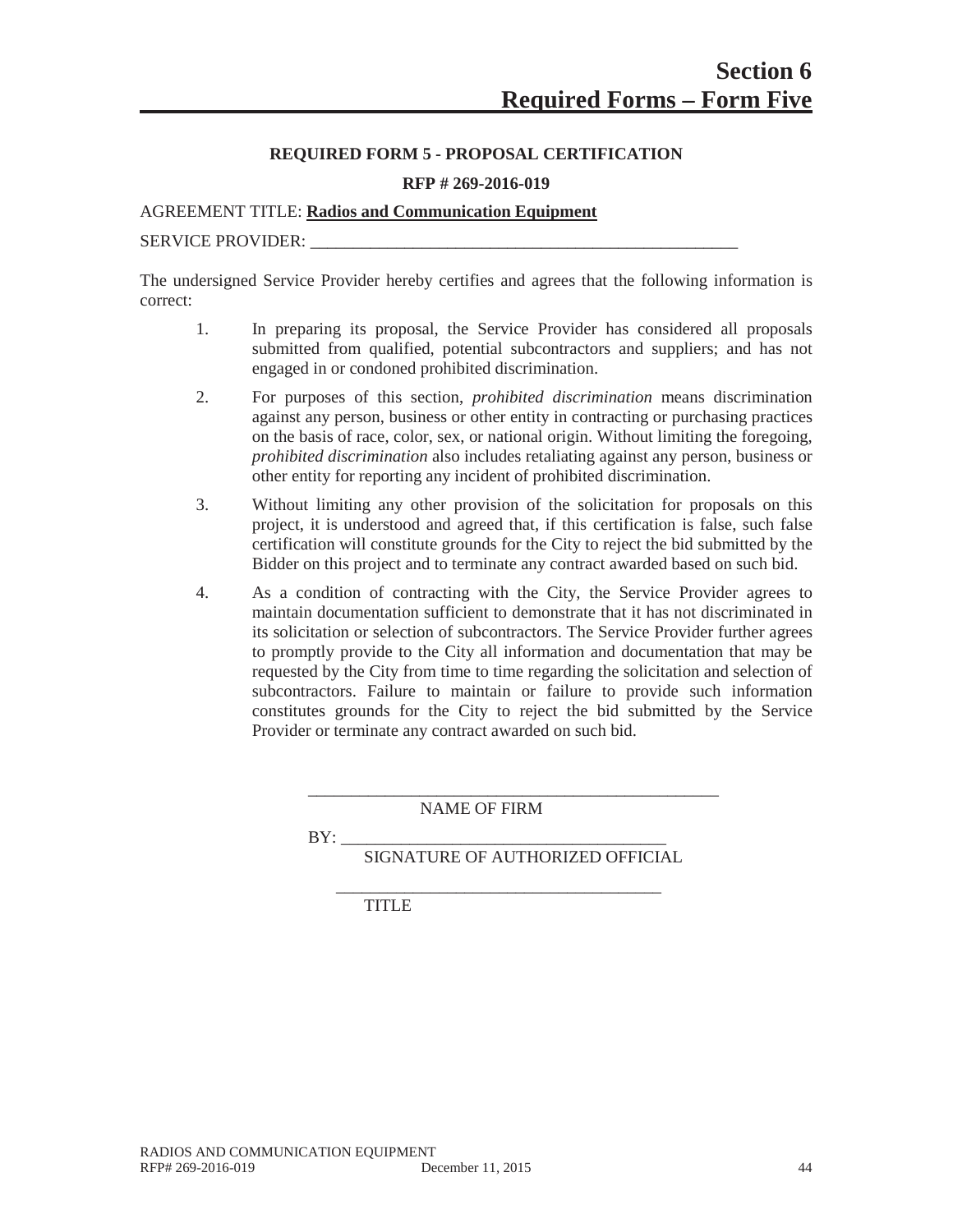# Section 6
# Required Forms – Form Five

**REQUIRED FORM 5 - PROPOSAL CERTIFICATION**

**RFP # 269-2016-019**

AGREEMENT TITLE: **Radios and Communication Equipment**

SERVICE PROVIDER: ___________________________________________________

The undersigned Service Provider hereby certifies and agrees that the following information is correct:

1. In preparing its proposal, the Service Provider has considered all proposals submitted from qualified, potential subcontractors and suppliers; and has not engaged in or condoned prohibited discrimination.

2. For purposes of this section, *prohibited discrimination* means discrimination against any person, business or other entity in contracting or purchasing practices on the basis of race, color, sex, or national origin. Without limiting the foregoing, *prohibited discrimination* also includes retaliating against any person, business or other entity for reporting any incident of prohibited discrimination.

3. Without limiting any other provision of the solicitation for proposals on this project, it is understood and agreed that, if this certification is false, such false certification will constitute grounds for the City to reject the bid submitted by the Bidder on this project and to terminate any contract awarded based on such bid.

4. As a condition of contracting with the City, the Service Provider agrees to maintain documentation sufficient to demonstrate that it has not discriminated in its solicitation or selection of subcontractors. The Service Provider further agrees to promptly provide to the City all information and documentation that may be requested by the City from time to time regarding the solicitation and selection of subcontractors. Failure to maintain or failure to provide such information constitutes grounds for the City to reject the bid submitted by the Service Provider or terminate any contract awarded on such bid.

__________________________________________________
NAME OF FIRM

BY: _______________________________________
SIGNATURE OF AUTHORIZED OFFICIAL

_______________________________________
TITLE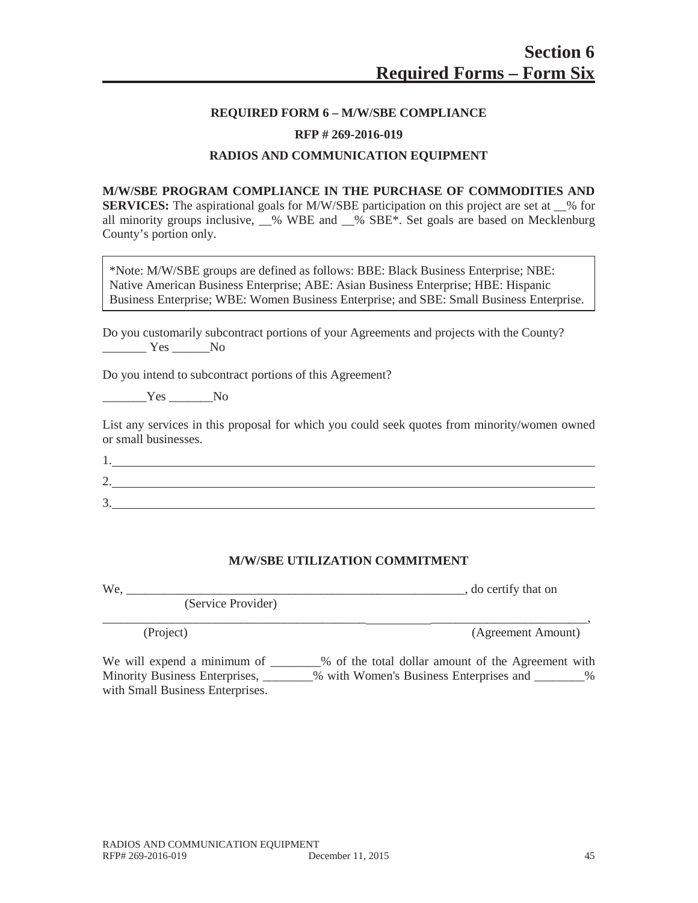# Section 6
# Required Forms – Form Six

**REQUIRED FORM 6 – M/W/SBE COMPLIANCE**

**RFP # 269-2016-019**

**RADIOS AND COMMUNICATION EQUIPMENT**

**M/W/SBE PROGRAM COMPLIANCE IN THE PURCHASE OF COMMODITIES AND SERVICES:** The aspirational goals for M/W/SBE participation on this project are set at __% for all minority groups inclusive, __% WBE and __% SBE*. Set goals are based on Mecklenburg County's portion only.

> *Note: M/W/SBE groups are defined as follows: BBE: Black Business Enterprise; NBE: Native American Business Enterprise; ABE: Asian Business Enterprise; HBE: Hispanic Business Enterprise; WBE: Women Business Enterprise; and SBE: Small Business Enterprise.

Do you customarily subcontract portions of your Agreements and projects with the County?
_______ Yes ______No

Do you intend to subcontract portions of this Agreement?

_______Yes _______No

List any services in this proposal for which you could seek quotes from minority/women owned or small businesses.

1.______________________________________________________________________

2.______________________________________________________________________

3.______________________________________________________________________

**M/W/SBE UTILIZATION COMMITMENT**

We, ______________________________________________________, do certify that on
(Service Provider)

___________________________________________________________________________,
(Project) (Agreement Amount)

We will expend a minimum of ________% of the total dollar amount of the Agreement with Minority Business Enterprises, ________% with Women's Business Enterprises and ________% with Small Business Enterprises.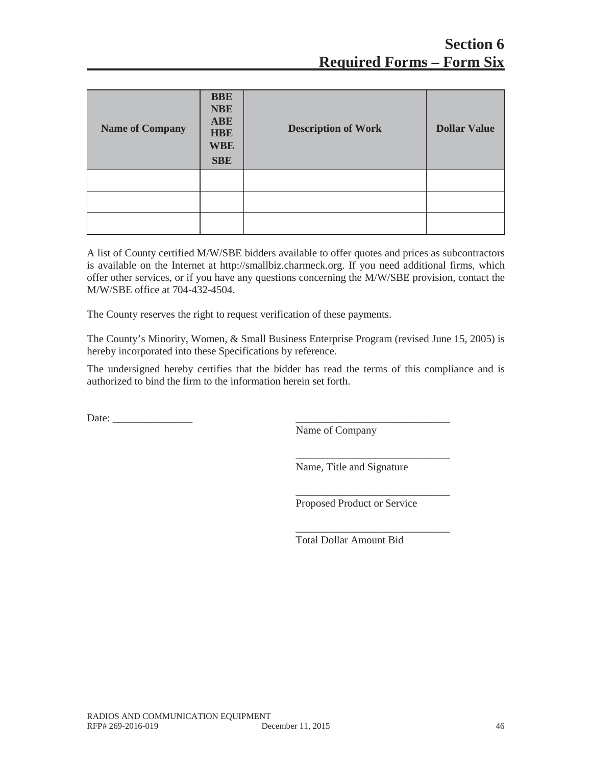# Section 6
## Required Forms – Form Six

| Name of Company | BBE NBE ABE HBE WBE SBE | Description of Work | Dollar Value |
|---|---|---|---|
| | | | |
| | | | |
| | | | |

A list of County certified M/W/SBE bidders available to offer quotes and prices as subcontractors is available on the Internet at http://smallbiz.charmeck.org. If you need additional firms, which offer other services, or if you have any questions concerning the M/W/SBE provision, contact the M/W/SBE office at 704-432-4504.

The County reserves the right to request verification of these payments.

The County's Minority, Women, & Small Business Enterprise Program (revised June 15, 2005) is hereby incorporated into these Specifications by reference.

The undersigned hereby certifies that the bidder has read the terms of this compliance and is authorized to bind the firm to the information herein set forth.

Date: _______________

_____________________________
Name of Company

_____________________________
Name, Title and Signature

_____________________________
Proposed Product or Service

_____________________________
Total Dollar Amount Bid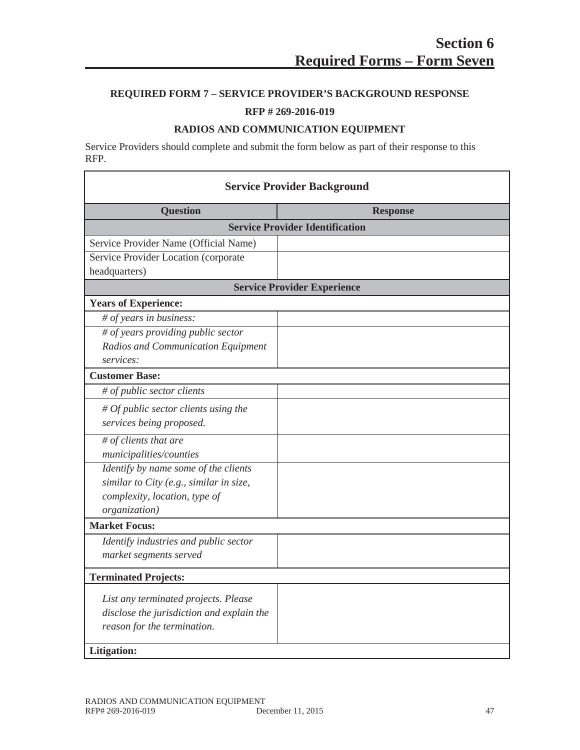# Section 6
# Required Forms – Form Seven

**REQUIRED FORM 7 – SERVICE PROVIDER'S BACKGROUND RESPONSE**

**RFP # 269-2016-019**

**RADIOS AND COMMUNICATION EQUIPMENT**

Service Providers should complete and submit the form below as part of their response to this RFP.

| **Service Provider Background** | |
|---|---|
| **Question** | **Response** |
| **Service Provider Identification** | |
| Service Provider Name (Official Name) | |
| Service Provider Location (corporate headquarters) | |
| **Service Provider Experience** | |
| **Years of Experience:** | |
| *# of years in business:* | |
| *# of years providing public sector Radios and Communication Equipment services:* | |
| **Customer Base:** | |
| *# of public sector clients* | |
| *# Of public sector clients using the services being proposed.* | |
| *# of clients that are municipalities/counties* | |
| *Identify by name some of the clients similar to City (e.g., similar in size, complexity, location, type of organization)* | |
| **Market Focus:** | |
| *Identify industries and public sector market segments served* | |
| **Terminated Projects:** | |
| *List any terminated projects. Please disclose the jurisdiction and explain the reason for the termination.* | |
| **Litigation:** | |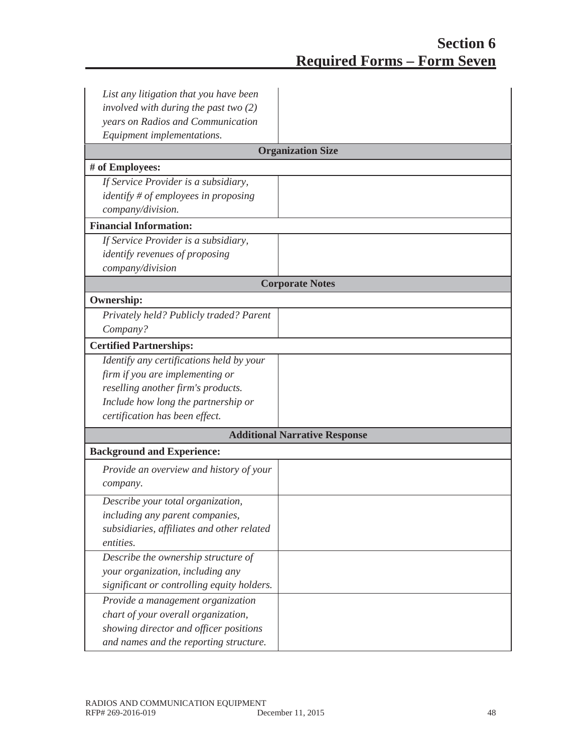# Section 6
## Required Forms – Form Seven

| | |
|---|---|
| *List any litigation that you have been involved with during the past two (2) years on Radios and Communication Equipment implementations.* | |
| **Organization Size** | |
| **# of Employees:** | |
| *If Service Provider is a subsidiary, identify # of employees in proposing company/division.* | |
| **Financial Information:** | |
| *If Service Provider is a subsidiary, identify revenues of proposing company/division* | |
| **Corporate Notes** | |
| **Ownership:** | |
| *Privately held? Publicly traded? Parent Company?* | |
| **Certified Partnerships:** | |
| *Identify any certifications held by your firm if you are implementing or reselling another firm's products. Include how long the partnership or certification has been effect.* | |
| **Additional Narrative Response** | |
| **Background and Experience:** | |
| *Provide an overview and history of your company.* | |
| *Describe your total organization, including any parent companies, subsidiaries, affiliates and other related entities.* | |
| *Describe the ownership structure of your organization, including any significant or controlling equity holders.* | |
| *Provide a management organization chart of your overall organization, showing director and officer positions and names and the reporting structure.* | |

RADIOS AND COMMUNICATION EQUIPMENT
RFP# 269-2016-019 December 11, 2015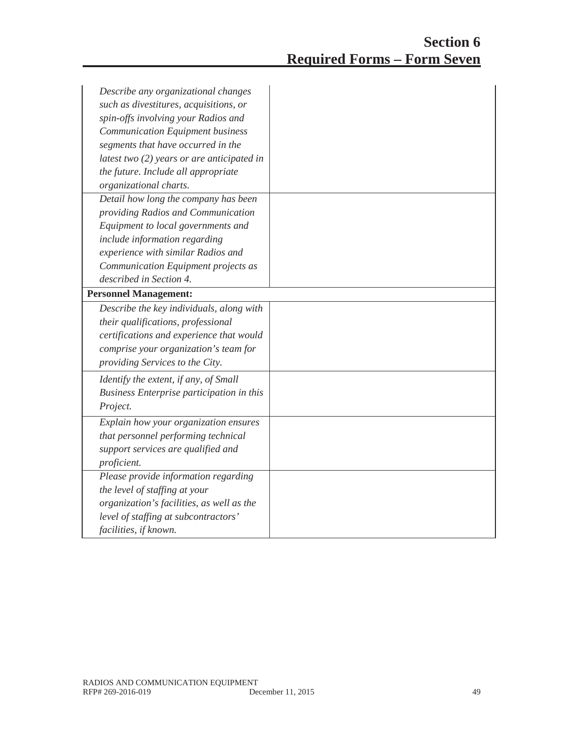# Section 6
## Required Forms – Form Seven

| | |
|---|---|
| *Describe any organizational changes such as divestitures, acquisitions, or spin-offs involving your Radios and Communication Equipment business segments that have occurred in the latest two (2) years or are anticipated in the future. Include all appropriate organizational charts.* | |
| *Detail how long the company has been providing Radios and Communication Equipment to local governments and include information regarding experience with similar Radios and Communication Equipment projects as described in Section 4.* | |
| **Personnel Management:** | |
| *Describe the key individuals, along with their qualifications, professional certifications and experience that would comprise your organization's team for providing Services to the City.* | |
| *Identify the extent, if any, of Small Business Enterprise participation in this Project.* | |
| *Explain how your organization ensures that personnel performing technical support services are qualified and proficient.* | |
| *Please provide information regarding the level of staffing at your organization's facilities, as well as the level of staffing at subcontractors' facilities, if known.* | |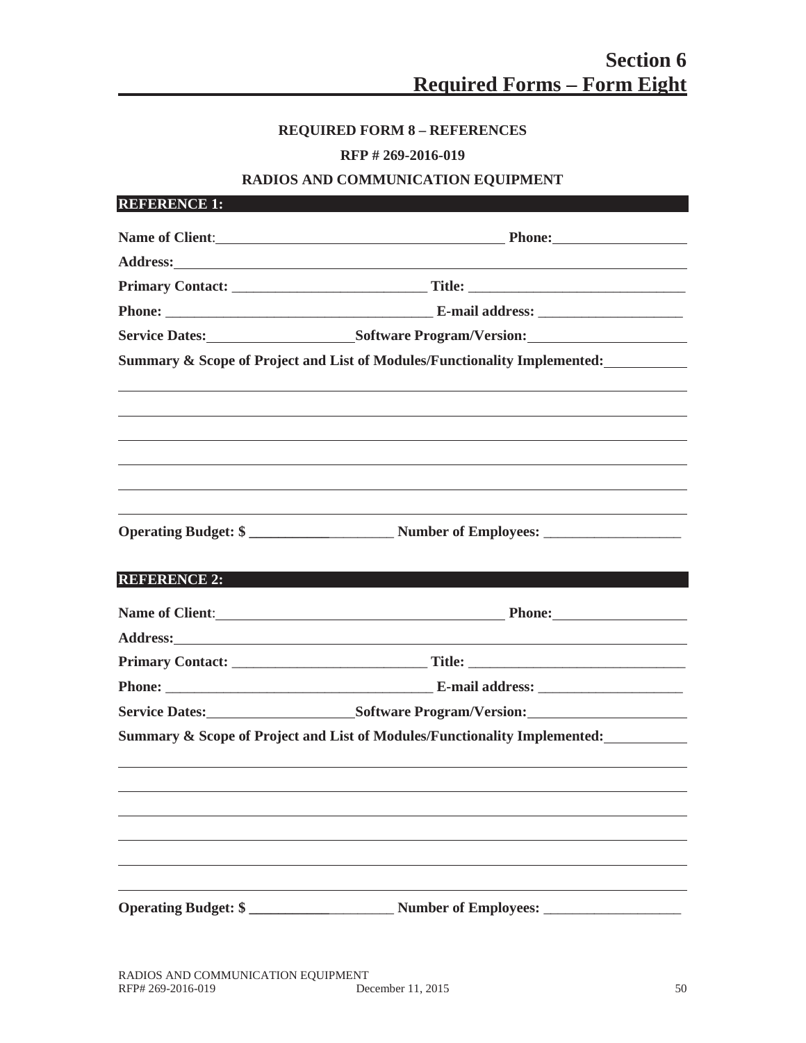# Section 6
# Required Forms – Form Eight

**REQUIRED FORM 8 – REFERENCES**

**RFP # 269-2016-019**

**RADIOS AND COMMUNICATION EQUIPMENT**

**REFERENCE 1:**

**Name of Client**:________________________________________ **Phone:**__________________

**Address:**____________________________________________________________________

**Primary Contact:** ___________________________ **Title:** ______________________________

**Phone:** _____________________________________ **E-mail address:** ____________________

**Service Dates:**____________________**Software Program/Version:**______________________

**Summary & Scope of Project and List of Modules/Functionality Implemented:**___________

________________________________________________________________________________

________________________________________________________________________________

________________________________________________________________________________

________________________________________________________________________________

________________________________________________________________________________

________________________________________________________________________________

**Operating Budget: $** ____________________ **Number of Employees:** ___________________

**REFERENCE 2:**

**Name of Client**:________________________________________ **Phone:**__________________

**Address:**____________________________________________________________________

**Primary Contact:** ___________________________ **Title:** ______________________________

**Phone:** _____________________________________ **E-mail address:** ____________________

**Service Dates:**____________________**Software Program/Version:**______________________

**Summary & Scope of Project and List of Modules/Functionality Implemented:**___________

________________________________________________________________________________

________________________________________________________________________________

________________________________________________________________________________

________________________________________________________________________________

________________________________________________________________________________

________________________________________________________________________________

**Operating Budget: $** ____________________ **Number of Employees:** ___________________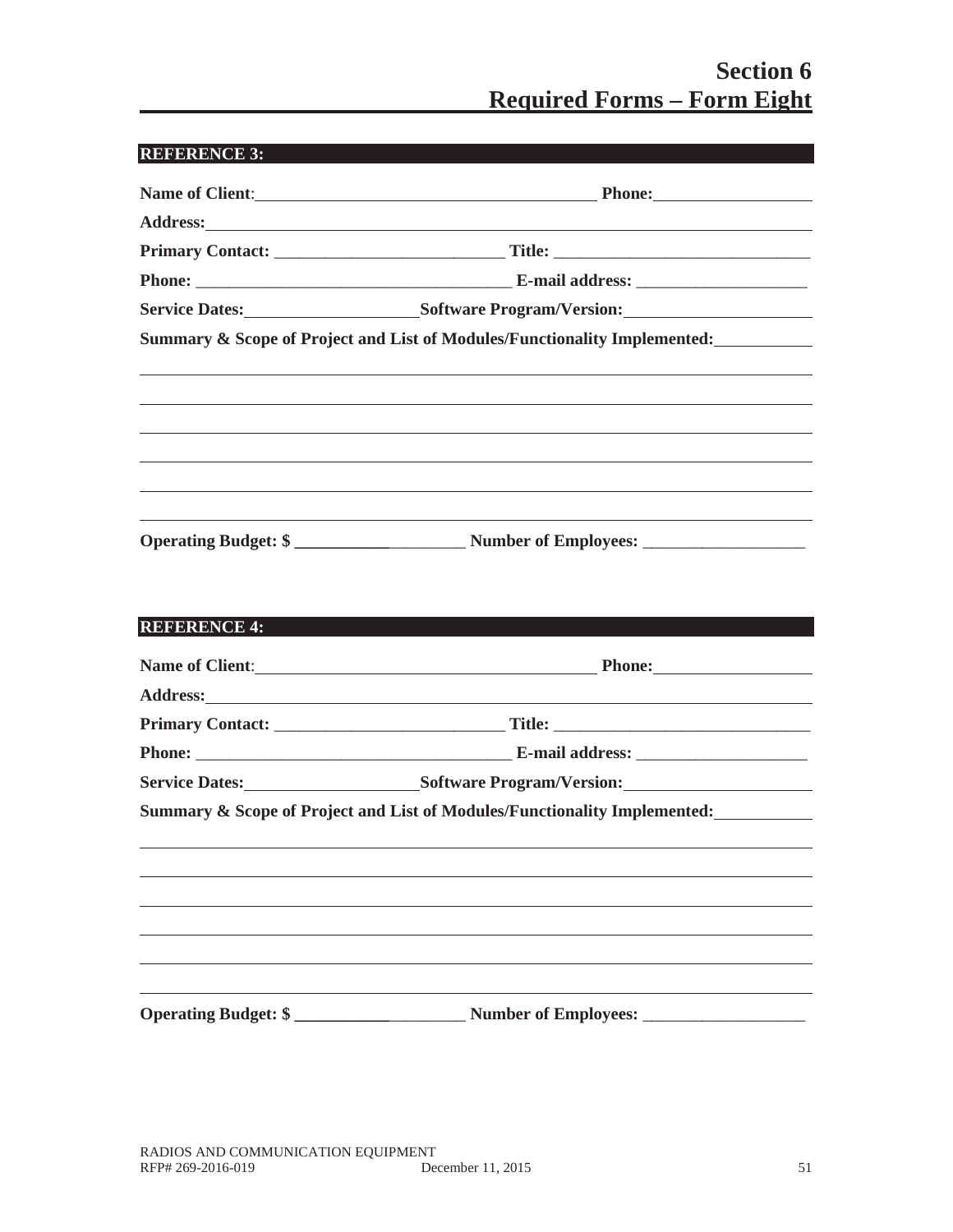# Section 6
## Required Forms – Form Eight

**REFERENCE 3:**

**Name of Client**:\_\_\_\_\_\_\_\_\_\_\_\_\_\_\_\_\_\_\_\_\_\_\_\_\_\_\_\_\_\_\_\_\_\_\_\_\_\_\_\_ **Phone:**\_\_\_\_\_\_\_\_\_\_\_\_\_\_\_\_\_\_\_

**Address:**\_\_\_\_\_\_\_\_\_\_\_\_\_\_\_\_\_\_\_\_\_\_\_\_\_\_\_\_\_\_\_\_\_\_\_\_\_\_\_\_\_\_\_\_\_\_\_\_\_\_\_\_\_\_\_\_\_\_\_\_\_\_\_\_\_\_\_\_\_\_\_\_

**Primary Contact:** \_\_\_\_\_\_\_\_\_\_\_\_\_\_\_\_\_\_\_\_\_\_\_\_\_\_\_ **Title:** \_\_\_\_\_\_\_\_\_\_\_\_\_\_\_\_\_\_\_\_\_\_\_\_\_\_\_\_\_\_

**Phone:** \_\_\_\_\_\_\_\_\_\_\_\_\_\_\_\_\_\_\_\_\_\_\_\_\_\_\_\_\_\_\_\_\_\_\_\_\_ **E-mail address:** \_\_\_\_\_\_\_\_\_\_\_\_\_\_\_\_\_\_\_\_

**Service Dates:**\_\_\_\_\_\_\_\_\_\_\_\_\_\_\_\_\_\_\_\_**Software Program/Version:**\_\_\_\_\_\_\_\_\_\_\_\_\_\_\_\_\_\_\_\_\_\_

**Summary & Scope of Project and List of Modules/Functionality Implemented:**\_\_\_\_\_\_\_\_\_\_\_

\_\_\_\_\_\_\_\_\_\_\_\_\_\_\_\_\_\_\_\_\_\_\_\_\_\_\_\_\_\_\_\_\_\_\_\_\_\_\_\_\_\_\_\_\_\_\_\_\_\_\_\_\_\_\_\_\_\_\_\_\_\_\_\_\_\_\_\_\_\_\_\_\_\_\_\_\_\_\_\_

\_\_\_\_\_\_\_\_\_\_\_\_\_\_\_\_\_\_\_\_\_\_\_\_\_\_\_\_\_\_\_\_\_\_\_\_\_\_\_\_\_\_\_\_\_\_\_\_\_\_\_\_\_\_\_\_\_\_\_\_\_\_\_\_\_\_\_\_\_\_\_\_\_\_\_\_\_\_\_\_

\_\_\_\_\_\_\_\_\_\_\_\_\_\_\_\_\_\_\_\_\_\_\_\_\_\_\_\_\_\_\_\_\_\_\_\_\_\_\_\_\_\_\_\_\_\_\_\_\_\_\_\_\_\_\_\_\_\_\_\_\_\_\_\_\_\_\_\_\_\_\_\_\_\_\_\_\_\_\_\_

\_\_\_\_\_\_\_\_\_\_\_\_\_\_\_\_\_\_\_\_\_\_\_\_\_\_\_\_\_\_\_\_\_\_\_\_\_\_\_\_\_\_\_\_\_\_\_\_\_\_\_\_\_\_\_\_\_\_\_\_\_\_\_\_\_\_\_\_\_\_\_\_\_\_\_\_\_\_\_\_

\_\_\_\_\_\_\_\_\_\_\_\_\_\_\_\_\_\_\_\_\_\_\_\_\_\_\_\_\_\_\_\_\_\_\_\_\_\_\_\_\_\_\_\_\_\_\_\_\_\_\_\_\_\_\_\_\_\_\_\_\_\_\_\_\_\_\_\_\_\_\_\_\_\_\_\_\_\_\_\_

\_\_\_\_\_\_\_\_\_\_\_\_\_\_\_\_\_\_\_\_\_\_\_\_\_\_\_\_\_\_\_\_\_\_\_\_\_\_\_\_\_\_\_\_\_\_\_\_\_\_\_\_\_\_\_\_\_\_\_\_\_\_\_\_\_\_\_\_\_\_\_\_\_\_\_\_\_\_\_\_

**Operating Budget: $** \_\_\_\_\_\_\_\_\_\_\_\_\_\_\_\_\_\_\_\_\_ **Number of Employees:** \_\_\_\_\_\_\_\_\_\_\_\_\_\_\_\_\_\_\_

**REFERENCE 4:**

**Name of Client**:\_\_\_\_\_\_\_\_\_\_\_\_\_\_\_\_\_\_\_\_\_\_\_\_\_\_\_\_\_\_\_\_\_\_\_\_\_\_\_\_ **Phone:**\_\_\_\_\_\_\_\_\_\_\_\_\_\_\_\_\_\_\_

**Address:**\_\_\_\_\_\_\_\_\_\_\_\_\_\_\_\_\_\_\_\_\_\_\_\_\_\_\_\_\_\_\_\_\_\_\_\_\_\_\_\_\_\_\_\_\_\_\_\_\_\_\_\_\_\_\_\_\_\_\_\_\_\_\_\_\_\_\_\_\_\_\_\_

**Primary Contact:** \_\_\_\_\_\_\_\_\_\_\_\_\_\_\_\_\_\_\_\_\_\_\_\_\_\_\_ **Title:** \_\_\_\_\_\_\_\_\_\_\_\_\_\_\_\_\_\_\_\_\_\_\_\_\_\_\_\_\_\_

**Phone:** \_\_\_\_\_\_\_\_\_\_\_\_\_\_\_\_\_\_\_\_\_\_\_\_\_\_\_\_\_\_\_\_\_\_\_\_\_ **E-mail address:** \_\_\_\_\_\_\_\_\_\_\_\_\_\_\_\_\_\_\_\_

**Service Dates:**\_\_\_\_\_\_\_\_\_\_\_\_\_\_\_\_\_\_\_\_**Software Program/Version:**\_\_\_\_\_\_\_\_\_\_\_\_\_\_\_\_\_\_\_\_\_\_

**Summary & Scope of Project and List of Modules/Functionality Implemented:**\_\_\_\_\_\_\_\_\_\_\_

\_\_\_\_\_\_\_\_\_\_\_\_\_\_\_\_\_\_\_\_\_\_\_\_\_\_\_\_\_\_\_\_\_\_\_\_\_\_\_\_\_\_\_\_\_\_\_\_\_\_\_\_\_\_\_\_\_\_\_\_\_\_\_\_\_\_\_\_\_\_\_\_\_\_\_\_\_\_\_\_

\_\_\_\_\_\_\_\_\_\_\_\_\_\_\_\_\_\_\_\_\_\_\_\_\_\_\_\_\_\_\_\_\_\_\_\_\_\_\_\_\_\_\_\_\_\_\_\_\_\_\_\_\_\_\_\_\_\_\_\_\_\_\_\_\_\_\_\_\_\_\_\_\_\_\_\_\_\_\_\_

\_\_\_\_\_\_\_\_\_\_\_\_\_\_\_\_\_\_\_\_\_\_\_\_\_\_\_\_\_\_\_\_\_\_\_\_\_\_\_\_\_\_\_\_\_\_\_\_\_\_\_\_\_\_\_\_\_\_\_\_\_\_\_\_\_\_\_\_\_\_\_\_\_\_\_\_\_\_\_\_

\_\_\_\_\_\_\_\_\_\_\_\_\_\_\_\_\_\_\_\_\_\_\_\_\_\_\_\_\_\_\_\_\_\_\_\_\_\_\_\_\_\_\_\_\_\_\_\_\_\_\_\_\_\_\_\_\_\_\_\_\_\_\_\_\_\_\_\_\_\_\_\_\_\_\_\_\_\_\_\_

\_\_\_\_\_\_\_\_\_\_\_\_\_\_\_\_\_\_\_\_\_\_\_\_\_\_\_\_\_\_\_\_\_\_\_\_\_\_\_\_\_\_\_\_\_\_\_\_\_\_\_\_\_\_\_\_\_\_\_\_\_\_\_\_\_\_\_\_\_\_\_\_\_\_\_\_\_\_\_\_

\_\_\_\_\_\_\_\_\_\_\_\_\_\_\_\_\_\_\_\_\_\_\_\_\_\_\_\_\_\_\_\_\_\_\_\_\_\_\_\_\_\_\_\_\_\_\_\_\_\_\_\_\_\_\_\_\_\_\_\_\_\_\_\_\_\_\_\_\_\_\_\_\_\_\_\_\_\_\_\_

**Operating Budget: $** \_\_\_\_\_\_\_\_\_\_\_\_\_\_\_\_\_\_\_\_\_ **Number of Employees:** \_\_\_\_\_\_\_\_\_\_\_\_\_\_\_\_\_\_\_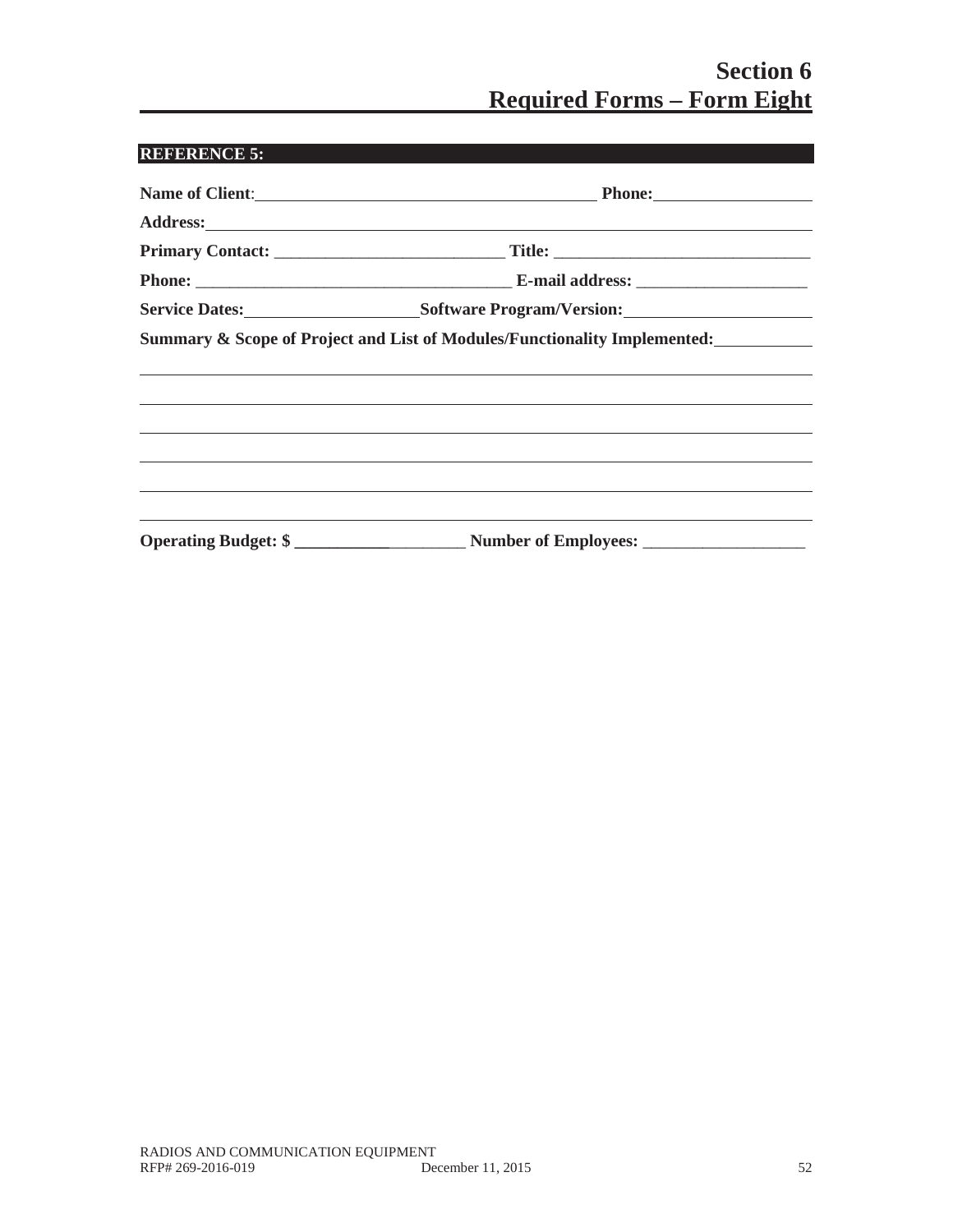# Section 6
## Required Forms – Form Eight

**REFERENCE 5:**

**Name of Client**: ______________________________________ **Phone:** __________________

**Address:** ______________________________________________________________________

**Primary Contact:** ___________________________ **Title:** ______________________________

**Phone:** ____________________________________ **E-mail address:** ____________________

**Service Dates:** ____________________ **Software Program/Version:** ______________________

**Summary & Scope of Project and List of Modules/Functionality Implemented:** ___________

_____________________________________________________________________________

_____________________________________________________________________________

_____________________________________________________________________________

_____________________________________________________________________________

_____________________________________________________________________________

_____________________________________________________________________________

**Operating Budget: $** ____________________ **Number of Employees:** ___________________

RADIOS AND COMMUNICATION EQUIPMENT
RFP# 269-2016-019 December 11, 2015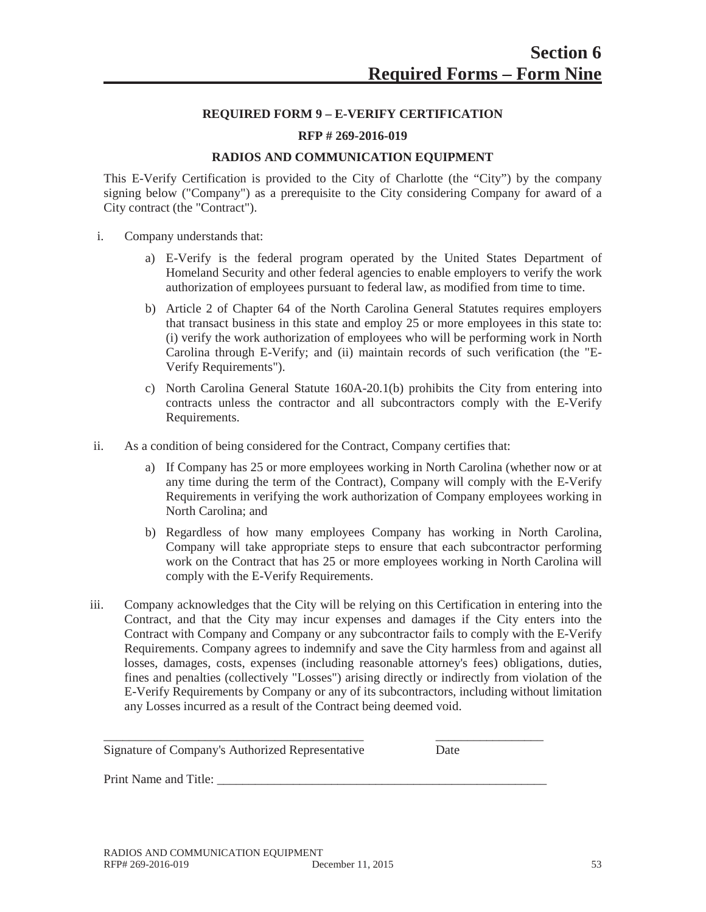# Section 6
# Required Forms – Form Nine

**REQUIRED FORM 9 – E-VERIFY CERTIFICATION**

**RFP # 269-2016-019**

**RADIOS AND COMMUNICATION EQUIPMENT**

This E-Verify Certification is provided to the City of Charlotte (the "City") by the company signing below ("Company") as a prerequisite to the City considering Company for award of a City contract (the "Contract").

i. Company understands that:

   a) E-Verify is the federal program operated by the United States Department of Homeland Security and other federal agencies to enable employers to verify the work authorization of employees pursuant to federal law, as modified from time to time.

   b) Article 2 of Chapter 64 of the North Carolina General Statutes requires employers that transact business in this state and employ 25 or more employees in this state to: (i) verify the work authorization of employees who will be performing work in North Carolina through E-Verify; and (ii) maintain records of such verification (the "E-Verify Requirements").

   c) North Carolina General Statute 160A-20.1(b) prohibits the City from entering into contracts unless the contractor and all subcontractors comply with the E-Verify Requirements.

ii. As a condition of being considered for the Contract, Company certifies that:

   a) If Company has 25 or more employees working in North Carolina (whether now or at any time during the term of the Contract), Company will comply with the E-Verify Requirements in verifying the work authorization of Company employees working in North Carolina; and

   b) Regardless of how many employees Company has working in North Carolina, Company will take appropriate steps to ensure that each subcontractor performing work on the Contract that has 25 or more employees working in North Carolina will comply with the E-Verify Requirements.

iii. Company acknowledges that the City will be relying on this Certification in entering into the Contract, and that the City may incur expenses and damages if the City enters into the Contract with Company and Company or any subcontractor fails to comply with the E-Verify Requirements. Company agrees to indemnify and save the City harmless from and against all losses, damages, costs, expenses (including reasonable attorney's fees) obligations, duties, fines and penalties (collectively "Losses") arising directly or indirectly from violation of the E-Verify Requirements by Company or any of its subcontractors, including without limitation any Losses incurred as a result of the Contract being deemed void.

\_\_\_\_\_\_\_\_\_\_\_\_\_\_\_\_\_\_\_\_\_\_\_\_\_\_\_\_\_\_\_\_\_\_\_\_\_\_\_\_\_ \_\_\_\_\_\_\_\_\_\_\_\_\_\_\_\_\_

Signature of Company's Authorized Representative Date

Print Name and Title: \_\_\_\_\_\_\_\_\_\_\_\_\_\_\_\_\_\_\_\_\_\_\_\_\_\_\_\_\_\_\_\_\_\_\_\_\_\_\_\_\_\_\_\_\_\_\_\_\_\_\_\_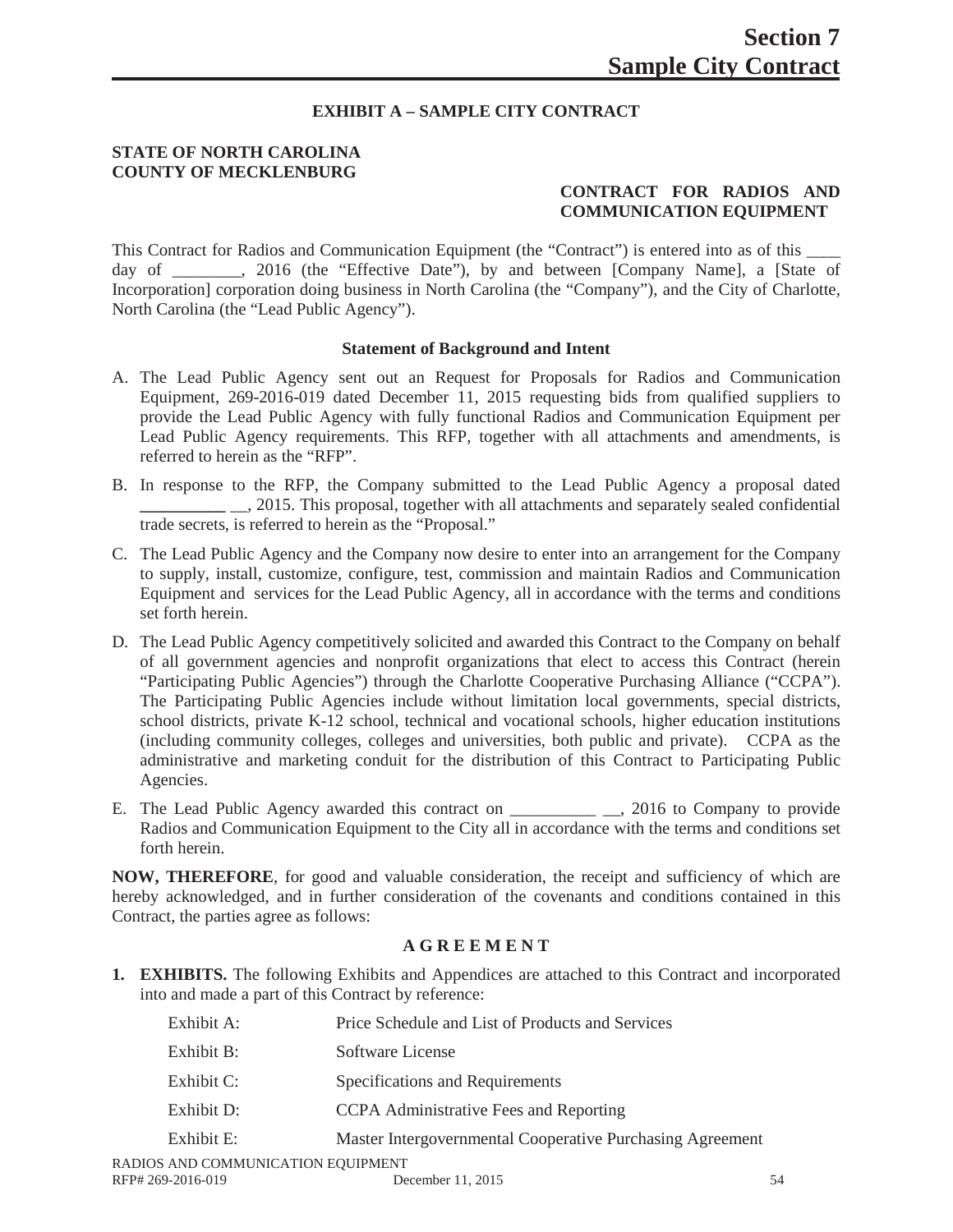# Section 7
# Sample City Contract

**EXHIBIT A – SAMPLE CITY CONTRACT**

**STATE OF NORTH CAROLINA**
**COUNTY OF MECKLENBURG**

**CONTRACT FOR RADIOS AND COMMUNICATION EQUIPMENT**

This Contract for Radios and Communication Equipment (the "Contract") is entered into as of this ____ day of ________, 2016 (the "Effective Date"), by and between [Company Name], a [State of Incorporation] corporation doing business in North Carolina (the "Company"), and the City of Charlotte, North Carolina (the "Lead Public Agency").

**Statement of Background and Intent**

A. The Lead Public Agency sent out an Request for Proposals for Radios and Communication Equipment, 269-2016-019 dated December 11, 2015 requesting bids from qualified suppliers to provide the Lead Public Agency with fully functional Radios and Communication Equipment per Lead Public Agency requirements. This RFP, together with all attachments and amendments, is referred to herein as the "RFP".

B. In response to the RFP, the Company submitted to the Lead Public Agency a proposal dated __________ __, 2015. This proposal, together with all attachments and separately sealed confidential trade secrets, is referred to herein as the "Proposal."

C. The Lead Public Agency and the Company now desire to enter into an arrangement for the Company to supply, install, customize, configure, test, commission and maintain Radios and Communication Equipment and services for the Lead Public Agency, all in accordance with the terms and conditions set forth herein.

D. The Lead Public Agency competitively solicited and awarded this Contract to the Company on behalf of all government agencies and nonprofit organizations that elect to access this Contract (herein "Participating Public Agencies") through the Charlotte Cooperative Purchasing Alliance ("CCPA"). The Participating Public Agencies include without limitation local governments, special districts, school districts, private K-12 school, technical and vocational schools, higher education institutions (including community colleges, colleges and universities, both public and private). CCPA as the administrative and marketing conduit for the distribution of this Contract to Participating Public Agencies.

E. The Lead Public Agency awarded this contract on __________ __, 2016 to Company to provide Radios and Communication Equipment to the City all in accordance with the terms and conditions set forth herein.

**NOW, THEREFORE**, for good and valuable consideration, the receipt and sufficiency of which are hereby acknowledged, and in further consideration of the covenants and conditions contained in this Contract, the parties agree as follows:

**A G R E E M E N T**

1. **EXHIBITS.** The following Exhibits and Appendices are attached to this Contract and incorporated into and made a part of this Contract by reference:

| | |
|---|---|
| Exhibit A: | Price Schedule and List of Products and Services |
| Exhibit B: | Software License |
| Exhibit C: | Specifications and Requirements |
| Exhibit D: | CCPA Administrative Fees and Reporting |
| Exhibit E: | Master Intergovernmental Cooperative Purchasing Agreement |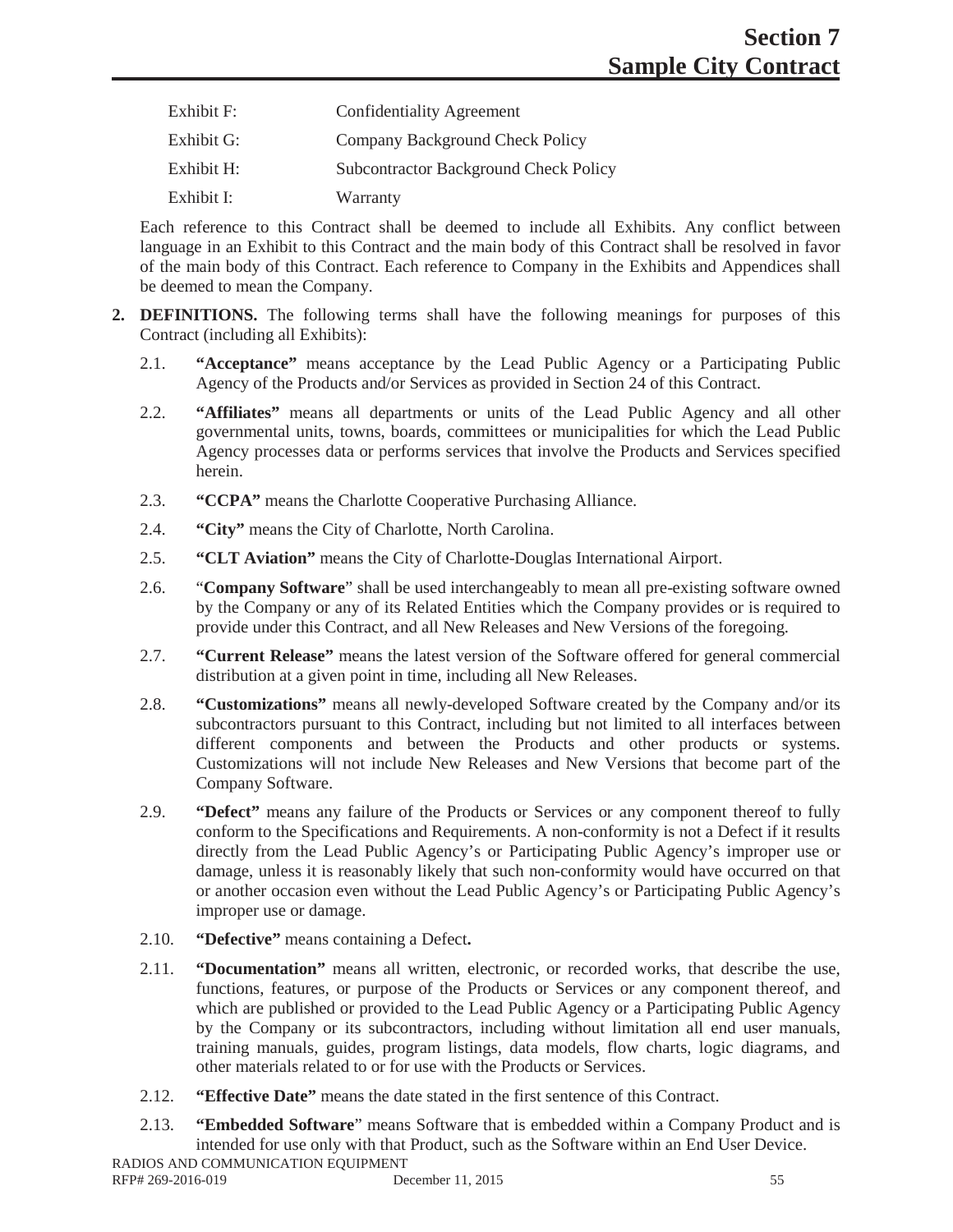| | |
|---|---|
| Exhibit F: | Confidentiality Agreement |
| Exhibit G: | Company Background Check Policy |
| Exhibit H: | Subcontractor Background Check Policy |
| Exhibit I: | Warranty |

Each reference to this Contract shall be deemed to include all Exhibits. Any conflict between language in an Exhibit to this Contract and the main body of this Contract shall be resolved in favor of the main body of this Contract. Each reference to Company in the Exhibits and Appendices shall be deemed to mean the Company.

**2. DEFINITIONS.** The following terms shall have the following meanings for purposes of this Contract (including all Exhibits):

2.1. **"Acceptance"** means acceptance by the Lead Public Agency or a Participating Public Agency of the Products and/or Services as provided in Section 24 of this Contract.

2.2. **"Affiliates"** means all departments or units of the Lead Public Agency and all other governmental units, towns, boards, committees or municipalities for which the Lead Public Agency processes data or performs services that involve the Products and Services specified herein.

2.3. **"CCPA"** means the Charlotte Cooperative Purchasing Alliance.

2.4. **"City"** means the City of Charlotte, North Carolina.

2.5. **"CLT Aviation"** means the City of Charlotte-Douglas International Airport.

2.6. "**Company Software**" shall be used interchangeably to mean all pre-existing software owned by the Company or any of its Related Entities which the Company provides or is required to provide under this Contract, and all New Releases and New Versions of the foregoing.

2.7. **"Current Release"** means the latest version of the Software offered for general commercial distribution at a given point in time, including all New Releases.

2.8. **"Customizations"** means all newly-developed Software created by the Company and/or its subcontractors pursuant to this Contract, including but not limited to all interfaces between different components and between the Products and other products or systems. Customizations will not include New Releases and New Versions that become part of the Company Software.

2.9. **"Defect"** means any failure of the Products or Services or any component thereof to fully conform to the Specifications and Requirements. A non-conformity is not a Defect if it results directly from the Lead Public Agency's or Participating Public Agency's improper use or damage, unless it is reasonably likely that such non-conformity would have occurred on that or another occasion even without the Lead Public Agency's or Participating Public Agency's improper use or damage.

2.10. **"Defective"** means containing a Defect**.**

2.11. **"Documentation"** means all written, electronic, or recorded works, that describe the use, functions, features, or purpose of the Products or Services or any component thereof, and which are published or provided to the Lead Public Agency or a Participating Public Agency by the Company or its subcontractors, including without limitation all end user manuals, training manuals, guides, program listings, data models, flow charts, logic diagrams, and other materials related to or for use with the Products or Services.

2.12. **"Effective Date"** means the date stated in the first sentence of this Contract.

2.13. **"Embedded Software**" means Software that is embedded within a Company Product and is intended for use only with that Product, such as the Software within an End User Device.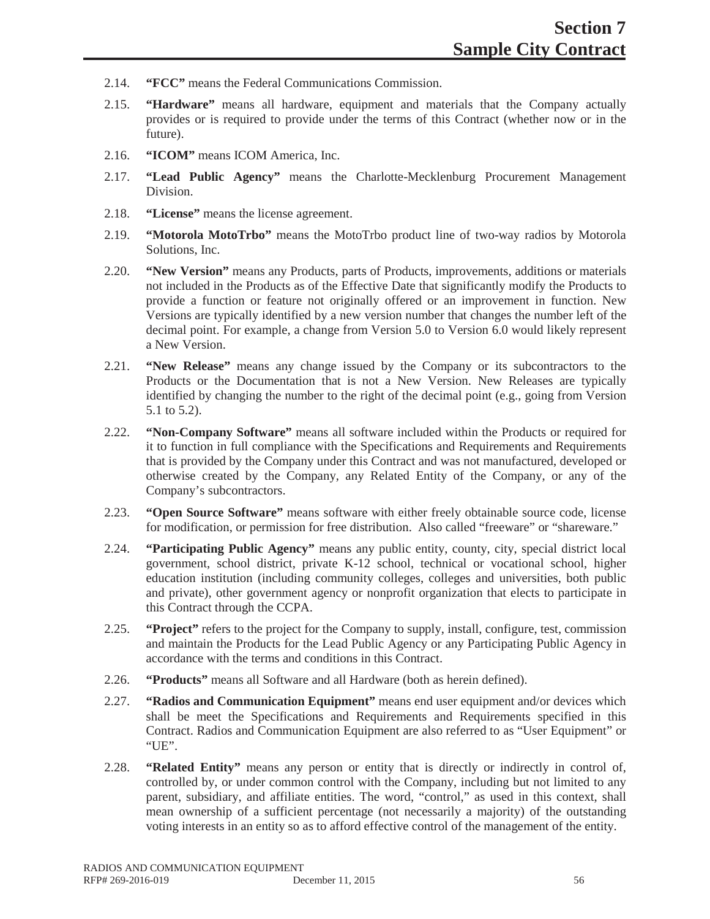2.14. **"FCC"** means the Federal Communications Commission.

2.15. **"Hardware"** means all hardware, equipment and materials that the Company actually provides or is required to provide under the terms of this Contract (whether now or in the future).

2.16. **"ICOM"** means ICOM America, Inc.

2.17. **"Lead Public Agency"** means the Charlotte-Mecklenburg Procurement Management Division.

2.18. **"License"** means the license agreement.

2.19. **"Motorola MotoTrbo"** means the MotoTrbo product line of two-way radios by Motorola Solutions, Inc.

2.20. **"New Version"** means any Products, parts of Products, improvements, additions or materials not included in the Products as of the Effective Date that significantly modify the Products to provide a function or feature not originally offered or an improvement in function. New Versions are typically identified by a new version number that changes the number left of the decimal point. For example, a change from Version 5.0 to Version 6.0 would likely represent a New Version.

2.21. **"New Release"** means any change issued by the Company or its subcontractors to the Products or the Documentation that is not a New Version. New Releases are typically identified by changing the number to the right of the decimal point (e.g., going from Version 5.1 to 5.2).

2.22. **"Non-Company Software"** means all software included within the Products or required for it to function in full compliance with the Specifications and Requirements and Requirements that is provided by the Company under this Contract and was not manufactured, developed or otherwise created by the Company, any Related Entity of the Company, or any of the Company's subcontractors.

2.23. **"Open Source Software"** means software with either freely obtainable source code, license for modification, or permission for free distribution. Also called "freeware" or "shareware."

2.24. **"Participating Public Agency"** means any public entity, county, city, special district local government, school district, private K-12 school, technical or vocational school, higher education institution (including community colleges, colleges and universities, both public and private), other government agency or nonprofit organization that elects to participate in this Contract through the CCPA.

2.25. **"Project"** refers to the project for the Company to supply, install, configure, test, commission and maintain the Products for the Lead Public Agency or any Participating Public Agency in accordance with the terms and conditions in this Contract.

2.26. **"Products"** means all Software and all Hardware (both as herein defined).

2.27. **"Radios and Communication Equipment"** means end user equipment and/or devices which shall be meet the Specifications and Requirements and Requirements specified in this Contract. Radios and Communication Equipment are also referred to as "User Equipment" or "UE".

2.28. **"Related Entity"** means any person or entity that is directly or indirectly in control of, controlled by, or under common control with the Company, including but not limited to any parent, subsidiary, and affiliate entities. The word, "control," as used in this context, shall mean ownership of a sufficient percentage (not necessarily a majority) of the outstanding voting interests in an entity so as to afford effective control of the management of the entity.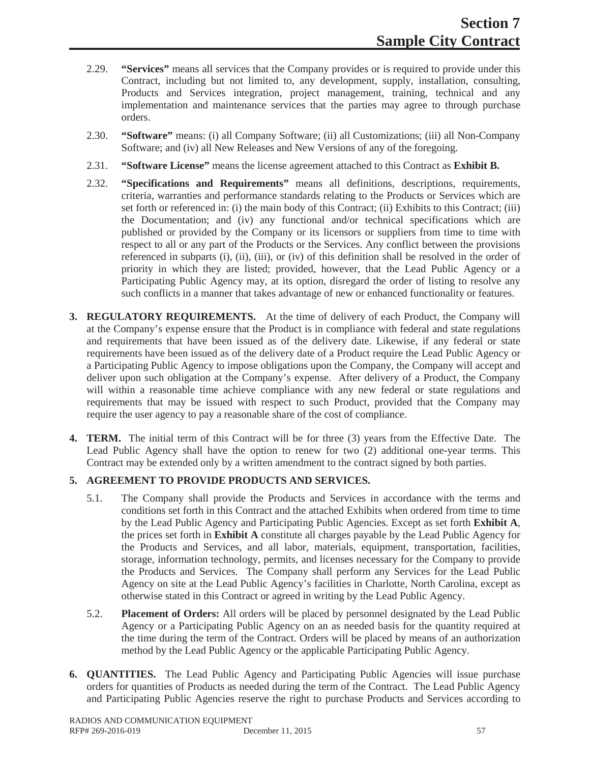2.29. **"Services"** means all services that the Company provides or is required to provide under this Contract, including but not limited to, any development, supply, installation, consulting, Products and Services integration, project management, training, technical and any implementation and maintenance services that the parties may agree to through purchase orders.

2.30. **"Software"** means: (i) all Company Software; (ii) all Customizations; (iii) all Non-Company Software; and (iv) all New Releases and New Versions of any of the foregoing.

2.31. **"Software License"** means the license agreement attached to this Contract as **Exhibit B.**

2.32. **"Specifications and Requirements"** means all definitions, descriptions, requirements, criteria, warranties and performance standards relating to the Products or Services which are set forth or referenced in: (i) the main body of this Contract; (ii) Exhibits to this Contract; (iii) the Documentation; and (iv) any functional and/or technical specifications which are published or provided by the Company or its licensors or suppliers from time to time with respect to all or any part of the Products or the Services. Any conflict between the provisions referenced in subparts (i), (ii), (iii), or (iv) of this definition shall be resolved in the order of priority in which they are listed; provided, however, that the Lead Public Agency or a Participating Public Agency may, at its option, disregard the order of listing to resolve any such conflicts in a manner that takes advantage of new or enhanced functionality or features.

**3. REGULATORY REQUIREMENTS.** At the time of delivery of each Product, the Company will at the Company's expense ensure that the Product is in compliance with federal and state regulations and requirements that have been issued as of the delivery date. Likewise, if any federal or state requirements have been issued as of the delivery date of a Product require the Lead Public Agency or a Participating Public Agency to impose obligations upon the Company, the Company will accept and deliver upon such obligation at the Company's expense. After delivery of a Product, the Company will within a reasonable time achieve compliance with any new federal or state regulations and requirements that may be issued with respect to such Product, provided that the Company may require the user agency to pay a reasonable share of the cost of compliance.

**4. TERM.** The initial term of this Contract will be for three (3) years from the Effective Date. The Lead Public Agency shall have the option to renew for two (2) additional one-year terms. This Contract may be extended only by a written amendment to the contract signed by both parties.

**5. AGREEMENT TO PROVIDE PRODUCTS AND SERVICES.**

5.1. The Company shall provide the Products and Services in accordance with the terms and conditions set forth in this Contract and the attached Exhibits when ordered from time to time by the Lead Public Agency and Participating Public Agencies. Except as set forth **Exhibit A**, the prices set forth in **Exhibit A** constitute all charges payable by the Lead Public Agency for the Products and Services, and all labor, materials, equipment, transportation, facilities, storage, information technology, permits, and licenses necessary for the Company to provide the Products and Services. The Company shall perform any Services for the Lead Public Agency on site at the Lead Public Agency's facilities in Charlotte, North Carolina, except as otherwise stated in this Contract or agreed in writing by the Lead Public Agency.

5.2. **Placement of Orders:** All orders will be placed by personnel designated by the Lead Public Agency or a Participating Public Agency on an as needed basis for the quantity required at the time during the term of the Contract. Orders will be placed by means of an authorization method by the Lead Public Agency or the applicable Participating Public Agency.

**6. QUANTITIES.** The Lead Public Agency and Participating Public Agencies will issue purchase orders for quantities of Products as needed during the term of the Contract. The Lead Public Agency and Participating Public Agencies reserve the right to purchase Products and Services according to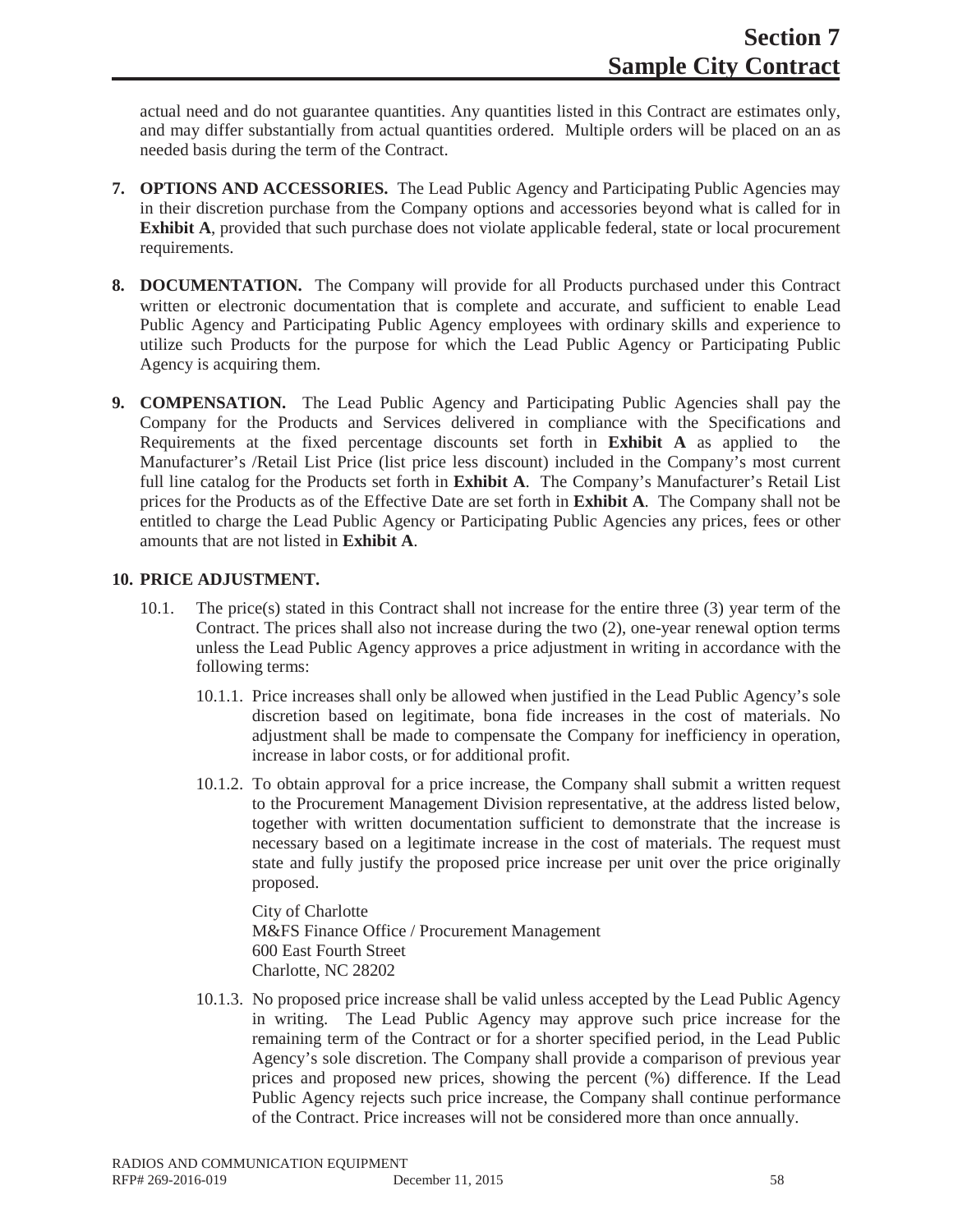actual need and do not guarantee quantities. Any quantities listed in this Contract are estimates only, and may differ substantially from actual quantities ordered. Multiple orders will be placed on an as needed basis during the term of the Contract.

**7. OPTIONS AND ACCESSORIES.** The Lead Public Agency and Participating Public Agencies may in their discretion purchase from the Company options and accessories beyond what is called for in **Exhibit A**, provided that such purchase does not violate applicable federal, state or local procurement requirements.

**8. DOCUMENTATION.** The Company will provide for all Products purchased under this Contract written or electronic documentation that is complete and accurate, and sufficient to enable Lead Public Agency and Participating Public Agency employees with ordinary skills and experience to utilize such Products for the purpose for which the Lead Public Agency or Participating Public Agency is acquiring them.

**9. COMPENSATION.** The Lead Public Agency and Participating Public Agencies shall pay the Company for the Products and Services delivered in compliance with the Specifications and Requirements at the fixed percentage discounts set forth in **Exhibit A** as applied to the Manufacturer's /Retail List Price (list price less discount) included in the Company's most current full line catalog for the Products set forth in **Exhibit A**. The Company's Manufacturer's Retail List prices for the Products as of the Effective Date are set forth in **Exhibit A**. The Company shall not be entitled to charge the Lead Public Agency or Participating Public Agencies any prices, fees or other amounts that are not listed in **Exhibit A**.

**10. PRICE ADJUSTMENT.**

10.1. The price(s) stated in this Contract shall not increase for the entire three (3) year term of the Contract. The prices shall also not increase during the two (2), one-year renewal option terms unless the Lead Public Agency approves a price adjustment in writing in accordance with the following terms:

10.1.1. Price increases shall only be allowed when justified in the Lead Public Agency's sole discretion based on legitimate, bona fide increases in the cost of materials. No adjustment shall be made to compensate the Company for inefficiency in operation, increase in labor costs, or for additional profit.

10.1.2. To obtain approval for a price increase, the Company shall submit a written request to the Procurement Management Division representative, at the address listed below, together with written documentation sufficient to demonstrate that the increase is necessary based on a legitimate increase in the cost of materials. The request must state and fully justify the proposed price increase per unit over the price originally proposed.

City of Charlotte
M&FS Finance Office / Procurement Management
600 East Fourth Street
Charlotte, NC 28202

10.1.3. No proposed price increase shall be valid unless accepted by the Lead Public Agency in writing. The Lead Public Agency may approve such price increase for the remaining term of the Contract or for a shorter specified period, in the Lead Public Agency's sole discretion. The Company shall provide a comparison of previous year prices and proposed new prices, showing the percent (%) difference. If the Lead Public Agency rejects such price increase, the Company shall continue performance of the Contract. Price increases will not be considered more than once annually.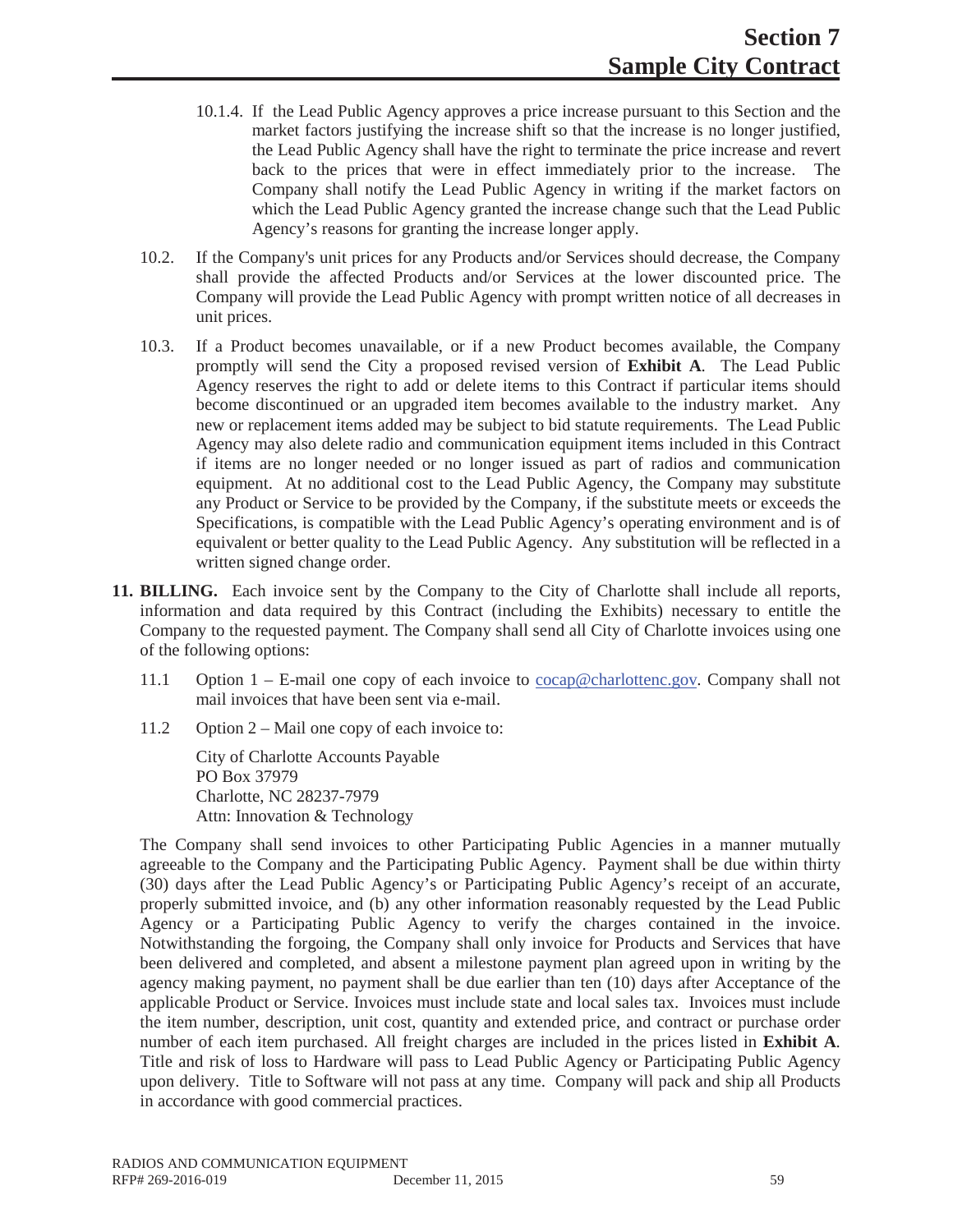10.1.4. If the Lead Public Agency approves a price increase pursuant to this Section and the market factors justifying the increase shift so that the increase is no longer justified, the Lead Public Agency shall have the right to terminate the price increase and revert back to the prices that were in effect immediately prior to the increase. The Company shall notify the Lead Public Agency in writing if the market factors on which the Lead Public Agency granted the increase change such that the Lead Public Agency's reasons for granting the increase longer apply.

10.2. If the Company's unit prices for any Products and/or Services should decrease, the Company shall provide the affected Products and/or Services at the lower discounted price. The Company will provide the Lead Public Agency with prompt written notice of all decreases in unit prices.

10.3. If a Product becomes unavailable, or if a new Product becomes available, the Company promptly will send the City a proposed revised version of **Exhibit A**. The Lead Public Agency reserves the right to add or delete items to this Contract if particular items should become discontinued or an upgraded item becomes available to the industry market. Any new or replacement items added may be subject to bid statute requirements. The Lead Public Agency may also delete radio and communication equipment items included in this Contract if items are no longer needed or no longer issued as part of radios and communication equipment. At no additional cost to the Lead Public Agency, the Company may substitute any Product or Service to be provided by the Company, if the substitute meets or exceeds the Specifications, is compatible with the Lead Public Agency's operating environment and is of equivalent or better quality to the Lead Public Agency. Any substitution will be reflected in a written signed change order.

**11. BILLING.** Each invoice sent by the Company to the City of Charlotte shall include all reports, information and data required by this Contract (including the Exhibits) necessary to entitle the Company to the requested payment. The Company shall send all City of Charlotte invoices using one of the following options:

11.1 Option 1 – E-mail one copy of each invoice to cocap@charlottenc.gov. Company shall not mail invoices that have been sent via e-mail.

11.2 Option 2 – Mail one copy of each invoice to:

City of Charlotte Accounts Payable
PO Box 37979
Charlotte, NC 28237-7979
Attn: Innovation & Technology

The Company shall send invoices to other Participating Public Agencies in a manner mutually agreeable to the Company and the Participating Public Agency. Payment shall be due within thirty (30) days after the Lead Public Agency's or Participating Public Agency's receipt of an accurate, properly submitted invoice, and (b) any other information reasonably requested by the Lead Public Agency or a Participating Public Agency to verify the charges contained in the invoice. Notwithstanding the forgoing, the Company shall only invoice for Products and Services that have been delivered and completed, and absent a milestone payment plan agreed upon in writing by the agency making payment, no payment shall be due earlier than ten (10) days after Acceptance of the applicable Product or Service. Invoices must include state and local sales tax. Invoices must include the item number, description, unit cost, quantity and extended price, and contract or purchase order number of each item purchased. All freight charges are included in the prices listed in **Exhibit A**. Title and risk of loss to Hardware will pass to Lead Public Agency or Participating Public Agency upon delivery. Title to Software will not pass at any time. Company will pack and ship all Products in accordance with good commercial practices.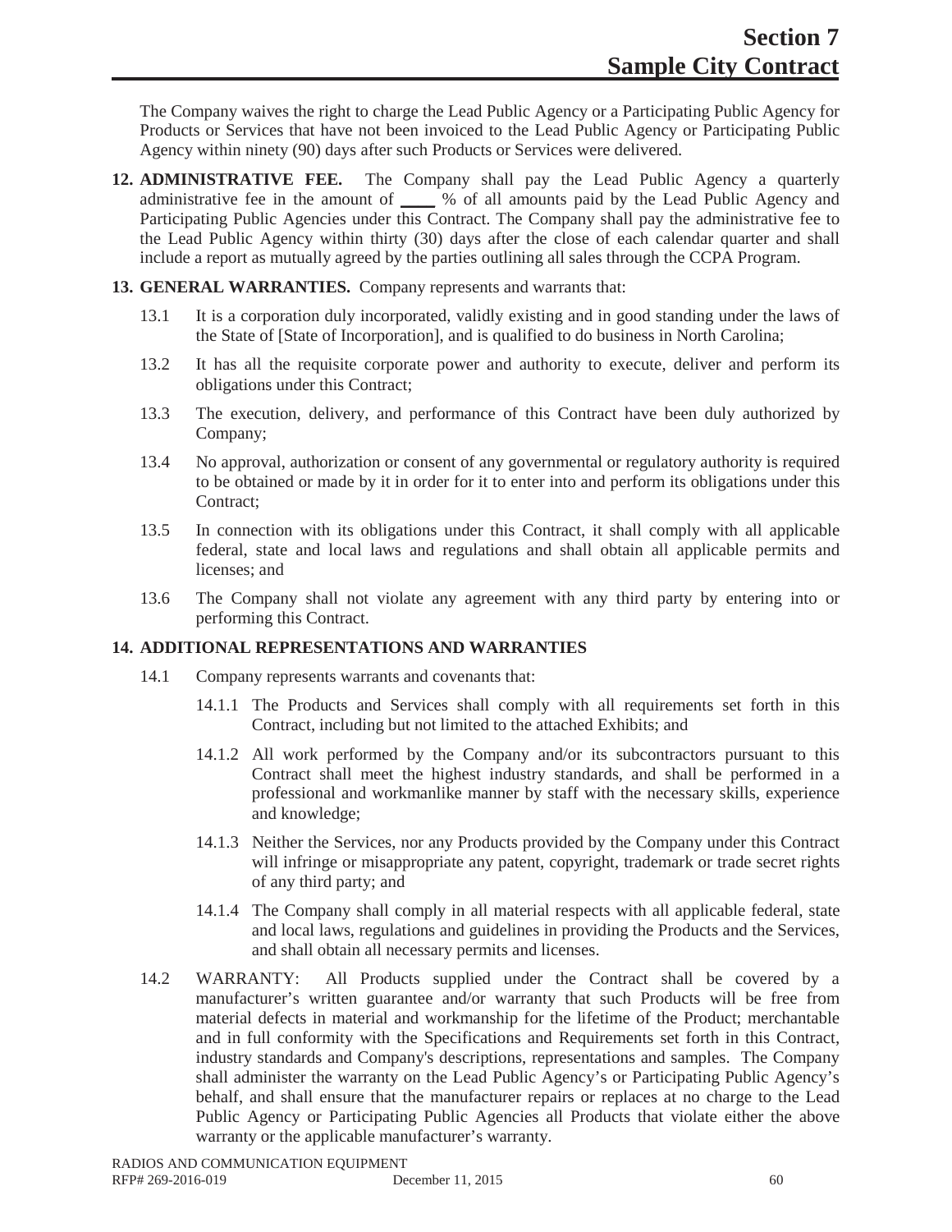The Company waives the right to charge the Lead Public Agency or a Participating Public Agency for Products or Services that have not been invoiced to the Lead Public Agency or Participating Public Agency within ninety (90) days after such Products or Services were delivered.

**12. ADMINISTRATIVE FEE.** The Company shall pay the Lead Public Agency a quarterly administrative fee in the amount of ____ % of all amounts paid by the Lead Public Agency and Participating Public Agencies under this Contract. The Company shall pay the administrative fee to the Lead Public Agency within thirty (30) days after the close of each calendar quarter and shall include a report as mutually agreed by the parties outlining all sales through the CCPA Program.

**13. GENERAL WARRANTIES.** Company represents and warrants that:

13.1 It is a corporation duly incorporated, validly existing and in good standing under the laws of the State of [State of Incorporation], and is qualified to do business in North Carolina;

13.2 It has all the requisite corporate power and authority to execute, deliver and perform its obligations under this Contract;

13.3 The execution, delivery, and performance of this Contract have been duly authorized by Company;

13.4 No approval, authorization or consent of any governmental or regulatory authority is required to be obtained or made by it in order for it to enter into and perform its obligations under this Contract;

13.5 In connection with its obligations under this Contract, it shall comply with all applicable federal, state and local laws and regulations and shall obtain all applicable permits and licenses; and

13.6 The Company shall not violate any agreement with any third party by entering into or performing this Contract.

**14. ADDITIONAL REPRESENTATIONS AND WARRANTIES**

14.1 Company represents warrants and covenants that:

14.1.1 The Products and Services shall comply with all requirements set forth in this Contract, including but not limited to the attached Exhibits; and

14.1.2 All work performed by the Company and/or its subcontractors pursuant to this Contract shall meet the highest industry standards, and shall be performed in a professional and workmanlike manner by staff with the necessary skills, experience and knowledge;

14.1.3 Neither the Services, nor any Products provided by the Company under this Contract will infringe or misappropriate any patent, copyright, trademark or trade secret rights of any third party; and

14.1.4 The Company shall comply in all material respects with all applicable federal, state and local laws, regulations and guidelines in providing the Products and the Services, and shall obtain all necessary permits and licenses.

14.2 WARRANTY: All Products supplied under the Contract shall be covered by a manufacturer's written guarantee and/or warranty that such Products will be free from material defects in material and workmanship for the lifetime of the Product; merchantable and in full conformity with the Specifications and Requirements set forth in this Contract, industry standards and Company's descriptions, representations and samples. The Company shall administer the warranty on the Lead Public Agency's or Participating Public Agency's behalf, and shall ensure that the manufacturer repairs or replaces at no charge to the Lead Public Agency or Participating Public Agencies all Products that violate either the above warranty or the applicable manufacturer's warranty.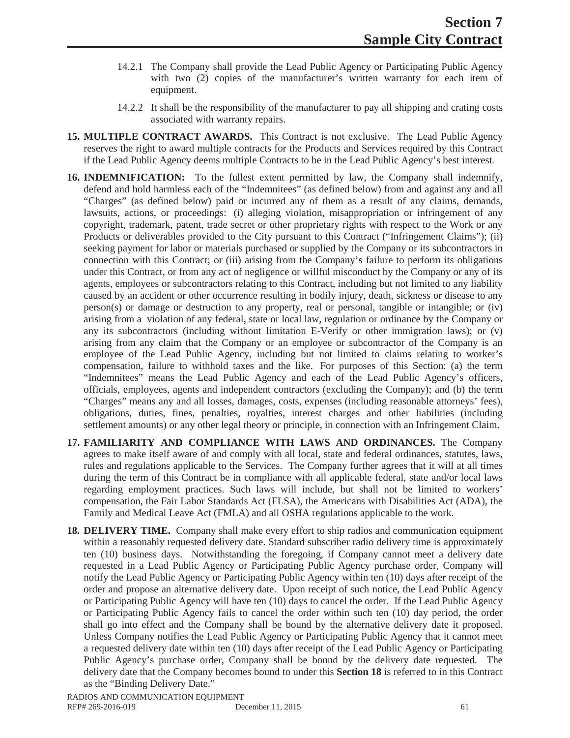14.2.1 The Company shall provide the Lead Public Agency or Participating Public Agency with two (2) copies of the manufacturer's written warranty for each item of equipment.

14.2.2 It shall be the responsibility of the manufacturer to pay all shipping and crating costs associated with warranty repairs.

**15. MULTIPLE CONTRACT AWARDS.** This Contract is not exclusive. The Lead Public Agency reserves the right to award multiple contracts for the Products and Services required by this Contract if the Lead Public Agency deems multiple Contracts to be in the Lead Public Agency's best interest.

**16. INDEMNIFICATION:** To the fullest extent permitted by law, the Company shall indemnify, defend and hold harmless each of the "Indemnitees" (as defined below) from and against any and all "Charges" (as defined below) paid or incurred any of them as a result of any claims, demands, lawsuits, actions, or proceedings: (i) alleging violation, misappropriation or infringement of any copyright, trademark, patent, trade secret or other proprietary rights with respect to the Work or any Products or deliverables provided to the City pursuant to this Contract ("Infringement Claims"); (ii) seeking payment for labor or materials purchased or supplied by the Company or its subcontractors in connection with this Contract; or (iii) arising from the Company's failure to perform its obligations under this Contract, or from any act of negligence or willful misconduct by the Company or any of its agents, employees or subcontractors relating to this Contract, including but not limited to any liability caused by an accident or other occurrence resulting in bodily injury, death, sickness or disease to any person(s) or damage or destruction to any property, real or personal, tangible or intangible; or (iv) arising from a violation of any federal, state or local law, regulation or ordinance by the Company or any its subcontractors (including without limitation E-Verify or other immigration laws); or (v) arising from any claim that the Company or an employee or subcontractor of the Company is an employee of the Lead Public Agency, including but not limited to claims relating to worker's compensation, failure to withhold taxes and the like. For purposes of this Section: (a) the term "Indemnitees" means the Lead Public Agency and each of the Lead Public Agency's officers, officials, employees, agents and independent contractors (excluding the Company); and (b) the term "Charges" means any and all losses, damages, costs, expenses (including reasonable attorneys' fees), obligations, duties, fines, penalties, royalties, interest charges and other liabilities (including settlement amounts) or any other legal theory or principle, in connection with an Infringement Claim.

**17. FAMILIARITY AND COMPLIANCE WITH LAWS AND ORDINANCES.** The Company agrees to make itself aware of and comply with all local, state and federal ordinances, statutes, laws, rules and regulations applicable to the Services. The Company further agrees that it will at all times during the term of this Contract be in compliance with all applicable federal, state and/or local laws regarding employment practices. Such laws will include, but shall not be limited to workers' compensation, the Fair Labor Standards Act (FLSA), the Americans with Disabilities Act (ADA), the Family and Medical Leave Act (FMLA) and all OSHA regulations applicable to the work.

**18. DELIVERY TIME.** Company shall make every effort to ship radios and communication equipment within a reasonably requested delivery date. Standard subscriber radio delivery time is approximately ten (10) business days. Notwithstanding the foregoing, if Company cannot meet a delivery date requested in a Lead Public Agency or Participating Public Agency purchase order, Company will notify the Lead Public Agency or Participating Public Agency within ten (10) days after receipt of the order and propose an alternative delivery date. Upon receipt of such notice, the Lead Public Agency or Participating Public Agency will have ten (10) days to cancel the order. If the Lead Public Agency or Participating Public Agency fails to cancel the order within such ten (10) day period, the order shall go into effect and the Company shall be bound by the alternative delivery date it proposed. Unless Company notifies the Lead Public Agency or Participating Public Agency that it cannot meet a requested delivery date within ten (10) days after receipt of the Lead Public Agency or Participating Public Agency's purchase order, Company shall be bound by the delivery date requested. The delivery date that the Company becomes bound to under this **Section 18** is referred to in this Contract as the "Binding Delivery Date."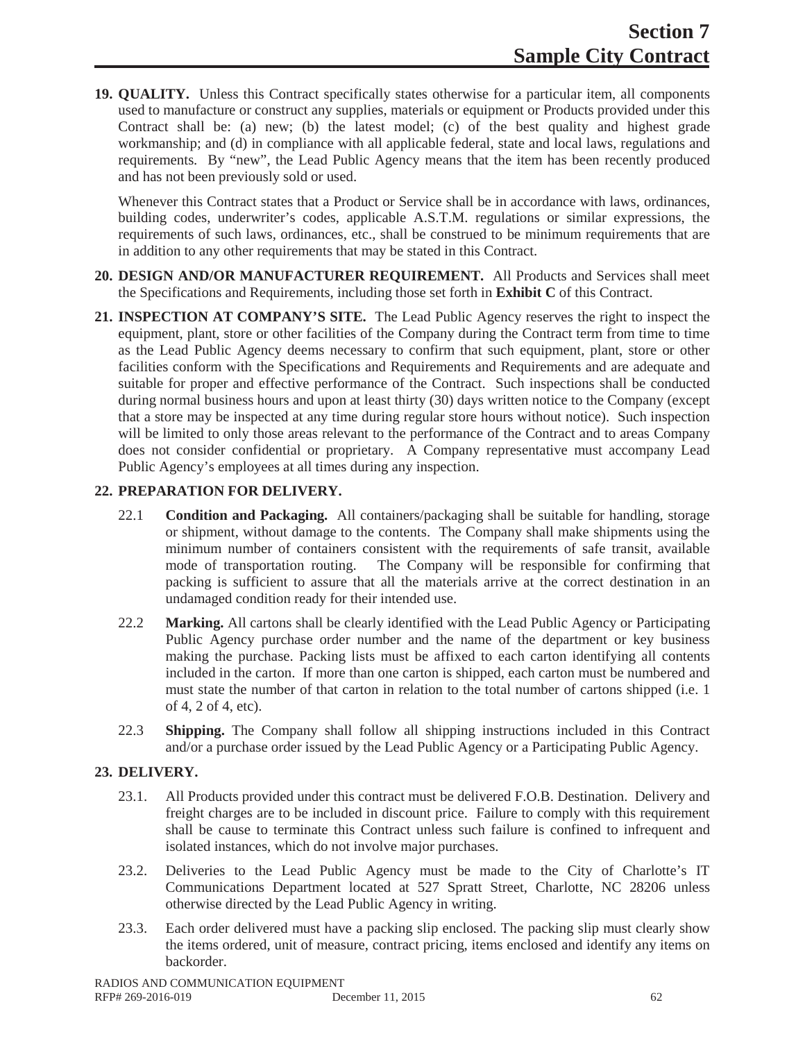**19. QUALITY.** Unless this Contract specifically states otherwise for a particular item, all components used to manufacture or construct any supplies, materials or equipment or Products provided under this Contract shall be: (a) new; (b) the latest model; (c) of the best quality and highest grade workmanship; and (d) in compliance with all applicable federal, state and local laws, regulations and requirements. By "new", the Lead Public Agency means that the item has been recently produced and has not been previously sold or used.

Whenever this Contract states that a Product or Service shall be in accordance with laws, ordinances, building codes, underwriter's codes, applicable A.S.T.M. regulations or similar expressions, the requirements of such laws, ordinances, etc., shall be construed to be minimum requirements that are in addition to any other requirements that may be stated in this Contract.

**20. DESIGN AND/OR MANUFACTURER REQUIREMENT.** All Products and Services shall meet the Specifications and Requirements, including those set forth in **Exhibit C** of this Contract.

**21. INSPECTION AT COMPANY'S SITE.** The Lead Public Agency reserves the right to inspect the equipment, plant, store or other facilities of the Company during the Contract term from time to time as the Lead Public Agency deems necessary to confirm that such equipment, plant, store or other facilities conform with the Specifications and Requirements and Requirements and are adequate and suitable for proper and effective performance of the Contract. Such inspections shall be conducted during normal business hours and upon at least thirty (30) days written notice to the Company (except that a store may be inspected at any time during regular store hours without notice). Such inspection will be limited to only those areas relevant to the performance of the Contract and to areas Company does not consider confidential or proprietary. A Company representative must accompany Lead Public Agency's employees at all times during any inspection.

**22. PREPARATION FOR DELIVERY.**

22.1 **Condition and Packaging.** All containers/packaging shall be suitable for handling, storage or shipment, without damage to the contents. The Company shall make shipments using the minimum number of containers consistent with the requirements of safe transit, available mode of transportation routing. The Company will be responsible for confirming that packing is sufficient to assure that all the materials arrive at the correct destination in an undamaged condition ready for their intended use.

22.2 **Marking.** All cartons shall be clearly identified with the Lead Public Agency or Participating Public Agency purchase order number and the name of the department or key business making the purchase. Packing lists must be affixed to each carton identifying all contents included in the carton. If more than one carton is shipped, each carton must be numbered and must state the number of that carton in relation to the total number of cartons shipped (i.e. 1 of 4, 2 of 4, etc).

22.3 **Shipping.** The Company shall follow all shipping instructions included in this Contract and/or a purchase order issued by the Lead Public Agency or a Participating Public Agency.

**23. DELIVERY.**

23.1. All Products provided under this contract must be delivered F.O.B. Destination. Delivery and freight charges are to be included in discount price. Failure to comply with this requirement shall be cause to terminate this Contract unless such failure is confined to infrequent and isolated instances, which do not involve major purchases.

23.2. Deliveries to the Lead Public Agency must be made to the City of Charlotte's IT Communications Department located at 527 Spratt Street, Charlotte, NC 28206 unless otherwise directed by the Lead Public Agency in writing.

23.3. Each order delivered must have a packing slip enclosed. The packing slip must clearly show the items ordered, unit of measure, contract pricing, items enclosed and identify any items on backorder.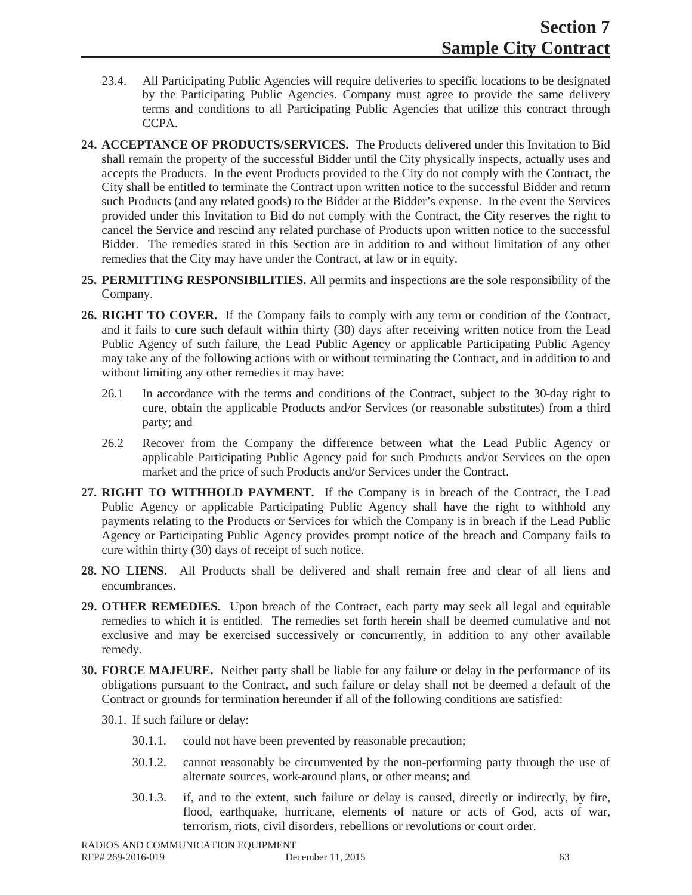23.4. All Participating Public Agencies will require deliveries to specific locations to be designated by the Participating Public Agencies. Company must agree to provide the same delivery terms and conditions to all Participating Public Agencies that utilize this contract through CCPA.

**24. ACCEPTANCE OF PRODUCTS/SERVICES.** The Products delivered under this Invitation to Bid shall remain the property of the successful Bidder until the City physically inspects, actually uses and accepts the Products. In the event Products provided to the City do not comply with the Contract, the City shall be entitled to terminate the Contract upon written notice to the successful Bidder and return such Products (and any related goods) to the Bidder at the Bidder's expense. In the event the Services provided under this Invitation to Bid do not comply with the Contract, the City reserves the right to cancel the Service and rescind any related purchase of Products upon written notice to the successful Bidder. The remedies stated in this Section are in addition to and without limitation of any other remedies that the City may have under the Contract, at law or in equity.

**25. PERMITTING RESPONSIBILITIES.** All permits and inspections are the sole responsibility of the Company.

**26. RIGHT TO COVER.** If the Company fails to comply with any term or condition of the Contract, and it fails to cure such default within thirty (30) days after receiving written notice from the Lead Public Agency of such failure, the Lead Public Agency or applicable Participating Public Agency may take any of the following actions with or without terminating the Contract, and in addition to and without limiting any other remedies it may have:

26.1 In accordance with the terms and conditions of the Contract, subject to the 30-day right to cure, obtain the applicable Products and/or Services (or reasonable substitutes) from a third party; and

26.2 Recover from the Company the difference between what the Lead Public Agency or applicable Participating Public Agency paid for such Products and/or Services on the open market and the price of such Products and/or Services under the Contract.

**27. RIGHT TO WITHHOLD PAYMENT.** If the Company is in breach of the Contract, the Lead Public Agency or applicable Participating Public Agency shall have the right to withhold any payments relating to the Products or Services for which the Company is in breach if the Lead Public Agency or Participating Public Agency provides prompt notice of the breach and Company fails to cure within thirty (30) days of receipt of such notice.

**28. NO LIENS.** All Products shall be delivered and shall remain free and clear of all liens and encumbrances.

**29. OTHER REMEDIES.** Upon breach of the Contract, each party may seek all legal and equitable remedies to which it is entitled. The remedies set forth herein shall be deemed cumulative and not exclusive and may be exercised successively or concurrently, in addition to any other available remedy.

**30. FORCE MAJEURE.** Neither party shall be liable for any failure or delay in the performance of its obligations pursuant to the Contract, and such failure or delay shall not be deemed a default of the Contract or grounds for termination hereunder if all of the following conditions are satisfied:

30.1. If such failure or delay:

30.1.1. could not have been prevented by reasonable precaution;

30.1.2. cannot reasonably be circumvented by the non-performing party through the use of alternate sources, work-around plans, or other means; and

30.1.3. if, and to the extent, such failure or delay is caused, directly or indirectly, by fire, flood, earthquake, hurricane, elements of nature or acts of God, acts of war, terrorism, riots, civil disorders, rebellions or revolutions or court order.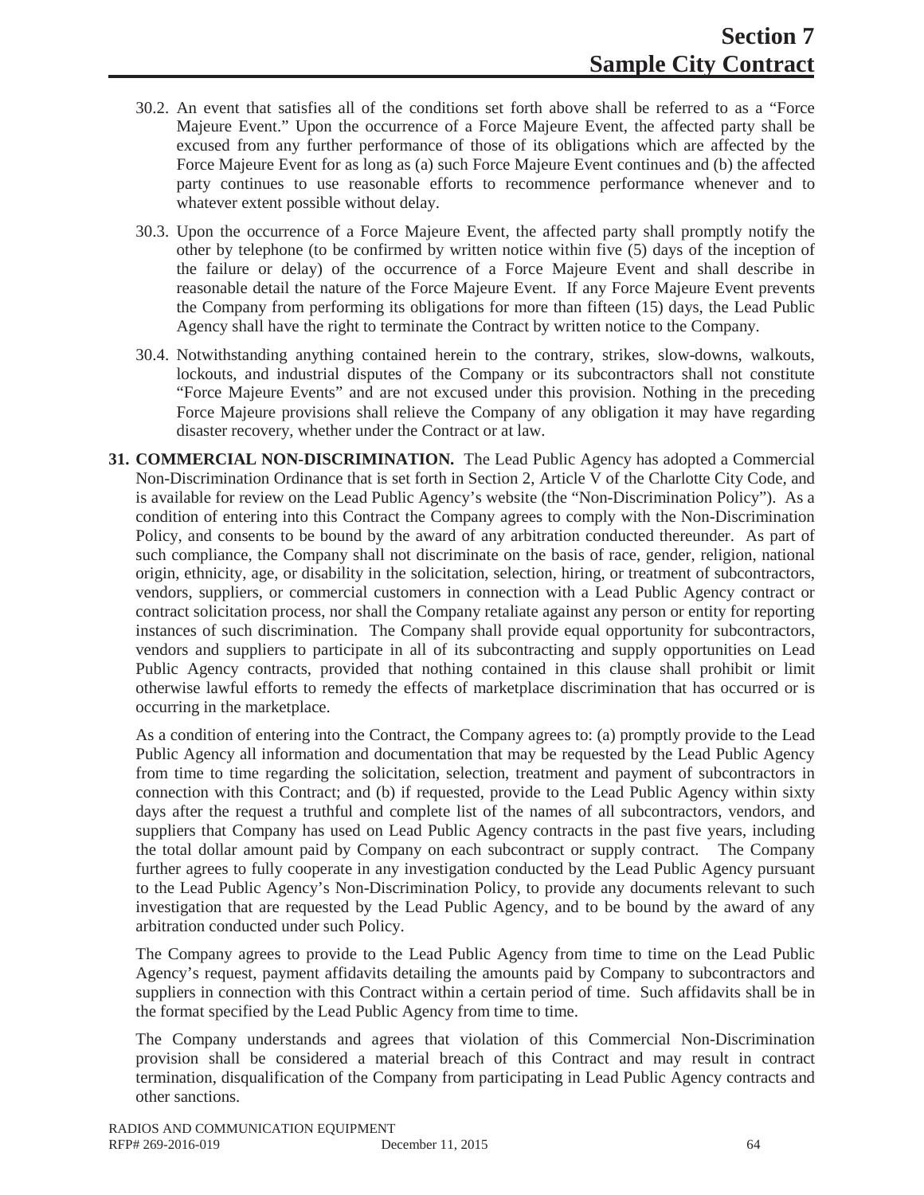30.2. An event that satisfies all of the conditions set forth above shall be referred to as a "Force Majeure Event." Upon the occurrence of a Force Majeure Event, the affected party shall be excused from any further performance of those of its obligations which are affected by the Force Majeure Event for as long as (a) such Force Majeure Event continues and (b) the affected party continues to use reasonable efforts to recommence performance whenever and to whatever extent possible without delay.

30.3. Upon the occurrence of a Force Majeure Event, the affected party shall promptly notify the other by telephone (to be confirmed by written notice within five (5) days of the inception of the failure or delay) of the occurrence of a Force Majeure Event and shall describe in reasonable detail the nature of the Force Majeure Event. If any Force Majeure Event prevents the Company from performing its obligations for more than fifteen (15) days, the Lead Public Agency shall have the right to terminate the Contract by written notice to the Company.

30.4. Notwithstanding anything contained herein to the contrary, strikes, slow-downs, walkouts, lockouts, and industrial disputes of the Company or its subcontractors shall not constitute "Force Majeure Events" and are not excused under this provision. Nothing in the preceding Force Majeure provisions shall relieve the Company of any obligation it may have regarding disaster recovery, whether under the Contract or at law.

**31. COMMERCIAL NON-DISCRIMINATION.** The Lead Public Agency has adopted a Commercial Non-Discrimination Ordinance that is set forth in Section 2, Article V of the Charlotte City Code, and is available for review on the Lead Public Agency's website (the "Non-Discrimination Policy"). As a condition of entering into this Contract the Company agrees to comply with the Non-Discrimination Policy, and consents to be bound by the award of any arbitration conducted thereunder. As part of such compliance, the Company shall not discriminate on the basis of race, gender, religion, national origin, ethnicity, age, or disability in the solicitation, selection, hiring, or treatment of subcontractors, vendors, suppliers, or commercial customers in connection with a Lead Public Agency contract or contract solicitation process, nor shall the Company retaliate against any person or entity for reporting instances of such discrimination. The Company shall provide equal opportunity for subcontractors, vendors and suppliers to participate in all of its subcontracting and supply opportunities on Lead Public Agency contracts, provided that nothing contained in this clause shall prohibit or limit otherwise lawful efforts to remedy the effects of marketplace discrimination that has occurred or is occurring in the marketplace.

As a condition of entering into the Contract, the Company agrees to: (a) promptly provide to the Lead Public Agency all information and documentation that may be requested by the Lead Public Agency from time to time regarding the solicitation, selection, treatment and payment of subcontractors in connection with this Contract; and (b) if requested, provide to the Lead Public Agency within sixty days after the request a truthful and complete list of the names of all subcontractors, vendors, and suppliers that Company has used on Lead Public Agency contracts in the past five years, including the total dollar amount paid by Company on each subcontract or supply contract. The Company further agrees to fully cooperate in any investigation conducted by the Lead Public Agency pursuant to the Lead Public Agency's Non-Discrimination Policy, to provide any documents relevant to such investigation that are requested by the Lead Public Agency, and to be bound by the award of any arbitration conducted under such Policy.

The Company agrees to provide to the Lead Public Agency from time to time on the Lead Public Agency's request, payment affidavits detailing the amounts paid by Company to subcontractors and suppliers in connection with this Contract within a certain period of time. Such affidavits shall be in the format specified by the Lead Public Agency from time to time.

The Company understands and agrees that violation of this Commercial Non-Discrimination provision shall be considered a material breach of this Contract and may result in contract termination, disqualification of the Company from participating in Lead Public Agency contracts and other sanctions.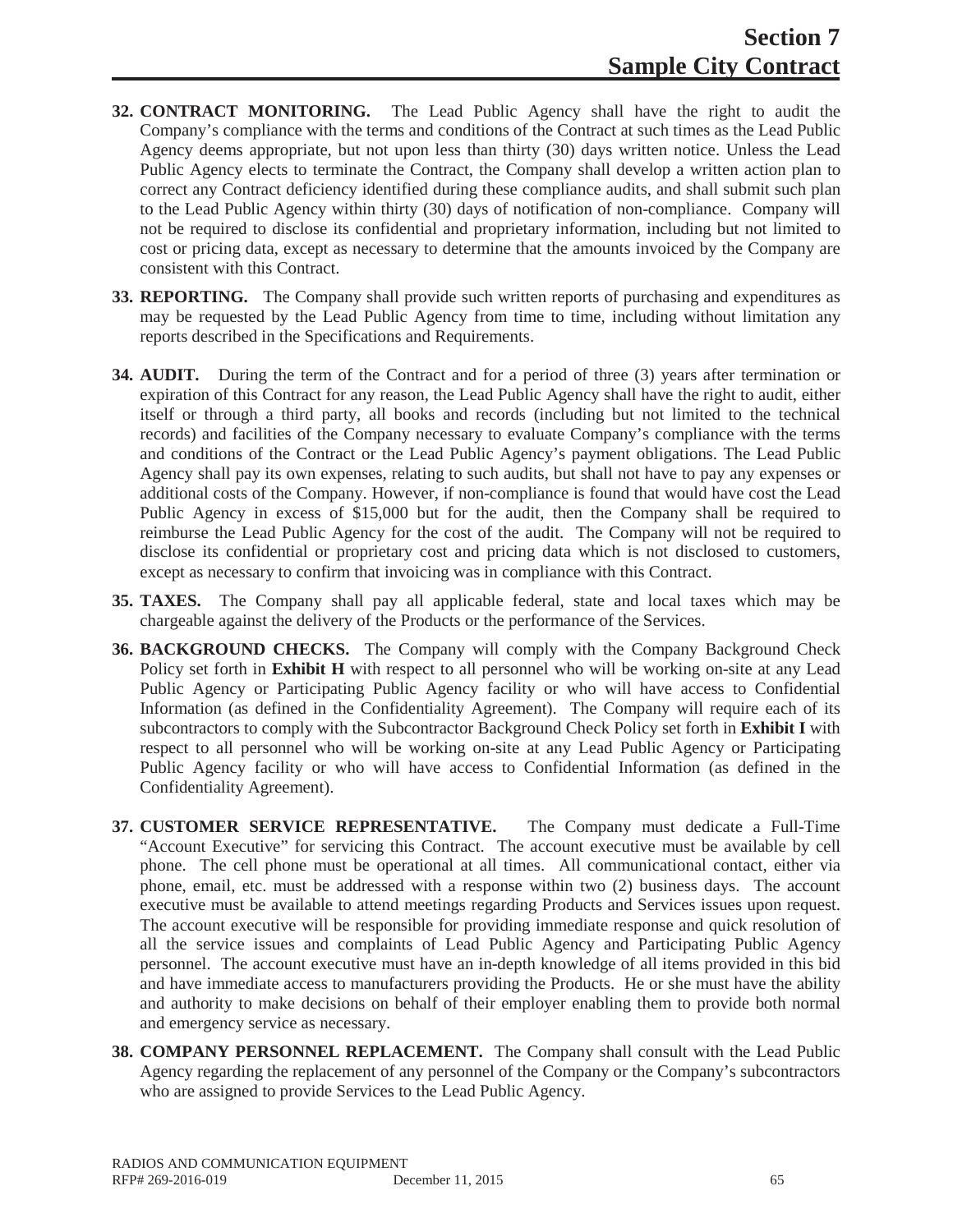**32. CONTRACT MONITORING.** The Lead Public Agency shall have the right to audit the Company's compliance with the terms and conditions of the Contract at such times as the Lead Public Agency deems appropriate, but not upon less than thirty (30) days written notice. Unless the Lead Public Agency elects to terminate the Contract, the Company shall develop a written action plan to correct any Contract deficiency identified during these compliance audits, and shall submit such plan to the Lead Public Agency within thirty (30) days of notification of non-compliance. Company will not be required to disclose its confidential and proprietary information, including but not limited to cost or pricing data, except as necessary to determine that the amounts invoiced by the Company are consistent with this Contract.

**33. REPORTING.** The Company shall provide such written reports of purchasing and expenditures as may be requested by the Lead Public Agency from time to time, including without limitation any reports described in the Specifications and Requirements.

**34. AUDIT.** During the term of the Contract and for a period of three (3) years after termination or expiration of this Contract for any reason, the Lead Public Agency shall have the right to audit, either itself or through a third party, all books and records (including but not limited to the technical records) and facilities of the Company necessary to evaluate Company's compliance with the terms and conditions of the Contract or the Lead Public Agency's payment obligations. The Lead Public Agency shall pay its own expenses, relating to such audits, but shall not have to pay any expenses or additional costs of the Company. However, if non-compliance is found that would have cost the Lead Public Agency in excess of $15,000 but for the audit, then the Company shall be required to reimburse the Lead Public Agency for the cost of the audit. The Company will not be required to disclose its confidential or proprietary cost and pricing data which is not disclosed to customers, except as necessary to confirm that invoicing was in compliance with this Contract.

**35. TAXES.** The Company shall pay all applicable federal, state and local taxes which may be chargeable against the delivery of the Products or the performance of the Services.

**36. BACKGROUND CHECKS.** The Company will comply with the Company Background Check Policy set forth in **Exhibit H** with respect to all personnel who will be working on-site at any Lead Public Agency or Participating Public Agency facility or who will have access to Confidential Information (as defined in the Confidentiality Agreement). The Company will require each of its subcontractors to comply with the Subcontractor Background Check Policy set forth in **Exhibit I** with respect to all personnel who will be working on-site at any Lead Public Agency or Participating Public Agency facility or who will have access to Confidential Information (as defined in the Confidentiality Agreement).

**37. CUSTOMER SERVICE REPRESENTATIVE.** The Company must dedicate a Full-Time "Account Executive" for servicing this Contract. The account executive must be available by cell phone. The cell phone must be operational at all times. All communicational contact, either via phone, email, etc. must be addressed with a response within two (2) business days. The account executive must be available to attend meetings regarding Products and Services issues upon request. The account executive will be responsible for providing immediate response and quick resolution of all the service issues and complaints of Lead Public Agency and Participating Public Agency personnel. The account executive must have an in-depth knowledge of all items provided in this bid and have immediate access to manufacturers providing the Products. He or she must have the ability and authority to make decisions on behalf of their employer enabling them to provide both normal and emergency service as necessary.

**38. COMPANY PERSONNEL REPLACEMENT.** The Company shall consult with the Lead Public Agency regarding the replacement of any personnel of the Company or the Company's subcontractors who are assigned to provide Services to the Lead Public Agency.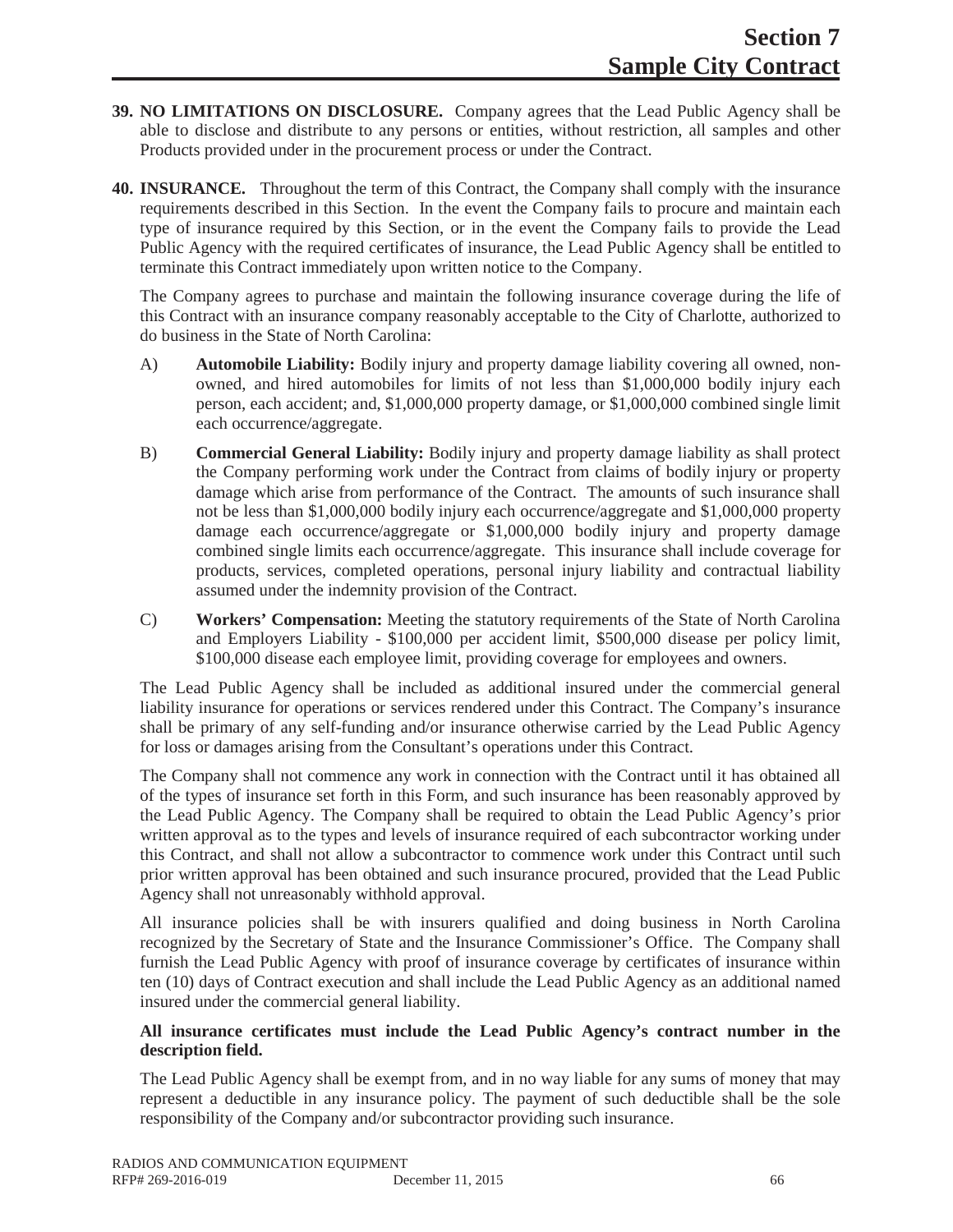**39. NO LIMITATIONS ON DISCLOSURE.** Company agrees that the Lead Public Agency shall be able to disclose and distribute to any persons or entities, without restriction, all samples and other Products provided under in the procurement process or under the Contract.

**40. INSURANCE.** Throughout the term of this Contract, the Company shall comply with the insurance requirements described in this Section. In the event the Company fails to procure and maintain each type of insurance required by this Section, or in the event the Company fails to provide the Lead Public Agency with the required certificates of insurance, the Lead Public Agency shall be entitled to terminate this Contract immediately upon written notice to the Company.

The Company agrees to purchase and maintain the following insurance coverage during the life of this Contract with an insurance company reasonably acceptable to the City of Charlotte, authorized to do business in the State of North Carolina:

A) **Automobile Liability:** Bodily injury and property damage liability covering all owned, non-owned, and hired automobiles for limits of not less than $1,000,000 bodily injury each person, each accident; and, $1,000,000 property damage, or $1,000,000 combined single limit each occurrence/aggregate.

B) **Commercial General Liability:** Bodily injury and property damage liability as shall protect the Company performing work under the Contract from claims of bodily injury or property damage which arise from performance of the Contract. The amounts of such insurance shall not be less than $1,000,000 bodily injury each occurrence/aggregate and $1,000,000 property damage each occurrence/aggregate or $1,000,000 bodily injury and property damage combined single limits each occurrence/aggregate. This insurance shall include coverage for products, services, completed operations, personal injury liability and contractual liability assumed under the indemnity provision of the Contract.

C) **Workers' Compensation:** Meeting the statutory requirements of the State of North Carolina and Employers Liability - $100,000 per accident limit, $500,000 disease per policy limit, $100,000 disease each employee limit, providing coverage for employees and owners.

The Lead Public Agency shall be included as additional insured under the commercial general liability insurance for operations or services rendered under this Contract. The Company's insurance shall be primary of any self-funding and/or insurance otherwise carried by the Lead Public Agency for loss or damages arising from the Consultant's operations under this Contract.

The Company shall not commence any work in connection with the Contract until it has obtained all of the types of insurance set forth in this Form, and such insurance has been reasonably approved by the Lead Public Agency. The Company shall be required to obtain the Lead Public Agency's prior written approval as to the types and levels of insurance required of each subcontractor working under this Contract, and shall not allow a subcontractor to commence work under this Contract until such prior written approval has been obtained and such insurance procured, provided that the Lead Public Agency shall not unreasonably withhold approval.

All insurance policies shall be with insurers qualified and doing business in North Carolina recognized by the Secretary of State and the Insurance Commissioner's Office. The Company shall furnish the Lead Public Agency with proof of insurance coverage by certificates of insurance within ten (10) days of Contract execution and shall include the Lead Public Agency as an additional named insured under the commercial general liability.

**All insurance certificates must include the Lead Public Agency's contract number in the description field.**

The Lead Public Agency shall be exempt from, and in no way liable for any sums of money that may represent a deductible in any insurance policy. The payment of such deductible shall be the sole responsibility of the Company and/or subcontractor providing such insurance.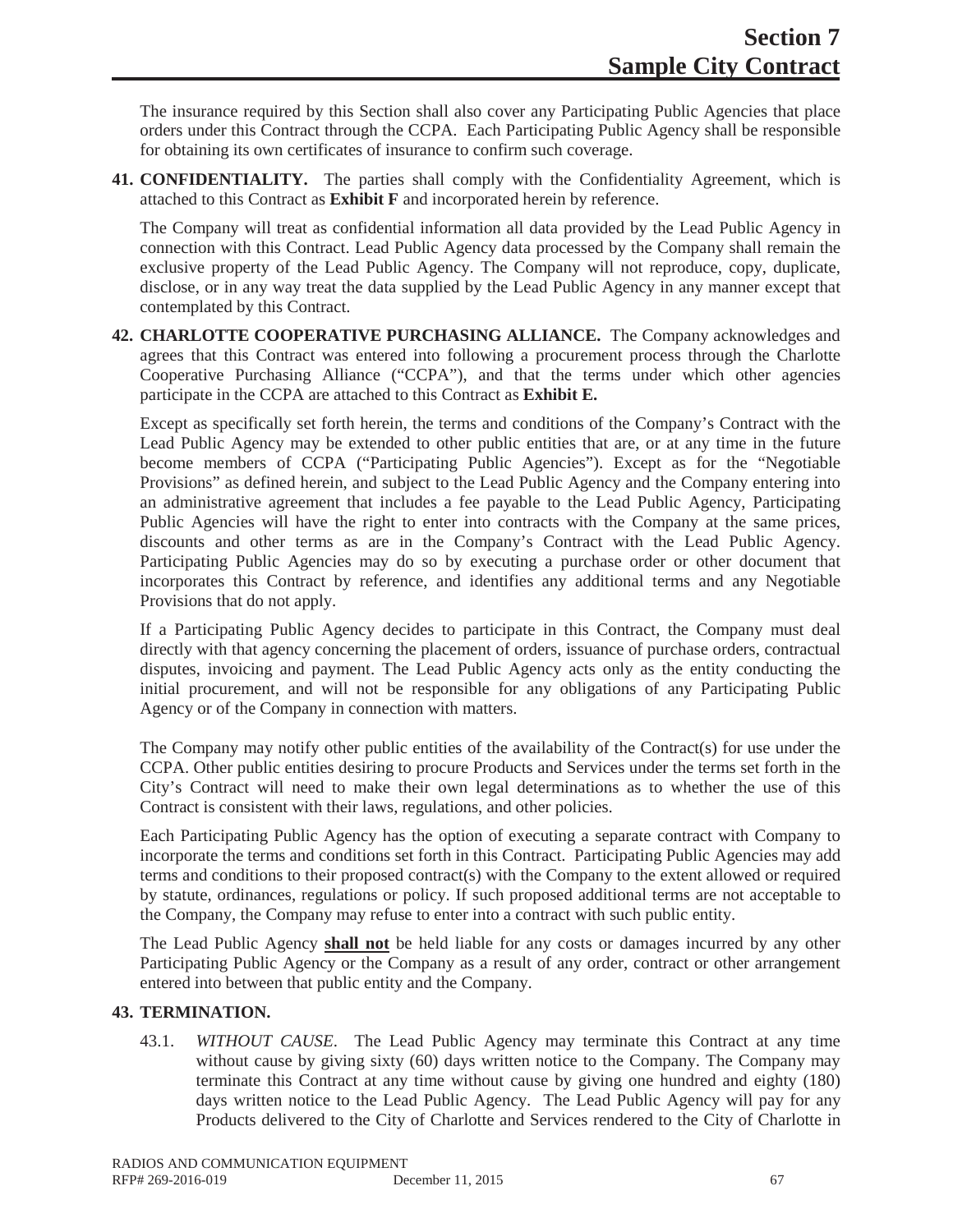The insurance required by this Section shall also cover any Participating Public Agencies that place orders under this Contract through the CCPA. Each Participating Public Agency shall be responsible for obtaining its own certificates of insurance to confirm such coverage.

**41. CONFIDENTIALITY.** The parties shall comply with the Confidentiality Agreement, which is attached to this Contract as **Exhibit F** and incorporated herein by reference.

The Company will treat as confidential information all data provided by the Lead Public Agency in connection with this Contract. Lead Public Agency data processed by the Company shall remain the exclusive property of the Lead Public Agency. The Company will not reproduce, copy, duplicate, disclose, or in any way treat the data supplied by the Lead Public Agency in any manner except that contemplated by this Contract.

**42. CHARLOTTE COOPERATIVE PURCHASING ALLIANCE.** The Company acknowledges and agrees that this Contract was entered into following a procurement process through the Charlotte Cooperative Purchasing Alliance ("CCPA"), and that the terms under which other agencies participate in the CCPA are attached to this Contract as **Exhibit E.**

Except as specifically set forth herein, the terms and conditions of the Company's Contract with the Lead Public Agency may be extended to other public entities that are, or at any time in the future become members of CCPA ("Participating Public Agencies"). Except as for the "Negotiable Provisions" as defined herein, and subject to the Lead Public Agency and the Company entering into an administrative agreement that includes a fee payable to the Lead Public Agency, Participating Public Agencies will have the right to enter into contracts with the Company at the same prices, discounts and other terms as are in the Company's Contract with the Lead Public Agency. Participating Public Agencies may do so by executing a purchase order or other document that incorporates this Contract by reference, and identifies any additional terms and any Negotiable Provisions that do not apply.

If a Participating Public Agency decides to participate in this Contract, the Company must deal directly with that agency concerning the placement of orders, issuance of purchase orders, contractual disputes, invoicing and payment. The Lead Public Agency acts only as the entity conducting the initial procurement, and will not be responsible for any obligations of any Participating Public Agency or of the Company in connection with matters.

The Company may notify other public entities of the availability of the Contract(s) for use under the CCPA. Other public entities desiring to procure Products and Services under the terms set forth in the City's Contract will need to make their own legal determinations as to whether the use of this Contract is consistent with their laws, regulations, and other policies.

Each Participating Public Agency has the option of executing a separate contract with Company to incorporate the terms and conditions set forth in this Contract. Participating Public Agencies may add terms and conditions to their proposed contract(s) with the Company to the extent allowed or required by statute, ordinances, regulations or policy. If such proposed additional terms are not acceptable to the Company, the Company may refuse to enter into a contract with such public entity.

The Lead Public Agency **shall not** be held liable for any costs or damages incurred by any other Participating Public Agency or the Company as a result of any order, contract or other arrangement entered into between that public entity and the Company.

**43. TERMINATION.**

43.1. *WITHOUT CAUSE*. The Lead Public Agency may terminate this Contract at any time without cause by giving sixty (60) days written notice to the Company. The Company may terminate this Contract at any time without cause by giving one hundred and eighty (180) days written notice to the Lead Public Agency. The Lead Public Agency will pay for any Products delivered to the City of Charlotte and Services rendered to the City of Charlotte in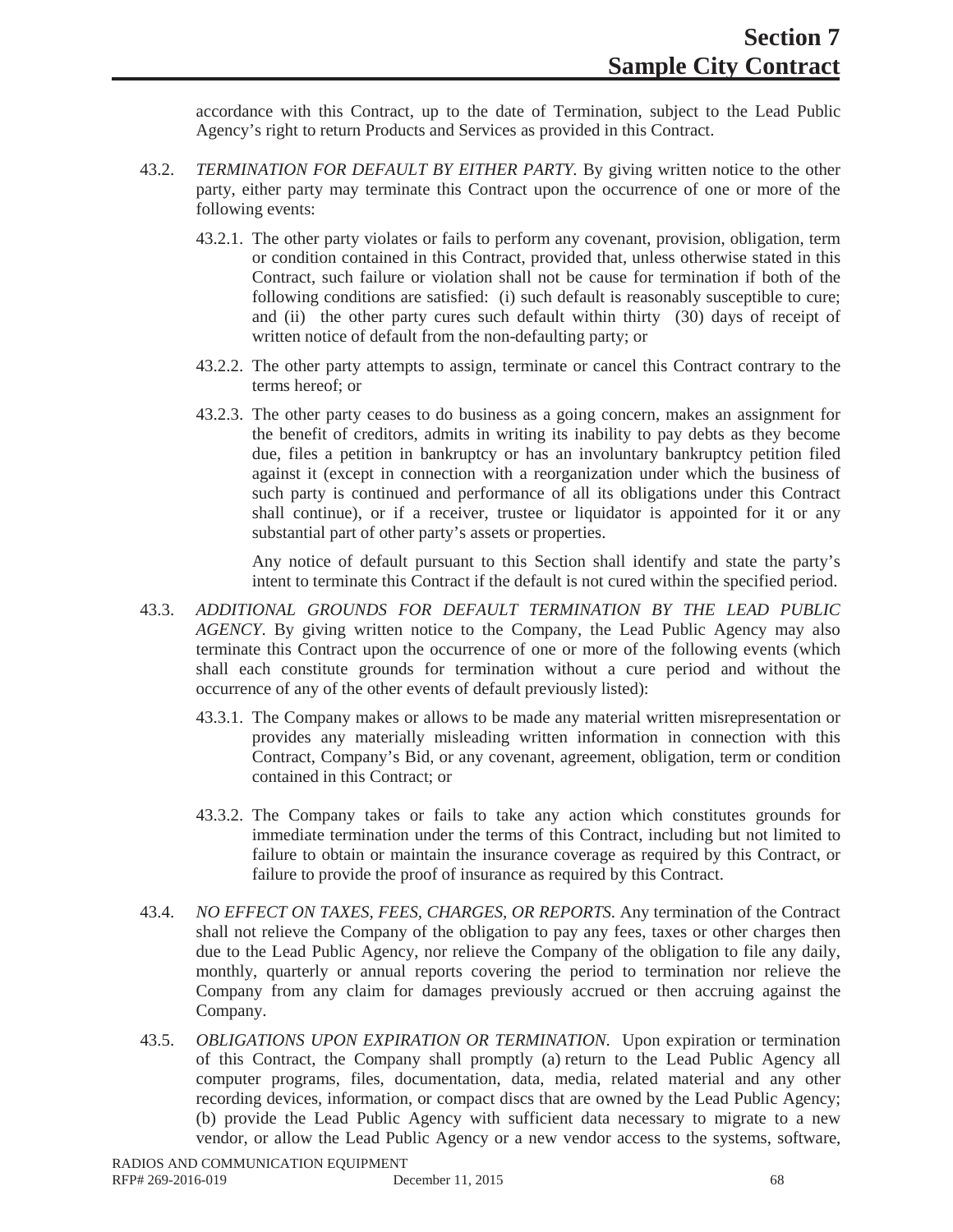accordance with this Contract, up to the date of Termination, subject to the Lead Public Agency's right to return Products and Services as provided in this Contract.

43.2. *TERMINATION FOR DEFAULT BY EITHER PARTY*. By giving written notice to the other party, either party may terminate this Contract upon the occurrence of one or more of the following events:

43.2.1. The other party violates or fails to perform any covenant, provision, obligation, term or condition contained in this Contract, provided that, unless otherwise stated in this Contract, such failure or violation shall not be cause for termination if both of the following conditions are satisfied: (i) such default is reasonably susceptible to cure; and (ii) the other party cures such default within thirty (30) days of receipt of written notice of default from the non-defaulting party; or

43.2.2. The other party attempts to assign, terminate or cancel this Contract contrary to the terms hereof; or

43.2.3. The other party ceases to do business as a going concern, makes an assignment for the benefit of creditors, admits in writing its inability to pay debts as they become due, files a petition in bankruptcy or has an involuntary bankruptcy petition filed against it (except in connection with a reorganization under which the business of such party is continued and performance of all its obligations under this Contract shall continue), or if a receiver, trustee or liquidator is appointed for it or any substantial part of other party's assets or properties.

Any notice of default pursuant to this Section shall identify and state the party's intent to terminate this Contract if the default is not cured within the specified period.

43.3. *ADDITIONAL GROUNDS FOR DEFAULT TERMINATION BY THE LEAD PUBLIC AGENCY*. By giving written notice to the Company, the Lead Public Agency may also terminate this Contract upon the occurrence of one or more of the following events (which shall each constitute grounds for termination without a cure period and without the occurrence of any of the other events of default previously listed):

43.3.1. The Company makes or allows to be made any material written misrepresentation or provides any materially misleading written information in connection with this Contract, Company's Bid, or any covenant, agreement, obligation, term or condition contained in this Contract; or

43.3.2. The Company takes or fails to take any action which constitutes grounds for immediate termination under the terms of this Contract, including but not limited to failure to obtain or maintain the insurance coverage as required by this Contract, or failure to provide the proof of insurance as required by this Contract.

43.4. *NO EFFECT ON TAXES, FEES, CHARGES, OR REPORTS*. Any termination of the Contract shall not relieve the Company of the obligation to pay any fees, taxes or other charges then due to the Lead Public Agency, nor relieve the Company of the obligation to file any daily, monthly, quarterly or annual reports covering the period to termination nor relieve the Company from any claim for damages previously accrued or then accruing against the Company.

43.5. *OBLIGATIONS UPON EXPIRATION OR TERMINATION*. Upon expiration or termination of this Contract, the Company shall promptly (a) return to the Lead Public Agency all computer programs, files, documentation, data, media, related material and any other recording devices, information, or compact discs that are owned by the Lead Public Agency; (b) provide the Lead Public Agency with sufficient data necessary to migrate to a new vendor, or allow the Lead Public Agency or a new vendor access to the systems, software,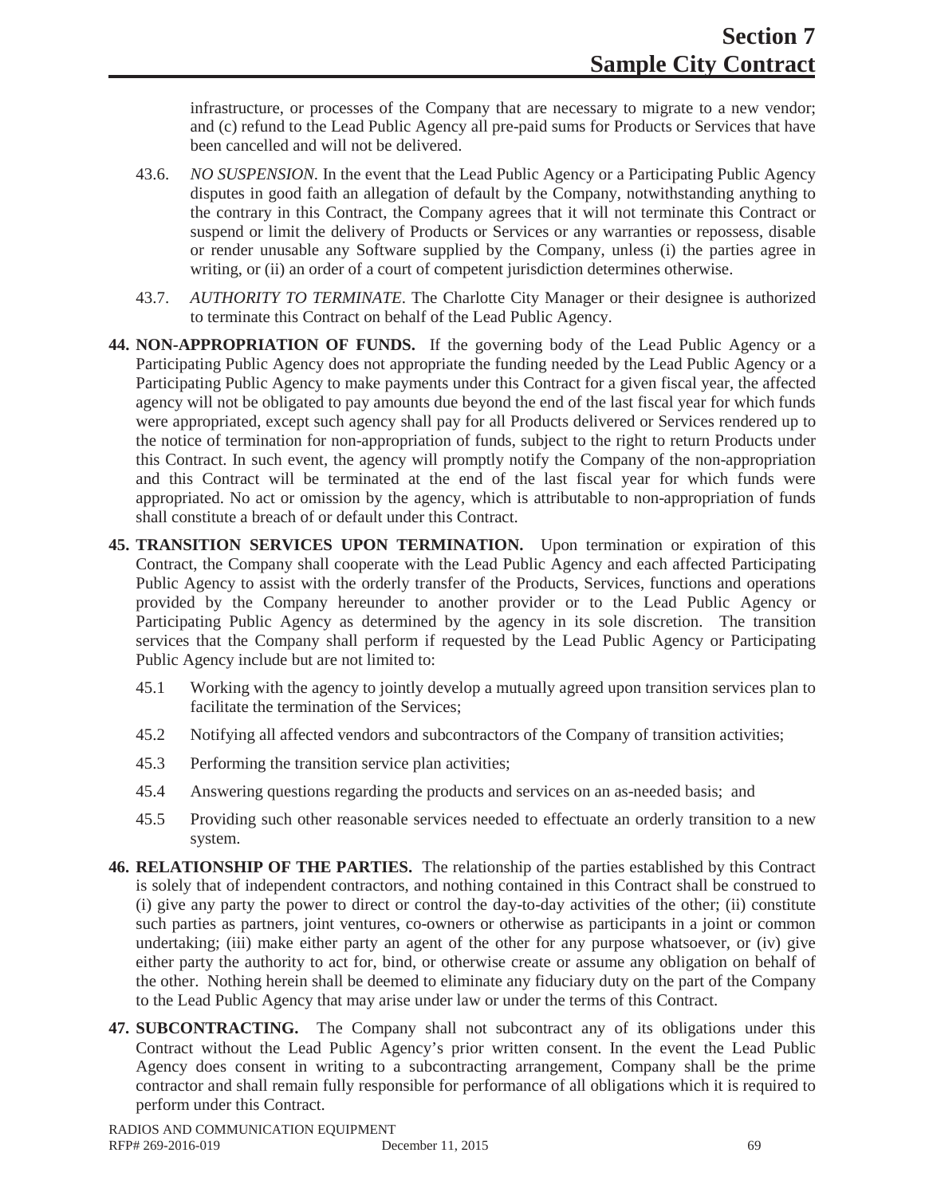infrastructure, or processes of the Company that are necessary to migrate to a new vendor; and (c) refund to the Lead Public Agency all pre-paid sums for Products or Services that have been cancelled and will not be delivered.

43.6. *NO SUSPENSION.* In the event that the Lead Public Agency or a Participating Public Agency disputes in good faith an allegation of default by the Company, notwithstanding anything to the contrary in this Contract, the Company agrees that it will not terminate this Contract or suspend or limit the delivery of Products or Services or any warranties or repossess, disable or render unusable any Software supplied by the Company, unless (i) the parties agree in writing, or (ii) an order of a court of competent jurisdiction determines otherwise.

43.7. *AUTHORITY TO TERMINATE.* The Charlotte City Manager or their designee is authorized to terminate this Contract on behalf of the Lead Public Agency.

**44. NON-APPROPRIATION OF FUNDS.** If the governing body of the Lead Public Agency or a Participating Public Agency does not appropriate the funding needed by the Lead Public Agency or a Participating Public Agency to make payments under this Contract for a given fiscal year, the affected agency will not be obligated to pay amounts due beyond the end of the last fiscal year for which funds were appropriated, except such agency shall pay for all Products delivered or Services rendered up to the notice of termination for non-appropriation of funds, subject to the right to return Products under this Contract. In such event, the agency will promptly notify the Company of the non-appropriation and this Contract will be terminated at the end of the last fiscal year for which funds were appropriated. No act or omission by the agency, which is attributable to non-appropriation of funds shall constitute a breach of or default under this Contract.

**45. TRANSITION SERVICES UPON TERMINATION.** Upon termination or expiration of this Contract, the Company shall cooperate with the Lead Public Agency and each affected Participating Public Agency to assist with the orderly transfer of the Products, Services, functions and operations provided by the Company hereunder to another provider or to the Lead Public Agency or Participating Public Agency as determined by the agency in its sole discretion. The transition services that the Company shall perform if requested by the Lead Public Agency or Participating Public Agency include but are not limited to:

45.1 Working with the agency to jointly develop a mutually agreed upon transition services plan to facilitate the termination of the Services;

45.2 Notifying all affected vendors and subcontractors of the Company of transition activities;

45.3 Performing the transition service plan activities;

45.4 Answering questions regarding the products and services on an as-needed basis; and

45.5 Providing such other reasonable services needed to effectuate an orderly transition to a new system.

**46. RELATIONSHIP OF THE PARTIES.** The relationship of the parties established by this Contract is solely that of independent contractors, and nothing contained in this Contract shall be construed to (i) give any party the power to direct or control the day-to-day activities of the other; (ii) constitute such parties as partners, joint ventures, co-owners or otherwise as participants in a joint or common undertaking; (iii) make either party an agent of the other for any purpose whatsoever, or (iv) give either party the authority to act for, bind, or otherwise create or assume any obligation on behalf of the other. Nothing herein shall be deemed to eliminate any fiduciary duty on the part of the Company to the Lead Public Agency that may arise under law or under the terms of this Contract.

**47. SUBCONTRACTING.** The Company shall not subcontract any of its obligations under this Contract without the Lead Public Agency's prior written consent. In the event the Lead Public Agency does consent in writing to a subcontracting arrangement, Company shall be the prime contractor and shall remain fully responsible for performance of all obligations which it is required to perform under this Contract.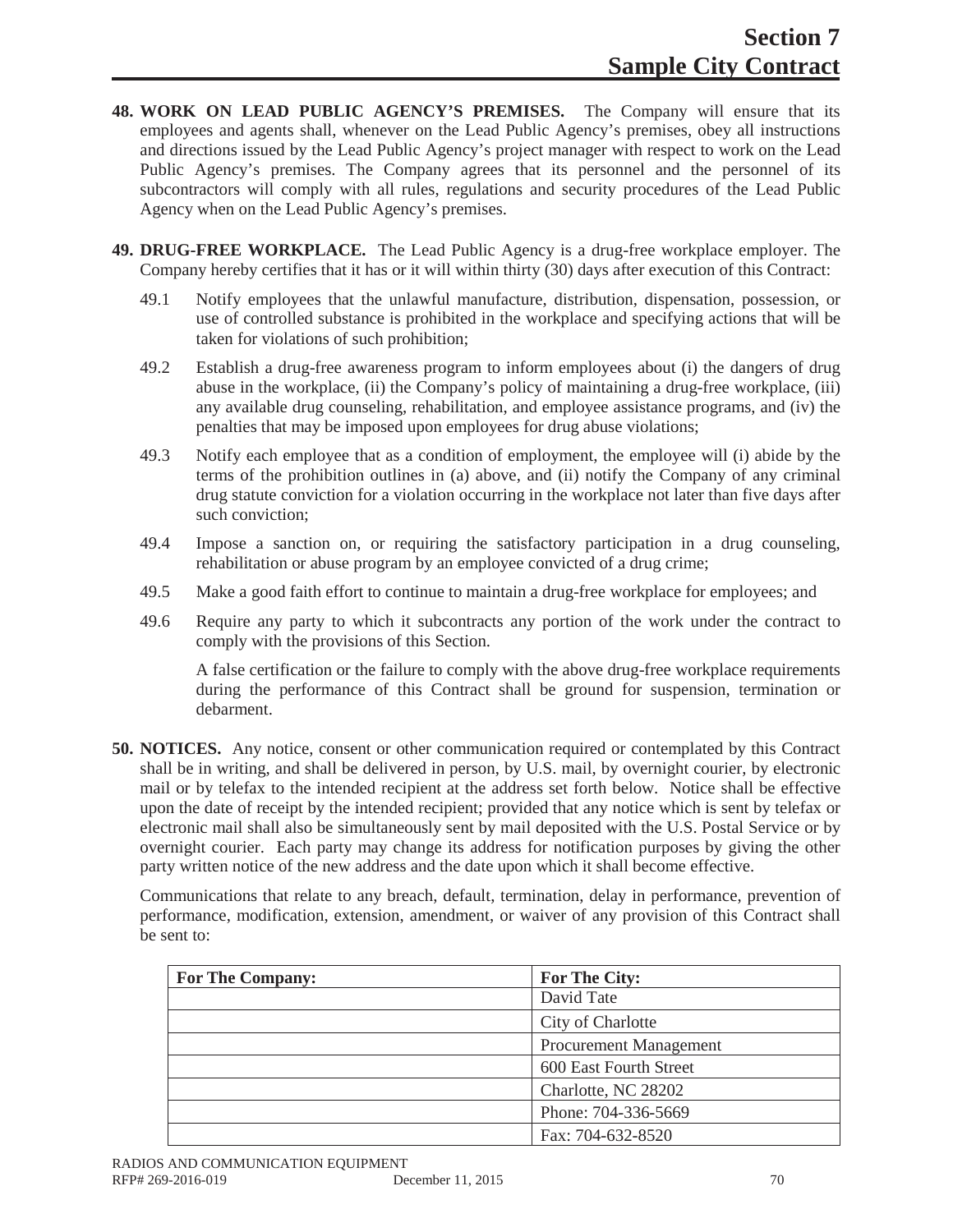**48. WORK ON LEAD PUBLIC AGENCY'S PREMISES.** The Company will ensure that its employees and agents shall, whenever on the Lead Public Agency's premises, obey all instructions and directions issued by the Lead Public Agency's project manager with respect to work on the Lead Public Agency's premises. The Company agrees that its personnel and the personnel of its subcontractors will comply with all rules, regulations and security procedures of the Lead Public Agency when on the Lead Public Agency's premises.

**49. DRUG-FREE WORKPLACE.** The Lead Public Agency is a drug-free workplace employer. The Company hereby certifies that it has or it will within thirty (30) days after execution of this Contract:

49.1 Notify employees that the unlawful manufacture, distribution, dispensation, possession, or use of controlled substance is prohibited in the workplace and specifying actions that will be taken for violations of such prohibition;

49.2 Establish a drug-free awareness program to inform employees about (i) the dangers of drug abuse in the workplace, (ii) the Company's policy of maintaining a drug-free workplace, (iii) any available drug counseling, rehabilitation, and employee assistance programs, and (iv) the penalties that may be imposed upon employees for drug abuse violations;

49.3 Notify each employee that as a condition of employment, the employee will (i) abide by the terms of the prohibition outlines in (a) above, and (ii) notify the Company of any criminal drug statute conviction for a violation occurring in the workplace not later than five days after such conviction;

49.4 Impose a sanction on, or requiring the satisfactory participation in a drug counseling, rehabilitation or abuse program by an employee convicted of a drug crime;

49.5 Make a good faith effort to continue to maintain a drug-free workplace for employees; and

49.6 Require any party to which it subcontracts any portion of the work under the contract to comply with the provisions of this Section.

A false certification or the failure to comply with the above drug-free workplace requirements during the performance of this Contract shall be ground for suspension, termination or debarment.

**50. NOTICES.** Any notice, consent or other communication required or contemplated by this Contract shall be in writing, and shall be delivered in person, by U.S. mail, by overnight courier, by electronic mail or by telefax to the intended recipient at the address set forth below. Notice shall be effective upon the date of receipt by the intended recipient; provided that any notice which is sent by telefax or electronic mail shall also be simultaneously sent by mail deposited with the U.S. Postal Service or by overnight courier. Each party may change its address for notification purposes by giving the other party written notice of the new address and the date upon which it shall become effective.

Communications that relate to any breach, default, termination, delay in performance, prevention of performance, modification, extension, amendment, or waiver of any provision of this Contract shall be sent to:

| For The Company: | For The City: |
|---|---|
| | David Tate |
| | City of Charlotte |
| | Procurement Management |
| | 600 East Fourth Street |
| | Charlotte, NC 28202 |
| | Phone: 704-336-5669 |
| | Fax: 704-632-8520 |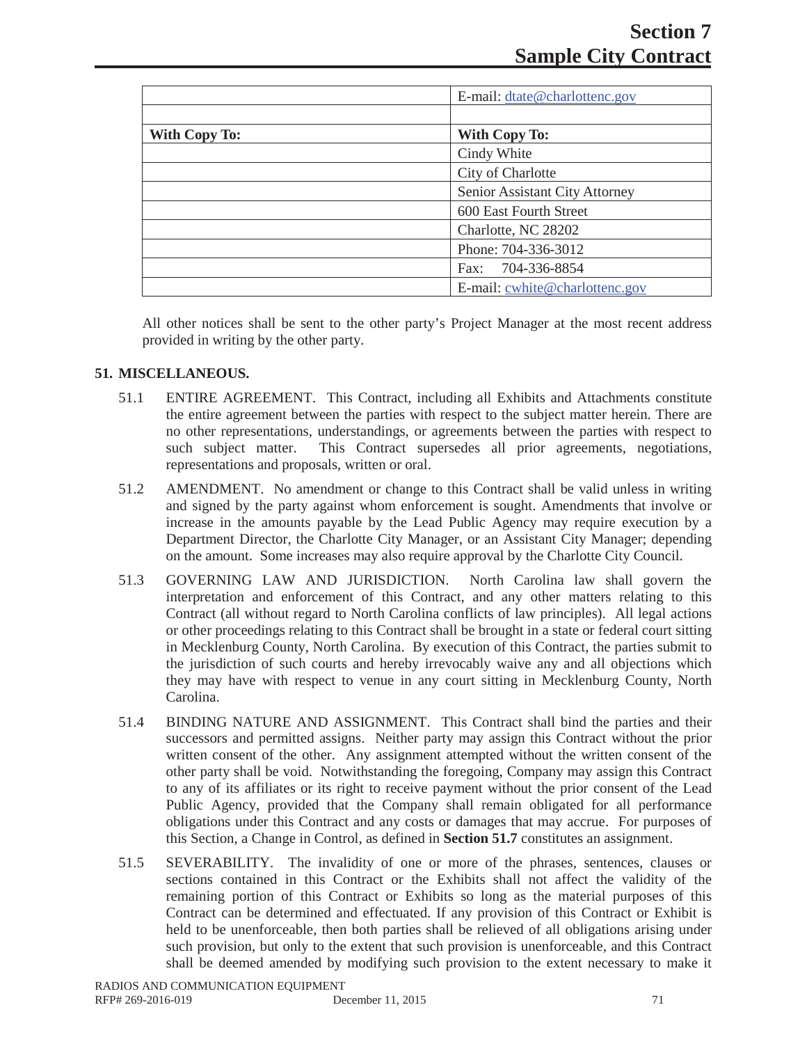| | E-mail: dtate@charlottenc.gov |
|---|---|
| | |
| **With Copy To:** | **With Copy To:** |
| | Cindy White |
| | City of Charlotte |
| | Senior Assistant City Attorney |
| | 600 East Fourth Street |
| | Charlotte, NC 28202 |
| | Phone: 704-336-3012 |
| | Fax: 704-336-8854 |
| | E-mail: cwhite@charlottenc.gov |

All other notices shall be sent to the other party's Project Manager at the most recent address provided in writing by the other party.

**51. MISCELLANEOUS.**

51.1 ENTIRE AGREEMENT. This Contract, including all Exhibits and Attachments constitute the entire agreement between the parties with respect to the subject matter herein. There are no other representations, understandings, or agreements between the parties with respect to such subject matter. This Contract supersedes all prior agreements, negotiations, representations and proposals, written or oral.

51.2 AMENDMENT. No amendment or change to this Contract shall be valid unless in writing and signed by the party against whom enforcement is sought. Amendments that involve or increase in the amounts payable by the Lead Public Agency may require execution by a Department Director, the Charlotte City Manager, or an Assistant City Manager; depending on the amount. Some increases may also require approval by the Charlotte City Council.

51.3 GOVERNING LAW AND JURISDICTION. North Carolina law shall govern the interpretation and enforcement of this Contract, and any other matters relating to this Contract (all without regard to North Carolina conflicts of law principles). All legal actions or other proceedings relating to this Contract shall be brought in a state or federal court sitting in Mecklenburg County, North Carolina. By execution of this Contract, the parties submit to the jurisdiction of such courts and hereby irrevocably waive any and all objections which they may have with respect to venue in any court sitting in Mecklenburg County, North Carolina.

51.4 BINDING NATURE AND ASSIGNMENT. This Contract shall bind the parties and their successors and permitted assigns. Neither party may assign this Contract without the prior written consent of the other. Any assignment attempted without the written consent of the other party shall be void. Notwithstanding the foregoing, Company may assign this Contract to any of its affiliates or its right to receive payment without the prior consent of the Lead Public Agency, provided that the Company shall remain obligated for all performance obligations under this Contract and any costs or damages that may accrue. For purposes of this Section, a Change in Control, as defined in **Section 51.7** constitutes an assignment.

51.5 SEVERABILITY. The invalidity of one or more of the phrases, sentences, clauses or sections contained in this Contract or the Exhibits shall not affect the validity of the remaining portion of this Contract or Exhibits so long as the material purposes of this Contract can be determined and effectuated. If any provision of this Contract or Exhibit is held to be unenforceable, then both parties shall be relieved of all obligations arising under such provision, but only to the extent that such provision is unenforceable, and this Contract shall be deemed amended by modifying such provision to the extent necessary to make it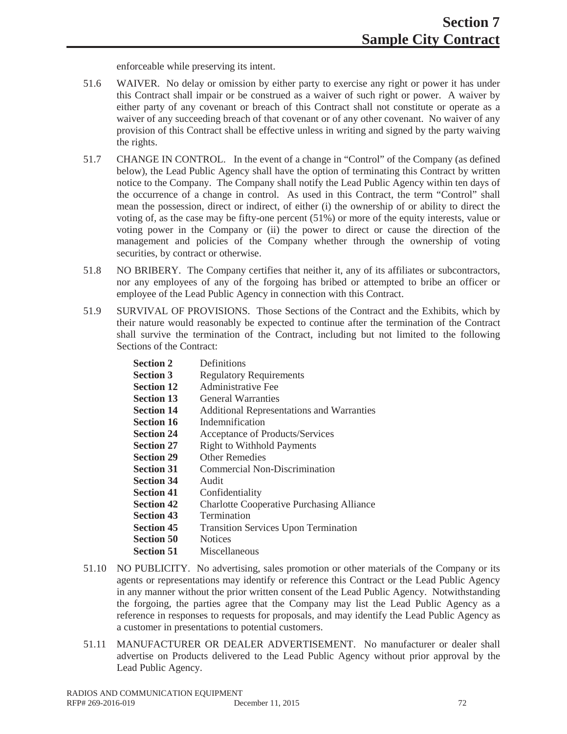enforceable while preserving its intent.

51.6 WAIVER. No delay or omission by either party to exercise any right or power it has under this Contract shall impair or be construed as a waiver of such right or power. A waiver by either party of any covenant or breach of this Contract shall not constitute or operate as a waiver of any succeeding breach of that covenant or of any other covenant. No waiver of any provision of this Contract shall be effective unless in writing and signed by the party waiving the rights.

51.7 CHANGE IN CONTROL. In the event of a change in "Control" of the Company (as defined below), the Lead Public Agency shall have the option of terminating this Contract by written notice to the Company. The Company shall notify the Lead Public Agency within ten days of the occurrence of a change in control. As used in this Contract, the term "Control" shall mean the possession, direct or indirect, of either (i) the ownership of or ability to direct the voting of, as the case may be fifty-one percent (51%) or more of the equity interests, value or voting power in the Company or (ii) the power to direct or cause the direction of the management and policies of the Company whether through the ownership of voting securities, by contract or otherwise.

51.8 NO BRIBERY. The Company certifies that neither it, any of its affiliates or subcontractors, nor any employees of any of the forgoing has bribed or attempted to bribe an officer or employee of the Lead Public Agency in connection with this Contract.

51.9 SURVIVAL OF PROVISIONS. Those Sections of the Contract and the Exhibits, which by their nature would reasonably be expected to continue after the termination of the Contract shall survive the termination of the Contract, including but not limited to the following Sections of the Contract:

| | |
|---|---|
| **Section 2** | Definitions |
| **Section 3** | Regulatory Requirements |
| **Section 12** | Administrative Fee |
| **Section 13** | General Warranties |
| **Section 14** | Additional Representations and Warranties |
| **Section 16** | Indemnification |
| **Section 24** | Acceptance of Products/Services |
| **Section 27** | Right to Withhold Payments |
| **Section 29** | Other Remedies |
| **Section 31** | Commercial Non-Discrimination |
| **Section 34** | Audit |
| **Section 41** | Confidentiality |
| **Section 42** | Charlotte Cooperative Purchasing Alliance |
| **Section 43** | Termination |
| **Section 45** | Transition Services Upon Termination |
| **Section 50** | Notices |
| **Section 51** | Miscellaneous |

51.10 NO PUBLICITY. No advertising, sales promotion or other materials of the Company or its agents or representations may identify or reference this Contract or the Lead Public Agency in any manner without the prior written consent of the Lead Public Agency. Notwithstanding the forgoing, the parties agree that the Company may list the Lead Public Agency as a reference in responses to requests for proposals, and may identify the Lead Public Agency as a customer in presentations to potential customers.

51.11 MANUFACTURER OR DEALER ADVERTISEMENT. No manufacturer or dealer shall advertise on Products delivered to the Lead Public Agency without prior approval by the Lead Public Agency.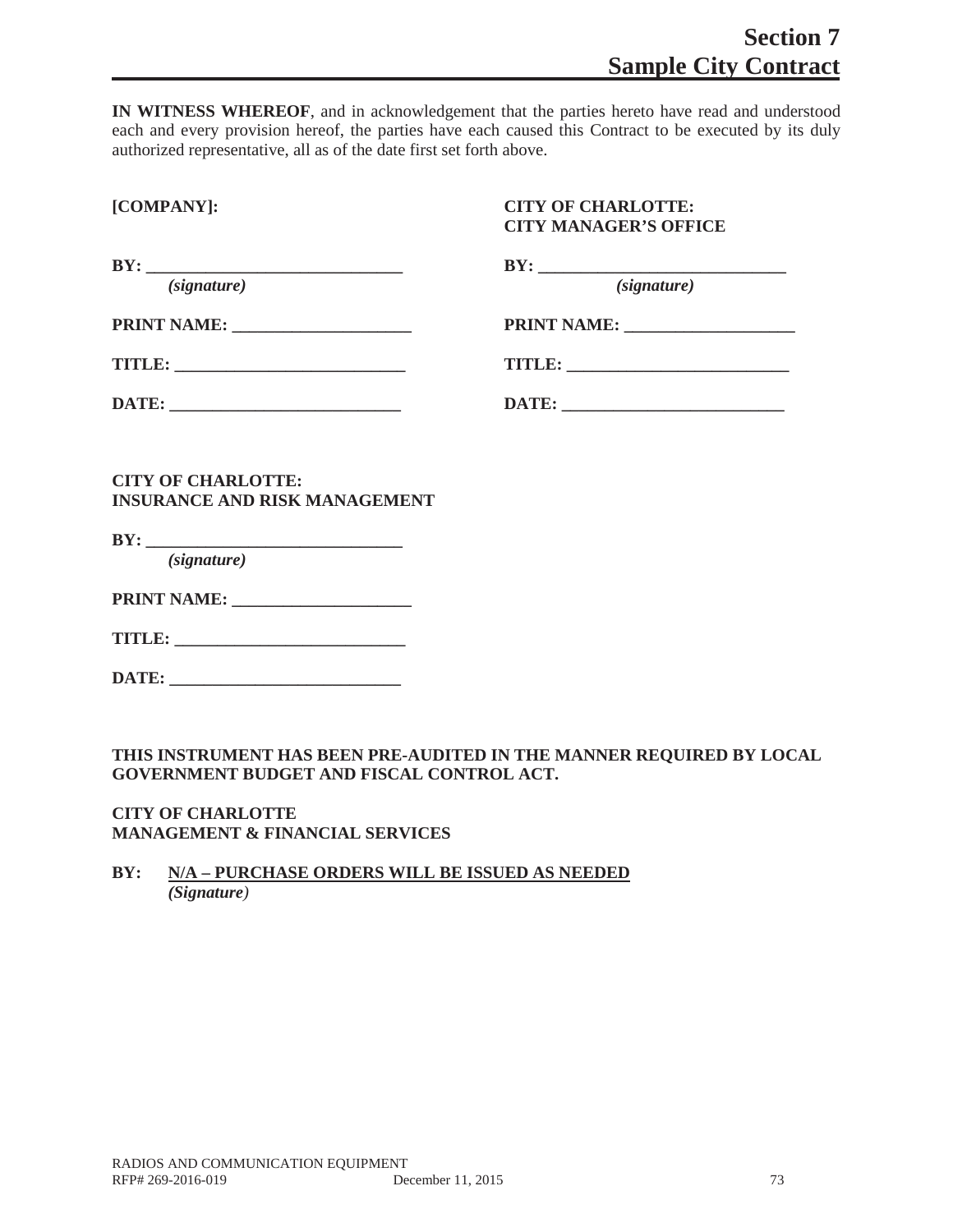# Section 7
# Sample City Contract

**IN WITNESS WHEREOF**, and in acknowledgement that the parties hereto have read and understood each and every provision hereof, the parties have each caused this Contract to be executed by its duly authorized representative, all as of the date first set forth above.

**[COMPANY]:**

**BY: ______________________________**
*(signature)*

**PRINT NAME: ____________________**

**TITLE: ___________________________**

**DATE: ___________________________**

**CITY OF CHARLOTTE:**
**CITY MANAGER'S OFFICE**

**BY: _____________________________**
*(signature)*

**PRINT NAME: ___________________**

**TITLE: __________________________**

**DATE: __________________________**

**CITY OF CHARLOTTE:**
**INSURANCE AND RISK MANAGEMENT**

**BY: ______________________________**
*(signature)*

**PRINT NAME: ____________________**

**TITLE: ___________________________**

**DATE: ___________________________**

**THIS INSTRUMENT HAS BEEN PRE-AUDITED IN THE MANNER REQUIRED BY LOCAL GOVERNMENT BUDGET AND FISCAL CONTROL ACT.**

**CITY OF CHARLOTTE**
**MANAGEMENT & FINANCIAL SERVICES**

**BY:** **N/A – PURCHASE ORDERS WILL BE ISSUED AS NEEDED**
*(Signature)*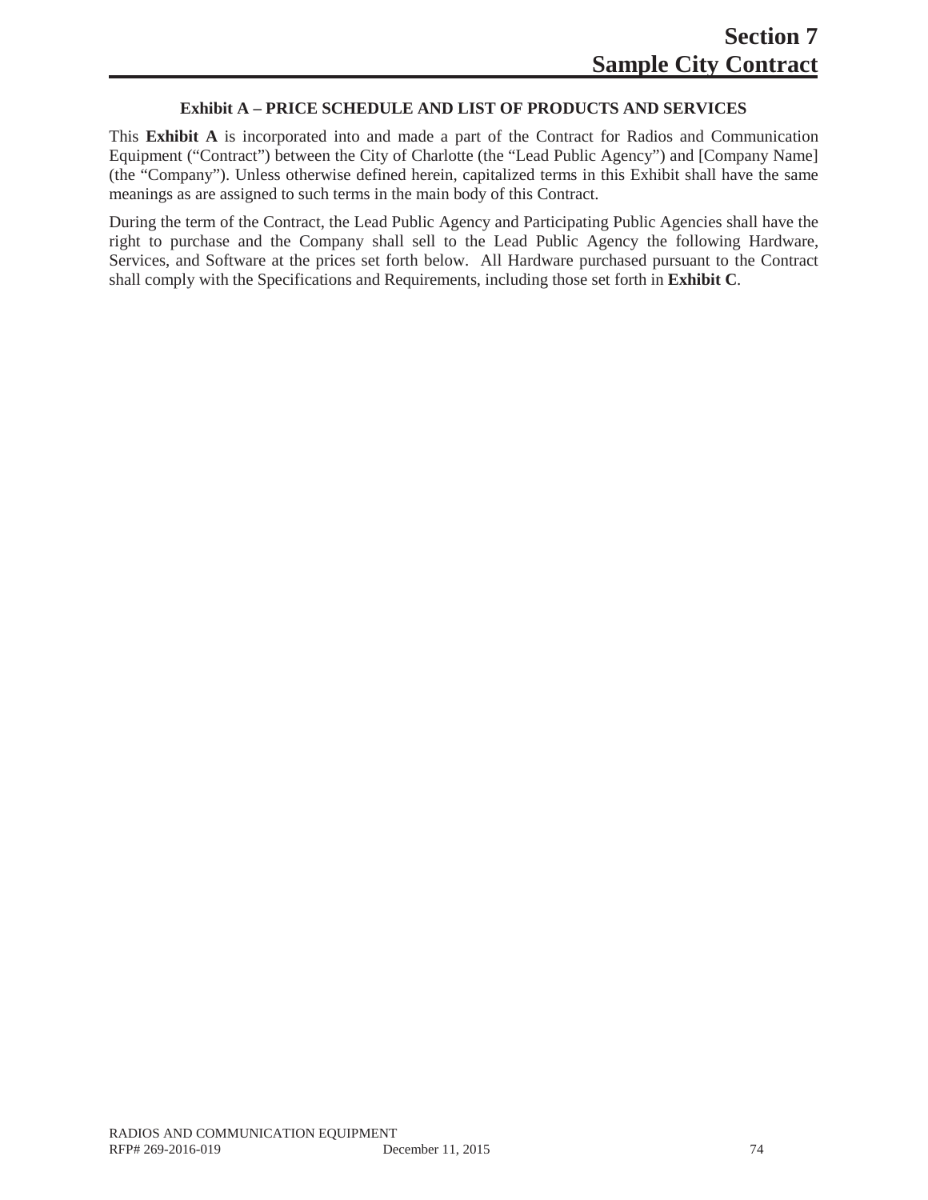## Exhibit A – PRICE SCHEDULE AND LIST OF PRODUCTS AND SERVICES

This **Exhibit A** is incorporated into and made a part of the Contract for Radios and Communication Equipment ("Contract") between the City of Charlotte (the "Lead Public Agency") and [Company Name] (the "Company"). Unless otherwise defined herein, capitalized terms in this Exhibit shall have the same meanings as are assigned to such terms in the main body of this Contract.

During the term of the Contract, the Lead Public Agency and Participating Public Agencies shall have the right to purchase and the Company shall sell to the Lead Public Agency the following Hardware, Services, and Software at the prices set forth below. All Hardware purchased pursuant to the Contract shall comply with the Specifications and Requirements, including those set forth in **Exhibit C**.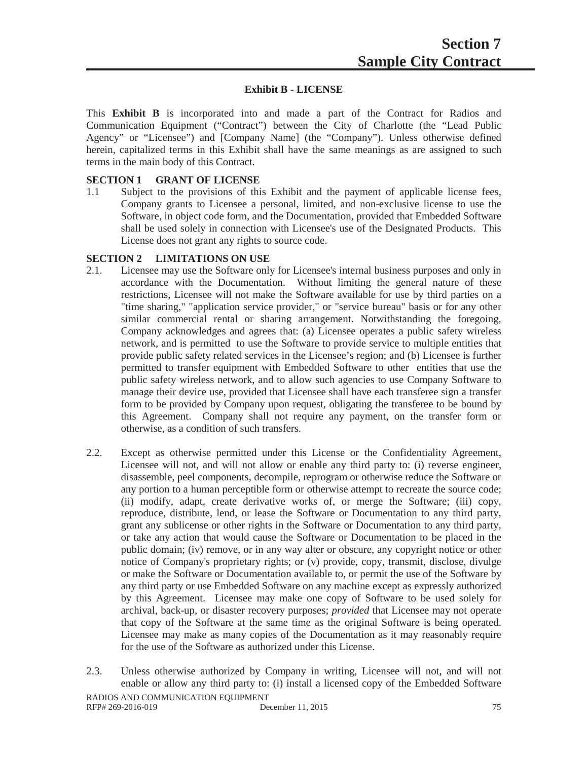# Section 7
# Sample City Contract

### Exhibit B - LICENSE

This **Exhibit B** is incorporated into and made a part of the Contract for Radios and Communication Equipment ("Contract") between the City of Charlotte (the "Lead Public Agency" or "Licensee") and [Company Name] (the "Company"). Unless otherwise defined herein, capitalized terms in this Exhibit shall have the same meanings as are assigned to such terms in the main body of this Contract.

**SECTION 1 GRANT OF LICENSE**

1.1 Subject to the provisions of this Exhibit and the payment of applicable license fees, Company grants to Licensee a personal, limited, and non-exclusive license to use the Software, in object code form, and the Documentation, provided that Embedded Software shall be used solely in connection with Licensee's use of the Designated Products. This License does not grant any rights to source code.

**SECTION 2 LIMITATIONS ON USE**

2.1. Licensee may use the Software only for Licensee's internal business purposes and only in accordance with the Documentation. Without limiting the general nature of these restrictions, Licensee will not make the Software available for use by third parties on a "time sharing," "application service provider," or "service bureau" basis or for any other similar commercial rental or sharing arrangement. Notwithstanding the foregoing, Company acknowledges and agrees that: (a) Licensee operates a public safety wireless network, and is permitted to use the Software to provide service to multiple entities that provide public safety related services in the Licensee's region; and (b) Licensee is further permitted to transfer equipment with Embedded Software to other entities that use the public safety wireless network, and to allow such agencies to use Company Software to manage their device use, provided that Licensee shall have each transferee sign a transfer form to be provided by Company upon request, obligating the transferee to be bound by this Agreement. Company shall not require any payment, on the transfer form or otherwise, as a condition of such transfers.

2.2. Except as otherwise permitted under this License or the Confidentiality Agreement, Licensee will not, and will not allow or enable any third party to: (i) reverse engineer, disassemble, peel components, decompile, reprogram or otherwise reduce the Software or any portion to a human perceptible form or otherwise attempt to recreate the source code; (ii) modify, adapt, create derivative works of, or merge the Software; (iii) copy, reproduce, distribute, lend, or lease the Software or Documentation to any third party, grant any sublicense or other rights in the Software or Documentation to any third party, or take any action that would cause the Software or Documentation to be placed in the public domain; (iv) remove, or in any way alter or obscure, any copyright notice or other notice of Company's proprietary rights; or (v) provide, copy, transmit, disclose, divulge or make the Software or Documentation available to, or permit the use of the Software by any third party or use Embedded Software on any machine except as expressly authorized by this Agreement. Licensee may make one copy of Software to be used solely for archival, back-up, or disaster recovery purposes; *provided* that Licensee may not operate that copy of the Software at the same time as the original Software is being operated. Licensee may make as many copies of the Documentation as it may reasonably require for the use of the Software as authorized under this License.

2.3. Unless otherwise authorized by Company in writing, Licensee will not, and will not enable or allow any third party to: (i) install a licensed copy of the Embedded Software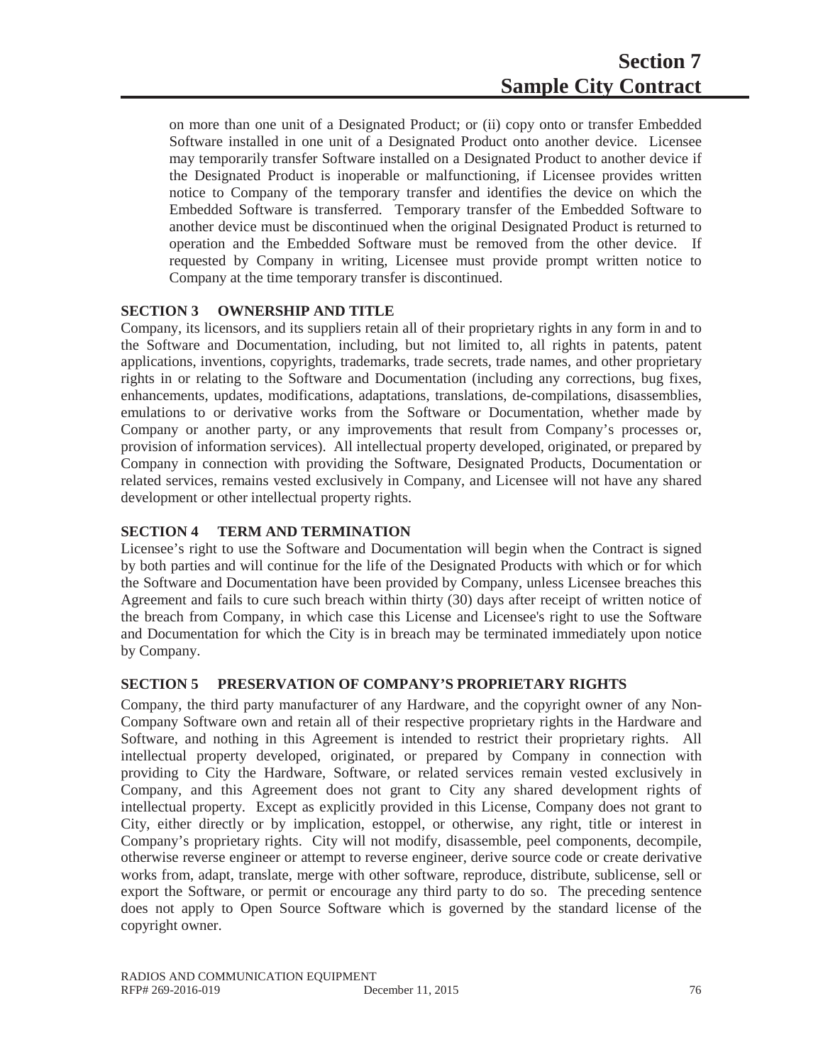on more than one unit of a Designated Product; or (ii) copy onto or transfer Embedded Software installed in one unit of a Designated Product onto another device. Licensee may temporarily transfer Software installed on a Designated Product to another device if the Designated Product is inoperable or malfunctioning, if Licensee provides written notice to Company of the temporary transfer and identifies the device on which the Embedded Software is transferred. Temporary transfer of the Embedded Software to another device must be discontinued when the original Designated Product is returned to operation and the Embedded Software must be removed from the other device. If requested by Company in writing, Licensee must provide prompt written notice to Company at the time temporary transfer is discontinued.

**SECTION 3 OWNERSHIP AND TITLE**

Company, its licensors, and its suppliers retain all of their proprietary rights in any form in and to the Software and Documentation, including, but not limited to, all rights in patents, patent applications, inventions, copyrights, trademarks, trade secrets, trade names, and other proprietary rights in or relating to the Software and Documentation (including any corrections, bug fixes, enhancements, updates, modifications, adaptations, translations, de-compilations, disassemblies, emulations to or derivative works from the Software or Documentation, whether made by Company or another party, or any improvements that result from Company's processes or, provision of information services). All intellectual property developed, originated, or prepared by Company in connection with providing the Software, Designated Products, Documentation or related services, remains vested exclusively in Company, and Licensee will not have any shared development or other intellectual property rights.

**SECTION 4 TERM AND TERMINATION**

Licensee's right to use the Software and Documentation will begin when the Contract is signed by both parties and will continue for the life of the Designated Products with which or for which the Software and Documentation have been provided by Company, unless Licensee breaches this Agreement and fails to cure such breach within thirty (30) days after receipt of written notice of the breach from Company, in which case this License and Licensee's right to use the Software and Documentation for which the City is in breach may be terminated immediately upon notice by Company.

**SECTION 5 PRESERVATION OF COMPANY'S PROPRIETARY RIGHTS**

Company, the third party manufacturer of any Hardware, and the copyright owner of any Non-Company Software own and retain all of their respective proprietary rights in the Hardware and Software, and nothing in this Agreement is intended to restrict their proprietary rights. All intellectual property developed, originated, or prepared by Company in connection with providing to City the Hardware, Software, or related services remain vested exclusively in Company, and this Agreement does not grant to City any shared development rights of intellectual property. Except as explicitly provided in this License, Company does not grant to City, either directly or by implication, estoppel, or otherwise, any right, title or interest in Company's proprietary rights. City will not modify, disassemble, peel components, decompile, otherwise reverse engineer or attempt to reverse engineer, derive source code or create derivative works from, adapt, translate, merge with other software, reproduce, distribute, sublicense, sell or export the Software, or permit or encourage any third party to do so. The preceding sentence does not apply to Open Source Software which is governed by the standard license of the copyright owner.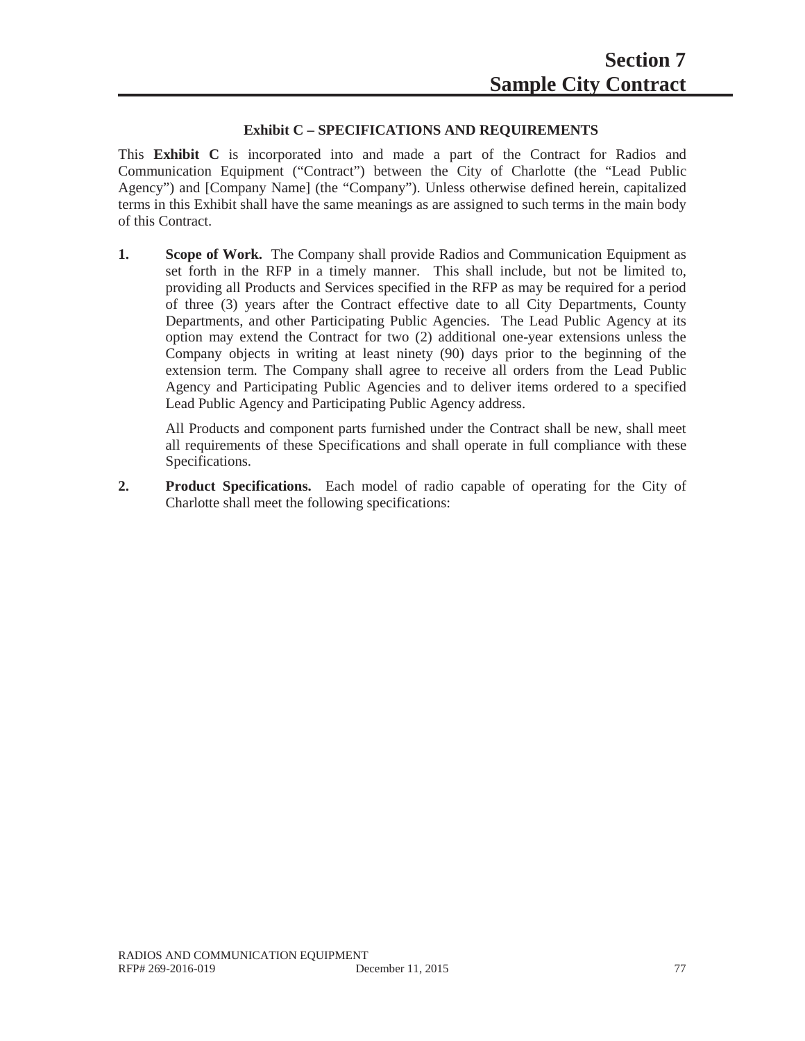# Section 7
# Sample City Contract

### Exhibit C – SPECIFICATIONS AND REQUIREMENTS

This **Exhibit C** is incorporated into and made a part of the Contract for Radios and Communication Equipment ("Contract") between the City of Charlotte (the "Lead Public Agency") and [Company Name] (the "Company"). Unless otherwise defined herein, capitalized terms in this Exhibit shall have the same meanings as are assigned to such terms in the main body of this Contract.

**1. Scope of Work.** The Company shall provide Radios and Communication Equipment as set forth in the RFP in a timely manner. This shall include, but not be limited to, providing all Products and Services specified in the RFP as may be required for a period of three (3) years after the Contract effective date to all City Departments, County Departments, and other Participating Public Agencies. The Lead Public Agency at its option may extend the Contract for two (2) additional one-year extensions unless the Company objects in writing at least ninety (90) days prior to the beginning of the extension term. The Company shall agree to receive all orders from the Lead Public Agency and Participating Public Agencies and to deliver items ordered to a specified Lead Public Agency and Participating Public Agency address.

All Products and component parts furnished under the Contract shall be new, shall meet all requirements of these Specifications and shall operate in full compliance with these Specifications.

**2. Product Specifications.** Each model of radio capable of operating for the City of Charlotte shall meet the following specifications: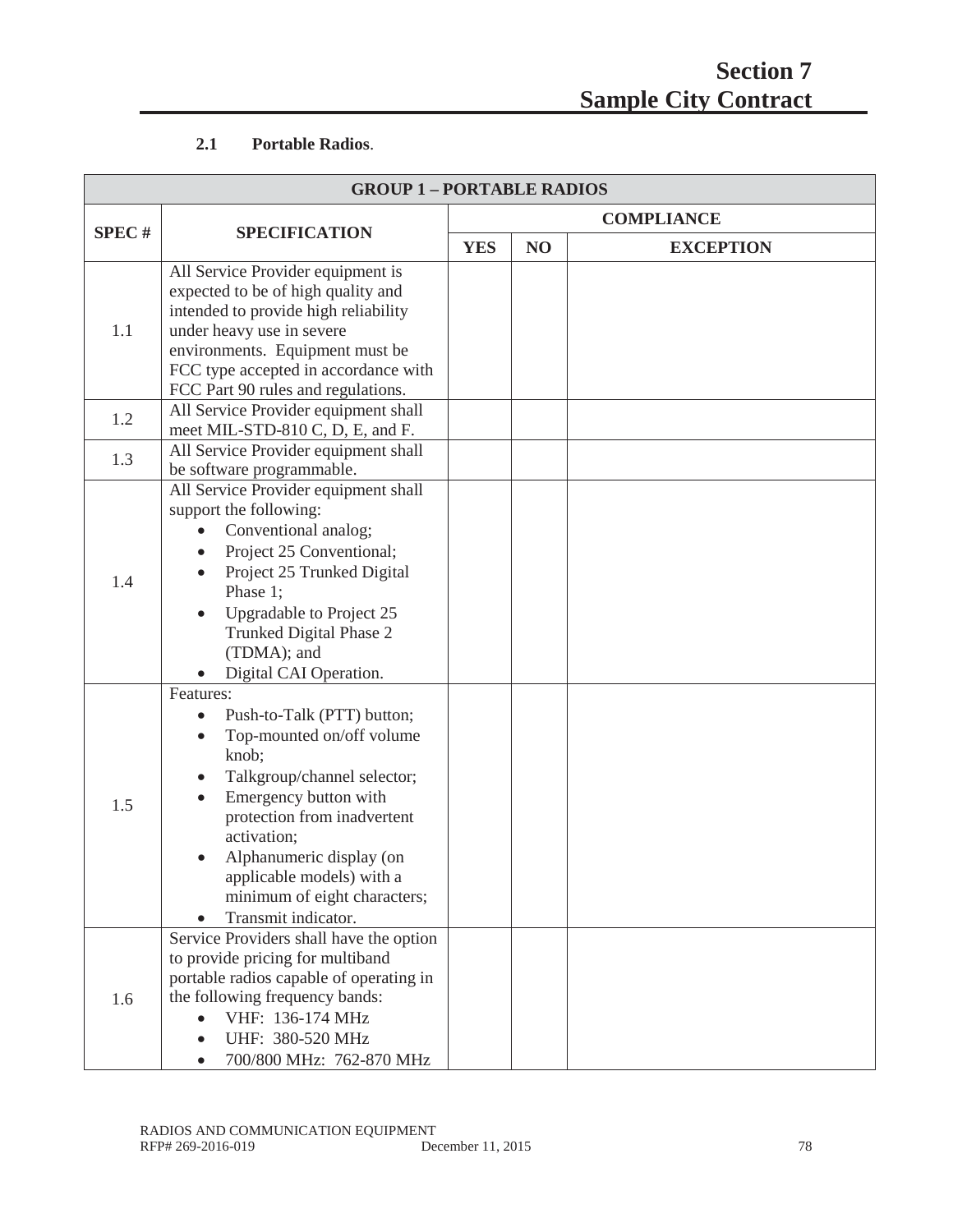**2.1 Portable Radios**.

| GROUP 1 – PORTABLE RADIOS | | | | |
|---|---|---|---|---|
| SPEC # | SPECIFICATION | COMPLIANCE | | |
| | | YES | NO | EXCEPTION |
| 1.1 | All Service Provider equipment is expected to be of high quality and intended to provide high reliability under heavy use in severe environments. Equipment must be FCC type accepted in accordance with FCC Part 90 rules and regulations. | | | |
| 1.2 | All Service Provider equipment shall meet MIL-STD-810 C, D, E, and F. | | | |
| 1.3 | All Service Provider equipment shall be software programmable. | | | |
| 1.4 | All Service Provider equipment shall support the following: <br>• Conventional analog; <br>• Project 25 Conventional; <br>• Project 25 Trunked Digital Phase 1; <br>• Upgradable to Project 25 Trunked Digital Phase 2 (TDMA); and <br>• Digital CAI Operation. | | | |
| 1.5 | Features: <br>• Push-to-Talk (PTT) button; <br>• Top-mounted on/off volume knob; <br>• Talkgroup/channel selector; <br>• Emergency button with protection from inadvertent activation; <br>• Alphanumeric display (on applicable models) with a minimum of eight characters; <br>• Transmit indicator. | | | |
| 1.6 | Service Providers shall have the option to provide pricing for multiband portable radios capable of operating in the following frequency bands: <br>• VHF: 136-174 MHz <br>• UHF: 380-520 MHz <br>• 700/800 MHz: 762-870 MHz | | | |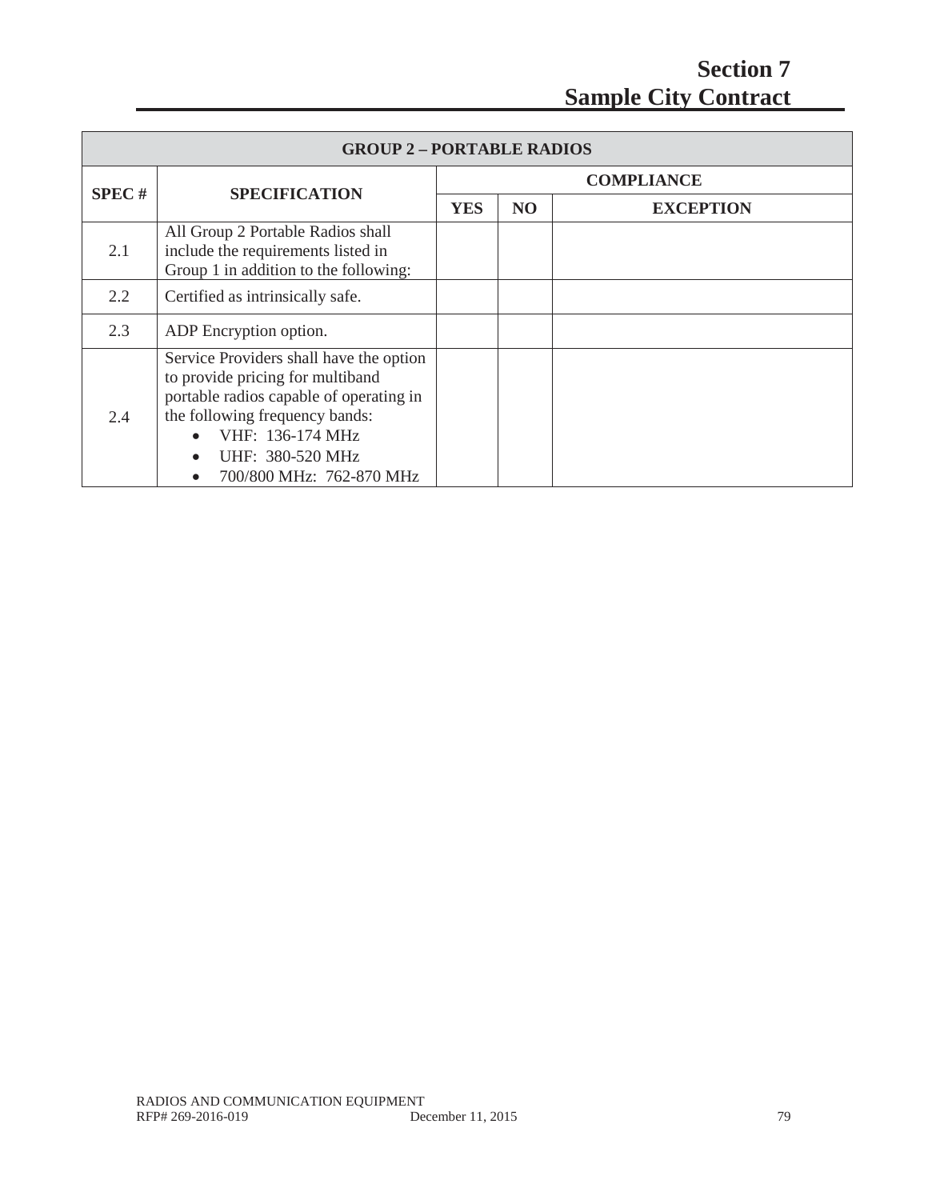# Section 7
# Sample City Contract

| GROUP 2 – PORTABLE RADIOS | | | | |
|---|---|---|---|---|
| **SPEC #** | **SPECIFICATION** | **COMPLIANCE** | | |
| | | **YES** | **NO** | **EXCEPTION** |
| 2.1 | All Group 2 Portable Radios shall include the requirements listed in Group 1 in addition to the following: | | | |
| 2.2 | Certified as intrinsically safe. | | | |
| 2.3 | ADP Encryption option. | | | |
| 2.4 | Service Providers shall have the option to provide pricing for multiband portable radios capable of operating in the following frequency bands:<br>• VHF: 136-174 MHz<br>• UHF: 380-520 MHz<br>• 700/800 MHz: 762-870 MHz | | | |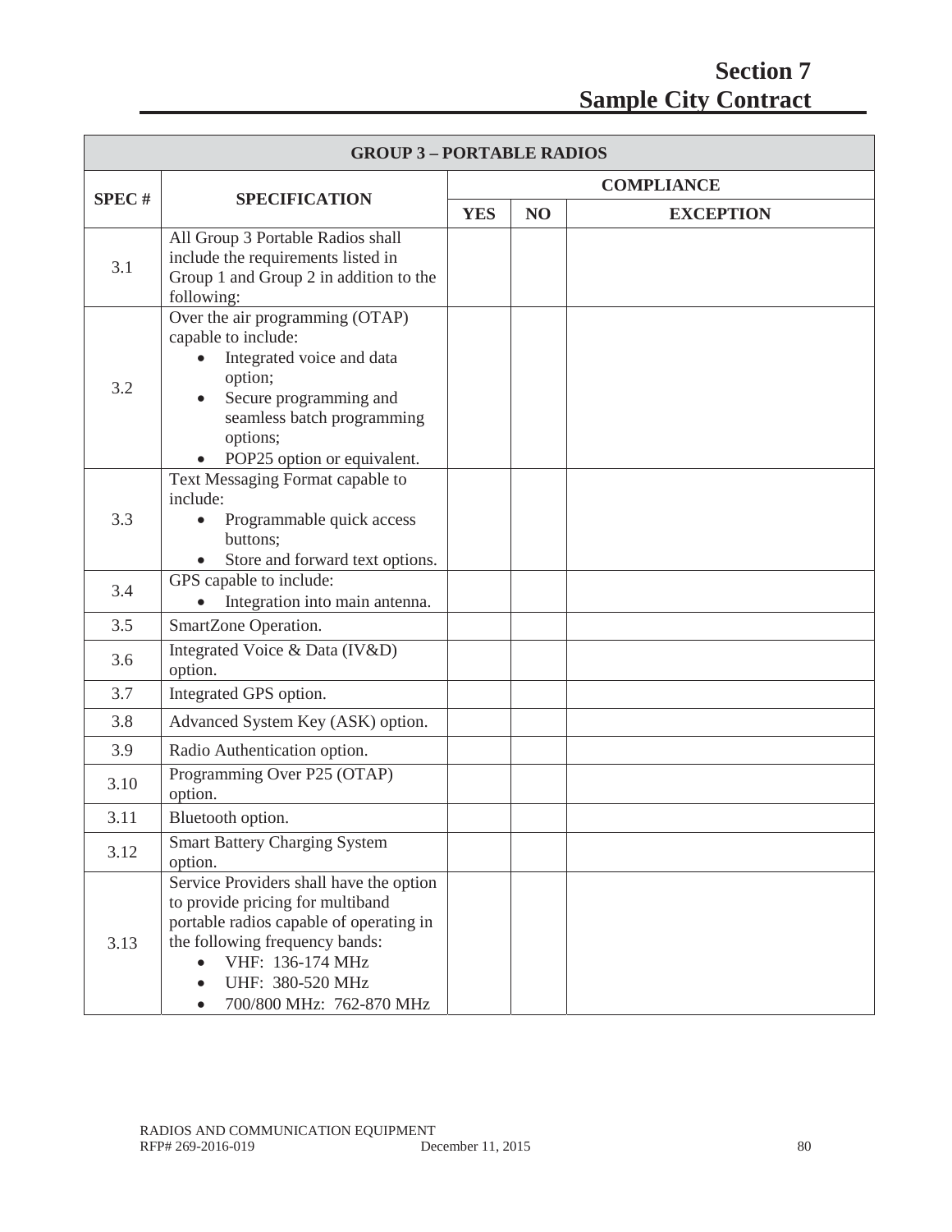# Section 7
# Sample City Contract

| GROUP 3 – PORTABLE RADIOS | | | | |
|---|---|---|---|---|
| **SPEC #** | **SPECIFICATION** | **COMPLIANCE** | | |
| | | **YES** | **NO** | **EXCEPTION** |
| 3.1 | All Group 3 Portable Radios shall include the requirements listed in Group 1 and Group 2 in addition to the following: | | | |
| 3.2 | Over the air programming (OTAP) capable to include: • Integrated voice and data option; • Secure programming and seamless batch programming options; • POP25 option or equivalent. | | | |
| 3.3 | Text Messaging Format capable to include: • Programmable quick access buttons; • Store and forward text options. | | | |
| 3.4 | GPS capable to include: • Integration into main antenna. | | | |
| 3.5 | SmartZone Operation. | | | |
| 3.6 | Integrated Voice & Data (IV&D) option. | | | |
| 3.7 | Integrated GPS option. | | | |
| 3.8 | Advanced System Key (ASK) option. | | | |
| 3.9 | Radio Authentication option. | | | |
| 3.10 | Programming Over P25 (OTAP) option. | | | |
| 3.11 | Bluetooth option. | | | |
| 3.12 | Smart Battery Charging System option. | | | |
| 3.13 | Service Providers shall have the option to provide pricing for multiband portable radios capable of operating in the following frequency bands: • VHF: 136-174 MHz • UHF: 380-520 MHz • 700/800 MHz: 762-870 MHz | | | |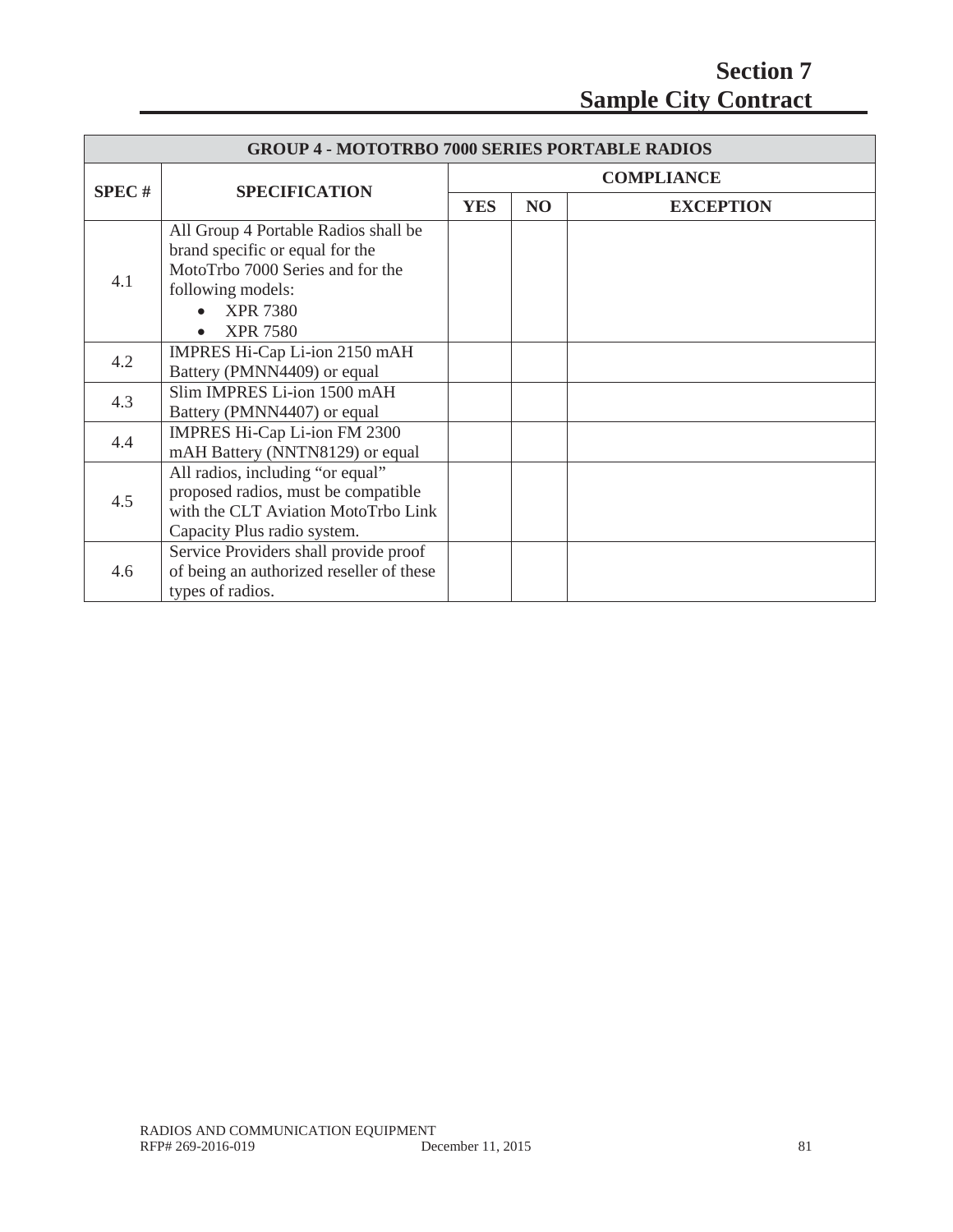# Section 7
# Sample City Contract

| GROUP 4 - MOTOTRBO 7000 SERIES PORTABLE RADIOS | | | | |
|---|---|---|---|---|
| **SPEC #** | **SPECIFICATION** | **COMPLIANCE** | | |
| | | **YES** | **NO** | **EXCEPTION** |
| 4.1 | All Group 4 Portable Radios shall be brand specific or equal for the MotoTrbo 7000 Series and for the following models: • XPR 7380 • XPR 7580 | | | |
| 4.2 | IMPRES Hi-Cap Li-ion 2150 mAH Battery (PMNN4409) or equal | | | |
| 4.3 | Slim IMPRES Li-ion 1500 mAH Battery (PMNN4407) or equal | | | |
| 4.4 | IMPRES Hi-Cap Li-ion FM 2300 mAH Battery (NNTN8129) or equal | | | |
| 4.5 | All radios, including "or equal" proposed radios, must be compatible with the CLT Aviation MotoTrbo Link Capacity Plus radio system. | | | |
| 4.6 | Service Providers shall provide proof of being an authorized reseller of these types of radios. | | | |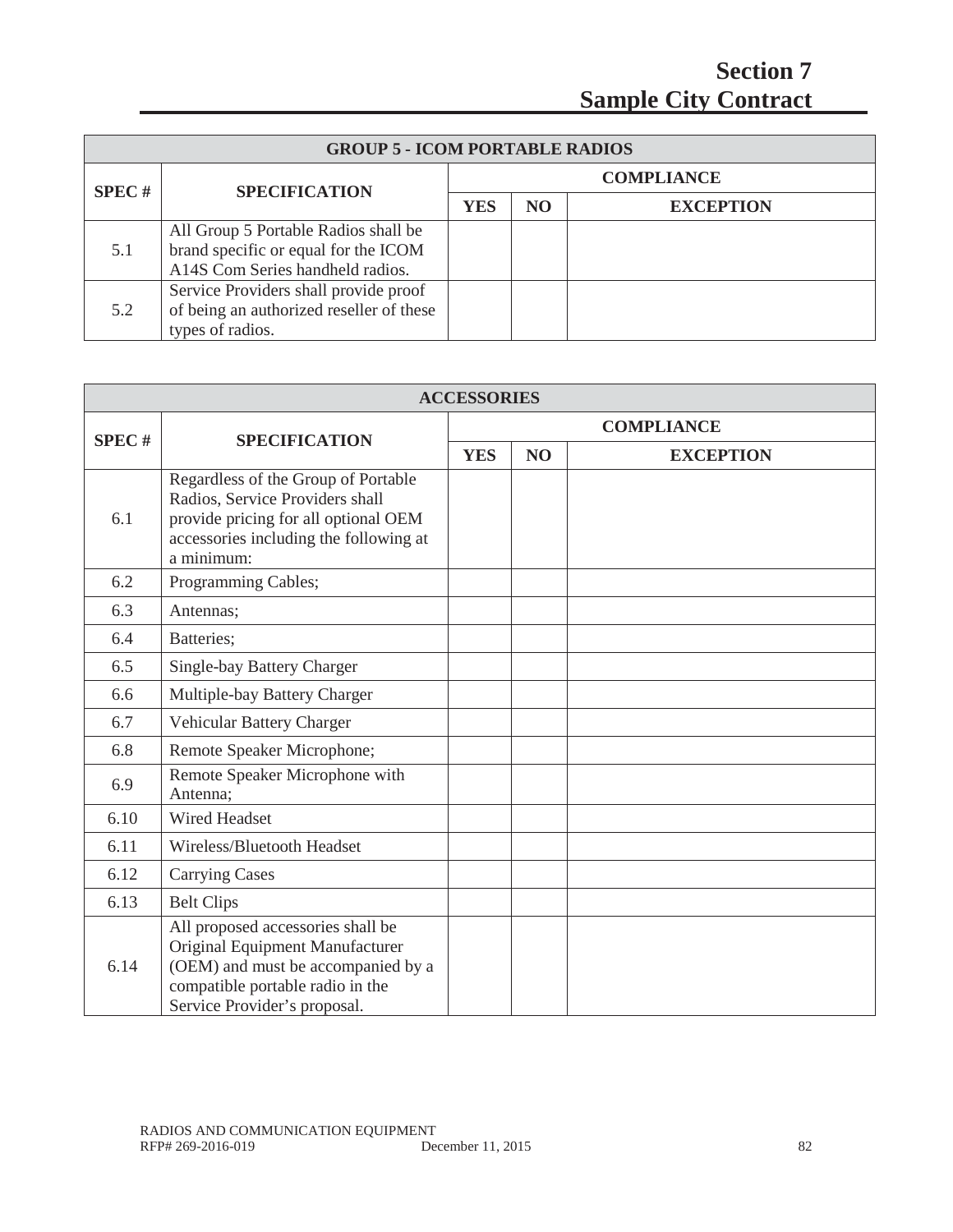# Section 7
# Sample City Contract

| GROUP 5 - ICOM PORTABLE RADIOS | | | | |
|---|---|---|---|---|
| SPEC # | SPECIFICATION | COMPLIANCE | | |
| | | YES | NO | EXCEPTION |
| 5.1 | All Group 5 Portable Radios shall be brand specific or equal for the ICOM A14S Com Series handheld radios. | | | |
| 5.2 | Service Providers shall provide proof of being an authorized reseller of these types of radios. | | | |

| ACCESSORIES | | | | |
|---|---|---|---|---|
| SPEC # | SPECIFICATION | COMPLIANCE | | |
| | | YES | NO | EXCEPTION |
| 6.1 | Regardless of the Group of Portable Radios, Service Providers shall provide pricing for all optional OEM accessories including the following at a minimum: | | | |
| 6.2 | Programming Cables; | | | |
| 6.3 | Antennas; | | | |
| 6.4 | Batteries; | | | |
| 6.5 | Single-bay Battery Charger | | | |
| 6.6 | Multiple-bay Battery Charger | | | |
| 6.7 | Vehicular Battery Charger | | | |
| 6.8 | Remote Speaker Microphone; | | | |
| 6.9 | Remote Speaker Microphone with Antenna; | | | |
| 6.10 | Wired Headset | | | |
| 6.11 | Wireless/Bluetooth Headset | | | |
| 6.12 | Carrying Cases | | | |
| 6.13 | Belt Clips | | | |
| 6.14 | All proposed accessories shall be Original Equipment Manufacturer (OEM) and must be accompanied by a compatible portable radio in the Service Provider's proposal. | | | |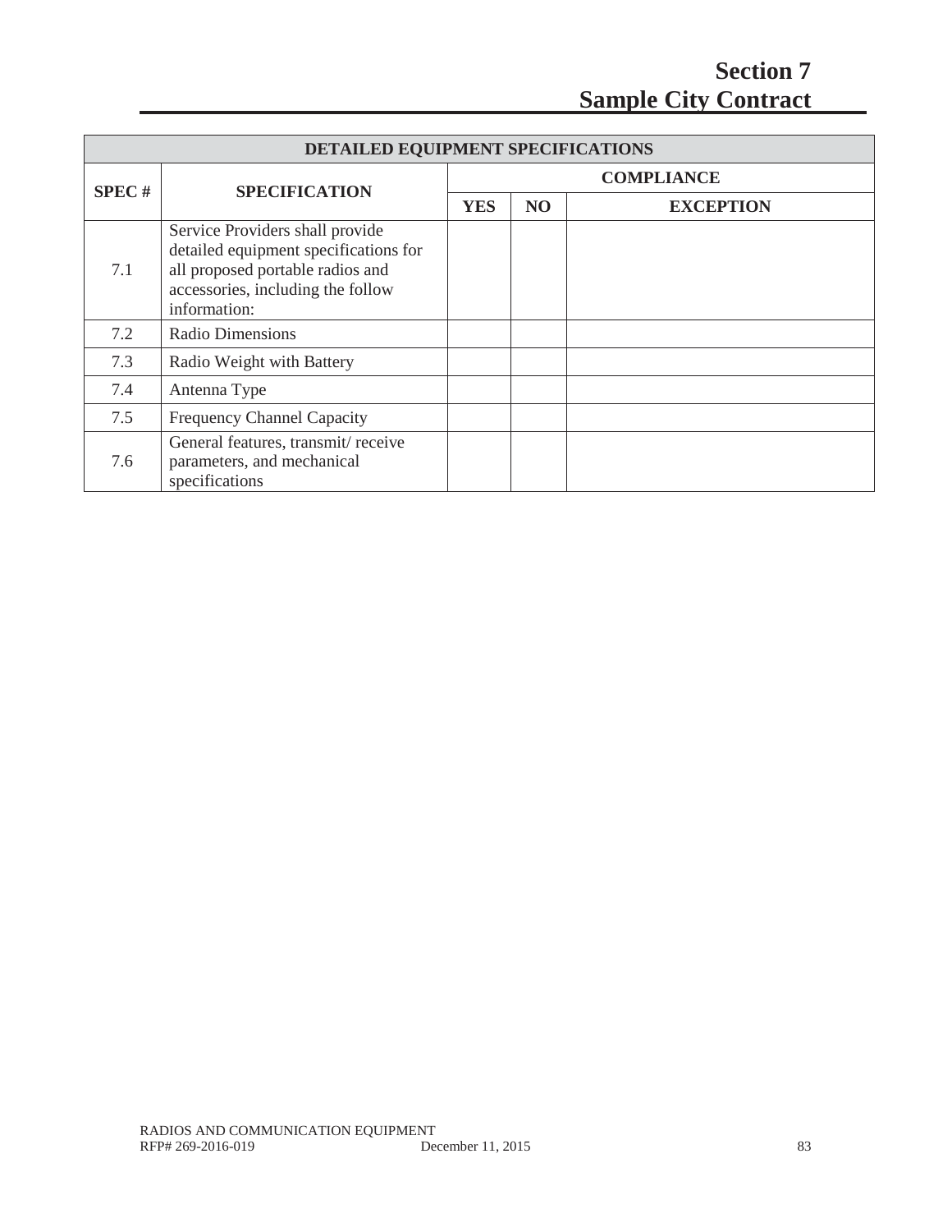# Section 7
# Sample City Contract

| DETAILED EQUIPMENT SPECIFICATIONS | | | | |
|---|---|---|---|---|
| **SPEC #** | **SPECIFICATION** | **COMPLIANCE** | | |
| | | **YES** | **NO** | **EXCEPTION** |
| 7.1 | Service Providers shall provide detailed equipment specifications for all proposed portable radios and accessories, including the follow information: | | | |
| 7.2 | Radio Dimensions | | | |
| 7.3 | Radio Weight with Battery | | | |
| 7.4 | Antenna Type | | | |
| 7.5 | Frequency Channel Capacity | | | |
| 7.6 | General features, transmit/ receive parameters, and mechanical specifications | | | |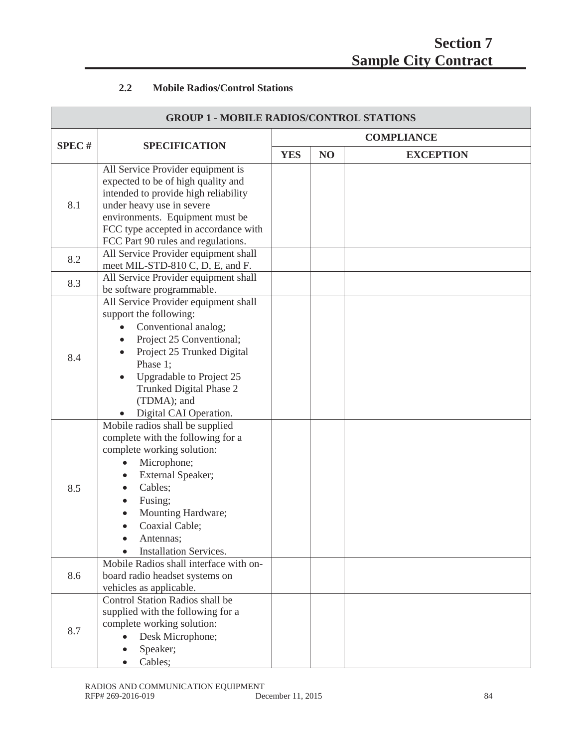### 2.2 Mobile Radios/Control Stations

| GROUP 1 - MOBILE RADIOS/CONTROL STATIONS | | | | |
|---|---|---|---|---|
| SPEC # | SPECIFICATION | COMPLIANCE | | |
| | | YES | NO | EXCEPTION |
| 8.1 | All Service Provider equipment is expected to be of high quality and intended to provide high reliability under heavy use in severe environments. Equipment must be FCC type accepted in accordance with FCC Part 90 rules and regulations. | | | |
| 8.2 | All Service Provider equipment shall meet MIL-STD-810 C, D, E, and F. | | | |
| 8.3 | All Service Provider equipment shall be software programmable. | | | |
| 8.4 | All Service Provider equipment shall support the following: <br>• Conventional analog; <br>• Project 25 Conventional; <br>• Project 25 Trunked Digital Phase 1; <br>• Upgradable to Project 25 Trunked Digital Phase 2 (TDMA); and <br>• Digital CAI Operation. | | | |
| 8.5 | Mobile radios shall be supplied complete with the following for a complete working solution: <br>• Microphone; <br>• External Speaker; <br>• Cables; <br>• Fusing; <br>• Mounting Hardware; <br>• Coaxial Cable; <br>• Antennas; <br>• Installation Services. | | | |
| 8.6 | Mobile Radios shall interface with on-board radio headset systems on vehicles as applicable. | | | |
| 8.7 | Control Station Radios shall be supplied with the following for a complete working solution: <br>• Desk Microphone; <br>• Speaker; <br>• Cables; | | | |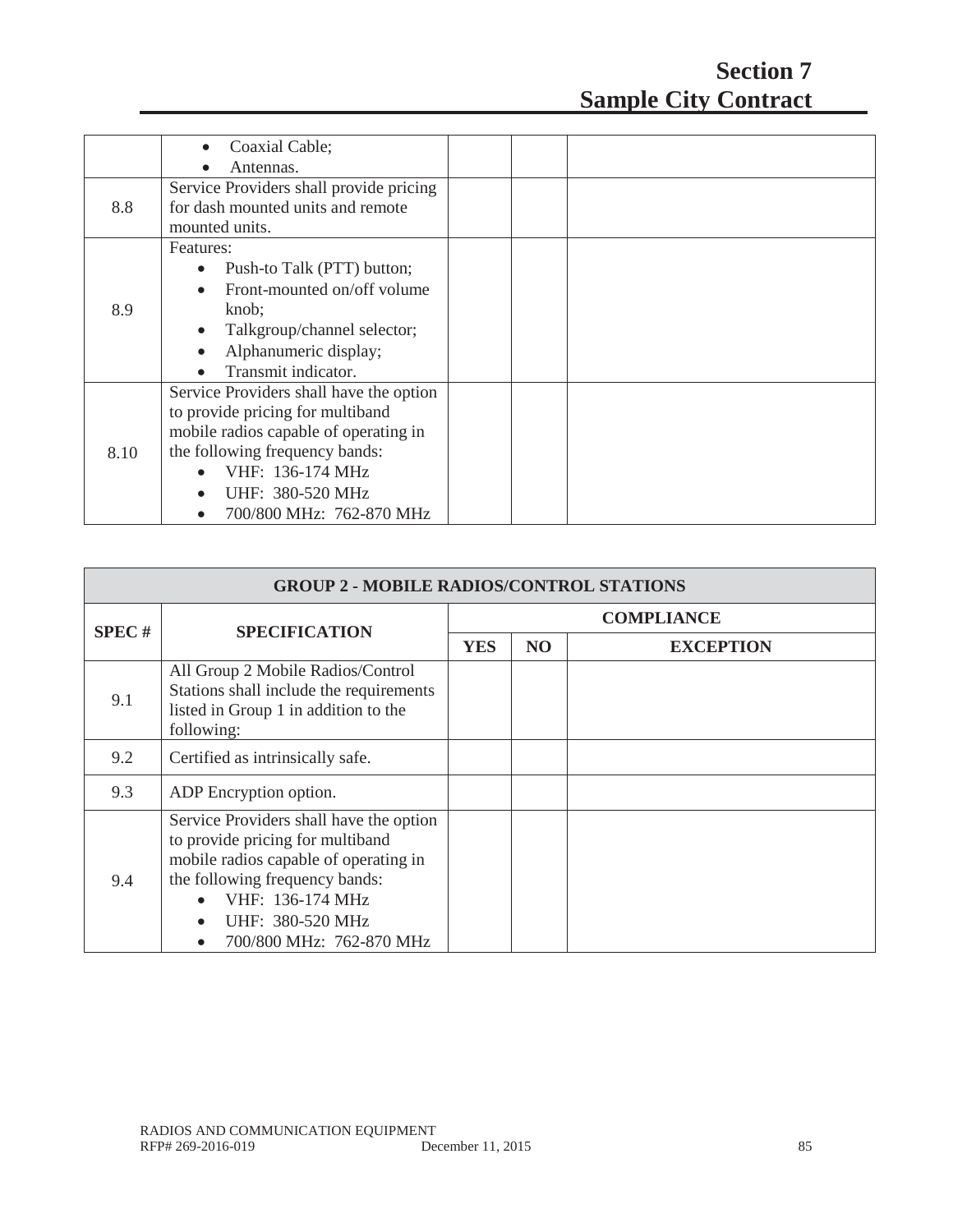| | | | | |
|---|---|---|---|---|
| | • Coaxial Cable;<br>• Antennas. | | | |
| 8.8 | Service Providers shall provide pricing for dash mounted units and remote mounted units. | | | |
| 8.9 | Features:<br>• Push-to Talk (PTT) button;<br>• Front-mounted on/off volume knob;<br>• Talkgroup/channel selector;<br>• Alphanumeric display;<br>• Transmit indicator. | | | |
| 8.10 | Service Providers shall have the option to provide pricing for multiband mobile radios capable of operating in the following frequency bands:<br>• VHF: 136-174 MHz<br>• UHF: 380-520 MHz<br>• 700/800 MHz: 762-870 MHz | | | |

| GROUP 2 - MOBILE RADIOS/CONTROL STATIONS | | | | |
|---|---|---|---|---|
| **SPEC #** | **SPECIFICATION** | **COMPLIANCE** | | |
| | | **YES** | **NO** | **EXCEPTION** |
| 9.1 | All Group 2 Mobile Radios/Control Stations shall include the requirements listed in Group 1 in addition to the following: | | | |
| 9.2 | Certified as intrinsically safe. | | | |
| 9.3 | ADP Encryption option. | | | |
| 9.4 | Service Providers shall have the option to provide pricing for multiband mobile radios capable of operating in the following frequency bands:<br>• VHF: 136-174 MHz<br>• UHF: 380-520 MHz<br>• 700/800 MHz: 762-870 MHz | | | |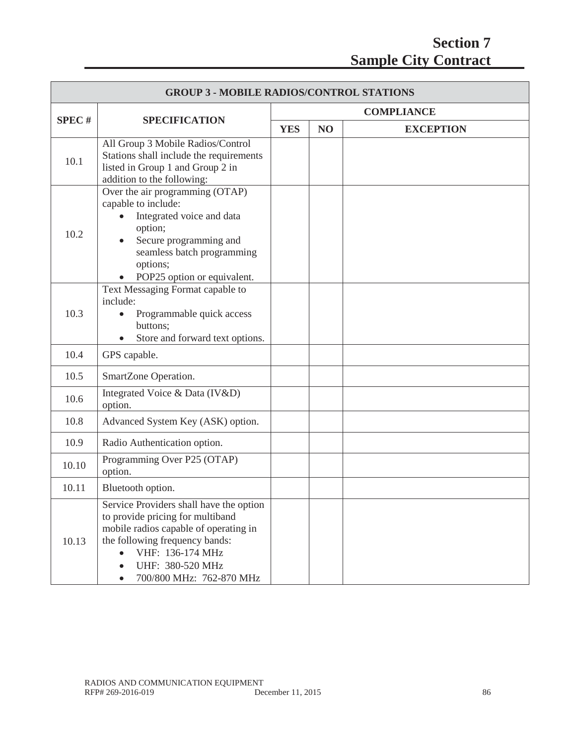# Section 7
# Sample City Contract

| GROUP 3 - MOBILE RADIOS/CONTROL STATIONS | | | | |
|---|---|---|---|---|
| **SPEC #** | **SPECIFICATION** | **COMPLIANCE** | | |
| | | **YES** | **NO** | **EXCEPTION** |
| 10.1 | All Group 3 Mobile Radios/Control Stations shall include the requirements listed in Group 1 and Group 2 in addition to the following: | | | |
| 10.2 | Over the air programming (OTAP) capable to include: • Integrated voice and data option; • Secure programming and seamless batch programming options; • POP25 option or equivalent. | | | |
| 10.3 | Text Messaging Format capable to include: • Programmable quick access buttons; • Store and forward text options. | | | |
| 10.4 | GPS capable. | | | |
| 10.5 | SmartZone Operation. | | | |
| 10.6 | Integrated Voice & Data (IV&D) option. | | | |
| 10.8 | Advanced System Key (ASK) option. | | | |
| 10.9 | Radio Authentication option. | | | |
| 10.10 | Programming Over P25 (OTAP) option. | | | |
| 10.11 | Bluetooth option. | | | |
| 10.13 | Service Providers shall have the option to provide pricing for multiband mobile radios capable of operating in the following frequency bands: • VHF: 136-174 MHz • UHF: 380-520 MHz • 700/800 MHz: 762-870 MHz | | | |

RADIOS AND COMMUNICATION EQUIPMENT
RFP# 269-2016-019 December 11, 2015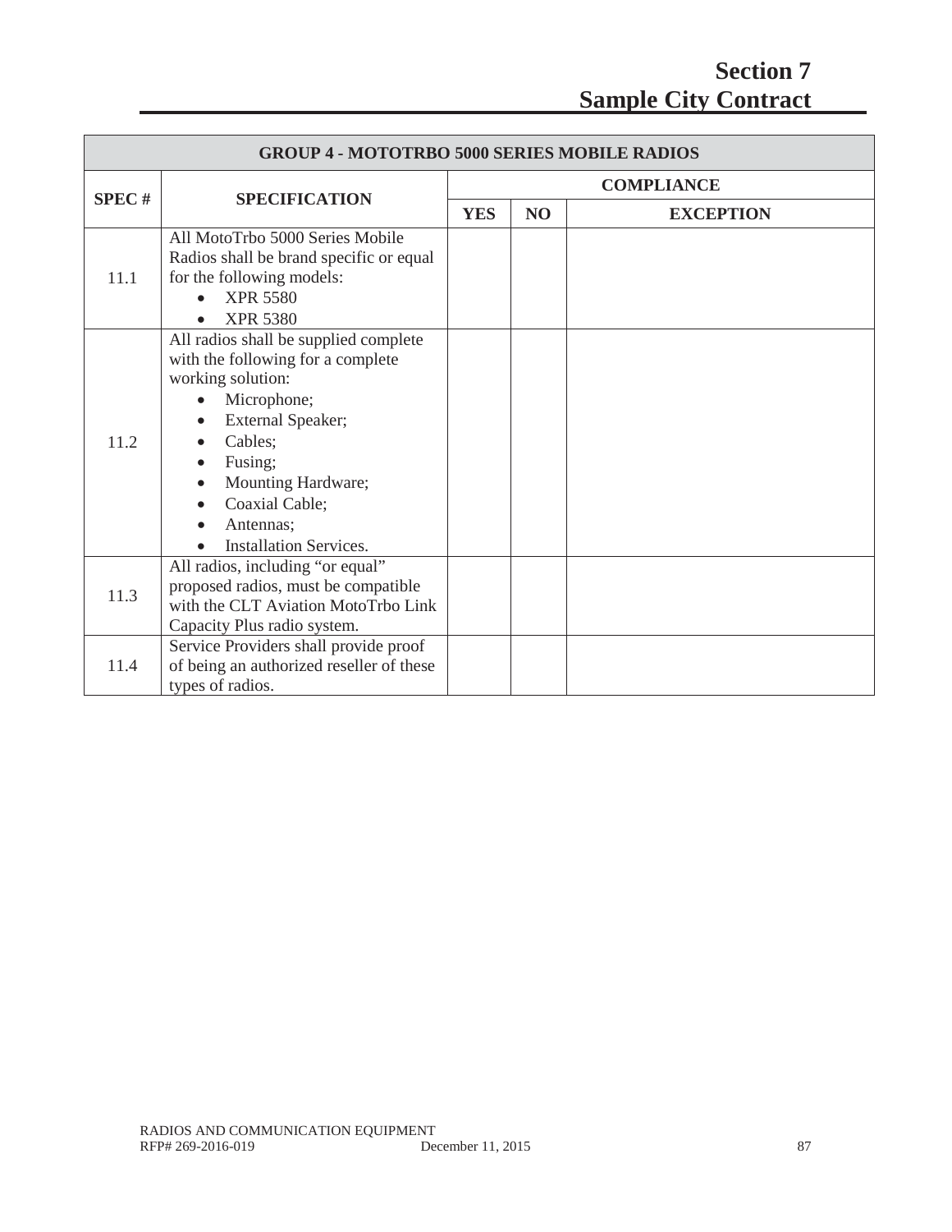# Section 7
# Sample City Contract

| GROUP 4 - MOTOTRBO 5000 SERIES MOBILE RADIOS | | | | |
|---|---|---|---|---|
| **SPEC #** | **SPECIFICATION** | **COMPLIANCE** | | |
| | | **YES** | **NO** | **EXCEPTION** |
| 11.1 | All MotoTrbo 5000 Series Mobile Radios shall be brand specific or equal for the following models:<br>• XPR 5580<br>• XPR 5380 | | | |
| 11.2 | All radios shall be supplied complete with the following for a complete working solution:<br>• Microphone;<br>• External Speaker;<br>• Cables;<br>• Fusing;<br>• Mounting Hardware;<br>• Coaxial Cable;<br>• Antennas;<br>• Installation Services. | | | |
| 11.3 | All radios, including "or equal" proposed radios, must be compatible with the CLT Aviation MotoTrbo Link Capacity Plus radio system. | | | |
| 11.4 | Service Providers shall provide proof of being an authorized reseller of these types of radios. | | | |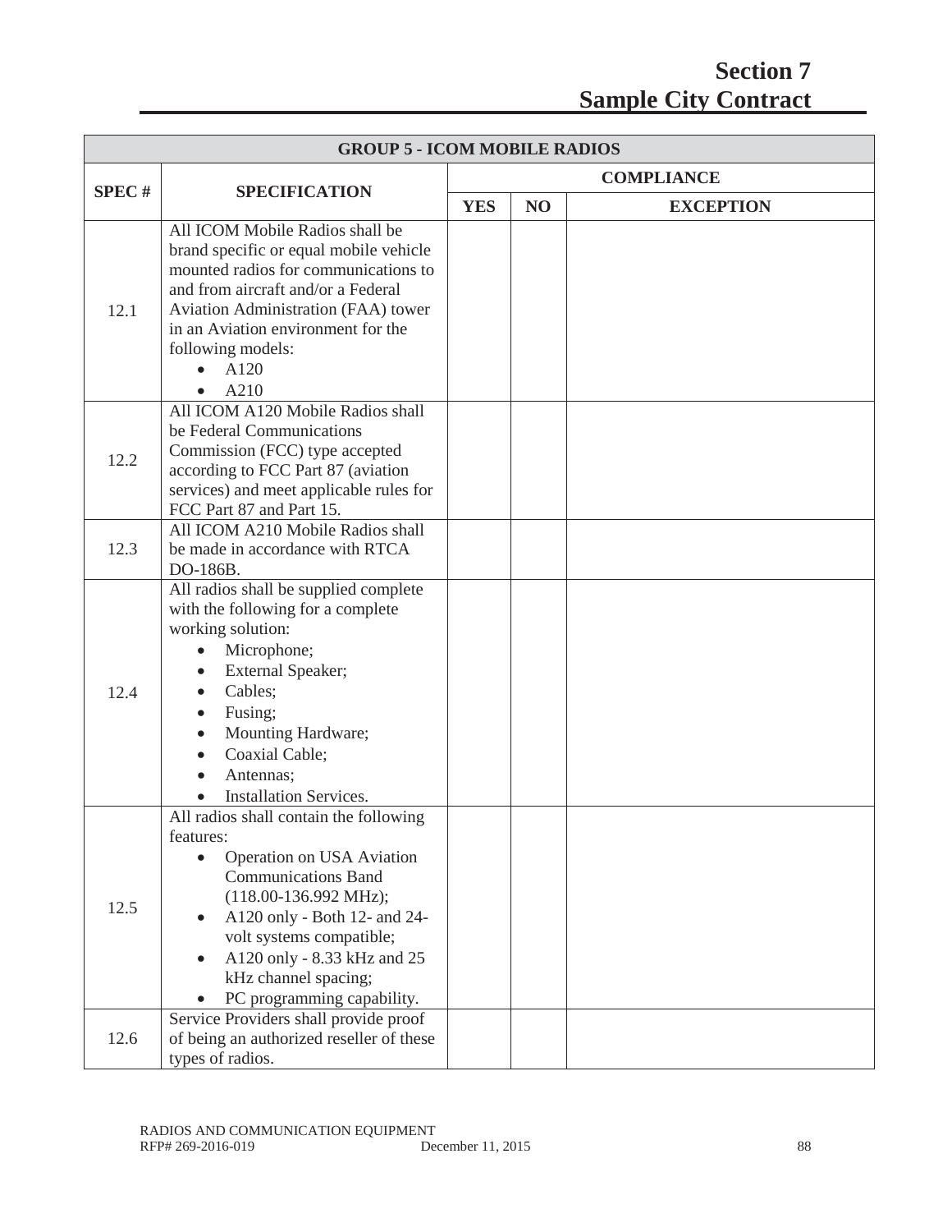# Section 7
# Sample City Contract

| GROUP 5 - ICOM MOBILE RADIOS | | | | |
|---|---|---|---|---|
| SPEC # | SPECIFICATION | COMPLIANCE | | |
| | | YES | NO | EXCEPTION |
| 12.1 | All ICOM Mobile Radios shall be brand specific or equal mobile vehicle mounted radios for communications to and from aircraft and/or a Federal Aviation Administration (FAA) tower in an Aviation environment for the following models: <br>• A120 <br>• A210 | | | |
| 12.2 | All ICOM A120 Mobile Radios shall be Federal Communications Commission (FCC) type accepted according to FCC Part 87 (aviation services) and meet applicable rules for FCC Part 87 and Part 15. | | | |
| 12.3 | All ICOM A210 Mobile Radios shall be made in accordance with RTCA DO-186B. | | | |
| 12.4 | All radios shall be supplied complete with the following for a complete working solution: <br>• Microphone; <br>• External Speaker; <br>• Cables; <br>• Fusing; <br>• Mounting Hardware; <br>• Coaxial Cable; <br>• Antennas; <br>• Installation Services. | | | |
| 12.5 | All radios shall contain the following features: <br>• Operation on USA Aviation Communications Band (118.00-136.992 MHz); <br>• A120 only - Both 12- and 24-volt systems compatible; <br>• A120 only - 8.33 kHz and 25 kHz channel spacing; <br>• PC programming capability. | | | |
| 12.6 | Service Providers shall provide proof of being an authorized reseller of these types of radios. | | | |

RADIOS AND COMMUNICATION EQUIPMENT
RFP# 269-2016-019 December 11, 2015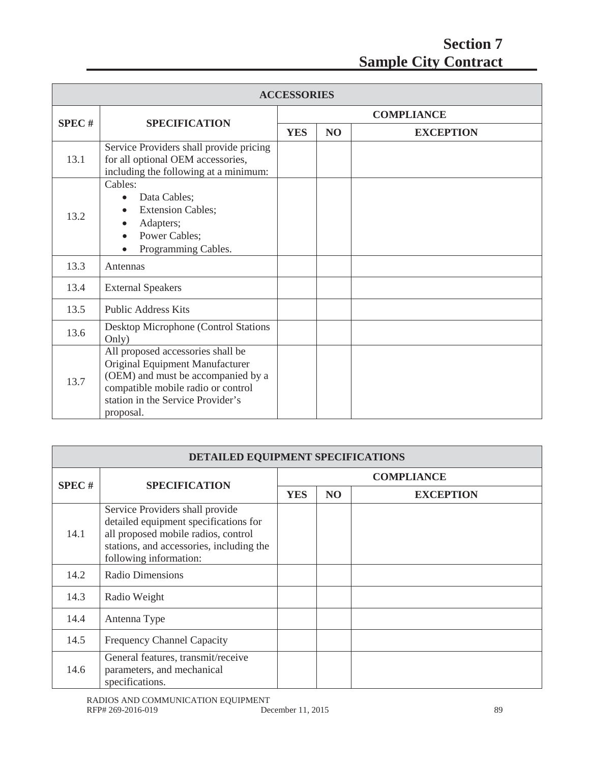| ACCESSORIES | | | | |
|---|---|---|---|---|
| SPEC # | SPECIFICATION | COMPLIANCE | | |
| | | YES | NO | EXCEPTION |
| 13.1 | Service Providers shall provide pricing for all optional OEM accessories, including the following at a minimum: | | | |
| 13.2 | Cables: • Data Cables; • Extension Cables; • Adapters; • Power Cables; • Programming Cables. | | | |
| 13.3 | Antennas | | | |
| 13.4 | External Speakers | | | |
| 13.5 | Public Address Kits | | | |
| 13.6 | Desktop Microphone (Control Stations Only) | | | |
| 13.7 | All proposed accessories shall be Original Equipment Manufacturer (OEM) and must be accompanied by a compatible mobile radio or control station in the Service Provider's proposal. | | | |

| DETAILED EQUIPMENT SPECIFICATIONS | | | | |
|---|---|---|---|---|
| SPEC # | SPECIFICATION | COMPLIANCE | | |
| | | YES | NO | EXCEPTION |
| 14.1 | Service Providers shall provide detailed equipment specifications for all proposed mobile radios, control stations, and accessories, including the following information: | | | |
| 14.2 | Radio Dimensions | | | |
| 14.3 | Radio Weight | | | |
| 14.4 | Antenna Type | | | |
| 14.5 | Frequency Channel Capacity | | | |
| 14.6 | General features, transmit/receive parameters, and mechanical specifications. | | | |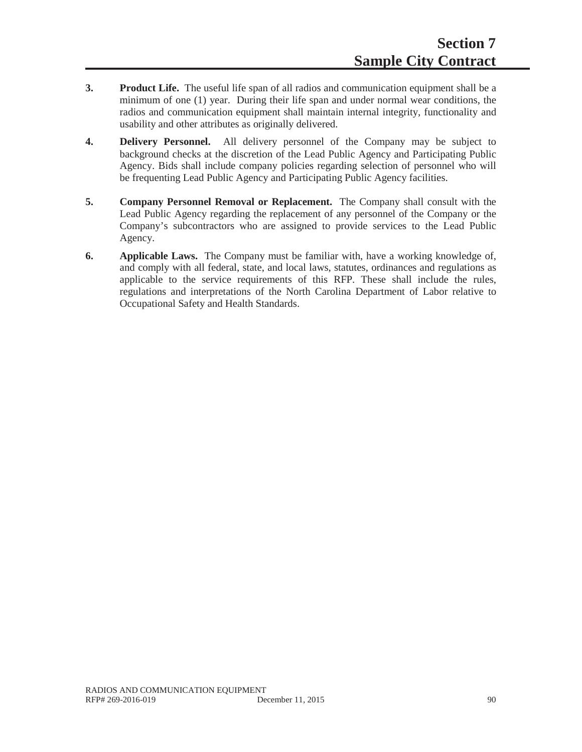# Section 7
# Sample City Contract

3. **Product Life.** The useful life span of all radios and communication equipment shall be a minimum of one (1) year. During their life span and under normal wear conditions, the radios and communication equipment shall maintain internal integrity, functionality and usability and other attributes as originally delivered.

4. **Delivery Personnel.** All delivery personnel of the Company may be subject to background checks at the discretion of the Lead Public Agency and Participating Public Agency. Bids shall include company policies regarding selection of personnel who will be frequenting Lead Public Agency and Participating Public Agency facilities.

5. **Company Personnel Removal or Replacement.** The Company shall consult with the Lead Public Agency regarding the replacement of any personnel of the Company or the Company's subcontractors who are assigned to provide services to the Lead Public Agency.

6. **Applicable Laws.** The Company must be familiar with, have a working knowledge of, and comply with all federal, state, and local laws, statutes, ordinances and regulations as applicable to the service requirements of this RFP. These shall include the rules, regulations and interpretations of the North Carolina Department of Labor relative to Occupational Safety and Health Standards.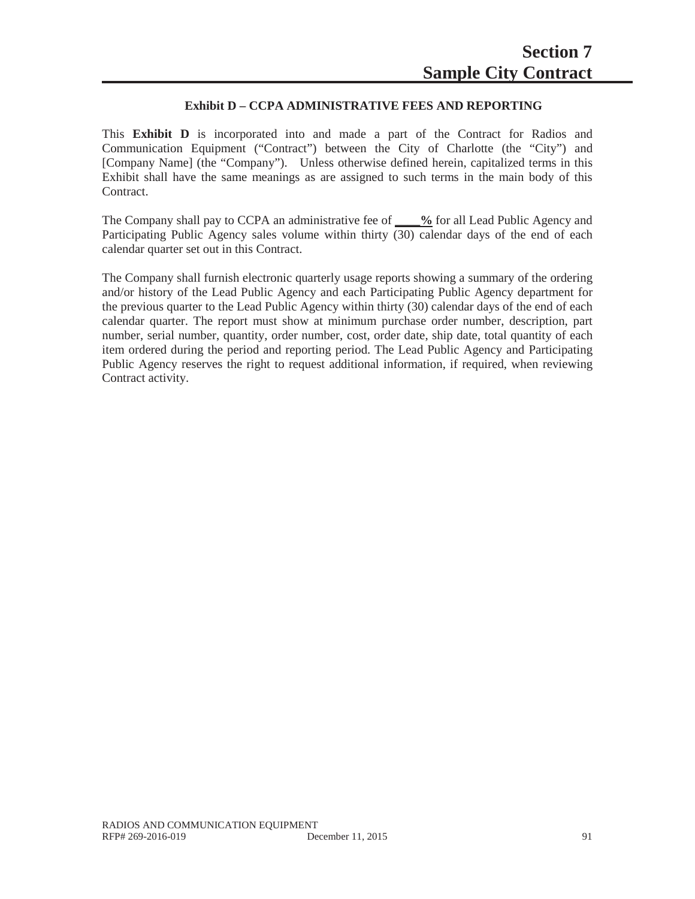# Section 7
# Sample City Contract

### Exhibit D – CCPA ADMINISTRATIVE FEES AND REPORTING

This **Exhibit D** is incorporated into and made a part of the Contract for Radios and Communication Equipment ("Contract") between the City of Charlotte (the "City") and [Company Name] (the "Company"). Unless otherwise defined herein, capitalized terms in this Exhibit shall have the same meanings as are assigned to such terms in the main body of this Contract.

The Company shall pay to CCPA an administrative fee of **____%** for all Lead Public Agency and Participating Public Agency sales volume within thirty (30) calendar days of the end of each calendar quarter set out in this Contract.

The Company shall furnish electronic quarterly usage reports showing a summary of the ordering and/or history of the Lead Public Agency and each Participating Public Agency department for the previous quarter to the Lead Public Agency within thirty (30) calendar days of the end of each calendar quarter. The report must show at minimum purchase order number, description, part number, serial number, quantity, order number, cost, order date, ship date, total quantity of each item ordered during the period and reporting period. The Lead Public Agency and Participating Public Agency reserves the right to request additional information, if required, when reviewing Contract activity.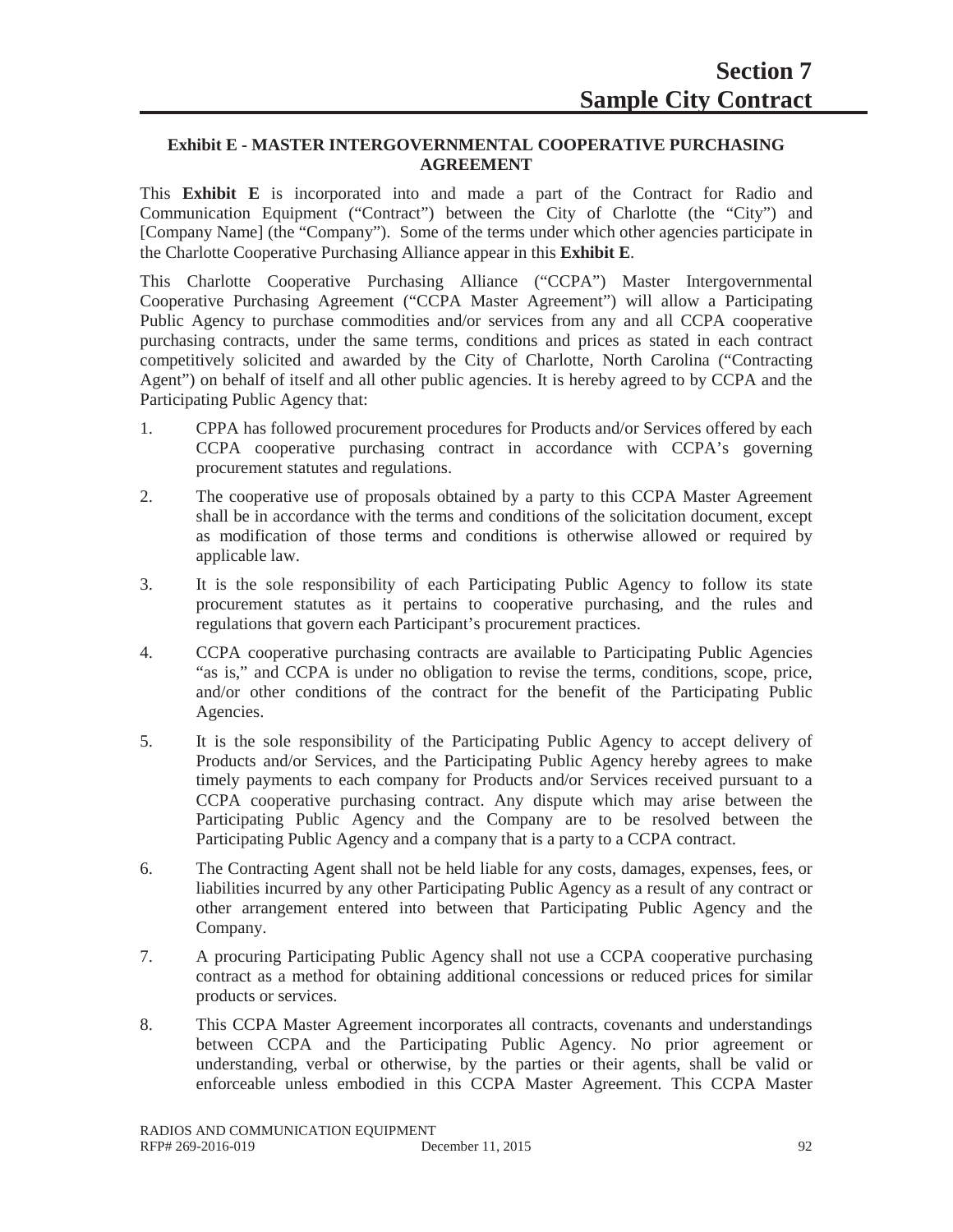# Section 7
# Sample City Contract

### Exhibit E - MASTER INTERGOVERNMENTAL COOPERATIVE PURCHASING AGREEMENT

This **Exhibit E** is incorporated into and made a part of the Contract for Radio and Communication Equipment ("Contract") between the City of Charlotte (the "City") and [Company Name] (the "Company"). Some of the terms under which other agencies participate in the Charlotte Cooperative Purchasing Alliance appear in this **Exhibit E**.

This Charlotte Cooperative Purchasing Alliance ("CCPA") Master Intergovernmental Cooperative Purchasing Agreement ("CCPA Master Agreement") will allow a Participating Public Agency to purchase commodities and/or services from any and all CCPA cooperative purchasing contracts, under the same terms, conditions and prices as stated in each contract competitively solicited and awarded by the City of Charlotte, North Carolina ("Contracting Agent") on behalf of itself and all other public agencies. It is hereby agreed to by CCPA and the Participating Public Agency that:

1. CPPA has followed procurement procedures for Products and/or Services offered by each CCPA cooperative purchasing contract in accordance with CCPA's governing procurement statutes and regulations.
2. The cooperative use of proposals obtained by a party to this CCPA Master Agreement shall be in accordance with the terms and conditions of the solicitation document, except as modification of those terms and conditions is otherwise allowed or required by applicable law.
3. It is the sole responsibility of each Participating Public Agency to follow its state procurement statutes as it pertains to cooperative purchasing, and the rules and regulations that govern each Participant's procurement practices.
4. CCPA cooperative purchasing contracts are available to Participating Public Agencies "as is," and CCPA is under no obligation to revise the terms, conditions, scope, price, and/or other conditions of the contract for the benefit of the Participating Public Agencies.
5. It is the sole responsibility of the Participating Public Agency to accept delivery of Products and/or Services, and the Participating Public Agency hereby agrees to make timely payments to each company for Products and/or Services received pursuant to a CCPA cooperative purchasing contract. Any dispute which may arise between the Participating Public Agency and the Company are to be resolved between the Participating Public Agency and a company that is a party to a CCPA contract.
6. The Contracting Agent shall not be held liable for any costs, damages, expenses, fees, or liabilities incurred by any other Participating Public Agency as a result of any contract or other arrangement entered into between that Participating Public Agency and the Company.
7. A procuring Participating Public Agency shall not use a CCPA cooperative purchasing contract as a method for obtaining additional concessions or reduced prices for similar products or services.
8. This CCPA Master Agreement incorporates all contracts, covenants and understandings between CCPA and the Participating Public Agency. No prior agreement or understanding, verbal or otherwise, by the parties or their agents, shall be valid or enforceable unless embodied in this CCPA Master Agreement. This CCPA Master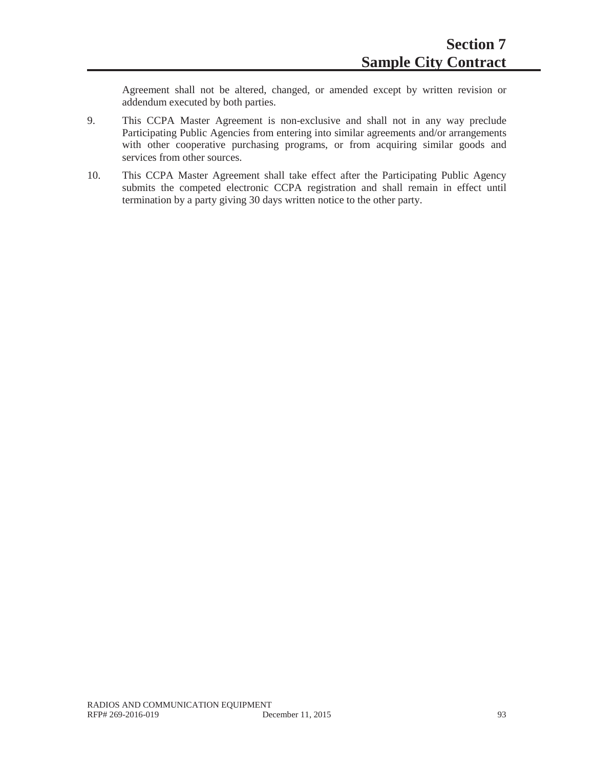Agreement shall not be altered, changed, or amended except by written revision or addendum executed by both parties.

9. This CCPA Master Agreement is non-exclusive and shall not in any way preclude Participating Public Agencies from entering into similar agreements and/or arrangements with other cooperative purchasing programs, or from acquiring similar goods and services from other sources.

10. This CCPA Master Agreement shall take effect after the Participating Public Agency submits the competed electronic CCPA registration and shall remain in effect until termination by a party giving 30 days written notice to the other party.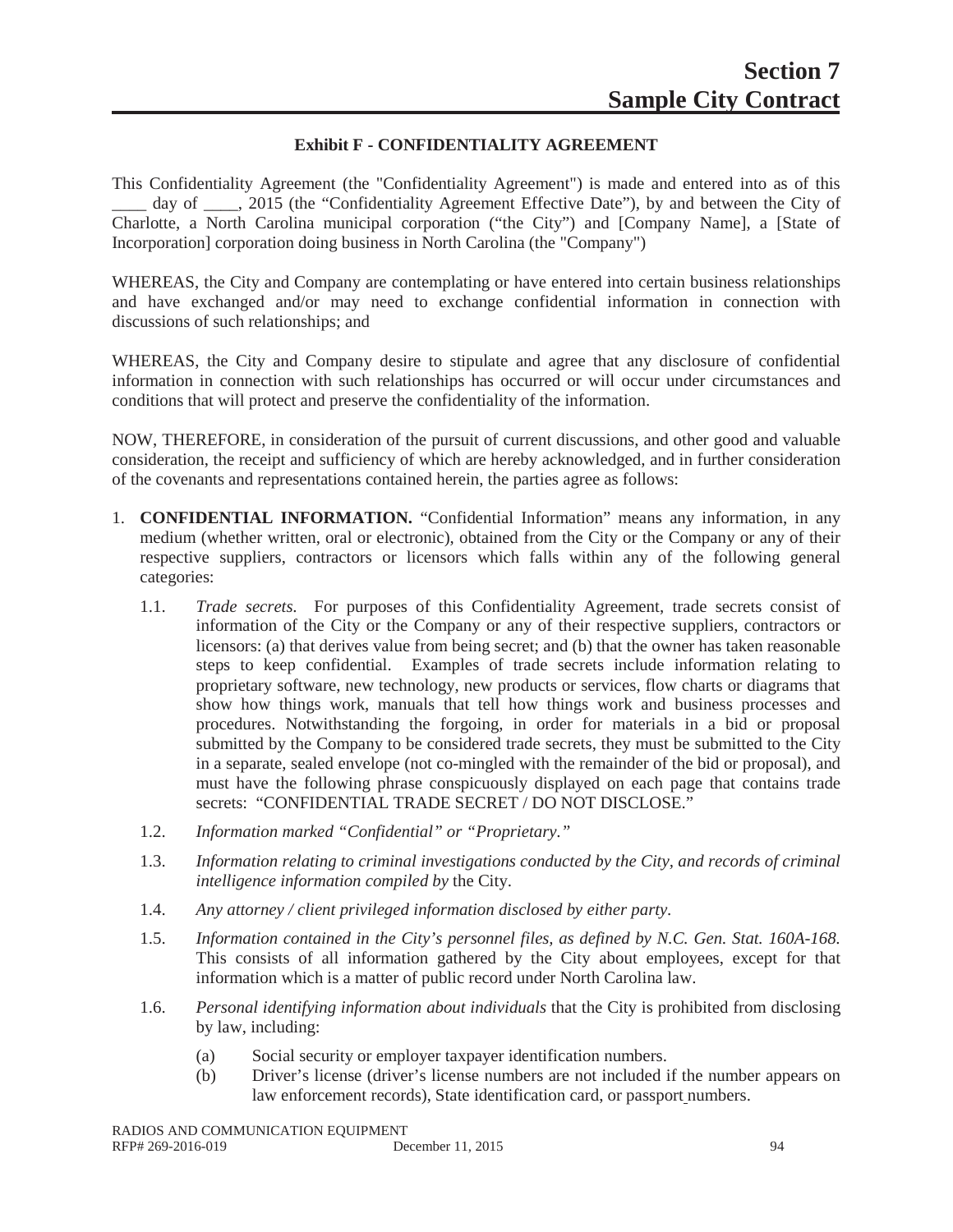# Section 7
# Sample City Contract

### Exhibit F - CONFIDENTIALITY AGREEMENT

This Confidentiality Agreement (the "Confidentiality Agreement") is made and entered into as of this ____ day of ____, 2015 (the "Confidentiality Agreement Effective Date"), by and between the City of Charlotte, a North Carolina municipal corporation ("the City") and [Company Name], a [State of Incorporation] corporation doing business in North Carolina (the "Company")

WHEREAS, the City and Company are contemplating or have entered into certain business relationships and have exchanged and/or may need to exchange confidential information in connection with discussions of such relationships; and

WHEREAS, the City and Company desire to stipulate and agree that any disclosure of confidential information in connection with such relationships has occurred or will occur under circumstances and conditions that will protect and preserve the confidentiality of the information.

NOW, THEREFORE, in consideration of the pursuit of current discussions, and other good and valuable consideration, the receipt and sufficiency of which are hereby acknowledged, and in further consideration of the covenants and representations contained herein, the parties agree as follows:

1. **CONFIDENTIAL INFORMATION.** "Confidential Information" means any information, in any medium (whether written, oral or electronic), obtained from the City or the Company or any of their respective suppliers, contractors or licensors which falls within any of the following general categories:

   1.1. *Trade secrets.* For purposes of this Confidentiality Agreement, trade secrets consist of information of the City or the Company or any of their respective suppliers, contractors or licensors: (a) that derives value from being secret; and (b) that the owner has taken reasonable steps to keep confidential. Examples of trade secrets include information relating to proprietary software, new technology, new products or services, flow charts or diagrams that show how things work, manuals that tell how things work and business processes and procedures. Notwithstanding the forgoing, in order for materials in a bid or proposal submitted by the Company to be considered trade secrets, they must be submitted to the City in a separate, sealed envelope (not co-mingled with the remainder of the bid or proposal), and must have the following phrase conspicuously displayed on each page that contains trade secrets: "CONFIDENTIAL TRADE SECRET / DO NOT DISCLOSE."

   1.2. *Information marked "Confidential" or "Proprietary."*

   1.3. *Information relating to criminal investigations conducted by the City, and records of criminal intelligence information compiled by* the City.

   1.4. *Any attorney / client privileged information disclosed by either party.*

   1.5. *Information contained in the City's personnel files, as defined by N.C. Gen. Stat. 160A-168.* This consists of all information gathered by the City about employees, except for that information which is a matter of public record under North Carolina law.

   1.6. *Personal identifying information about individuals* that the City is prohibited from disclosing by law, including:

      (a) Social security or employer taxpayer identification numbers.

      (b) Driver's license (driver's license numbers are not included if the number appears on law enforcement records), State identification card, or passport numbers.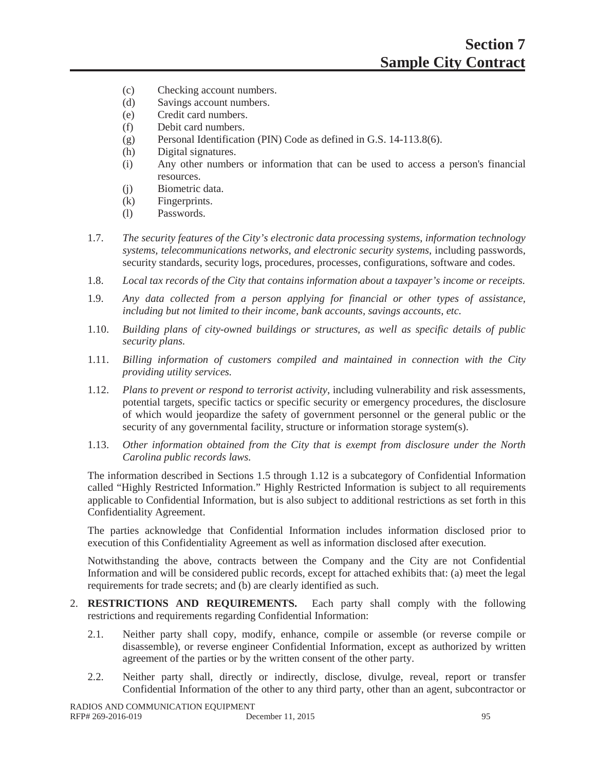(c) Checking account numbers.
(d) Savings account numbers.
(e) Credit card numbers.
(f) Debit card numbers.
(g) Personal Identification (PIN) Code as defined in G.S. 14-113.8(6).
(h) Digital signatures.
(i) Any other numbers or information that can be used to access a person's financial resources.
(j) Biometric data.
(k) Fingerprints.
(l) Passwords.

1.7. *The security features of the City's electronic data processing systems, information technology systems, telecommunications networks, and electronic security systems*, including passwords, security standards, security logs, procedures, processes, configurations, software and codes.

1.8. *Local tax records of the City that contains information about a taxpayer's income or receipts.*

1.9. *Any data collected from a person applying for financial or other types of assistance, including but not limited to their income, bank accounts, savings accounts, etc.*

1.10. *Building plans of city-owned buildings or structures, as well as specific details of public security plans.*

1.11. *Billing information of customers compiled and maintained in connection with the City providing utility services.*

1.12. *Plans to prevent or respond to terrorist activity*, including vulnerability and risk assessments, potential targets, specific tactics or specific security or emergency procedures, the disclosure of which would jeopardize the safety of government personnel or the general public or the security of any governmental facility, structure or information storage system(s).

1.13. *Other information obtained from the City that is exempt from disclosure under the North Carolina public records laws.*

The information described in Sections 1.5 through 1.12 is a subcategory of Confidential Information called "Highly Restricted Information." Highly Restricted Information is subject to all requirements applicable to Confidential Information, but is also subject to additional restrictions as set forth in this Confidentiality Agreement.

The parties acknowledge that Confidential Information includes information disclosed prior to execution of this Confidentiality Agreement as well as information disclosed after execution.

Notwithstanding the above, contracts between the Company and the City are not Confidential Information and will be considered public records, except for attached exhibits that: (a) meet the legal requirements for trade secrets; and (b) are clearly identified as such.

2. **RESTRICTIONS AND REQUIREMENTS.** Each party shall comply with the following restrictions and requirements regarding Confidential Information:

2.1. Neither party shall copy, modify, enhance, compile or assemble (or reverse compile or disassemble), or reverse engineer Confidential Information, except as authorized by written agreement of the parties or by the written consent of the other party.

2.2. Neither party shall, directly or indirectly, disclose, divulge, reveal, report or transfer Confidential Information of the other to any third party, other than an agent, subcontractor or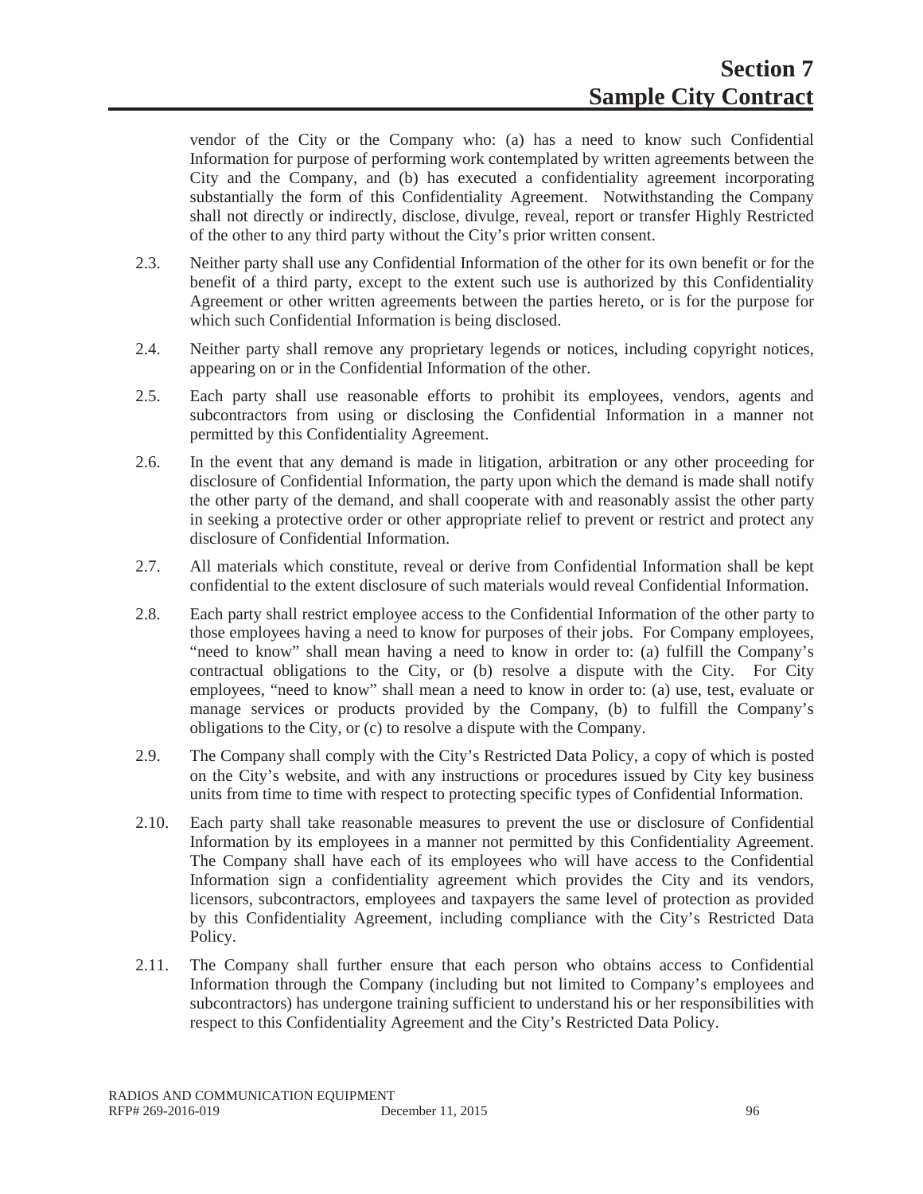vendor of the City or the Company who: (a) has a need to know such Confidential Information for purpose of performing work contemplated by written agreements between the City and the Company, and (b) has executed a confidentiality agreement incorporating substantially the form of this Confidentiality Agreement. Notwithstanding the Company shall not directly or indirectly, disclose, divulge, reveal, report or transfer Highly Restricted of the other to any third party without the City's prior written consent.

2.3. Neither party shall use any Confidential Information of the other for its own benefit or for the benefit of a third party, except to the extent such use is authorized by this Confidentiality Agreement or other written agreements between the parties hereto, or is for the purpose for which such Confidential Information is being disclosed.

2.4. Neither party shall remove any proprietary legends or notices, including copyright notices, appearing on or in the Confidential Information of the other.

2.5. Each party shall use reasonable efforts to prohibit its employees, vendors, agents and subcontractors from using or disclosing the Confidential Information in a manner not permitted by this Confidentiality Agreement.

2.6. In the event that any demand is made in litigation, arbitration or any other proceeding for disclosure of Confidential Information, the party upon which the demand is made shall notify the other party of the demand, and shall cooperate with and reasonably assist the other party in seeking a protective order or other appropriate relief to prevent or restrict and protect any disclosure of Confidential Information.

2.7. All materials which constitute, reveal or derive from Confidential Information shall be kept confidential to the extent disclosure of such materials would reveal Confidential Information.

2.8. Each party shall restrict employee access to the Confidential Information of the other party to those employees having a need to know for purposes of their jobs. For Company employees, "need to know" shall mean having a need to know in order to: (a) fulfill the Company's contractual obligations to the City, or (b) resolve a dispute with the City. For City employees, "need to know" shall mean a need to know in order to: (a) use, test, evaluate or manage services or products provided by the Company, (b) to fulfill the Company's obligations to the City, or (c) to resolve a dispute with the Company.

2.9. The Company shall comply with the City's Restricted Data Policy, a copy of which is posted on the City's website, and with any instructions or procedures issued by City key business units from time to time with respect to protecting specific types of Confidential Information.

2.10. Each party shall take reasonable measures to prevent the use or disclosure of Confidential Information by its employees in a manner not permitted by this Confidentiality Agreement. The Company shall have each of its employees who will have access to the Confidential Information sign a confidentiality agreement which provides the City and its vendors, licensors, subcontractors, employees and taxpayers the same level of protection as provided by this Confidentiality Agreement, including compliance with the City's Restricted Data Policy.

2.11. The Company shall further ensure that each person who obtains access to Confidential Information through the Company (including but not limited to Company's employees and subcontractors) has undergone training sufficient to understand his or her responsibilities with respect to this Confidentiality Agreement and the City's Restricted Data Policy.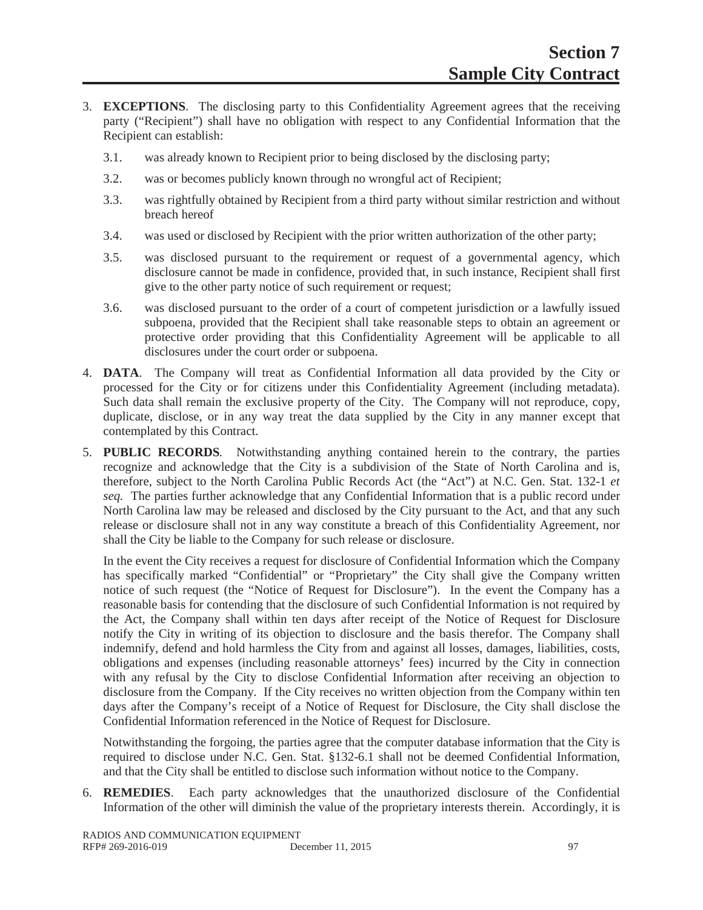3. **EXCEPTIONS**. The disclosing party to this Confidentiality Agreement agrees that the receiving party ("Recipient") shall have no obligation with respect to any Confidential Information that the Recipient can establish:

   3.1. was already known to Recipient prior to being disclosed by the disclosing party;

   3.2. was or becomes publicly known through no wrongful act of Recipient;

   3.3. was rightfully obtained by Recipient from a third party without similar restriction and without breach hereof

   3.4. was used or disclosed by Recipient with the prior written authorization of the other party;

   3.5. was disclosed pursuant to the requirement or request of a governmental agency, which disclosure cannot be made in confidence, provided that, in such instance, Recipient shall first give to the other party notice of such requirement or request;

   3.6. was disclosed pursuant to the order of a court of competent jurisdiction or a lawfully issued subpoena, provided that the Recipient shall take reasonable steps to obtain an agreement or protective order providing that this Confidentiality Agreement will be applicable to all disclosures under the court order or subpoena.

4. **DATA**. The Company will treat as Confidential Information all data provided by the City or processed for the City or for citizens under this Confidentiality Agreement (including metadata). Such data shall remain the exclusive property of the City. The Company will not reproduce, copy, duplicate, disclose, or in any way treat the data supplied by the City in any manner except that contemplated by this Contract.

5. **PUBLIC RECORDS**. Notwithstanding anything contained herein to the contrary, the parties recognize and acknowledge that the City is a subdivision of the State of North Carolina and is, therefore, subject to the North Carolina Public Records Act (the "Act") at N.C. Gen. Stat. 132-1 *et seq.* The parties further acknowledge that any Confidential Information that is a public record under North Carolina law may be released and disclosed by the City pursuant to the Act, and that any such release or disclosure shall not in any way constitute a breach of this Confidentiality Agreement, nor shall the City be liable to the Company for such release or disclosure.

   In the event the City receives a request for disclosure of Confidential Information which the Company has specifically marked "Confidential" or "Proprietary" the City shall give the Company written notice of such request (the "Notice of Request for Disclosure"). In the event the Company has a reasonable basis for contending that the disclosure of such Confidential Information is not required by the Act, the Company shall within ten days after receipt of the Notice of Request for Disclosure notify the City in writing of its objection to disclosure and the basis therefor. The Company shall indemnify, defend and hold harmless the City from and against all losses, damages, liabilities, costs, obligations and expenses (including reasonable attorneys' fees) incurred by the City in connection with any refusal by the City to disclose Confidential Information after receiving an objection to disclosure from the Company. If the City receives no written objection from the Company within ten days after the Company's receipt of a Notice of Request for Disclosure, the City shall disclose the Confidential Information referenced in the Notice of Request for Disclosure.

   Notwithstanding the forgoing, the parties agree that the computer database information that the City is required to disclose under N.C. Gen. Stat. §132-6.1 shall not be deemed Confidential Information, and that the City shall be entitled to disclose such information without notice to the Company.

6. **REMEDIES**. Each party acknowledges that the unauthorized disclosure of the Confidential Information of the other will diminish the value of the proprietary interests therein. Accordingly, it is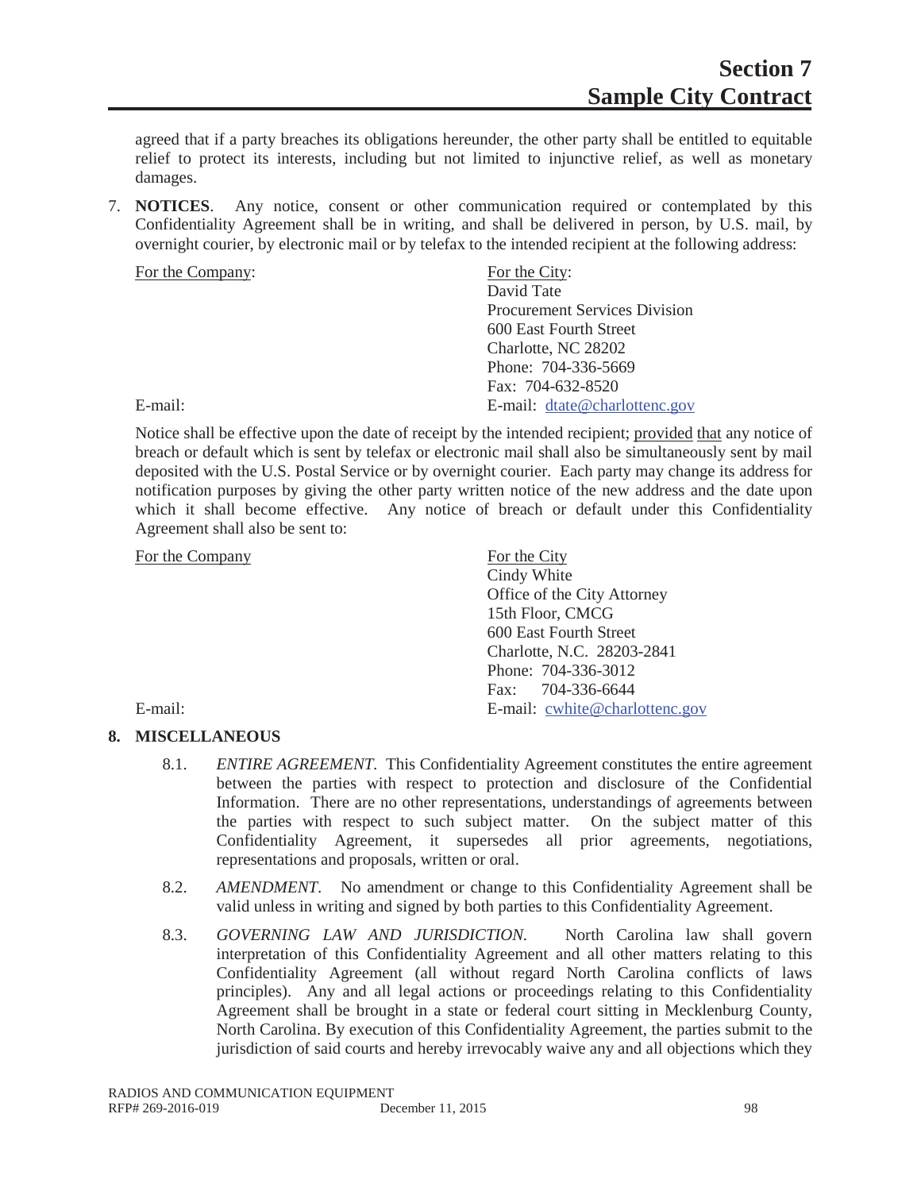agreed that if a party breaches its obligations hereunder, the other party shall be entitled to equitable relief to protect its interests, including but not limited to injunctive relief, as well as monetary damages.

7. **NOTICES**. Any notice, consent or other communication required or contemplated by this Confidentiality Agreement shall be in writing, and shall be delivered in person, by U.S. mail, by overnight courier, by electronic mail or by telefax to the intended recipient at the following address:

| For the Company: | For the City: |
|---|---|
| | David Tate |
| | Procurement Services Division |
| | 600 East Fourth Street |
| | Charlotte, NC 28202 |
| | Phone: 704-336-5669 |
| | Fax: 704-632-8520 |
| E-mail: | E-mail: dtate@charlottenc.gov |

Notice shall be effective upon the date of receipt by the intended recipient; provided that any notice of breach or default which is sent by telefax or electronic mail shall also be simultaneously sent by mail deposited with the U.S. Postal Service or by overnight courier. Each party may change its address for notification purposes by giving the other party written notice of the new address and the date upon which it shall become effective. Any notice of breach or default under this Confidentiality Agreement shall also be sent to:

| For the Company | For the City |
|---|---|
| | Cindy White |
| | Office of the City Attorney |
| | 15th Floor, CMCG |
| | 600 East Fourth Street |
| | Charlotte, N.C. 28203-2841 |
| | Phone: 704-336-3012 |
| | Fax: 704-336-6644 |
| E-mail: | E-mail: cwhite@charlottenc.gov |

**8. MISCELLANEOUS**

8.1. *ENTIRE AGREEMENT.* This Confidentiality Agreement constitutes the entire agreement between the parties with respect to protection and disclosure of the Confidential Information. There are no other representations, understandings of agreements between the parties with respect to such subject matter. On the subject matter of this Confidentiality Agreement, it supersedes all prior agreements, negotiations, representations and proposals, written or oral.

8.2. *AMENDMENT.* No amendment or change to this Confidentiality Agreement shall be valid unless in writing and signed by both parties to this Confidentiality Agreement.

8.3. *GOVERNING LAW AND JURISDICTION.* North Carolina law shall govern interpretation of this Confidentiality Agreement and all other matters relating to this Confidentiality Agreement (all without regard North Carolina conflicts of laws principles). Any and all legal actions or proceedings relating to this Confidentiality Agreement shall be brought in a state or federal court sitting in Mecklenburg County, North Carolina. By execution of this Confidentiality Agreement, the parties submit to the jurisdiction of said courts and hereby irrevocably waive any and all objections which they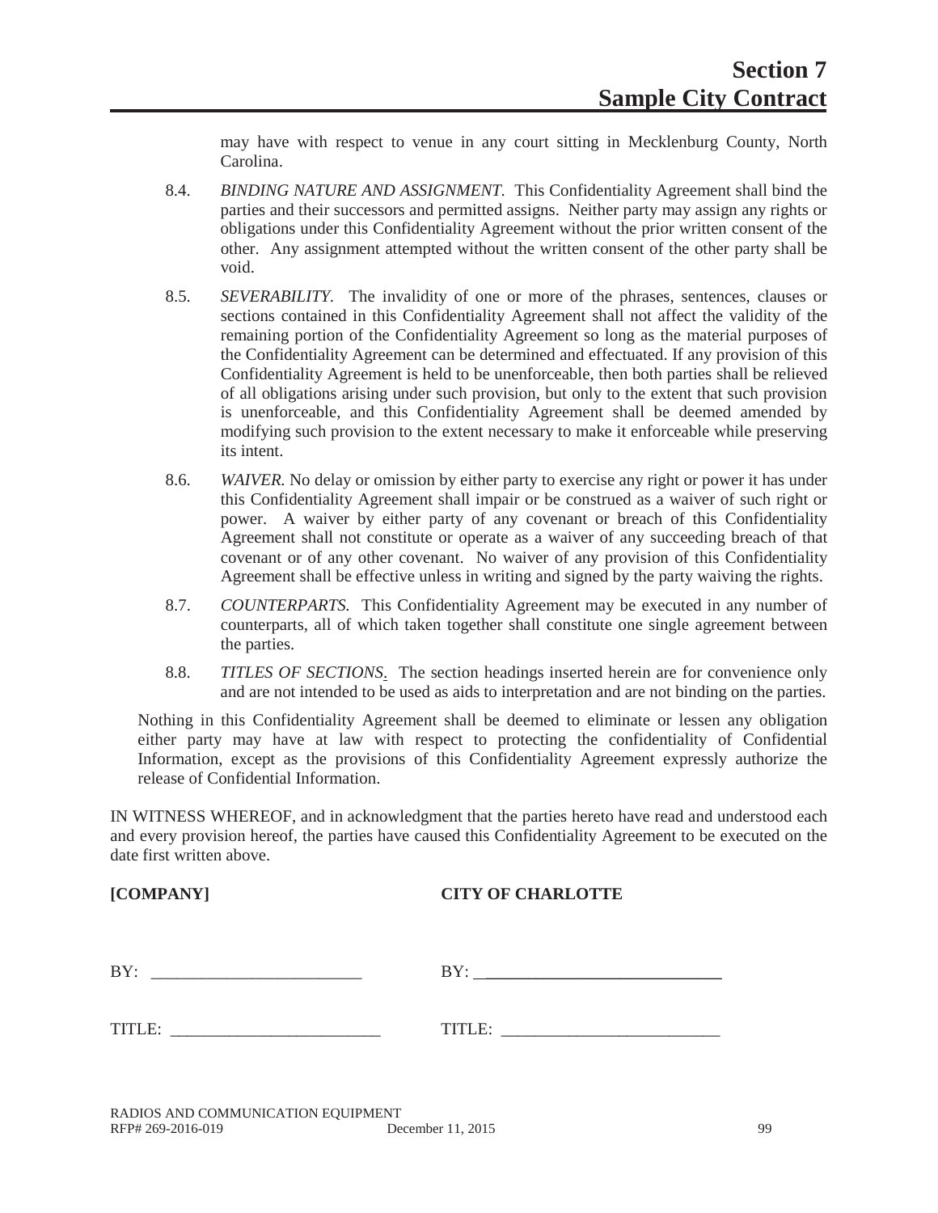may have with respect to venue in any court sitting in Mecklenburg County, North Carolina.

8.4. *BINDING NATURE AND ASSIGNMENT.* This Confidentiality Agreement shall bind the parties and their successors and permitted assigns. Neither party may assign any rights or obligations under this Confidentiality Agreement without the prior written consent of the other. Any assignment attempted without the written consent of the other party shall be void.

8.5. *SEVERABILITY.* The invalidity of one or more of the phrases, sentences, clauses or sections contained in this Confidentiality Agreement shall not affect the validity of the remaining portion of the Confidentiality Agreement so long as the material purposes of the Confidentiality Agreement can be determined and effectuated. If any provision of this Confidentiality Agreement is held to be unenforceable, then both parties shall be relieved of all obligations arising under such provision, but only to the extent that such provision is unenforceable, and this Confidentiality Agreement shall be deemed amended by modifying such provision to the extent necessary to make it enforceable while preserving its intent.

8.6. *WAIVER.* No delay or omission by either party to exercise any right or power it has under this Confidentiality Agreement shall impair or be construed as a waiver of such right or power. A waiver by either party of any covenant or breach of this Confidentiality Agreement shall not constitute or operate as a waiver of any succeeding breach of that covenant or of any other covenant. No waiver of any provision of this Confidentiality Agreement shall be effective unless in writing and signed by the party waiving the rights.

8.7. *COUNTERPARTS.* This Confidentiality Agreement may be executed in any number of counterparts, all of which taken together shall constitute one single agreement between the parties.

8.8. *TITLES OF SECTIONS.* The section headings inserted herein are for convenience only and are not intended to be used as aids to interpretation and are not binding on the parties.

Nothing in this Confidentiality Agreement shall be deemed to eliminate or lessen any obligation either party may have at law with respect to protecting the confidentiality of Confidential Information, except as the provisions of this Confidentiality Agreement expressly authorize the release of Confidential Information.

IN WITNESS WHEREOF, and in acknowledgment that the parties hereto have read and understood each and every provision hereof, the parties have caused this Confidentiality Agreement to be executed on the date first written above.

| **[COMPANY]** | **CITY OF CHARLOTTE** |
|---|---|
| BY: \_\_\_\_\_\_\_\_\_\_\_\_\_\_\_\_\_\_\_\_\_\_\_\_ | BY: \_\_\_\_\_\_\_\_\_\_\_\_\_\_\_\_\_\_\_\_\_\_\_\_\_\_ |
| TITLE: \_\_\_\_\_\_\_\_\_\_\_\_\_\_\_\_\_\_\_\_\_\_\_\_ | TITLE: \_\_\_\_\_\_\_\_\_\_\_\_\_\_\_\_\_\_\_\_\_\_\_\_\_\_ |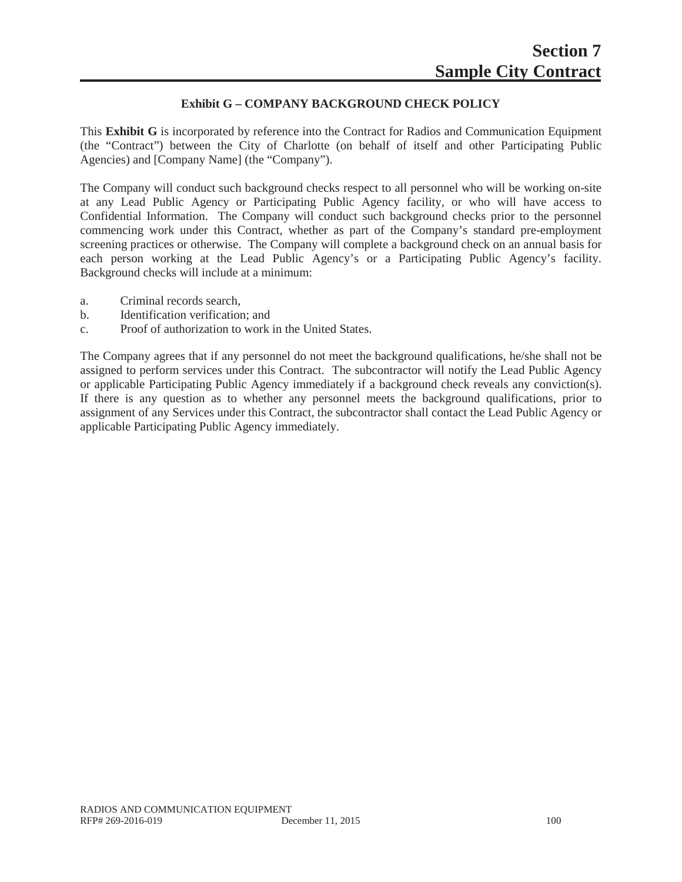# Section 7
# Sample City Contract

### Exhibit G – COMPANY BACKGROUND CHECK POLICY

This **Exhibit G** is incorporated by reference into the Contract for Radios and Communication Equipment (the "Contract") between the City of Charlotte (on behalf of itself and other Participating Public Agencies) and [Company Name] (the "Company").

The Company will conduct such background checks respect to all personnel who will be working on-site at any Lead Public Agency or Participating Public Agency facility, or who will have access to Confidential Information. The Company will conduct such background checks prior to the personnel commencing work under this Contract, whether as part of the Company's standard pre-employment screening practices or otherwise. The Company will complete a background check on an annual basis for each person working at the Lead Public Agency's or a Participating Public Agency's facility. Background checks will include at a minimum:

a. Criminal records search,
b. Identification verification; and
c. Proof of authorization to work in the United States.

The Company agrees that if any personnel do not meet the background qualifications, he/she shall not be assigned to perform services under this Contract. The subcontractor will notify the Lead Public Agency or applicable Participating Public Agency immediately if a background check reveals any conviction(s). If there is any question as to whether any personnel meets the background qualifications, prior to assignment of any Services under this Contract, the subcontractor shall contact the Lead Public Agency or applicable Participating Public Agency immediately.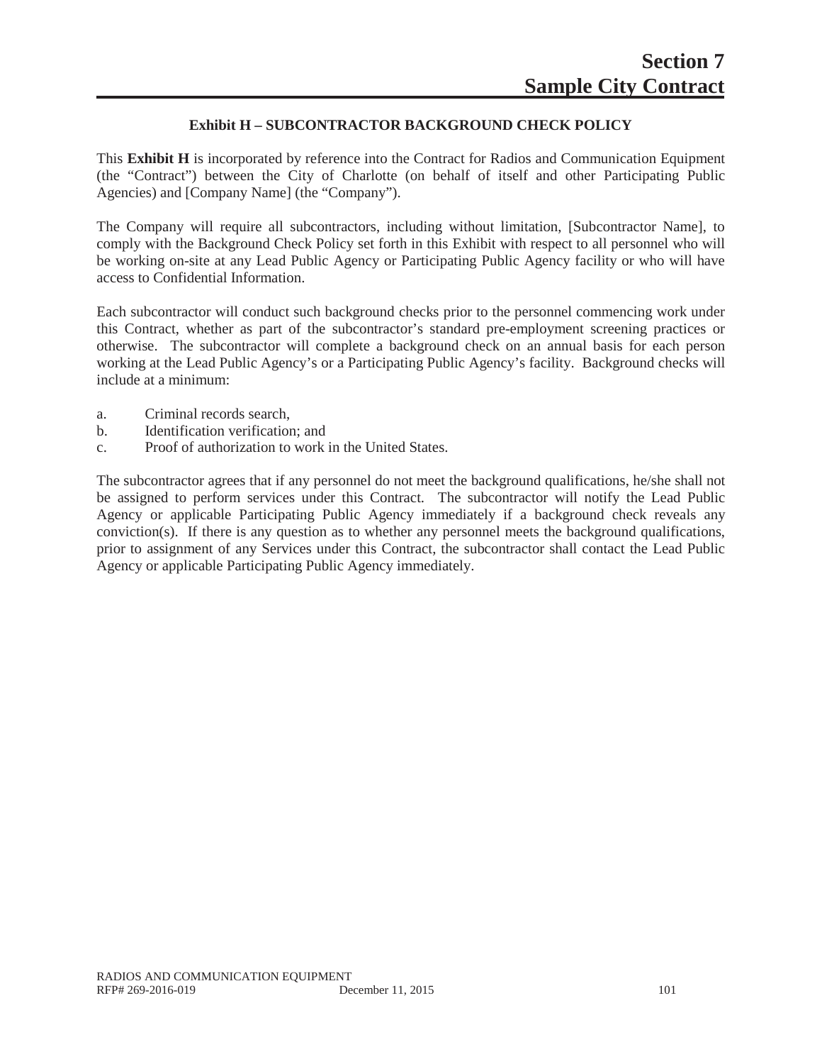### Exhibit H – SUBCONTRACTOR BACKGROUND CHECK POLICY

This **Exhibit H** is incorporated by reference into the Contract for Radios and Communication Equipment (the "Contract") between the City of Charlotte (on behalf of itself and other Participating Public Agencies) and [Company Name] (the "Company").

The Company will require all subcontractors, including without limitation, [Subcontractor Name], to comply with the Background Check Policy set forth in this Exhibit with respect to all personnel who will be working on-site at any Lead Public Agency or Participating Public Agency facility or who will have access to Confidential Information.

Each subcontractor will conduct such background checks prior to the personnel commencing work under this Contract, whether as part of the subcontractor's standard pre-employment screening practices or otherwise. The subcontractor will complete a background check on an annual basis for each person working at the Lead Public Agency's or a Participating Public Agency's facility. Background checks will include at a minimum:

a. Criminal records search,
b. Identification verification; and
c. Proof of authorization to work in the United States.

The subcontractor agrees that if any personnel do not meet the background qualifications, he/she shall not be assigned to perform services under this Contract. The subcontractor will notify the Lead Public Agency or applicable Participating Public Agency immediately if a background check reveals any conviction(s). If there is any question as to whether any personnel meets the background qualifications, prior to assignment of any Services under this Contract, the subcontractor shall contact the Lead Public Agency or applicable Participating Public Agency immediately.